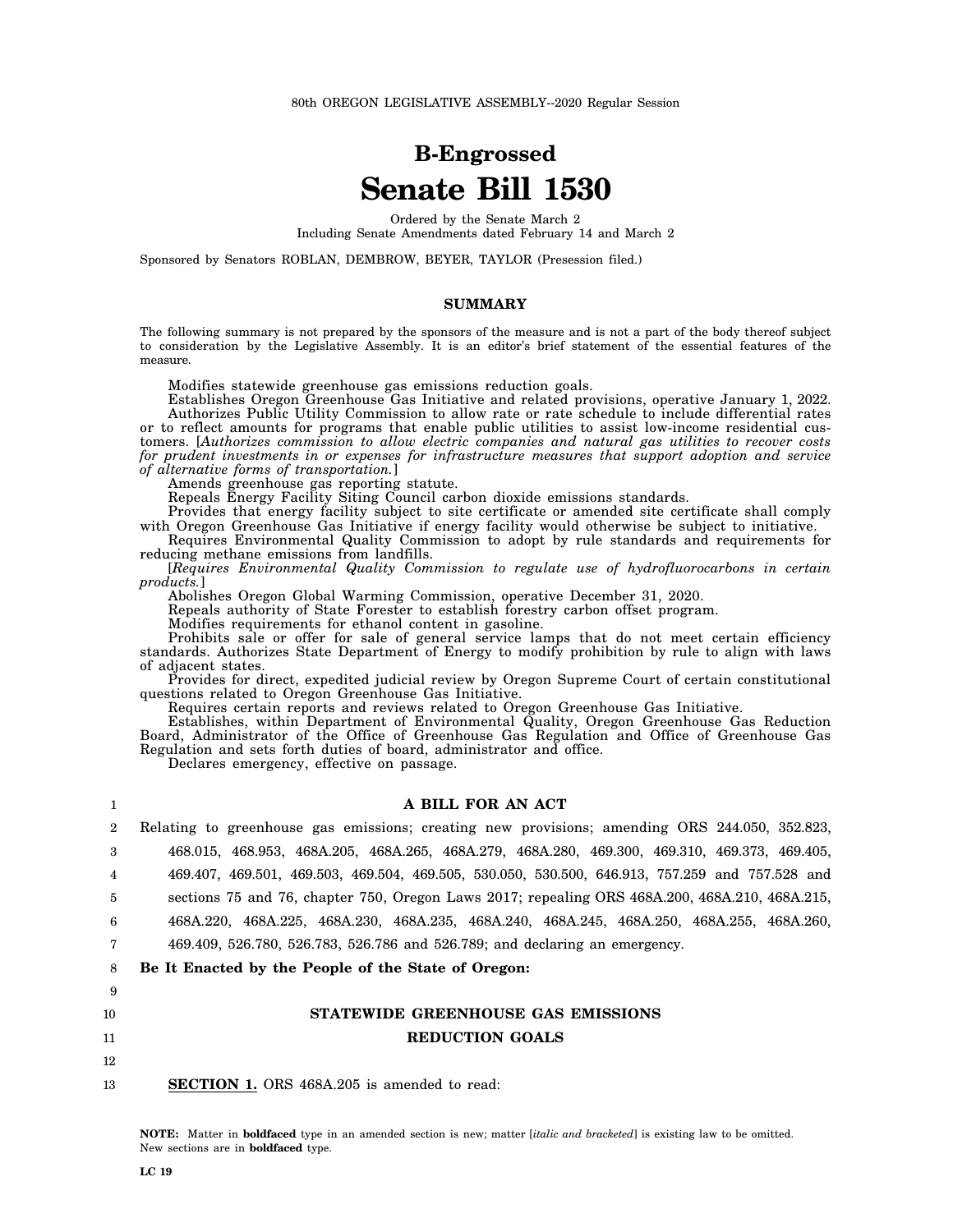80th OREGON LEGISLATIVE ASSEMBLY--2020 Regular Session

# B-Engrossed

# Senate Bill 1530

Ordered by the Senate March 2
Including Senate Amendments dated February 14 and March 2

Sponsored by Senators ROBLAN, DEMBROW, BEYER, TAYLOR (Presession filed.)

## SUMMARY

The following summary is not prepared by the sponsors of the measure and is not a part of the body thereof subject to consideration by the Legislative Assembly. It is an editor's brief statement of the essential features of the measure.

Modifies statewide greenhouse gas emissions reduction goals.

Establishes Oregon Greenhouse Gas Initiative and related provisions, operative January 1, 2022.

Authorizes Public Utility Commission to allow rate or rate schedule to include differential rates or to reflect amounts for programs that enable public utilities to assist low-income residential customers. [*Authorizes commission to allow electric companies and natural gas utilities to recover costs for prudent investments in or expenses for infrastructure measures that support adoption and service of alternative forms of transportation.*]

Amends greenhouse gas reporting statute.

Repeals Energy Facility Siting Council carbon dioxide emissions standards.

Provides that energy facility subject to site certificate or amended site certificate shall comply with Oregon Greenhouse Gas Initiative if energy facility would otherwise be subject to initiative.

Requires Environmental Quality Commission to adopt by rule standards and requirements for reducing methane emissions from landfills.

[*Requires Environmental Quality Commission to regulate use of hydrofluorocarbons in certain products.*]

Abolishes Oregon Global Warming Commission, operative December 31, 2020.

Repeals authority of State Forester to establish forestry carbon offset program.

Modifies requirements for ethanol content in gasoline.

Prohibits sale or offer for sale of general service lamps that do not meet certain efficiency standards. Authorizes State Department of Energy to modify prohibition by rule to align with laws of adjacent states.

Provides for direct, expedited judicial review by Oregon Supreme Court of certain constitutional questions related to Oregon Greenhouse Gas Initiative.

Requires certain reports and reviews related to Oregon Greenhouse Gas Initiative.

Establishes, within Department of Environmental Quality, Oregon Greenhouse Gas Reduction Board, Administrator of the Office of Greenhouse Gas Regulation and Office of Greenhouse Gas Regulation and sets forth duties of board, administrator and office.

Declares emergency, effective on passage.

1 **A BILL FOR AN ACT**

2 Relating to greenhouse gas emissions; creating new provisions; amending ORS 244.050, 352.823,
3 468.015, 468.953, 468A.205, 468A.265, 468A.279, 468A.280, 469.300, 469.310, 469.373, 469.405,
4 469.407, 469.501, 469.503, 469.504, 469.505, 530.050, 530.500, 646.913, 757.259 and 757.528 and
5 sections 75 and 76, chapter 750, Oregon Laws 2017; repealing ORS 468A.200, 468A.210, 468A.215,
6 468A.220, 468A.225, 468A.230, 468A.235, 468A.240, 468A.245, 468A.250, 468A.255, 468A.260,
7 469.409, 526.780, 526.783, 526.786 and 526.789; and declaring an emergency.

8 **Be It Enacted by the People of the State of Oregon:**

9

10 **STATEWIDE GREENHOUSE GAS EMISSIONS**
11 **REDUCTION GOALS**

12

13 **SECTION 1.** ORS 468A.205 is amended to read:

**NOTE:** Matter in **boldfaced** type in an amended section is new; matter [*italic and bracketed*] is existing law to be omitted. New sections are in **boldfaced** type.

LC 19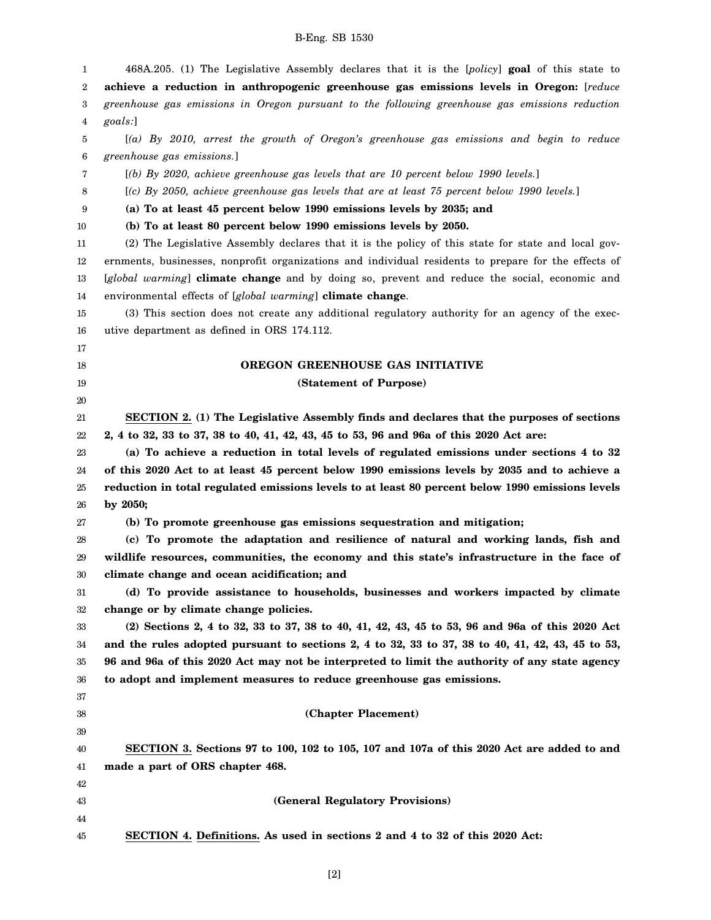468A.205. (1) The Legislative Assembly declares that it is the [*policy*] **goal** of this state to **achieve a reduction in anthropogenic greenhouse gas emissions levels in Oregon:** [*reduce greenhouse gas emissions in Oregon pursuant to the following greenhouse gas emissions reduction goals:*]

[*(a) By 2010, arrest the growth of Oregon's greenhouse gas emissions and begin to reduce greenhouse gas emissions.*]

[*(b) By 2020, achieve greenhouse gas levels that are 10 percent below 1990 levels.*]

[*(c) By 2050, achieve greenhouse gas levels that are at least 75 percent below 1990 levels.*]

**(a) To at least 45 percent below 1990 emissions levels by 2035; and**

**(b) To at least 80 percent below 1990 emissions levels by 2050.**

(2) The Legislative Assembly declares that it is the policy of this state for state and local governments, businesses, nonprofit organizations and individual residents to prepare for the effects of [*global warming*] **climate change** and by doing so, prevent and reduce the social, economic and environmental effects of [*global warming*] **climate change**.

(3) This section does not create any additional regulatory authority for an agency of the executive department as defined in ORS 174.112.

## OREGON GREENHOUSE GAS INITIATIVE

### (Statement of Purpose)

**SECTION 2. (1) The Legislative Assembly finds and declares that the purposes of sections 2, 4 to 32, 33 to 37, 38 to 40, 41, 42, 43, 45 to 53, 96 and 96a of this 2020 Act are:**

**(a) To achieve a reduction in total levels of regulated emissions under sections 4 to 32 of this 2020 Act to at least 45 percent below 1990 emissions levels by 2035 and to achieve a reduction in total regulated emissions levels to at least 80 percent below 1990 emissions levels by 2050;**

**(b) To promote greenhouse gas emissions sequestration and mitigation;**

**(c) To promote the adaptation and resilience of natural and working lands, fish and wildlife resources, communities, the economy and this state's infrastructure in the face of climate change and ocean acidification; and**

**(d) To provide assistance to households, businesses and workers impacted by climate change or by climate change policies.**

**(2) Sections 2, 4 to 32, 33 to 37, 38 to 40, 41, 42, 43, 45 to 53, 96 and 96a of this 2020 Act and the rules adopted pursuant to sections 2, 4 to 32, 33 to 37, 38 to 40, 41, 42, 43, 45 to 53, 96 and 96a of this 2020 Act may not be interpreted to limit the authority of any state agency to adopt and implement measures to reduce greenhouse gas emissions.**

### (Chapter Placement)

**SECTION 3. Sections 97 to 100, 102 to 105, 107 and 107a of this 2020 Act are added to and made a part of ORS chapter 468.**

### (General Regulatory Provisions)

**SECTION 4. Definitions. As used in sections 2 and 4 to 32 of this 2020 Act:**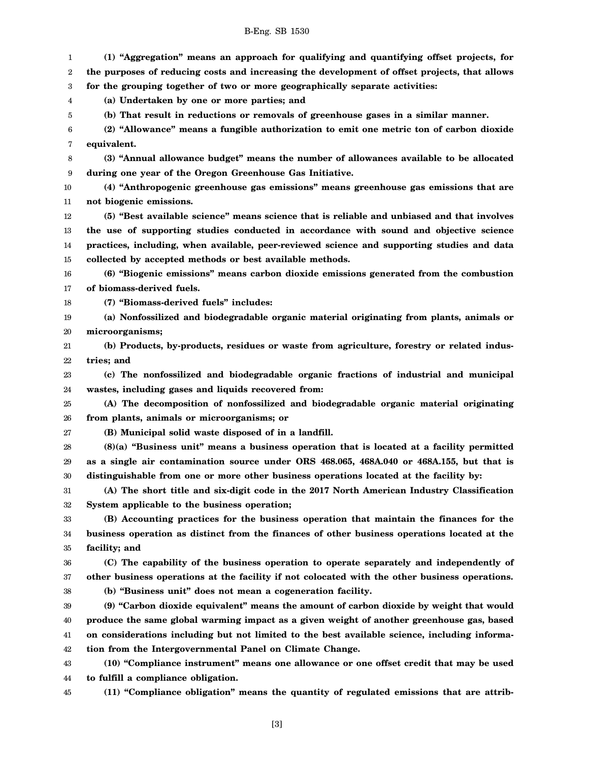**(1) "Aggregation" means an approach for qualifying and quantifying offset projects, for the purposes of reducing costs and increasing the development of offset projects, that allows for the grouping together of two or more geographically separate activities:**

**(a) Undertaken by one or more parties; and**

**(b) That result in reductions or removals of greenhouse gases in a similar manner.**

**(2) "Allowance" means a fungible authorization to emit one metric ton of carbon dioxide equivalent.**

**(3) "Annual allowance budget" means the number of allowances available to be allocated during one year of the Oregon Greenhouse Gas Initiative.**

**(4) "Anthropogenic greenhouse gas emissions" means greenhouse gas emissions that are not biogenic emissions.**

**(5) "Best available science" means science that is reliable and unbiased and that involves the use of supporting studies conducted in accordance with sound and objective science practices, including, when available, peer-reviewed science and supporting studies and data collected by accepted methods or best available methods.**

**(6) "Biogenic emissions" means carbon dioxide emissions generated from the combustion of biomass-derived fuels.**

**(7) "Biomass-derived fuels" includes:**

**(a) Nonfossilized and biodegradable organic material originating from plants, animals or microorganisms;**

**(b) Products, by-products, residues or waste from agriculture, forestry or related industries; and**

**(c) The nonfossilized and biodegradable organic fractions of industrial and municipal wastes, including gases and liquids recovered from:**

**(A) The decomposition of nonfossilized and biodegradable organic material originating from plants, animals or microorganisms; or**

**(B) Municipal solid waste disposed of in a landfill.**

**(8)(a) "Business unit" means a business operation that is located at a facility permitted as a single air contamination source under ORS 468.065, 468A.040 or 468A.155, but that is distinguishable from one or more other business operations located at the facility by:**

**(A) The short title and six-digit code in the 2017 North American Industry Classification System applicable to the business operation;**

**(B) Accounting practices for the business operation that maintain the finances for the business operation as distinct from the finances of other business operations located at the facility; and**

**(C) The capability of the business operation to operate separately and independently of other business operations at the facility if not colocated with the other business operations.**

**(b) "Business unit" does not mean a cogeneration facility.**

**(9) "Carbon dioxide equivalent" means the amount of carbon dioxide by weight that would produce the same global warming impact as a given weight of another greenhouse gas, based on considerations including but not limited to the best available science, including information from the Intergovernmental Panel on Climate Change.**

**(10) "Compliance instrument" means one allowance or one offset credit that may be used to fulfill a compliance obligation.**

**(11) "Compliance obligation" means the quantity of regulated emissions that are attrib-**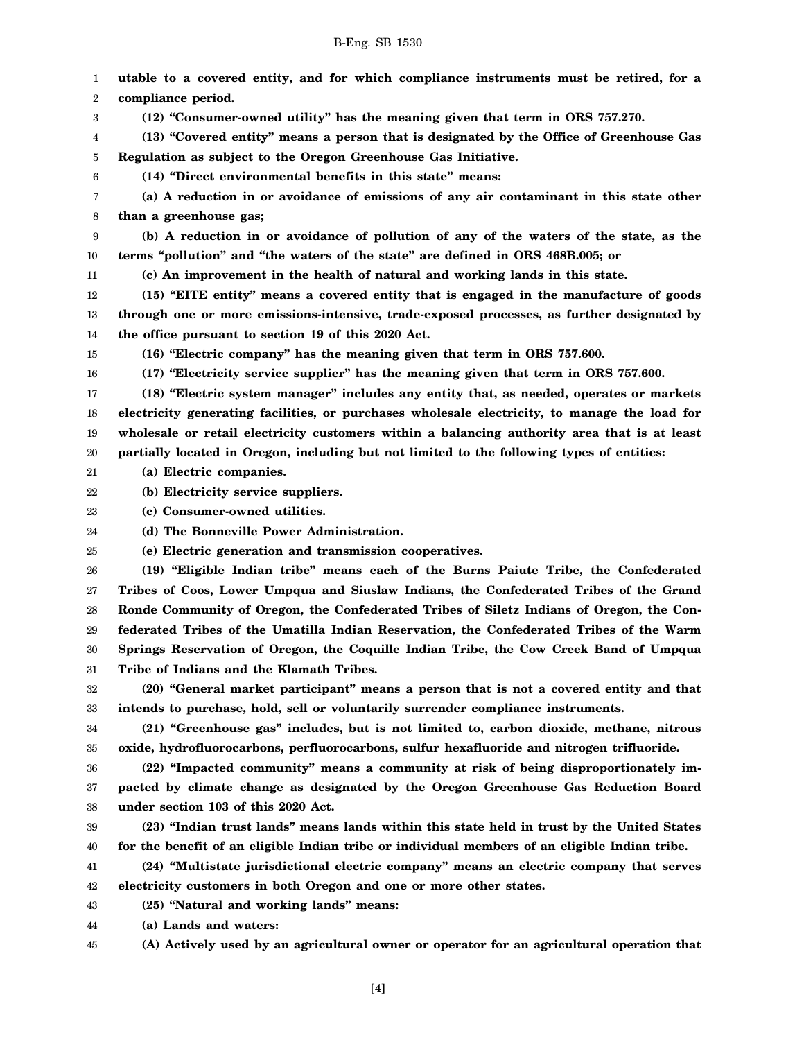**utable to a covered entity, and for which compliance instruments must be retired, for a compliance period.**

**(12) "Consumer-owned utility" has the meaning given that term in ORS 757.270.**

**(13) "Covered entity" means a person that is designated by the Office of Greenhouse Gas Regulation as subject to the Oregon Greenhouse Gas Initiative.**

**(14) "Direct environmental benefits in this state" means:**

**(a) A reduction in or avoidance of emissions of any air contaminant in this state other than a greenhouse gas;**

**(b) A reduction in or avoidance of pollution of any of the waters of the state, as the terms "pollution" and "the waters of the state" are defined in ORS 468B.005; or**

**(c) An improvement in the health of natural and working lands in this state.**

**(15) "EITE entity" means a covered entity that is engaged in the manufacture of goods through one or more emissions-intensive, trade-exposed processes, as further designated by the office pursuant to section 19 of this 2020 Act.**

**(16) "Electric company" has the meaning given that term in ORS 757.600.**

**(17) "Electricity service supplier" has the meaning given that term in ORS 757.600.**

**(18) "Electric system manager" includes any entity that, as needed, operates or markets electricity generating facilities, or purchases wholesale electricity, to manage the load for wholesale or retail electricity customers within a balancing authority area that is at least partially located in Oregon, including but not limited to the following types of entities:**

**(a) Electric companies.**

**(b) Electricity service suppliers.**

**(c) Consumer-owned utilities.**

**(d) The Bonneville Power Administration.**

**(e) Electric generation and transmission cooperatives.**

**(19) "Eligible Indian tribe" means each of the Burns Paiute Tribe, the Confederated Tribes of Coos, Lower Umpqua and Siuslaw Indians, the Confederated Tribes of the Grand Ronde Community of Oregon, the Confederated Tribes of Siletz Indians of Oregon, the Confederated Tribes of the Umatilla Indian Reservation, the Confederated Tribes of the Warm Springs Reservation of Oregon, the Coquille Indian Tribe, the Cow Creek Band of Umpqua Tribe of Indians and the Klamath Tribes.**

**(20) "General market participant" means a person that is not a covered entity and that intends to purchase, hold, sell or voluntarily surrender compliance instruments.**

**(21) "Greenhouse gas" includes, but is not limited to, carbon dioxide, methane, nitrous oxide, hydrofluorocarbons, perfluorocarbons, sulfur hexafluoride and nitrogen trifluoride.**

**(22) "Impacted community" means a community at risk of being disproportionately impacted by climate change as designated by the Oregon Greenhouse Gas Reduction Board under section 103 of this 2020 Act.**

**(23) "Indian trust lands" means lands within this state held in trust by the United States for the benefit of an eligible Indian tribe or individual members of an eligible Indian tribe.**

**(24) "Multistate jurisdictional electric company" means an electric company that serves electricity customers in both Oregon and one or more other states.**

**(25) "Natural and working lands" means:**

**(a) Lands and waters:**

**(A) Actively used by an agricultural owner or operator for an agricultural operation that**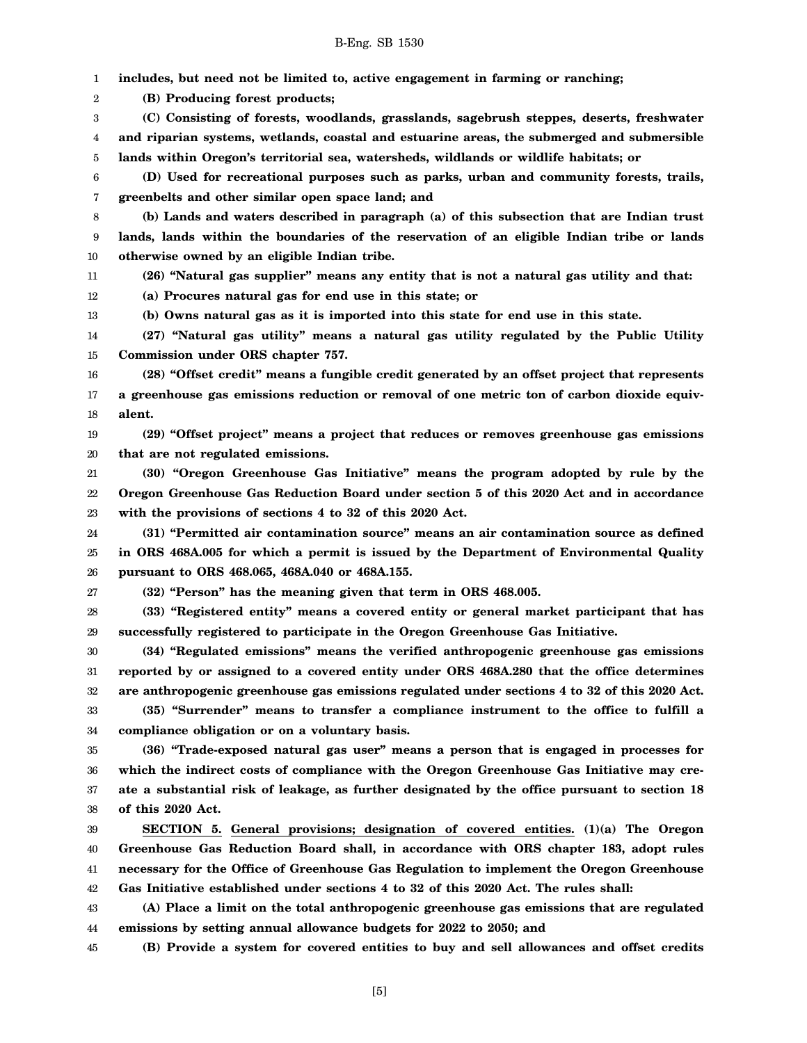**includes, but need not be limited to, active engagement in farming or ranching;**

**(B) Producing forest products;**

**(C) Consisting of forests, woodlands, grasslands, sagebrush steppes, deserts, freshwater and riparian systems, wetlands, coastal and estuarine areas, the submerged and submersible lands within Oregon's territorial sea, watersheds, wildlands or wildlife habitats; or**

**(D) Used for recreational purposes such as parks, urban and community forests, trails, greenbelts and other similar open space land; and**

**(b) Lands and waters described in paragraph (a) of this subsection that are Indian trust lands, lands within the boundaries of the reservation of an eligible Indian tribe or lands otherwise owned by an eligible Indian tribe.**

**(26) "Natural gas supplier" means any entity that is not a natural gas utility and that:**

**(a) Procures natural gas for end use in this state; or**

**(b) Owns natural gas as it is imported into this state for end use in this state.**

**(27) "Natural gas utility" means a natural gas utility regulated by the Public Utility Commission under ORS chapter 757.**

**(28) "Offset credit" means a fungible credit generated by an offset project that represents a greenhouse gas emissions reduction or removal of one metric ton of carbon dioxide equivalent.**

**(29) "Offset project" means a project that reduces or removes greenhouse gas emissions that are not regulated emissions.**

**(30) "Oregon Greenhouse Gas Initiative" means the program adopted by rule by the Oregon Greenhouse Gas Reduction Board under section 5 of this 2020 Act and in accordance with the provisions of sections 4 to 32 of this 2020 Act.**

**(31) "Permitted air contamination source" means an air contamination source as defined in ORS 468A.005 for which a permit is issued by the Department of Environmental Quality pursuant to ORS 468.065, 468A.040 or 468A.155.**

**(32) "Person" has the meaning given that term in ORS 468.005.**

**(33) "Registered entity" means a covered entity or general market participant that has successfully registered to participate in the Oregon Greenhouse Gas Initiative.**

**(34) "Regulated emissions" means the verified anthropogenic greenhouse gas emissions reported by or assigned to a covered entity under ORS 468A.280 that the office determines are anthropogenic greenhouse gas emissions regulated under sections 4 to 32 of this 2020 Act.**

**(35) "Surrender" means to transfer a compliance instrument to the office to fulfill a compliance obligation or on a voluntary basis.**

**(36) "Trade-exposed natural gas user" means a person that is engaged in processes for which the indirect costs of compliance with the Oregon Greenhouse Gas Initiative may create a substantial risk of leakage, as further designated by the office pursuant to section 18 of this 2020 Act.**

**SECTION 5. General provisions; designation of covered entities. (1)(a) The Oregon Greenhouse Gas Reduction Board shall, in accordance with ORS chapter 183, adopt rules necessary for the Office of Greenhouse Gas Regulation to implement the Oregon Greenhouse Gas Initiative established under sections 4 to 32 of this 2020 Act. The rules shall:**

**(A) Place a limit on the total anthropogenic greenhouse gas emissions that are regulated emissions by setting annual allowance budgets for 2022 to 2050; and**

**(B) Provide a system for covered entities to buy and sell allowances and offset credits**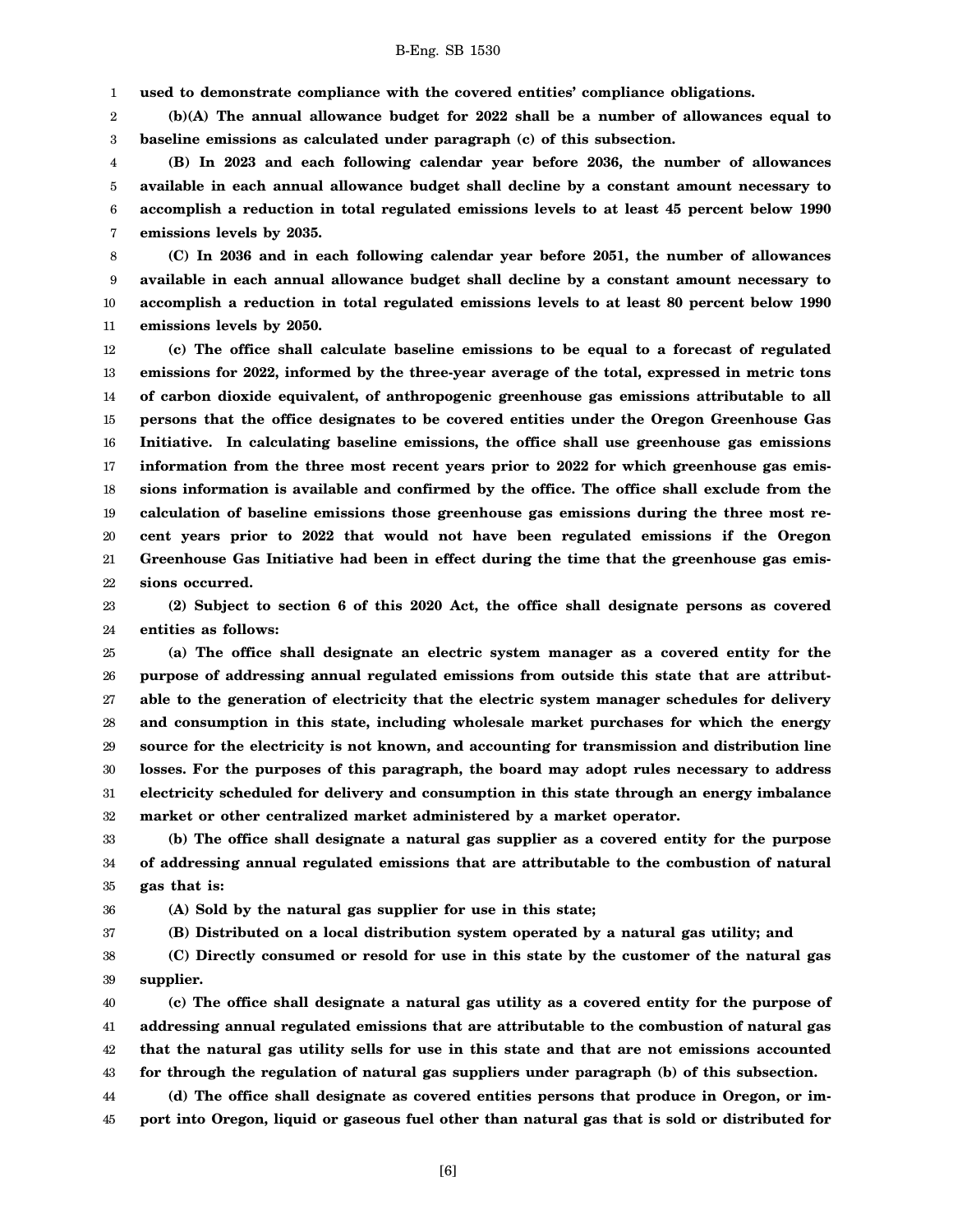**used to demonstrate compliance with the covered entities' compliance obligations.**

**(b)(A) The annual allowance budget for 2022 shall be a number of allowances equal to baseline emissions as calculated under paragraph (c) of this subsection.**

**(B) In 2023 and each following calendar year before 2036, the number of allowances available in each annual allowance budget shall decline by a constant amount necessary to accomplish a reduction in total regulated emissions levels to at least 45 percent below 1990 emissions levels by 2035.**

**(C) In 2036 and in each following calendar year before 2051, the number of allowances available in each annual allowance budget shall decline by a constant amount necessary to accomplish a reduction in total regulated emissions levels to at least 80 percent below 1990 emissions levels by 2050.**

**(c) The office shall calculate baseline emissions to be equal to a forecast of regulated emissions for 2022, informed by the three-year average of the total, expressed in metric tons of carbon dioxide equivalent, of anthropogenic greenhouse gas emissions attributable to all persons that the office designates to be covered entities under the Oregon Greenhouse Gas Initiative. In calculating baseline emissions, the office shall use greenhouse gas emissions information from the three most recent years prior to 2022 for which greenhouse gas emissions information is available and confirmed by the office. The office shall exclude from the calculation of baseline emissions those greenhouse gas emissions during the three most recent years prior to 2022 that would not have been regulated emissions if the Oregon Greenhouse Gas Initiative had been in effect during the time that the greenhouse gas emissions occurred.**

**(2) Subject to section 6 of this 2020 Act, the office shall designate persons as covered entities as follows:**

**(a) The office shall designate an electric system manager as a covered entity for the purpose of addressing annual regulated emissions from outside this state that are attributable to the generation of electricity that the electric system manager schedules for delivery and consumption in this state, including wholesale market purchases for which the energy source for the electricity is not known, and accounting for transmission and distribution line losses. For the purposes of this paragraph, the board may adopt rules necessary to address electricity scheduled for delivery and consumption in this state through an energy imbalance market or other centralized market administered by a market operator.**

**(b) The office shall designate a natural gas supplier as a covered entity for the purpose of addressing annual regulated emissions that are attributable to the combustion of natural gas that is:**

**(A) Sold by the natural gas supplier for use in this state;**

**(B) Distributed on a local distribution system operated by a natural gas utility; and**

**(C) Directly consumed or resold for use in this state by the customer of the natural gas supplier.**

**(c) The office shall designate a natural gas utility as a covered entity for the purpose of addressing annual regulated emissions that are attributable to the combustion of natural gas that the natural gas utility sells for use in this state and that are not emissions accounted for through the regulation of natural gas suppliers under paragraph (b) of this subsection.**

**(d) The office shall designate as covered entities persons that produce in Oregon, or import into Oregon, liquid or gaseous fuel other than natural gas that is sold or distributed for**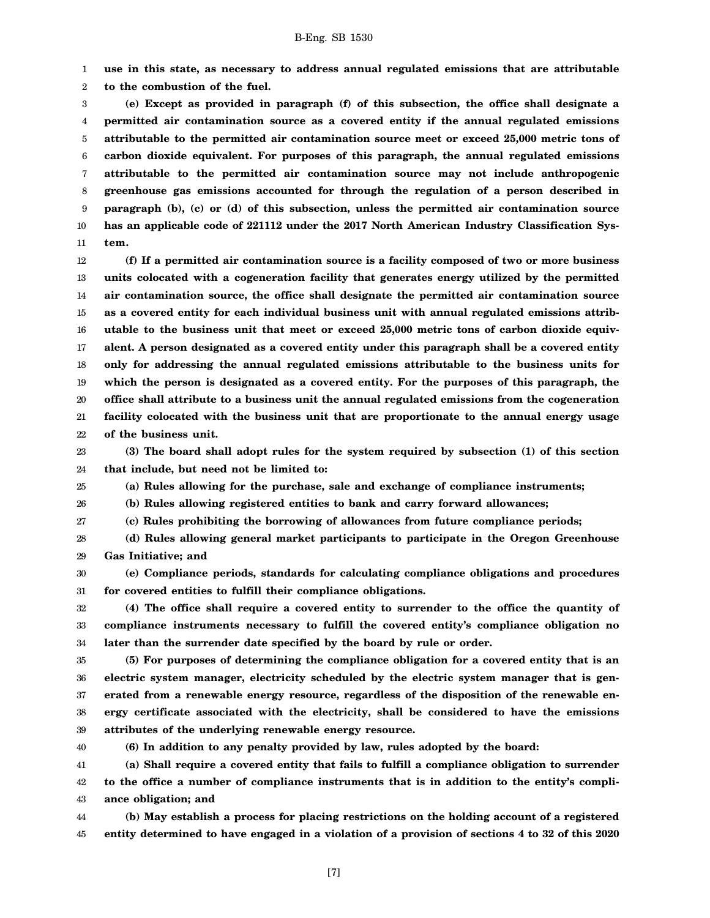**use in this state, as necessary to address annual regulated emissions that are attributable to the combustion of the fuel.**

**(e) Except as provided in paragraph (f) of this subsection, the office shall designate a permitted air contamination source as a covered entity if the annual regulated emissions attributable to the permitted air contamination source meet or exceed 25,000 metric tons of carbon dioxide equivalent. For purposes of this paragraph, the annual regulated emissions attributable to the permitted air contamination source may not include anthropogenic greenhouse gas emissions accounted for through the regulation of a person described in paragraph (b), (c) or (d) of this subsection, unless the permitted air contamination source has an applicable code of 221112 under the 2017 North American Industry Classification System.**

**(f) If a permitted air contamination source is a facility composed of two or more business units colocated with a cogeneration facility that generates energy utilized by the permitted air contamination source, the office shall designate the permitted air contamination source as a covered entity for each individual business unit with annual regulated emissions attributable to the business unit that meet or exceed 25,000 metric tons of carbon dioxide equivalent. A person designated as a covered entity under this paragraph shall be a covered entity only for addressing the annual regulated emissions attributable to the business units for which the person is designated as a covered entity. For the purposes of this paragraph, the office shall attribute to a business unit the annual regulated emissions from the cogeneration facility colocated with the business unit that are proportionate to the annual energy usage of the business unit.**

**(3) The board shall adopt rules for the system required by subsection (1) of this section that include, but need not be limited to:**

**(a) Rules allowing for the purchase, sale and exchange of compliance instruments;**

**(b) Rules allowing registered entities to bank and carry forward allowances;**

**(c) Rules prohibiting the borrowing of allowances from future compliance periods;**

**(d) Rules allowing general market participants to participate in the Oregon Greenhouse Gas Initiative; and**

**(e) Compliance periods, standards for calculating compliance obligations and procedures for covered entities to fulfill their compliance obligations.**

**(4) The office shall require a covered entity to surrender to the office the quantity of compliance instruments necessary to fulfill the covered entity's compliance obligation no later than the surrender date specified by the board by rule or order.**

**(5) For purposes of determining the compliance obligation for a covered entity that is an electric system manager, electricity scheduled by the electric system manager that is generated from a renewable energy resource, regardless of the disposition of the renewable energy certificate associated with the electricity, shall be considered to have the emissions attributes of the underlying renewable energy resource.**

**(6) In addition to any penalty provided by law, rules adopted by the board:**

**(a) Shall require a covered entity that fails to fulfill a compliance obligation to surrender to the office a number of compliance instruments that is in addition to the entity's compliance obligation; and**

**(b) May establish a process for placing restrictions on the holding account of a registered entity determined to have engaged in a violation of a provision of sections 4 to 32 of this 2020**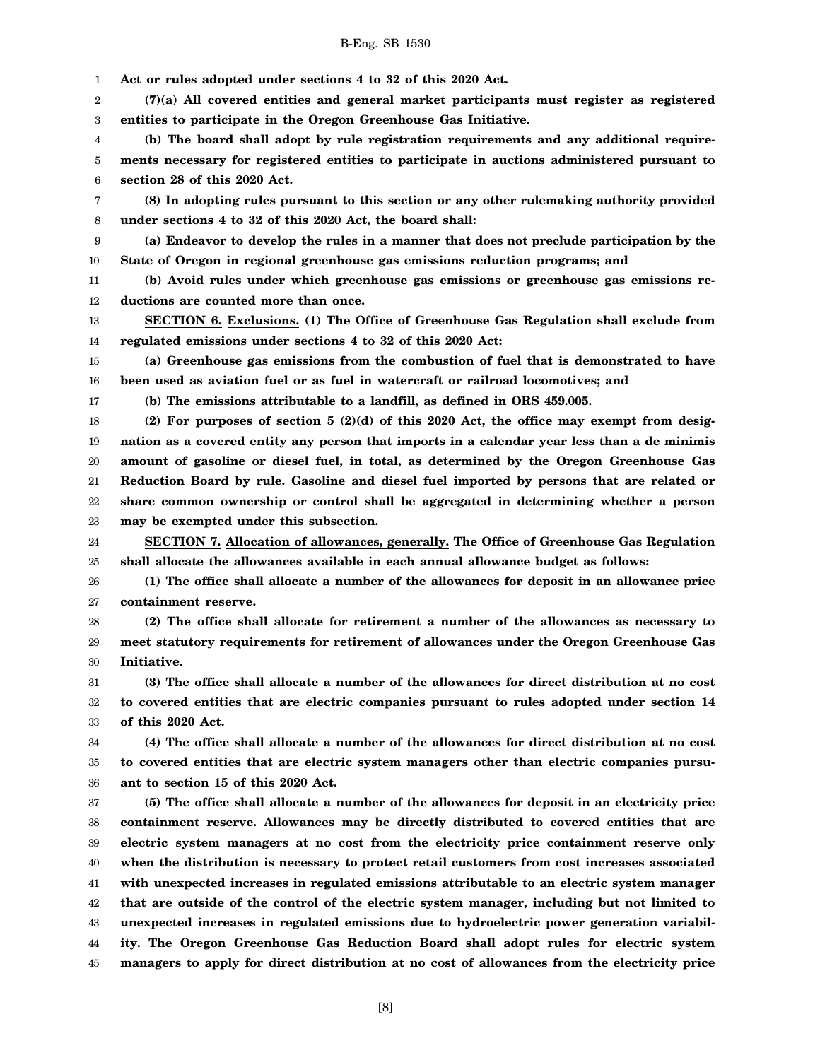**Act or rules adopted under sections 4 to 32 of this 2020 Act.**

**(7)(a) All covered entities and general market participants must register as registered entities to participate in the Oregon Greenhouse Gas Initiative.**

**(b) The board shall adopt by rule registration requirements and any additional requirements necessary for registered entities to participate in auctions administered pursuant to section 28 of this 2020 Act.**

**(8) In adopting rules pursuant to this section or any other rulemaking authority provided under sections 4 to 32 of this 2020 Act, the board shall:**

**(a) Endeavor to develop the rules in a manner that does not preclude participation by the State of Oregon in regional greenhouse gas emissions reduction programs; and**

**(b) Avoid rules under which greenhouse gas emissions or greenhouse gas emissions reductions are counted more than once.**

**SECTION 6. Exclusions. (1) The Office of Greenhouse Gas Regulation shall exclude from regulated emissions under sections 4 to 32 of this 2020 Act:**

**(a) Greenhouse gas emissions from the combustion of fuel that is demonstrated to have been used as aviation fuel or as fuel in watercraft or railroad locomotives; and**

**(b) The emissions attributable to a landfill, as defined in ORS 459.005.**

**(2) For purposes of section 5 (2)(d) of this 2020 Act, the office may exempt from designation as a covered entity any person that imports in a calendar year less than a de minimis amount of gasoline or diesel fuel, in total, as determined by the Oregon Greenhouse Gas Reduction Board by rule. Gasoline and diesel fuel imported by persons that are related or share common ownership or control shall be aggregated in determining whether a person may be exempted under this subsection.**

**SECTION 7. Allocation of allowances, generally. The Office of Greenhouse Gas Regulation shall allocate the allowances available in each annual allowance budget as follows:**

**(1) The office shall allocate a number of the allowances for deposit in an allowance price containment reserve.**

**(2) The office shall allocate for retirement a number of the allowances as necessary to meet statutory requirements for retirement of allowances under the Oregon Greenhouse Gas Initiative.**

**(3) The office shall allocate a number of the allowances for direct distribution at no cost to covered entities that are electric companies pursuant to rules adopted under section 14 of this 2020 Act.**

**(4) The office shall allocate a number of the allowances for direct distribution at no cost to covered entities that are electric system managers other than electric companies pursuant to section 15 of this 2020 Act.**

**(5) The office shall allocate a number of the allowances for deposit in an electricity price containment reserve. Allowances may be directly distributed to covered entities that are electric system managers at no cost from the electricity price containment reserve only when the distribution is necessary to protect retail customers from cost increases associated with unexpected increases in regulated emissions attributable to an electric system manager that are outside of the control of the electric system manager, including but not limited to unexpected increases in regulated emissions due to hydroelectric power generation variability. The Oregon Greenhouse Gas Reduction Board shall adopt rules for electric system managers to apply for direct distribution at no cost of allowances from the electricity price**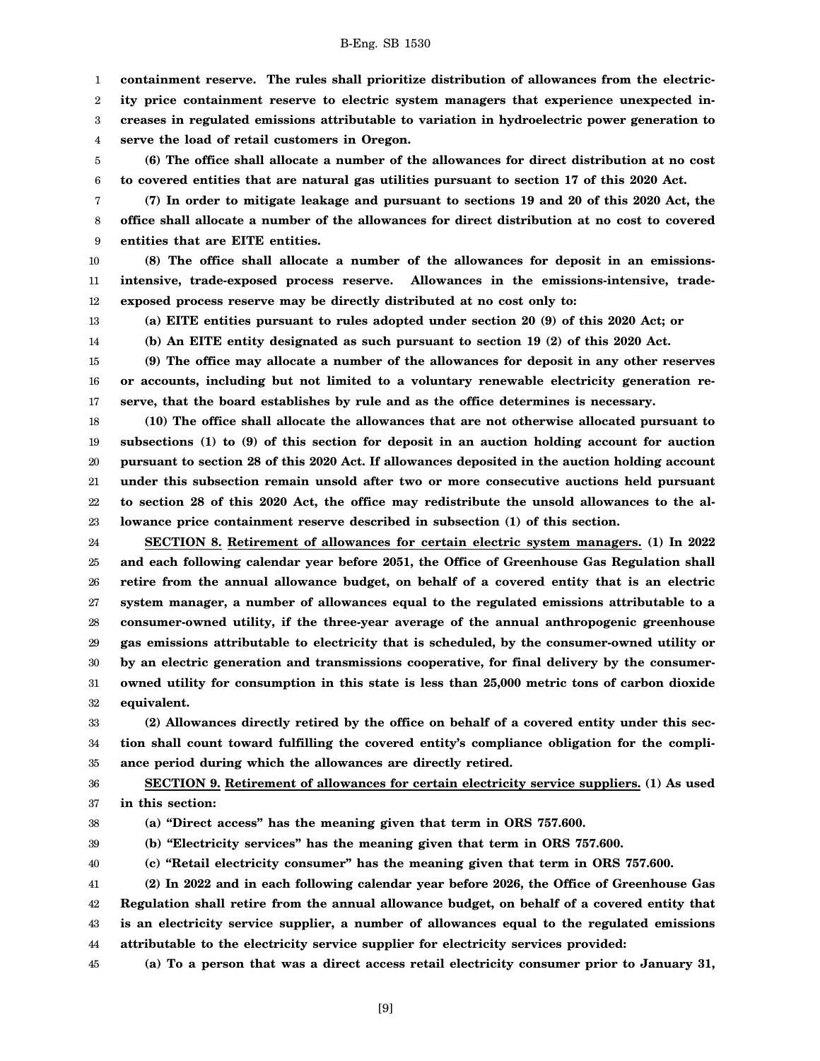**containment reserve. The rules shall prioritize distribution of allowances from the electricity price containment reserve to electric system managers that experience unexpected increases in regulated emissions attributable to variation in hydroelectric power generation to serve the load of retail customers in Oregon.**

**(6) The office shall allocate a number of the allowances for direct distribution at no cost to covered entities that are natural gas utilities pursuant to section 17 of this 2020 Act.**

**(7) In order to mitigate leakage and pursuant to sections 19 and 20 of this 2020 Act, the office shall allocate a number of the allowances for direct distribution at no cost to covered entities that are EITE entities.**

**(8) The office shall allocate a number of the allowances for deposit in an emissions-intensive, trade-exposed process reserve. Allowances in the emissions-intensive, trade-exposed process reserve may be directly distributed at no cost only to:**

**(a) EITE entities pursuant to rules adopted under section 20 (9) of this 2020 Act; or**

**(b) An EITE entity designated as such pursuant to section 19 (2) of this 2020 Act.**

**(9) The office may allocate a number of the allowances for deposit in any other reserves or accounts, including but not limited to a voluntary renewable electricity generation reserve, that the board establishes by rule and as the office determines is necessary.**

**(10) The office shall allocate the allowances that are not otherwise allocated pursuant to subsections (1) to (9) of this section for deposit in an auction holding account for auction pursuant to section 28 of this 2020 Act. If allowances deposited in the auction holding account under this subsection remain unsold after two or more consecutive auctions held pursuant to section 28 of this 2020 Act, the office may redistribute the unsold allowances to the allowance price containment reserve described in subsection (1) of this section.**

**SECTION 8. Retirement of allowances for certain electric system managers. (1) In 2022 and each following calendar year before 2051, the Office of Greenhouse Gas Regulation shall retire from the annual allowance budget, on behalf of a covered entity that is an electric system manager, a number of allowances equal to the regulated emissions attributable to a consumer-owned utility, if the three-year average of the annual anthropogenic greenhouse gas emissions attributable to electricity that is scheduled, by the consumer-owned utility or by an electric generation and transmissions cooperative, for final delivery by the consumer-owned utility for consumption in this state is less than 25,000 metric tons of carbon dioxide equivalent.**

**(2) Allowances directly retired by the office on behalf of a covered entity under this section shall count toward fulfilling the covered entity's compliance obligation for the compliance period during which the allowances are directly retired.**

**SECTION 9. Retirement of allowances for certain electricity service suppliers. (1) As used in this section:**

**(a) "Direct access" has the meaning given that term in ORS 757.600.**

**(b) "Electricity services" has the meaning given that term in ORS 757.600.**

**(c) "Retail electricity consumer" has the meaning given that term in ORS 757.600.**

**(2) In 2022 and in each following calendar year before 2026, the Office of Greenhouse Gas Regulation shall retire from the annual allowance budget, on behalf of a covered entity that is an electricity service supplier, a number of allowances equal to the regulated emissions attributable to the electricity service supplier for electricity services provided:**

**(a) To a person that was a direct access retail electricity consumer prior to January 31,**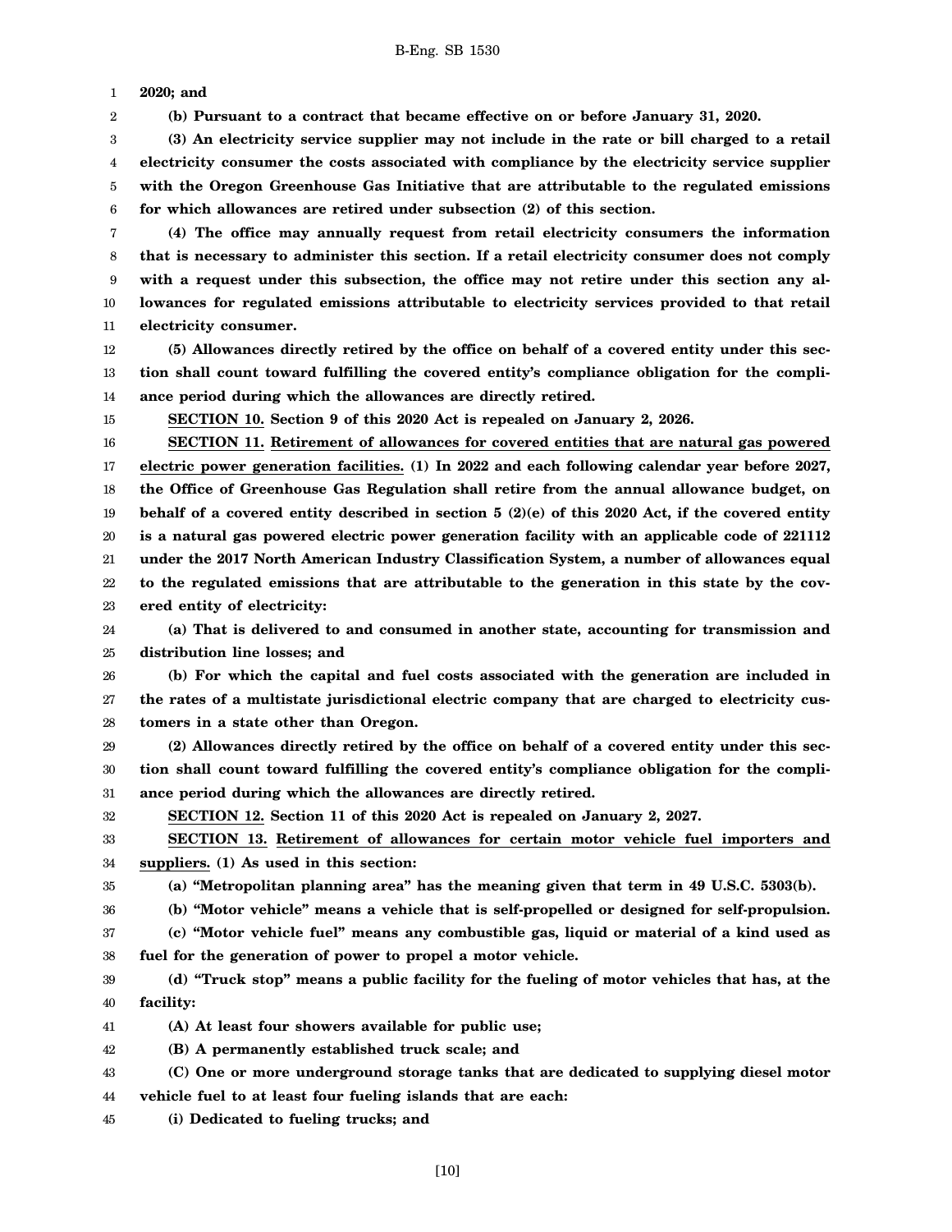**2020; and**

**(b) Pursuant to a contract that became effective on or before January 31, 2020.**

**(3) An electricity service supplier may not include in the rate or bill charged to a retail electricity consumer the costs associated with compliance by the electricity service supplier with the Oregon Greenhouse Gas Initiative that are attributable to the regulated emissions for which allowances are retired under subsection (2) of this section.**

**(4) The office may annually request from retail electricity consumers the information that is necessary to administer this section. If a retail electricity consumer does not comply with a request under this subsection, the office may not retire under this section any allowances for regulated emissions attributable to electricity services provided to that retail electricity consumer.**

**(5) Allowances directly retired by the office on behalf of a covered entity under this section shall count toward fulfilling the covered entity's compliance obligation for the compliance period during which the allowances are directly retired.**

**SECTION 10. Section 9 of this 2020 Act is repealed on January 2, 2026.**

**SECTION 11. Retirement of allowances for covered entities that are natural gas powered electric power generation facilities. (1) In 2022 and each following calendar year before 2027, the Office of Greenhouse Gas Regulation shall retire from the annual allowance budget, on behalf of a covered entity described in section 5 (2)(e) of this 2020 Act, if the covered entity is a natural gas powered electric power generation facility with an applicable code of 221112 under the 2017 North American Industry Classification System, a number of allowances equal to the regulated emissions that are attributable to the generation in this state by the covered entity of electricity:**

**(a) That is delivered to and consumed in another state, accounting for transmission and distribution line losses; and**

**(b) For which the capital and fuel costs associated with the generation are included in the rates of a multistate jurisdictional electric company that are charged to electricity customers in a state other than Oregon.**

**(2) Allowances directly retired by the office on behalf of a covered entity under this section shall count toward fulfilling the covered entity's compliance obligation for the compliance period during which the allowances are directly retired.**

**SECTION 12. Section 11 of this 2020 Act is repealed on January 2, 2027.**

**SECTION 13. Retirement of allowances for certain motor vehicle fuel importers and suppliers. (1) As used in this section:**

**(a) "Metropolitan planning area" has the meaning given that term in 49 U.S.C. 5303(b).**

**(b) "Motor vehicle" means a vehicle that is self-propelled or designed for self-propulsion.**

**(c) "Motor vehicle fuel" means any combustible gas, liquid or material of a kind used as fuel for the generation of power to propel a motor vehicle.**

**(d) "Truck stop" means a public facility for the fueling of motor vehicles that has, at the facility:**

**(A) At least four showers available for public use;**

**(B) A permanently established truck scale; and**

**(C) One or more underground storage tanks that are dedicated to supplying diesel motor vehicle fuel to at least four fueling islands that are each:**

**(i) Dedicated to fueling trucks; and**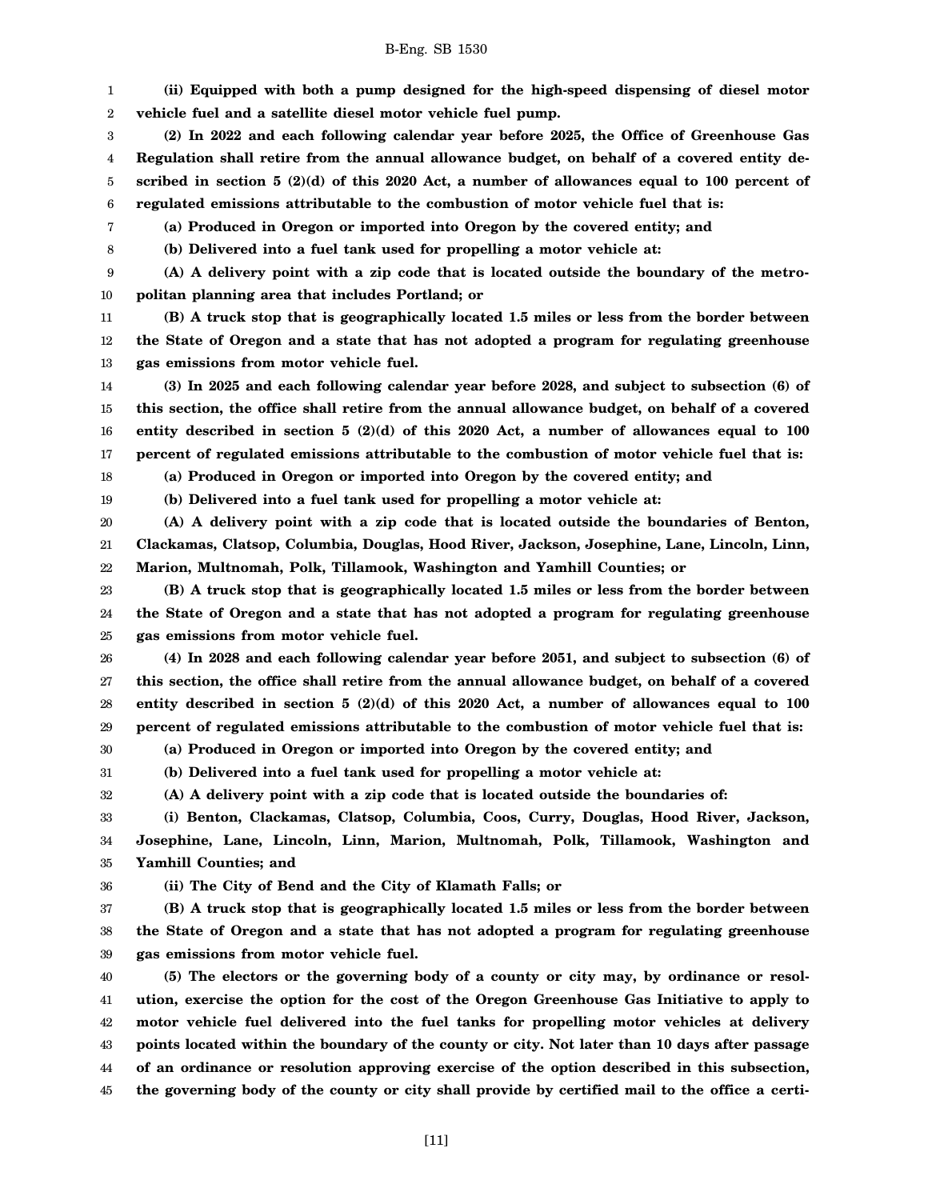**(ii) Equipped with both a pump designed for the high-speed dispensing of diesel motor vehicle fuel and a satellite diesel motor vehicle fuel pump.**

**(2) In 2022 and each following calendar year before 2025, the Office of Greenhouse Gas Regulation shall retire from the annual allowance budget, on behalf of a covered entity described in section 5 (2)(d) of this 2020 Act, a number of allowances equal to 100 percent of regulated emissions attributable to the combustion of motor vehicle fuel that is:**

**(a) Produced in Oregon or imported into Oregon by the covered entity; and**

**(b) Delivered into a fuel tank used for propelling a motor vehicle at:**

**(A) A delivery point with a zip code that is located outside the boundary of the metropolitan planning area that includes Portland; or**

**(B) A truck stop that is geographically located 1.5 miles or less from the border between the State of Oregon and a state that has not adopted a program for regulating greenhouse gas emissions from motor vehicle fuel.**

**(3) In 2025 and each following calendar year before 2028, and subject to subsection (6) of this section, the office shall retire from the annual allowance budget, on behalf of a covered entity described in section 5 (2)(d) of this 2020 Act, a number of allowances equal to 100 percent of regulated emissions attributable to the combustion of motor vehicle fuel that is:**

**(a) Produced in Oregon or imported into Oregon by the covered entity; and**

**(b) Delivered into a fuel tank used for propelling a motor vehicle at:**

**(A) A delivery point with a zip code that is located outside the boundaries of Benton, Clackamas, Clatsop, Columbia, Douglas, Hood River, Jackson, Josephine, Lane, Lincoln, Linn, Marion, Multnomah, Polk, Tillamook, Washington and Yamhill Counties; or**

**(B) A truck stop that is geographically located 1.5 miles or less from the border between the State of Oregon and a state that has not adopted a program for regulating greenhouse gas emissions from motor vehicle fuel.**

**(4) In 2028 and each following calendar year before 2051, and subject to subsection (6) of this section, the office shall retire from the annual allowance budget, on behalf of a covered entity described in section 5 (2)(d) of this 2020 Act, a number of allowances equal to 100 percent of regulated emissions attributable to the combustion of motor vehicle fuel that is:**

**(a) Produced in Oregon or imported into Oregon by the covered entity; and**

**(b) Delivered into a fuel tank used for propelling a motor vehicle at:**

**(A) A delivery point with a zip code that is located outside the boundaries of:**

**(i) Benton, Clackamas, Clatsop, Columbia, Coos, Curry, Douglas, Hood River, Jackson, Josephine, Lane, Lincoln, Linn, Marion, Multnomah, Polk, Tillamook, Washington and Yamhill Counties; and**

**(ii) The City of Bend and the City of Klamath Falls; or**

**(B) A truck stop that is geographically located 1.5 miles or less from the border between the State of Oregon and a state that has not adopted a program for regulating greenhouse gas emissions from motor vehicle fuel.**

**(5) The electors or the governing body of a county or city may, by ordinance or resolution, exercise the option for the cost of the Oregon Greenhouse Gas Initiative to apply to motor vehicle fuel delivered into the fuel tanks for propelling motor vehicles at delivery points located within the boundary of the county or city. Not later than 10 days after passage of an ordinance or resolution approving exercise of the option described in this subsection, the governing body of the county or city shall provide by certified mail to the office a certi-**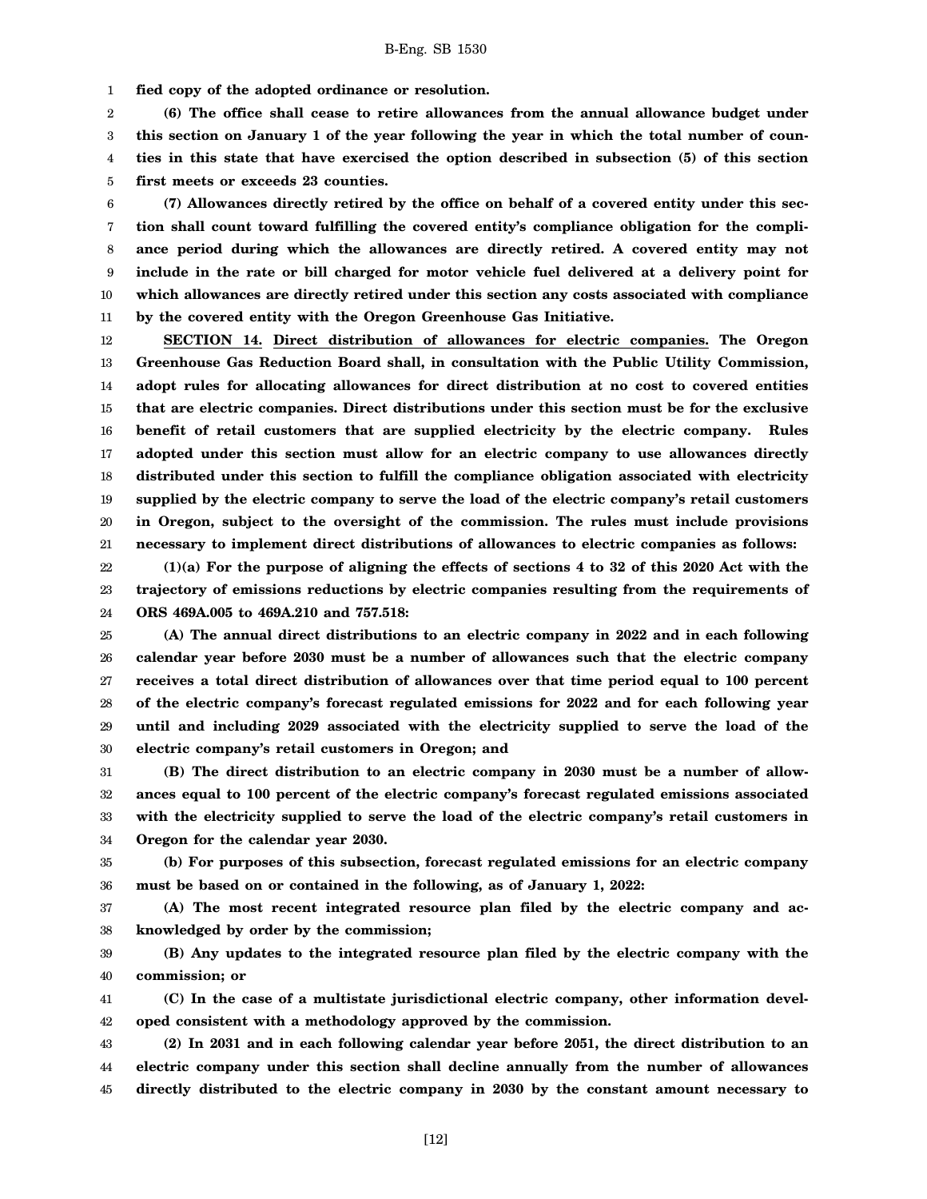**fied copy of the adopted ordinance or resolution.**

**(6) The office shall cease to retire allowances from the annual allowance budget under this section on January 1 of the year following the year in which the total number of counties in this state that have exercised the option described in subsection (5) of this section first meets or exceeds 23 counties.**

**(7) Allowances directly retired by the office on behalf of a covered entity under this section shall count toward fulfilling the covered entity's compliance obligation for the compliance period during which the allowances are directly retired. A covered entity may not include in the rate or bill charged for motor vehicle fuel delivered at a delivery point for which allowances are directly retired under this section any costs associated with compliance by the covered entity with the Oregon Greenhouse Gas Initiative.**

**SECTION 14. Direct distribution of allowances for electric companies. The Oregon Greenhouse Gas Reduction Board shall, in consultation with the Public Utility Commission, adopt rules for allocating allowances for direct distribution at no cost to covered entities that are electric companies. Direct distributions under this section must be for the exclusive benefit of retail customers that are supplied electricity by the electric company. Rules adopted under this section must allow for an electric company to use allowances directly distributed under this section to fulfill the compliance obligation associated with electricity supplied by the electric company to serve the load of the electric company's retail customers in Oregon, subject to the oversight of the commission. The rules must include provisions necessary to implement direct distributions of allowances to electric companies as follows:**

**(1)(a) For the purpose of aligning the effects of sections 4 to 32 of this 2020 Act with the trajectory of emissions reductions by electric companies resulting from the requirements of ORS 469A.005 to 469A.210 and 757.518:**

**(A) The annual direct distributions to an electric company in 2022 and in each following calendar year before 2030 must be a number of allowances such that the electric company receives a total direct distribution of allowances over that time period equal to 100 percent of the electric company's forecast regulated emissions for 2022 and for each following year until and including 2029 associated with the electricity supplied to serve the load of the electric company's retail customers in Oregon; and**

**(B) The direct distribution to an electric company in 2030 must be a number of allowances equal to 100 percent of the electric company's forecast regulated emissions associated with the electricity supplied to serve the load of the electric company's retail customers in Oregon for the calendar year 2030.**

**(b) For purposes of this subsection, forecast regulated emissions for an electric company must be based on or contained in the following, as of January 1, 2022:**

**(A) The most recent integrated resource plan filed by the electric company and acknowledged by order by the commission;**

**(B) Any updates to the integrated resource plan filed by the electric company with the commission; or**

**(C) In the case of a multistate jurisdictional electric company, other information developed consistent with a methodology approved by the commission.**

**(2) In 2031 and in each following calendar year before 2051, the direct distribution to an electric company under this section shall decline annually from the number of allowances directly distributed to the electric company in 2030 by the constant amount necessary to**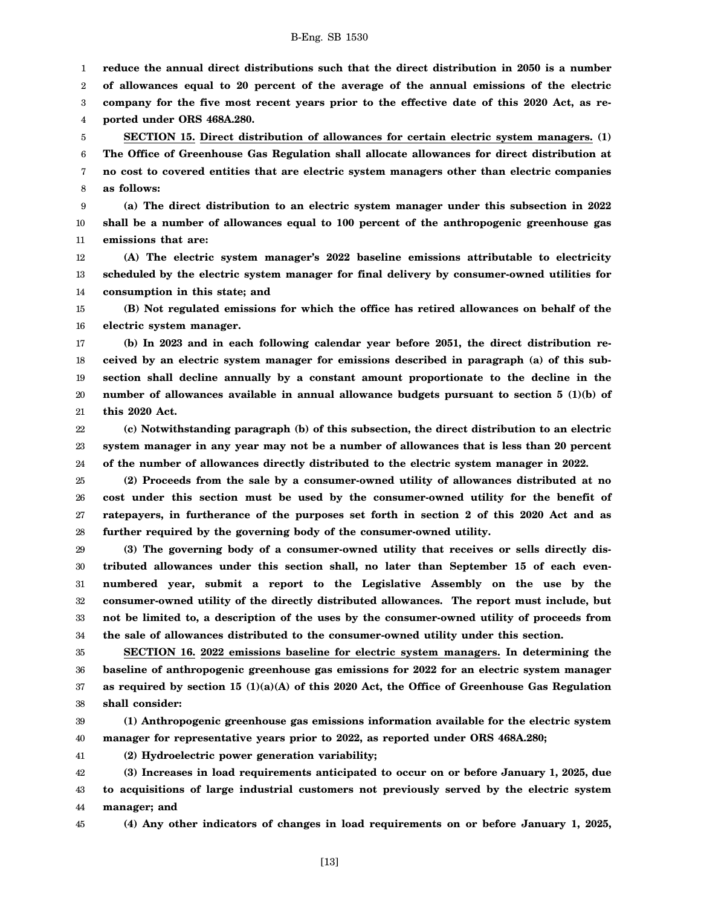**reduce the annual direct distributions such that the direct distribution in 2050 is a number of allowances equal to 20 percent of the average of the annual emissions of the electric company for the five most recent years prior to the effective date of this 2020 Act, as reported under ORS 468A.280.**

**SECTION 15.** **Direct distribution of allowances for certain electric system managers.** **(1) The Office of Greenhouse Gas Regulation shall allocate allowances for direct distribution at no cost to covered entities that are electric system managers other than electric companies as follows:**

**(a) The direct distribution to an electric system manager under this subsection in 2022 shall be a number of allowances equal to 100 percent of the anthropogenic greenhouse gas emissions that are:**

**(A) The electric system manager's 2022 baseline emissions attributable to electricity scheduled by the electric system manager for final delivery by consumer-owned utilities for consumption in this state; and**

**(B) Not regulated emissions for which the office has retired allowances on behalf of the electric system manager.**

**(b) In 2023 and in each following calendar year before 2051, the direct distribution received by an electric system manager for emissions described in paragraph (a) of this subsection shall decline annually by a constant amount proportionate to the decline in the number of allowances available in annual allowance budgets pursuant to section 5 (1)(b) of this 2020 Act.**

**(c) Notwithstanding paragraph (b) of this subsection, the direct distribution to an electric system manager in any year may not be a number of allowances that is less than 20 percent of the number of allowances directly distributed to the electric system manager in 2022.**

**(2) Proceeds from the sale by a consumer-owned utility of allowances distributed at no cost under this section must be used by the consumer-owned utility for the benefit of ratepayers, in furtherance of the purposes set forth in section 2 of this 2020 Act and as further required by the governing body of the consumer-owned utility.**

**(3) The governing body of a consumer-owned utility that receives or sells directly distributed allowances under this section shall, no later than September 15 of each even-numbered year, submit a report to the Legislative Assembly on the use by the consumer-owned utility of the directly distributed allowances. The report must include, but not be limited to, a description of the uses by the consumer-owned utility of proceeds from the sale of allowances distributed to the consumer-owned utility under this section.**

**SECTION 16.** **2022 emissions baseline for electric system managers.** **In determining the baseline of anthropogenic greenhouse gas emissions for 2022 for an electric system manager as required by section 15 (1)(a)(A) of this 2020 Act, the Office of Greenhouse Gas Regulation shall consider:**

**(1) Anthropogenic greenhouse gas emissions information available for the electric system manager for representative years prior to 2022, as reported under ORS 468A.280;**

**(2) Hydroelectric power generation variability;**

**(3) Increases in load requirements anticipated to occur on or before January 1, 2025, due to acquisitions of large industrial customers not previously served by the electric system manager; and**

**(4) Any other indicators of changes in load requirements on or before January 1, 2025,**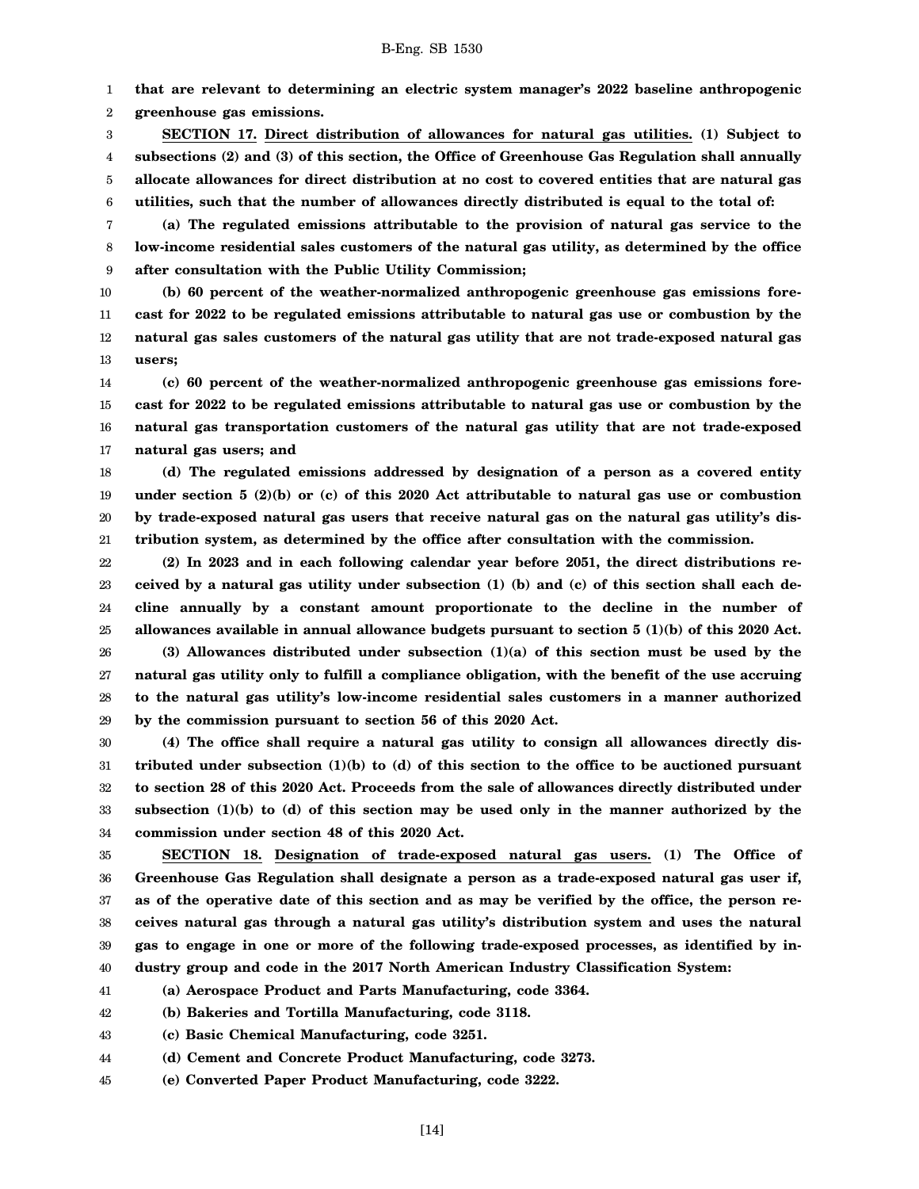**that are relevant to determining an electric system manager's 2022 baseline anthropogenic greenhouse gas emissions.**

**SECTION 17.** **Direct distribution of allowances for natural gas utilities.** **(1) Subject to subsections (2) and (3) of this section, the Office of Greenhouse Gas Regulation shall annually allocate allowances for direct distribution at no cost to covered entities that are natural gas utilities, such that the number of allowances directly distributed is equal to the total of:**

**(a) The regulated emissions attributable to the provision of natural gas service to the low-income residential sales customers of the natural gas utility, as determined by the office after consultation with the Public Utility Commission;**

**(b) 60 percent of the weather-normalized anthropogenic greenhouse gas emissions forecast for 2022 to be regulated emissions attributable to natural gas use or combustion by the natural gas sales customers of the natural gas utility that are not trade-exposed natural gas users;**

**(c) 60 percent of the weather-normalized anthropogenic greenhouse gas emissions forecast for 2022 to be regulated emissions attributable to natural gas use or combustion by the natural gas transportation customers of the natural gas utility that are not trade-exposed natural gas users; and**

**(d) The regulated emissions addressed by designation of a person as a covered entity under section 5 (2)(b) or (c) of this 2020 Act attributable to natural gas use or combustion by trade-exposed natural gas users that receive natural gas on the natural gas utility's distribution system, as determined by the office after consultation with the commission.**

**(2) In 2023 and in each following calendar year before 2051, the direct distributions received by a natural gas utility under subsection (1) (b) and (c) of this section shall each decline annually by a constant amount proportionate to the decline in the number of allowances available in annual allowance budgets pursuant to section 5 (1)(b) of this 2020 Act.**

**(3) Allowances distributed under subsection (1)(a) of this section must be used by the natural gas utility only to fulfill a compliance obligation, with the benefit of the use accruing to the natural gas utility's low-income residential sales customers in a manner authorized by the commission pursuant to section 56 of this 2020 Act.**

**(4) The office shall require a natural gas utility to consign all allowances directly distributed under subsection (1)(b) to (d) of this section to the office to be auctioned pursuant to section 28 of this 2020 Act. Proceeds from the sale of allowances directly distributed under subsection (1)(b) to (d) of this section may be used only in the manner authorized by the commission under section 48 of this 2020 Act.**

**SECTION 18.** **Designation of trade-exposed natural gas users.** **(1) The Office of Greenhouse Gas Regulation shall designate a person as a trade-exposed natural gas user if, as of the operative date of this section and as may be verified by the office, the person receives natural gas through a natural gas utility's distribution system and uses the natural gas to engage in one or more of the following trade-exposed processes, as identified by industry group and code in the 2017 North American Industry Classification System:**

**(a) Aerospace Product and Parts Manufacturing, code 3364.**

**(b) Bakeries and Tortilla Manufacturing, code 3118.**

**(c) Basic Chemical Manufacturing, code 3251.**

**(d) Cement and Concrete Product Manufacturing, code 3273.**

**(e) Converted Paper Product Manufacturing, code 3222.**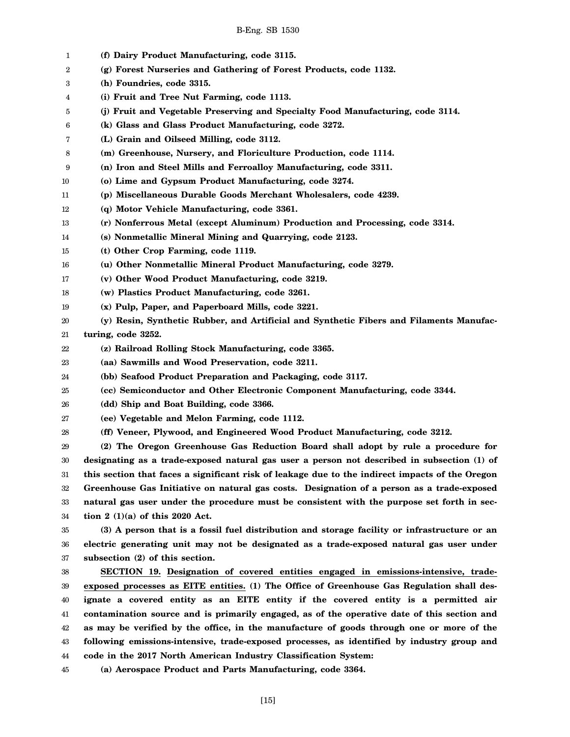**(f) Dairy Product Manufacturing, code 3115.**

**(g) Forest Nurseries and Gathering of Forest Products, code 1132.**

**(h) Foundries, code 3315.**

**(i) Fruit and Tree Nut Farming, code 1113.**

**(j) Fruit and Vegetable Preserving and Specialty Food Manufacturing, code 3114.**

**(k) Glass and Glass Product Manufacturing, code 3272.**

**(L) Grain and Oilseed Milling, code 3112.**

**(m) Greenhouse, Nursery, and Floriculture Production, code 1114.**

**(n) Iron and Steel Mills and Ferroalloy Manufacturing, code 3311.**

**(o) Lime and Gypsum Product Manufacturing, code 3274.**

**(p) Miscellaneous Durable Goods Merchant Wholesalers, code 4239.**

**(q) Motor Vehicle Manufacturing, code 3361.**

**(r) Nonferrous Metal (except Aluminum) Production and Processing, code 3314.**

**(s) Nonmetallic Mineral Mining and Quarrying, code 2123.**

**(t) Other Crop Farming, code 1119.**

**(u) Other Nonmetallic Mineral Product Manufacturing, code 3279.**

**(v) Other Wood Product Manufacturing, code 3219.**

**(w) Plastics Product Manufacturing, code 3261.**

**(x) Pulp, Paper, and Paperboard Mills, code 3221.**

**(y) Resin, Synthetic Rubber, and Artificial and Synthetic Fibers and Filaments Manufacturing, code 3252.**

**(z) Railroad Rolling Stock Manufacturing, code 3365.**

**(aa) Sawmills and Wood Preservation, code 3211.**

**(bb) Seafood Product Preparation and Packaging, code 3117.**

**(cc) Semiconductor and Other Electronic Component Manufacturing, code 3344.**

**(dd) Ship and Boat Building, code 3366.**

**(ee) Vegetable and Melon Farming, code 1112.**

**(ff) Veneer, Plywood, and Engineered Wood Product Manufacturing, code 3212.**

**(2) The Oregon Greenhouse Gas Reduction Board shall adopt by rule a procedure for designating as a trade-exposed natural gas user a person not described in subsection (1) of this section that faces a significant risk of leakage due to the indirect impacts of the Oregon Greenhouse Gas Initiative on natural gas costs. Designation of a person as a trade-exposed natural gas user under the procedure must be consistent with the purpose set forth in section 2 (1)(a) of this 2020 Act.**

**(3) A person that is a fossil fuel distribution and storage facility or infrastructure or an electric generating unit may not be designated as a trade-exposed natural gas user under subsection (2) of this section.**

**SECTION 19. Designation of covered entities engaged in emissions-intensive, trade-exposed processes as EITE entities. (1) The Office of Greenhouse Gas Regulation shall designate a covered entity as an EITE entity if the covered entity is a permitted air contamination source and is primarily engaged, as of the operative date of this section and as may be verified by the office, in the manufacture of goods through one or more of the following emissions-intensive, trade-exposed processes, as identified by industry group and code in the 2017 North American Industry Classification System:**

**(a) Aerospace Product and Parts Manufacturing, code 3364.**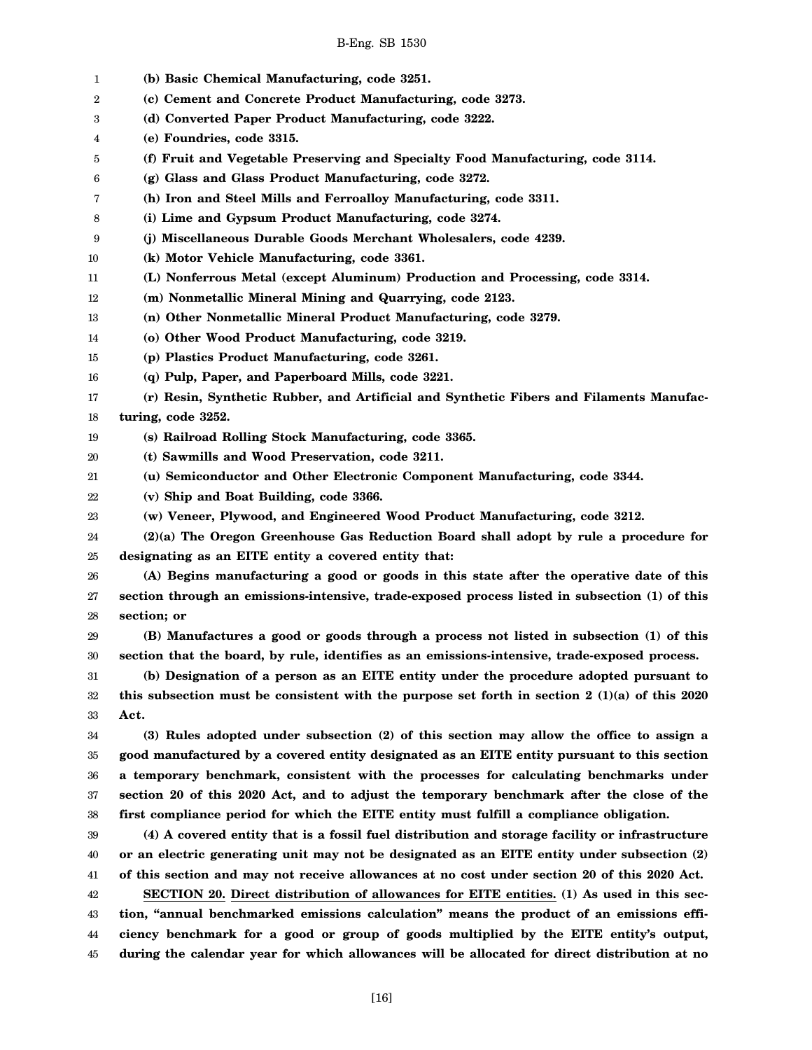**(b) Basic Chemical Manufacturing, code 3251.**

**(c) Cement and Concrete Product Manufacturing, code 3273.**

**(d) Converted Paper Product Manufacturing, code 3222.**

**(e) Foundries, code 3315.**

**(f) Fruit and Vegetable Preserving and Specialty Food Manufacturing, code 3114.**

**(g) Glass and Glass Product Manufacturing, code 3272.**

**(h) Iron and Steel Mills and Ferroalloy Manufacturing, code 3311.**

**(i) Lime and Gypsum Product Manufacturing, code 3274.**

**(j) Miscellaneous Durable Goods Merchant Wholesalers, code 4239.**

**(k) Motor Vehicle Manufacturing, code 3361.**

**(L) Nonferrous Metal (except Aluminum) Production and Processing, code 3314.**

**(m) Nonmetallic Mineral Mining and Quarrying, code 2123.**

**(n) Other Nonmetallic Mineral Product Manufacturing, code 3279.**

**(o) Other Wood Product Manufacturing, code 3219.**

**(p) Plastics Product Manufacturing, code 3261.**

**(q) Pulp, Paper, and Paperboard Mills, code 3221.**

**(r) Resin, Synthetic Rubber, and Artificial and Synthetic Fibers and Filaments Manufacturing, code 3252.**

**(s) Railroad Rolling Stock Manufacturing, code 3365.**

**(t) Sawmills and Wood Preservation, code 3211.**

**(u) Semiconductor and Other Electronic Component Manufacturing, code 3344.**

**(v) Ship and Boat Building, code 3366.**

**(w) Veneer, Plywood, and Engineered Wood Product Manufacturing, code 3212.**

**(2)(a) The Oregon Greenhouse Gas Reduction Board shall adopt by rule a procedure for designating as an EITE entity a covered entity that:**

**(A) Begins manufacturing a good or goods in this state after the operative date of this section through an emissions-intensive, trade-exposed process listed in subsection (1) of this section; or**

**(B) Manufactures a good or goods through a process not listed in subsection (1) of this section that the board, by rule, identifies as an emissions-intensive, trade-exposed process.**

**(b) Designation of a person as an EITE entity under the procedure adopted pursuant to this subsection must be consistent with the purpose set forth in section 2 (1)(a) of this 2020 Act.**

**(3) Rules adopted under subsection (2) of this section may allow the office to assign a good manufactured by a covered entity designated as an EITE entity pursuant to this section a temporary benchmark, consistent with the processes for calculating benchmarks under section 20 of this 2020 Act, and to adjust the temporary benchmark after the close of the first compliance period for which the EITE entity must fulfill a compliance obligation.**

**(4) A covered entity that is a fossil fuel distribution and storage facility or infrastructure or an electric generating unit may not be designated as an EITE entity under subsection (2) of this section and may not receive allowances at no cost under section 20 of this 2020 Act.**

**SECTION 20.** **Direct distribution of allowances for EITE entities.** **(1) As used in this section, "annual benchmarked emissions calculation" means the product of an emissions efficiency benchmark for a good or group of goods multiplied by the EITE entity's output, during the calendar year for which allowances will be allocated for direct distribution at no**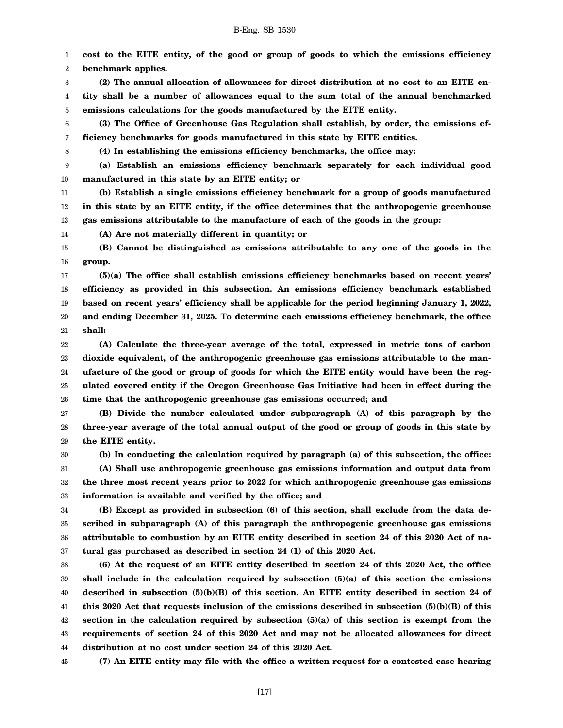**cost to the EITE entity, of the good or group of goods to which the emissions efficiency benchmark applies.**

**(2) The annual allocation of allowances for direct distribution at no cost to an EITE entity shall be a number of allowances equal to the sum total of the annual benchmarked emissions calculations for the goods manufactured by the EITE entity.**

**(3) The Office of Greenhouse Gas Regulation shall establish, by order, the emissions efficiency benchmarks for goods manufactured in this state by EITE entities.**

**(4) In establishing the emissions efficiency benchmarks, the office may:**

**(a) Establish an emissions efficiency benchmark separately for each individual good manufactured in this state by an EITE entity; or**

**(b) Establish a single emissions efficiency benchmark for a group of goods manufactured in this state by an EITE entity, if the office determines that the anthropogenic greenhouse gas emissions attributable to the manufacture of each of the goods in the group:**

**(A) Are not materially different in quantity; or**

**(B) Cannot be distinguished as emissions attributable to any one of the goods in the group.**

**(5)(a) The office shall establish emissions efficiency benchmarks based on recent years' efficiency as provided in this subsection. An emissions efficiency benchmark established based on recent years' efficiency shall be applicable for the period beginning January 1, 2022, and ending December 31, 2025. To determine each emissions efficiency benchmark, the office shall:**

**(A) Calculate the three-year average of the total, expressed in metric tons of carbon dioxide equivalent, of the anthropogenic greenhouse gas emissions attributable to the manufacture of the good or group of goods for which the EITE entity would have been the regulated covered entity if the Oregon Greenhouse Gas Initiative had been in effect during the time that the anthropogenic greenhouse gas emissions occurred; and**

**(B) Divide the number calculated under subparagraph (A) of this paragraph by the three-year average of the total annual output of the good or group of goods in this state by the EITE entity.**

**(b) In conducting the calculation required by paragraph (a) of this subsection, the office:**

**(A) Shall use anthropogenic greenhouse gas emissions information and output data from the three most recent years prior to 2022 for which anthropogenic greenhouse gas emissions information is available and verified by the office; and**

**(B) Except as provided in subsection (6) of this section, shall exclude from the data described in subparagraph (A) of this paragraph the anthropogenic greenhouse gas emissions attributable to combustion by an EITE entity described in section 24 of this 2020 Act of natural gas purchased as described in section 24 (1) of this 2020 Act.**

**(6) At the request of an EITE entity described in section 24 of this 2020 Act, the office shall include in the calculation required by subsection (5)(a) of this section the emissions described in subsection (5)(b)(B) of this section. An EITE entity described in section 24 of this 2020 Act that requests inclusion of the emissions described in subsection (5)(b)(B) of this section in the calculation required by subsection (5)(a) of this section is exempt from the requirements of section 24 of this 2020 Act and may not be allocated allowances for direct distribution at no cost under section 24 of this 2020 Act.**

**(7) An EITE entity may file with the office a written request for a contested case hearing**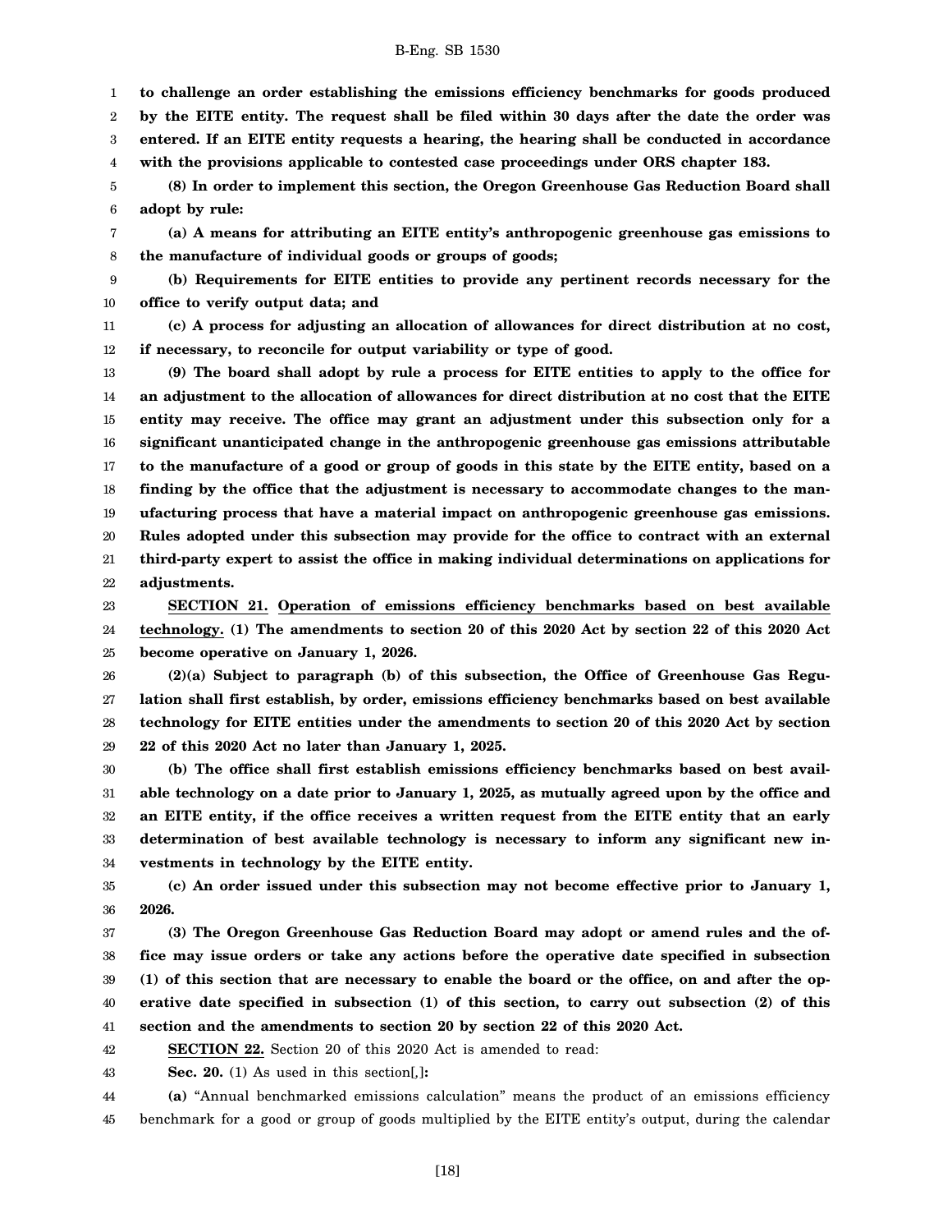**to challenge an order establishing the emissions efficiency benchmarks for goods produced by the EITE entity. The request shall be filed within 30 days after the date the order was entered. If an EITE entity requests a hearing, the hearing shall be conducted in accordance with the provisions applicable to contested case proceedings under ORS chapter 183.**

**(8) In order to implement this section, the Oregon Greenhouse Gas Reduction Board shall adopt by rule:**

**(a) A means for attributing an EITE entity's anthropogenic greenhouse gas emissions to the manufacture of individual goods or groups of goods;**

**(b) Requirements for EITE entities to provide any pertinent records necessary for the office to verify output data; and**

**(c) A process for adjusting an allocation of allowances for direct distribution at no cost, if necessary, to reconcile for output variability or type of good.**

**(9) The board shall adopt by rule a process for EITE entities to apply to the office for an adjustment to the allocation of allowances for direct distribution at no cost that the EITE entity may receive. The office may grant an adjustment under this subsection only for a significant unanticipated change in the anthropogenic greenhouse gas emissions attributable to the manufacture of a good or group of goods in this state by the EITE entity, based on a finding by the office that the adjustment is necessary to accommodate changes to the manufacturing process that have a material impact on anthropogenic greenhouse gas emissions. Rules adopted under this subsection may provide for the office to contract with an external third-party expert to assist the office in making individual determinations on applications for adjustments.**

**SECTION 21. Operation of emissions efficiency benchmarks based on best available technology. (1) The amendments to section 20 of this 2020 Act by section 22 of this 2020 Act become operative on January 1, 2026.**

**(2)(a) Subject to paragraph (b) of this subsection, the Office of Greenhouse Gas Regulation shall first establish, by order, emissions efficiency benchmarks based on best available technology for EITE entities under the amendments to section 20 of this 2020 Act by section 22 of this 2020 Act no later than January 1, 2025.**

**(b) The office shall first establish emissions efficiency benchmarks based on best available technology on a date prior to January 1, 2025, as mutually agreed upon by the office and an EITE entity, if the office receives a written request from the EITE entity that an early determination of best available technology is necessary to inform any significant new investments in technology by the EITE entity.**

**(c) An order issued under this subsection may not become effective prior to January 1, 2026.**

**(3) The Oregon Greenhouse Gas Reduction Board may adopt or amend rules and the office may issue orders or take any actions before the operative date specified in subsection (1) of this section that are necessary to enable the board or the office, on and after the operative date specified in subsection (1) of this section, to carry out subsection (2) of this section and the amendments to section 20 by section 22 of this 2020 Act.**

**SECTION 22.** Section 20 of this 2020 Act is amended to read:

**Sec. 20.** (1) As used in this section[,]**:**

**(a)** "Annual benchmarked emissions calculation" means the product of an emissions efficiency benchmark for a good or group of goods multiplied by the EITE entity's output, during the calendar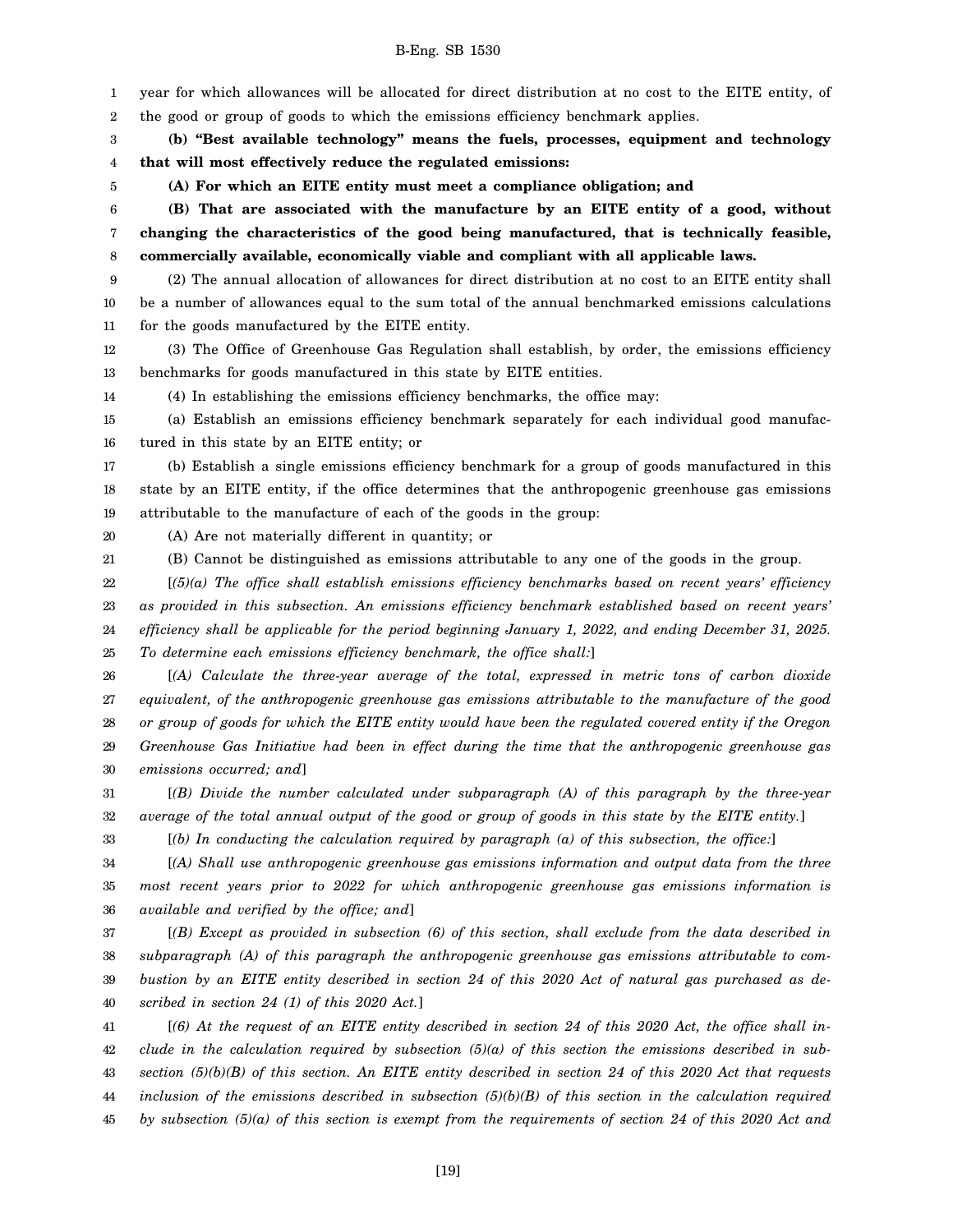year for which allowances will be allocated for direct distribution at no cost to the EITE entity, of the good or group of goods to which the emissions efficiency benchmark applies.

**(b) "Best available technology" means the fuels, processes, equipment and technology that will most effectively reduce the regulated emissions:**

**(A) For which an EITE entity must meet a compliance obligation; and**

**(B) That are associated with the manufacture by an EITE entity of a good, without changing the characteristics of the good being manufactured, that is technically feasible, commercially available, economically viable and compliant with all applicable laws.**

(2) The annual allocation of allowances for direct distribution at no cost to an EITE entity shall be a number of allowances equal to the sum total of the annual benchmarked emissions calculations for the goods manufactured by the EITE entity.

(3) The Office of Greenhouse Gas Regulation shall establish, by order, the emissions efficiency benchmarks for goods manufactured in this state by EITE entities.

(4) In establishing the emissions efficiency benchmarks, the office may:

(a) Establish an emissions efficiency benchmark separately for each individual good manufactured in this state by an EITE entity; or

(b) Establish a single emissions efficiency benchmark for a group of goods manufactured in this state by an EITE entity, if the office determines that the anthropogenic greenhouse gas emissions attributable to the manufacture of each of the goods in the group:

(A) Are not materially different in quantity; or

(B) Cannot be distinguished as emissions attributable to any one of the goods in the group.

[*(5)(a) The office shall establish emissions efficiency benchmarks based on recent years' efficiency as provided in this subsection. An emissions efficiency benchmark established based on recent years' efficiency shall be applicable for the period beginning January 1, 2022, and ending December 31, 2025. To determine each emissions efficiency benchmark, the office shall:*]

[*(A) Calculate the three-year average of the total, expressed in metric tons of carbon dioxide equivalent, of the anthropogenic greenhouse gas emissions attributable to the manufacture of the good or group of goods for which the EITE entity would have been the regulated covered entity if the Oregon Greenhouse Gas Initiative had been in effect during the time that the anthropogenic greenhouse gas emissions occurred; and*]

[*(B) Divide the number calculated under subparagraph (A) of this paragraph by the three-year average of the total annual output of the good or group of goods in this state by the EITE entity.*]

[*(b) In conducting the calculation required by paragraph (a) of this subsection, the office:*]

[*(A) Shall use anthropogenic greenhouse gas emissions information and output data from the three most recent years prior to 2022 for which anthropogenic greenhouse gas emissions information is available and verified by the office; and*]

[*(B) Except as provided in subsection (6) of this section, shall exclude from the data described in subparagraph (A) of this paragraph the anthropogenic greenhouse gas emissions attributable to combustion by an EITE entity described in section 24 of this 2020 Act of natural gas purchased as described in section 24 (1) of this 2020 Act.*]

[*(6) At the request of an EITE entity described in section 24 of this 2020 Act, the office shall include in the calculation required by subsection (5)(a) of this section the emissions described in subsection (5)(b)(B) of this section. An EITE entity described in section 24 of this 2020 Act that requests inclusion of the emissions described in subsection (5)(b)(B) of this section in the calculation required by subsection (5)(a) of this section is exempt from the requirements of section 24 of this 2020 Act and*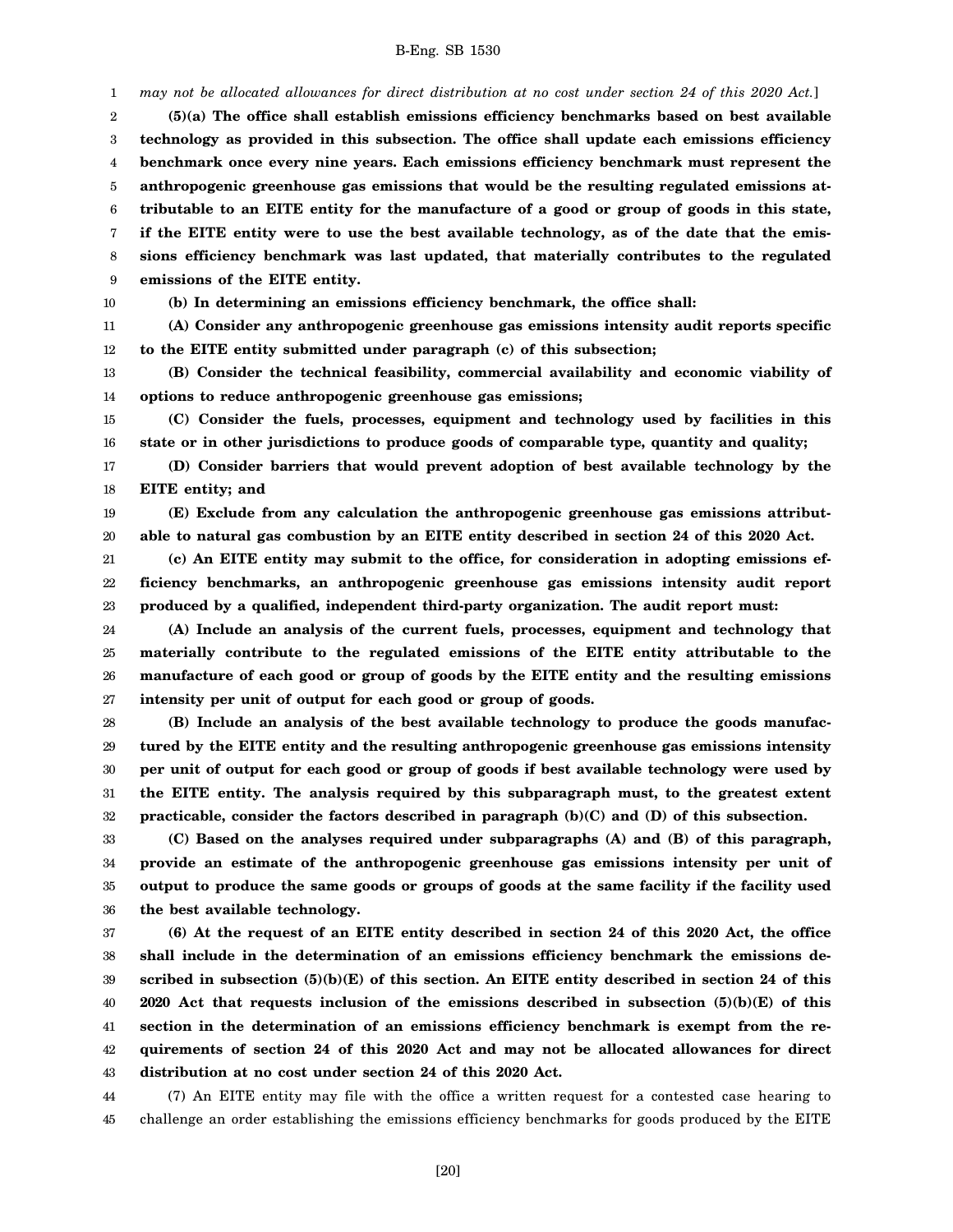*may not be allocated allowances for direct distribution at no cost under section 24 of this 2020 Act.*]

**(5)(a) The office shall establish emissions efficiency benchmarks based on best available technology as provided in this subsection. The office shall update each emissions efficiency benchmark once every nine years. Each emissions efficiency benchmark must represent the anthropogenic greenhouse gas emissions that would be the resulting regulated emissions attributable to an EITE entity for the manufacture of a good or group of goods in this state, if the EITE entity were to use the best available technology, as of the date that the emissions efficiency benchmark was last updated, that materially contributes to the regulated emissions of the EITE entity.**

**(b) In determining an emissions efficiency benchmark, the office shall:**

**(A) Consider any anthropogenic greenhouse gas emissions intensity audit reports specific to the EITE entity submitted under paragraph (c) of this subsection;**

**(B) Consider the technical feasibility, commercial availability and economic viability of options to reduce anthropogenic greenhouse gas emissions;**

**(C) Consider the fuels, processes, equipment and technology used by facilities in this state or in other jurisdictions to produce goods of comparable type, quantity and quality;**

**(D) Consider barriers that would prevent adoption of best available technology by the EITE entity; and**

**(E) Exclude from any calculation the anthropogenic greenhouse gas emissions attributable to natural gas combustion by an EITE entity described in section 24 of this 2020 Act.**

**(c) An EITE entity may submit to the office, for consideration in adopting emissions efficiency benchmarks, an anthropogenic greenhouse gas emissions intensity audit report produced by a qualified, independent third-party organization. The audit report must:**

**(A) Include an analysis of the current fuels, processes, equipment and technology that materially contribute to the regulated emissions of the EITE entity attributable to the manufacture of each good or group of goods by the EITE entity and the resulting emissions intensity per unit of output for each good or group of goods.**

**(B) Include an analysis of the best available technology to produce the goods manufactured by the EITE entity and the resulting anthropogenic greenhouse gas emissions intensity per unit of output for each good or group of goods if best available technology were used by the EITE entity. The analysis required by this subparagraph must, to the greatest extent practicable, consider the factors described in paragraph (b)(C) and (D) of this subsection.**

**(C) Based on the analyses required under subparagraphs (A) and (B) of this paragraph, provide an estimate of the anthropogenic greenhouse gas emissions intensity per unit of output to produce the same goods or groups of goods at the same facility if the facility used the best available technology.**

**(6) At the request of an EITE entity described in section 24 of this 2020 Act, the office shall include in the determination of an emissions efficiency benchmark the emissions described in subsection (5)(b)(E) of this section. An EITE entity described in section 24 of this 2020 Act that requests inclusion of the emissions described in subsection (5)(b)(E) of this section in the determination of an emissions efficiency benchmark is exempt from the requirements of section 24 of this 2020 Act and may not be allocated allowances for direct distribution at no cost under section 24 of this 2020 Act.**

(7) An EITE entity may file with the office a written request for a contested case hearing to challenge an order establishing the emissions efficiency benchmarks for goods produced by the EITE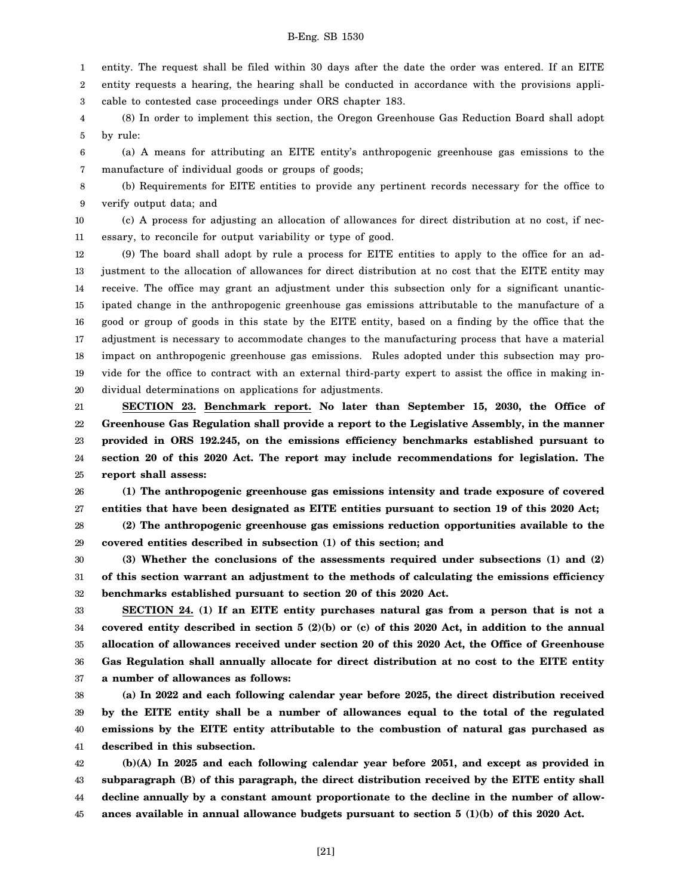entity. The request shall be filed within 30 days after the date the order was entered. If an EITE entity requests a hearing, the hearing shall be conducted in accordance with the provisions applicable to contested case proceedings under ORS chapter 183.

(8) In order to implement this section, the Oregon Greenhouse Gas Reduction Board shall adopt by rule:

(a) A means for attributing an EITE entity's anthropogenic greenhouse gas emissions to the manufacture of individual goods or groups of goods;

(b) Requirements for EITE entities to provide any pertinent records necessary for the office to verify output data; and

(c) A process for adjusting an allocation of allowances for direct distribution at no cost, if necessary, to reconcile for output variability or type of good.

(9) The board shall adopt by rule a process for EITE entities to apply to the office for an adjustment to the allocation of allowances for direct distribution at no cost that the EITE entity may receive. The office may grant an adjustment under this subsection only for a significant unanticipated change in the anthropogenic greenhouse gas emissions attributable to the manufacture of a good or group of goods in this state by the EITE entity, based on a finding by the office that the adjustment is necessary to accommodate changes to the manufacturing process that have a material impact on anthropogenic greenhouse gas emissions. Rules adopted under this subsection may provide for the office to contract with an external third-party expert to assist the office in making individual determinations on applications for adjustments.

**SECTION 23. Benchmark report. No later than September 15, 2030, the Office of Greenhouse Gas Regulation shall provide a report to the Legislative Assembly, in the manner provided in ORS 192.245, on the emissions efficiency benchmarks established pursuant to section 20 of this 2020 Act. The report may include recommendations for legislation. The report shall assess:**

**(1) The anthropogenic greenhouse gas emissions intensity and trade exposure of covered entities that have been designated as EITE entities pursuant to section 19 of this 2020 Act;**

**(2) The anthropogenic greenhouse gas emissions reduction opportunities available to the covered entities described in subsection (1) of this section; and**

**(3) Whether the conclusions of the assessments required under subsections (1) and (2) of this section warrant an adjustment to the methods of calculating the emissions efficiency benchmarks established pursuant to section 20 of this 2020 Act.**

**SECTION 24. (1) If an EITE entity purchases natural gas from a person that is not a covered entity described in section 5 (2)(b) or (c) of this 2020 Act, in addition to the annual allocation of allowances received under section 20 of this 2020 Act, the Office of Greenhouse Gas Regulation shall annually allocate for direct distribution at no cost to the EITE entity a number of allowances as follows:**

**(a) In 2022 and each following calendar year before 2025, the direct distribution received by the EITE entity shall be a number of allowances equal to the total of the regulated emissions by the EITE entity attributable to the combustion of natural gas purchased as described in this subsection.**

**(b)(A) In 2025 and each following calendar year before 2051, and except as provided in subparagraph (B) of this paragraph, the direct distribution received by the EITE entity shall decline annually by a constant amount proportionate to the decline in the number of allowances available in annual allowance budgets pursuant to section 5 (1)(b) of this 2020 Act.**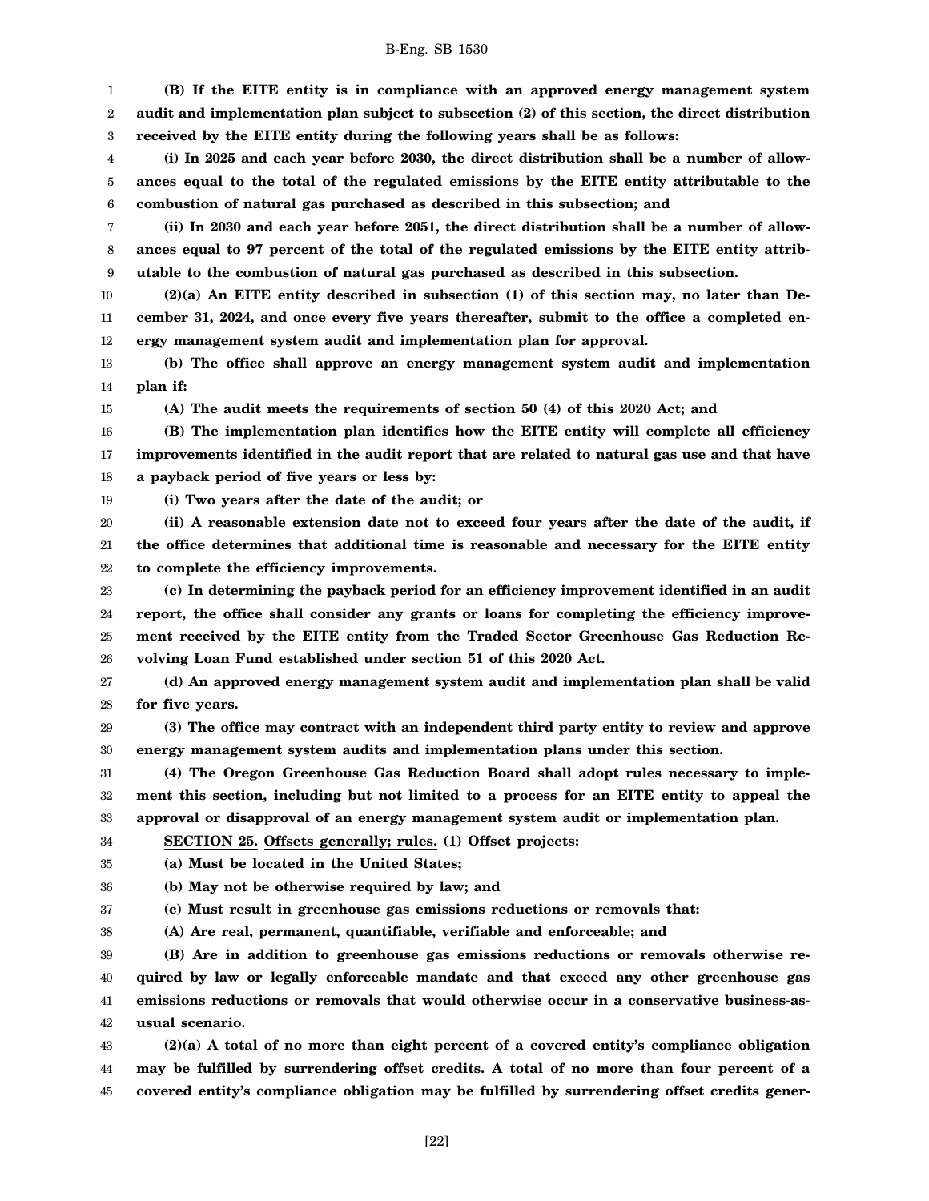**(B) If the EITE entity is in compliance with an approved energy management system audit and implementation plan subject to subsection (2) of this section, the direct distribution received by the EITE entity during the following years shall be as follows:**

**(i) In 2025 and each year before 2030, the direct distribution shall be a number of allowances equal to the total of the regulated emissions by the EITE entity attributable to the combustion of natural gas purchased as described in this subsection; and**

**(ii) In 2030 and each year before 2051, the direct distribution shall be a number of allowances equal to 97 percent of the total of the regulated emissions by the EITE entity attributable to the combustion of natural gas purchased as described in this subsection.**

**(2)(a) An EITE entity described in subsection (1) of this section may, no later than December 31, 2024, and once every five years thereafter, submit to the office a completed energy management system audit and implementation plan for approval.**

**(b) The office shall approve an energy management system audit and implementation plan if:**

**(A) The audit meets the requirements of section 50 (4) of this 2020 Act; and**

**(B) The implementation plan identifies how the EITE entity will complete all efficiency improvements identified in the audit report that are related to natural gas use and that have a payback period of five years or less by:**

**(i) Two years after the date of the audit; or**

**(ii) A reasonable extension date not to exceed four years after the date of the audit, if the office determines that additional time is reasonable and necessary for the EITE entity to complete the efficiency improvements.**

**(c) In determining the payback period for an efficiency improvement identified in an audit report, the office shall consider any grants or loans for completing the efficiency improvement received by the EITE entity from the Traded Sector Greenhouse Gas Reduction Revolving Loan Fund established under section 51 of this 2020 Act.**

**(d) An approved energy management system audit and implementation plan shall be valid for five years.**

**(3) The office may contract with an independent third party entity to review and approve energy management system audits and implementation plans under this section.**

**(4) The Oregon Greenhouse Gas Reduction Board shall adopt rules necessary to implement this section, including but not limited to a process for an EITE entity to appeal the approval or disapproval of an energy management system audit or implementation plan.**

**SECTION 25. Offsets generally; rules. (1) Offset projects:**

**(a) Must be located in the United States;**

**(b) May not be otherwise required by law; and**

**(c) Must result in greenhouse gas emissions reductions or removals that:**

**(A) Are real, permanent, quantifiable, verifiable and enforceable; and**

**(B) Are in addition to greenhouse gas emissions reductions or removals otherwise required by law or legally enforceable mandate and that exceed any other greenhouse gas emissions reductions or removals that would otherwise occur in a conservative business-as-usual scenario.**

**(2)(a) A total of no more than eight percent of a covered entity's compliance obligation may be fulfilled by surrendering offset credits. A total of no more than four percent of a covered entity's compliance obligation may be fulfilled by surrendering offset credits gener-**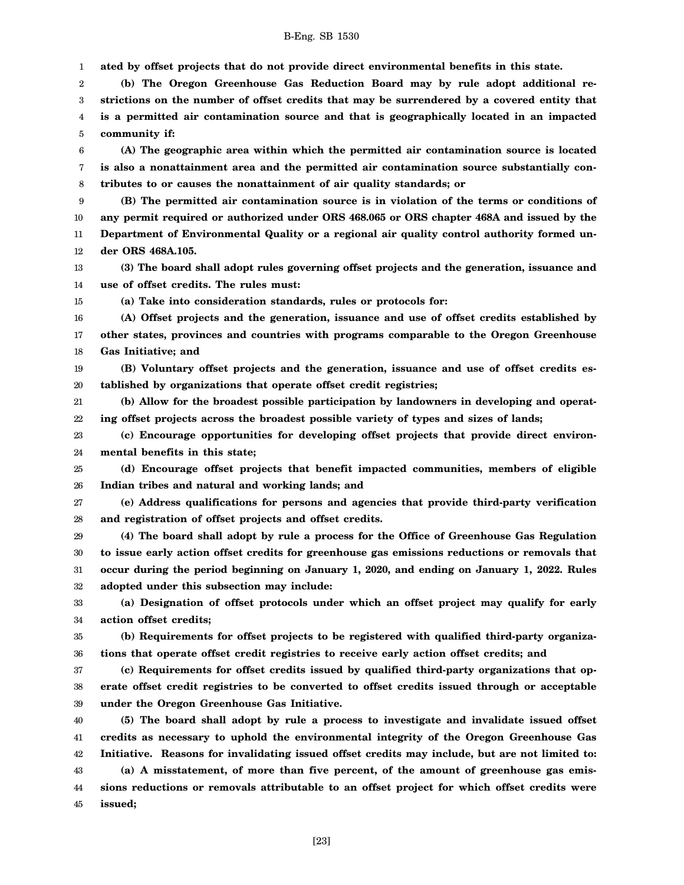**ated by offset projects that do not provide direct environmental benefits in this state.**

**(b) The Oregon Greenhouse Gas Reduction Board may by rule adopt additional restrictions on the number of offset credits that may be surrendered by a covered entity that is a permitted air contamination source and that is geographically located in an impacted community if:**

**(A) The geographic area within which the permitted air contamination source is located is also a nonattainment area and the permitted air contamination source substantially contributes to or causes the nonattainment of air quality standards; or**

**(B) The permitted air contamination source is in violation of the terms or conditions of any permit required or authorized under ORS 468.065 or ORS chapter 468A and issued by the Department of Environmental Quality or a regional air quality control authority formed under ORS 468A.105.**

**(3) The board shall adopt rules governing offset projects and the generation, issuance and use of offset credits. The rules must:**

**(a) Take into consideration standards, rules or protocols for:**

**(A) Offset projects and the generation, issuance and use of offset credits established by other states, provinces and countries with programs comparable to the Oregon Greenhouse Gas Initiative; and**

**(B) Voluntary offset projects and the generation, issuance and use of offset credits established by organizations that operate offset credit registries;**

**(b) Allow for the broadest possible participation by landowners in developing and operating offset projects across the broadest possible variety of types and sizes of lands;**

**(c) Encourage opportunities for developing offset projects that provide direct environmental benefits in this state;**

**(d) Encourage offset projects that benefit impacted communities, members of eligible Indian tribes and natural and working lands; and**

**(e) Address qualifications for persons and agencies that provide third-party verification and registration of offset projects and offset credits.**

**(4) The board shall adopt by rule a process for the Office of Greenhouse Gas Regulation to issue early action offset credits for greenhouse gas emissions reductions or removals that occur during the period beginning on January 1, 2020, and ending on January 1, 2022. Rules adopted under this subsection may include:**

**(a) Designation of offset protocols under which an offset project may qualify for early action offset credits;**

**(b) Requirements for offset projects to be registered with qualified third-party organizations that operate offset credit registries to receive early action offset credits; and**

**(c) Requirements for offset credits issued by qualified third-party organizations that operate offset credit registries to be converted to offset credits issued through or acceptable under the Oregon Greenhouse Gas Initiative.**

**(5) The board shall adopt by rule a process to investigate and invalidate issued offset credits as necessary to uphold the environmental integrity of the Oregon Greenhouse Gas Initiative. Reasons for invalidating issued offset credits may include, but are not limited to:**

**(a) A misstatement, of more than five percent, of the amount of greenhouse gas emissions reductions or removals attributable to an offset project for which offset credits were issued;**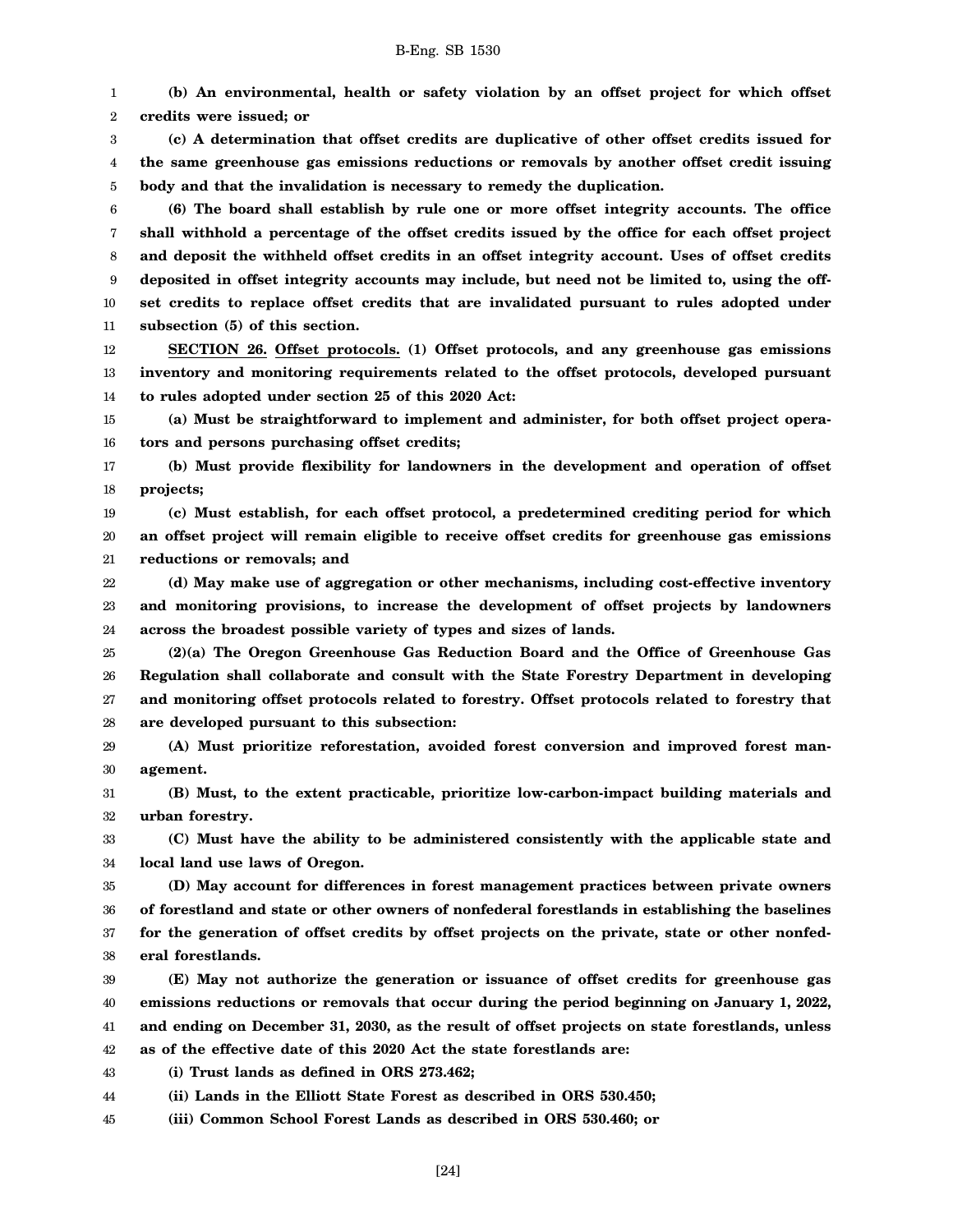**(b) An environmental, health or safety violation by an offset project for which offset credits were issued; or**

**(c) A determination that offset credits are duplicative of other offset credits issued for the same greenhouse gas emissions reductions or removals by another offset credit issuing body and that the invalidation is necessary to remedy the duplication.**

**(6) The board shall establish by rule one or more offset integrity accounts. The office shall withhold a percentage of the offset credits issued by the office for each offset project and deposit the withheld offset credits in an offset integrity account. Uses of offset credits deposited in offset integrity accounts may include, but need not be limited to, using the offset credits to replace offset credits that are invalidated pursuant to rules adopted under subsection (5) of this section.**

**SECTION 26. Offset protocols. (1) Offset protocols, and any greenhouse gas emissions inventory and monitoring requirements related to the offset protocols, developed pursuant to rules adopted under section 25 of this 2020 Act:**

**(a) Must be straightforward to implement and administer, for both offset project operators and persons purchasing offset credits;**

**(b) Must provide flexibility for landowners in the development and operation of offset projects;**

**(c) Must establish, for each offset protocol, a predetermined crediting period for which an offset project will remain eligible to receive offset credits for greenhouse gas emissions reductions or removals; and**

**(d) May make use of aggregation or other mechanisms, including cost-effective inventory and monitoring provisions, to increase the development of offset projects by landowners across the broadest possible variety of types and sizes of lands.**

**(2)(a) The Oregon Greenhouse Gas Reduction Board and the Office of Greenhouse Gas Regulation shall collaborate and consult with the State Forestry Department in developing and monitoring offset protocols related to forestry. Offset protocols related to forestry that are developed pursuant to this subsection:**

**(A) Must prioritize reforestation, avoided forest conversion and improved forest management.**

**(B) Must, to the extent practicable, prioritize low-carbon-impact building materials and urban forestry.**

**(C) Must have the ability to be administered consistently with the applicable state and local land use laws of Oregon.**

**(D) May account for differences in forest management practices between private owners of forestland and state or other owners of nonfederal forestlands in establishing the baselines for the generation of offset credits by offset projects on the private, state or other nonfederal forestlands.**

**(E) May not authorize the generation or issuance of offset credits for greenhouse gas emissions reductions or removals that occur during the period beginning on January 1, 2022, and ending on December 31, 2030, as the result of offset projects on state forestlands, unless as of the effective date of this 2020 Act the state forestlands are:**

**(i) Trust lands as defined in ORS 273.462;**

**(ii) Lands in the Elliott State Forest as described in ORS 530.450;**

**(iii) Common School Forest Lands as described in ORS 530.460; or**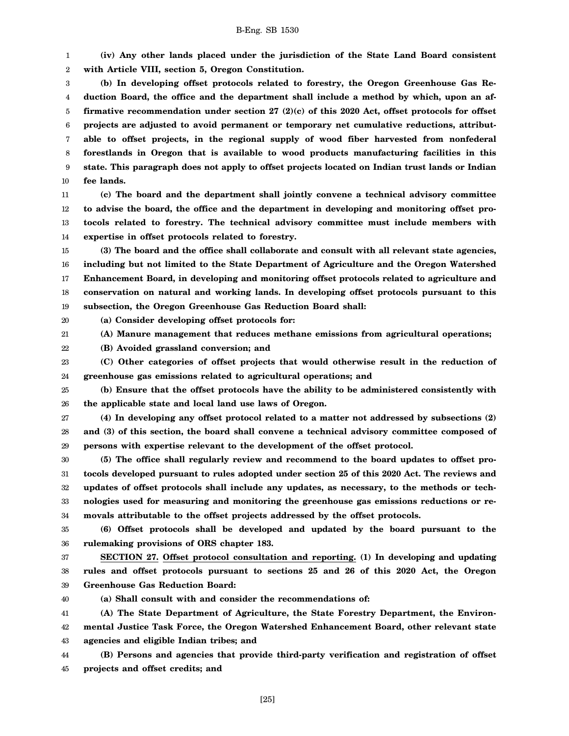**(iv) Any other lands placed under the jurisdiction of the State Land Board consistent with Article VIII, section 5, Oregon Constitution.**

**(b) In developing offset protocols related to forestry, the Oregon Greenhouse Gas Reduction Board, the office and the department shall include a method by which, upon an affirmative recommendation under section 27 (2)(c) of this 2020 Act, offset protocols for offset projects are adjusted to avoid permanent or temporary net cumulative reductions, attributable to offset projects, in the regional supply of wood fiber harvested from nonfederal forestlands in Oregon that is available to wood products manufacturing facilities in this state. This paragraph does not apply to offset projects located on Indian trust lands or Indian fee lands.**

**(c) The board and the department shall jointly convene a technical advisory committee to advise the board, the office and the department in developing and monitoring offset protocols related to forestry. The technical advisory committee must include members with expertise in offset protocols related to forestry.**

**(3) The board and the office shall collaborate and consult with all relevant state agencies, including but not limited to the State Department of Agriculture and the Oregon Watershed Enhancement Board, in developing and monitoring offset protocols related to agriculture and conservation on natural and working lands. In developing offset protocols pursuant to this subsection, the Oregon Greenhouse Gas Reduction Board shall:**

**(a) Consider developing offset protocols for:**

**(A) Manure management that reduces methane emissions from agricultural operations;**

**(B) Avoided grassland conversion; and**

**(C) Other categories of offset projects that would otherwise result in the reduction of greenhouse gas emissions related to agricultural operations; and**

**(b) Ensure that the offset protocols have the ability to be administered consistently with the applicable state and local land use laws of Oregon.**

**(4) In developing any offset protocol related to a matter not addressed by subsections (2) and (3) of this section, the board shall convene a technical advisory committee composed of persons with expertise relevant to the development of the offset protocol.**

**(5) The office shall regularly review and recommend to the board updates to offset protocols developed pursuant to rules adopted under section 25 of this 2020 Act. The reviews and updates of offset protocols shall include any updates, as necessary, to the methods or technologies used for measuring and monitoring the greenhouse gas emissions reductions or removals attributable to the offset projects addressed by the offset protocols.**

**(6) Offset protocols shall be developed and updated by the board pursuant to the rulemaking provisions of ORS chapter 183.**

**SECTION 27. Offset protocol consultation and reporting. (1) In developing and updating rules and offset protocols pursuant to sections 25 and 26 of this 2020 Act, the Oregon Greenhouse Gas Reduction Board:**

**(a) Shall consult with and consider the recommendations of:**

**(A) The State Department of Agriculture, the State Forestry Department, the Environmental Justice Task Force, the Oregon Watershed Enhancement Board, other relevant state agencies and eligible Indian tribes; and**

**(B) Persons and agencies that provide third-party verification and registration of offset projects and offset credits; and**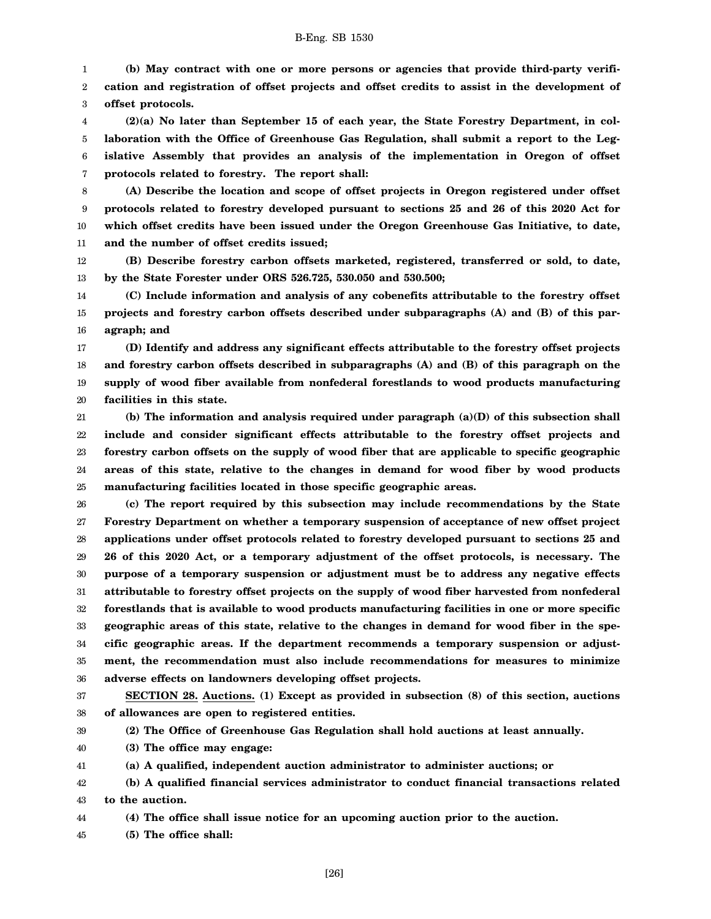**(b) May contract with one or more persons or agencies that provide third-party verification and registration of offset projects and offset credits to assist in the development of offset protocols.**

**(2)(a) No later than September 15 of each year, the State Forestry Department, in collaboration with the Office of Greenhouse Gas Regulation, shall submit a report to the Legislative Assembly that provides an analysis of the implementation in Oregon of offset protocols related to forestry. The report shall:**

**(A) Describe the location and scope of offset projects in Oregon registered under offset protocols related to forestry developed pursuant to sections 25 and 26 of this 2020 Act for which offset credits have been issued under the Oregon Greenhouse Gas Initiative, to date, and the number of offset credits issued;**

**(B) Describe forestry carbon offsets marketed, registered, transferred or sold, to date, by the State Forester under ORS 526.725, 530.050 and 530.500;**

**(C) Include information and analysis of any cobenefits attributable to the forestry offset projects and forestry carbon offsets described under subparagraphs (A) and (B) of this paragraph; and**

**(D) Identify and address any significant effects attributable to the forestry offset projects and forestry carbon offsets described in subparagraphs (A) and (B) of this paragraph on the supply of wood fiber available from nonfederal forestlands to wood products manufacturing facilities in this state.**

**(b) The information and analysis required under paragraph (a)(D) of this subsection shall include and consider significant effects attributable to the forestry offset projects and forestry carbon offsets on the supply of wood fiber that are applicable to specific geographic areas of this state, relative to the changes in demand for wood fiber by wood products manufacturing facilities located in those specific geographic areas.**

**(c) The report required by this subsection may include recommendations by the State Forestry Department on whether a temporary suspension of acceptance of new offset project applications under offset protocols related to forestry developed pursuant to sections 25 and 26 of this 2020 Act, or a temporary adjustment of the offset protocols, is necessary. The purpose of a temporary suspension or adjustment must be to address any negative effects attributable to forestry offset projects on the supply of wood fiber harvested from nonfederal forestlands that is available to wood products manufacturing facilities in one or more specific geographic areas of this state, relative to the changes in demand for wood fiber in the specific geographic areas. If the department recommends a temporary suspension or adjustment, the recommendation must also include recommendations for measures to minimize adverse effects on landowners developing offset projects.**

**SECTION 28. Auctions. (1) Except as provided in subsection (8) of this section, auctions of allowances are open to registered entities.**

**(2) The Office of Greenhouse Gas Regulation shall hold auctions at least annually.**

**(3) The office may engage:**

**(a) A qualified, independent auction administrator to administer auctions; or**

**(b) A qualified financial services administrator to conduct financial transactions related to the auction.**

**(4) The office shall issue notice for an upcoming auction prior to the auction.**

**(5) The office shall:**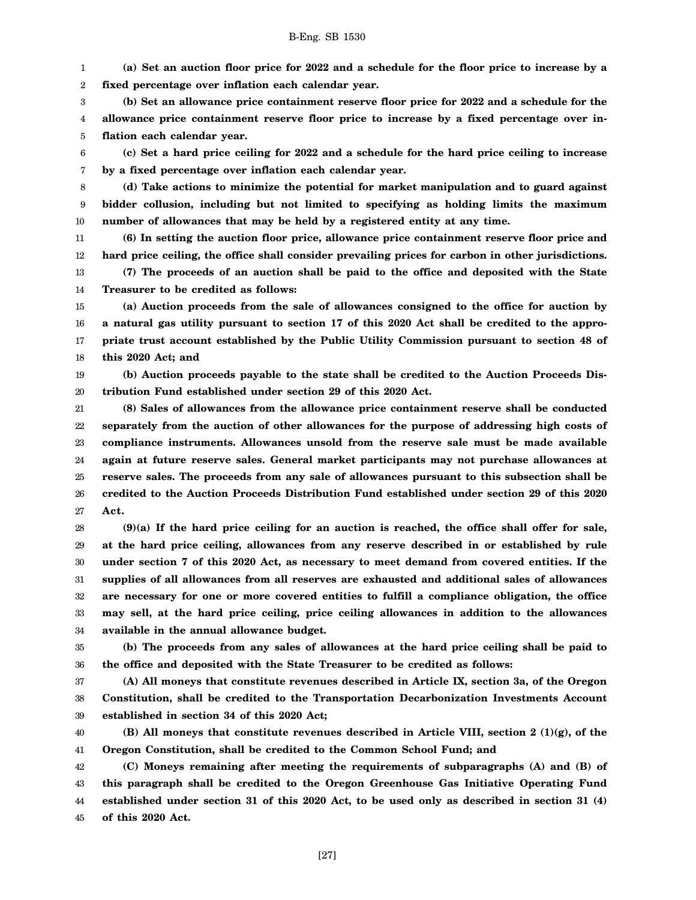**(a) Set an auction floor price for 2022 and a schedule for the floor price to increase by a fixed percentage over inflation each calendar year.**

**(b) Set an allowance price containment reserve floor price for 2022 and a schedule for the allowance price containment reserve floor price to increase by a fixed percentage over inflation each calendar year.**

**(c) Set a hard price ceiling for 2022 and a schedule for the hard price ceiling to increase by a fixed percentage over inflation each calendar year.**

**(d) Take actions to minimize the potential for market manipulation and to guard against bidder collusion, including but not limited to specifying as holding limits the maximum number of allowances that may be held by a registered entity at any time.**

**(6) In setting the auction floor price, allowance price containment reserve floor price and hard price ceiling, the office shall consider prevailing prices for carbon in other jurisdictions.**

**(7) The proceeds of an auction shall be paid to the office and deposited with the State Treasurer to be credited as follows:**

**(a) Auction proceeds from the sale of allowances consigned to the office for auction by a natural gas utility pursuant to section 17 of this 2020 Act shall be credited to the appropriate trust account established by the Public Utility Commission pursuant to section 48 of this 2020 Act; and**

**(b) Auction proceeds payable to the state shall be credited to the Auction Proceeds Distribution Fund established under section 29 of this 2020 Act.**

**(8) Sales of allowances from the allowance price containment reserve shall be conducted separately from the auction of other allowances for the purpose of addressing high costs of compliance instruments. Allowances unsold from the reserve sale must be made available again at future reserve sales. General market participants may not purchase allowances at reserve sales. The proceeds from any sale of allowances pursuant to this subsection shall be credited to the Auction Proceeds Distribution Fund established under section 29 of this 2020 Act.**

**(9)(a) If the hard price ceiling for an auction is reached, the office shall offer for sale, at the hard price ceiling, allowances from any reserve described in or established by rule under section 7 of this 2020 Act, as necessary to meet demand from covered entities. If the supplies of all allowances from all reserves are exhausted and additional sales of allowances are necessary for one or more covered entities to fulfill a compliance obligation, the office may sell, at the hard price ceiling, price ceiling allowances in addition to the allowances available in the annual allowance budget.**

**(b) The proceeds from any sales of allowances at the hard price ceiling shall be paid to the office and deposited with the State Treasurer to be credited as follows:**

**(A) All moneys that constitute revenues described in Article IX, section 3a, of the Oregon Constitution, shall be credited to the Transportation Decarbonization Investments Account established in section 34 of this 2020 Act;**

**(B) All moneys that constitute revenues described in Article VIII, section 2 (1)(g), of the Oregon Constitution, shall be credited to the Common School Fund; and**

**(C) Moneys remaining after meeting the requirements of subparagraphs (A) and (B) of this paragraph shall be credited to the Oregon Greenhouse Gas Initiative Operating Fund established under section 31 of this 2020 Act, to be used only as described in section 31 (4) of this 2020 Act.**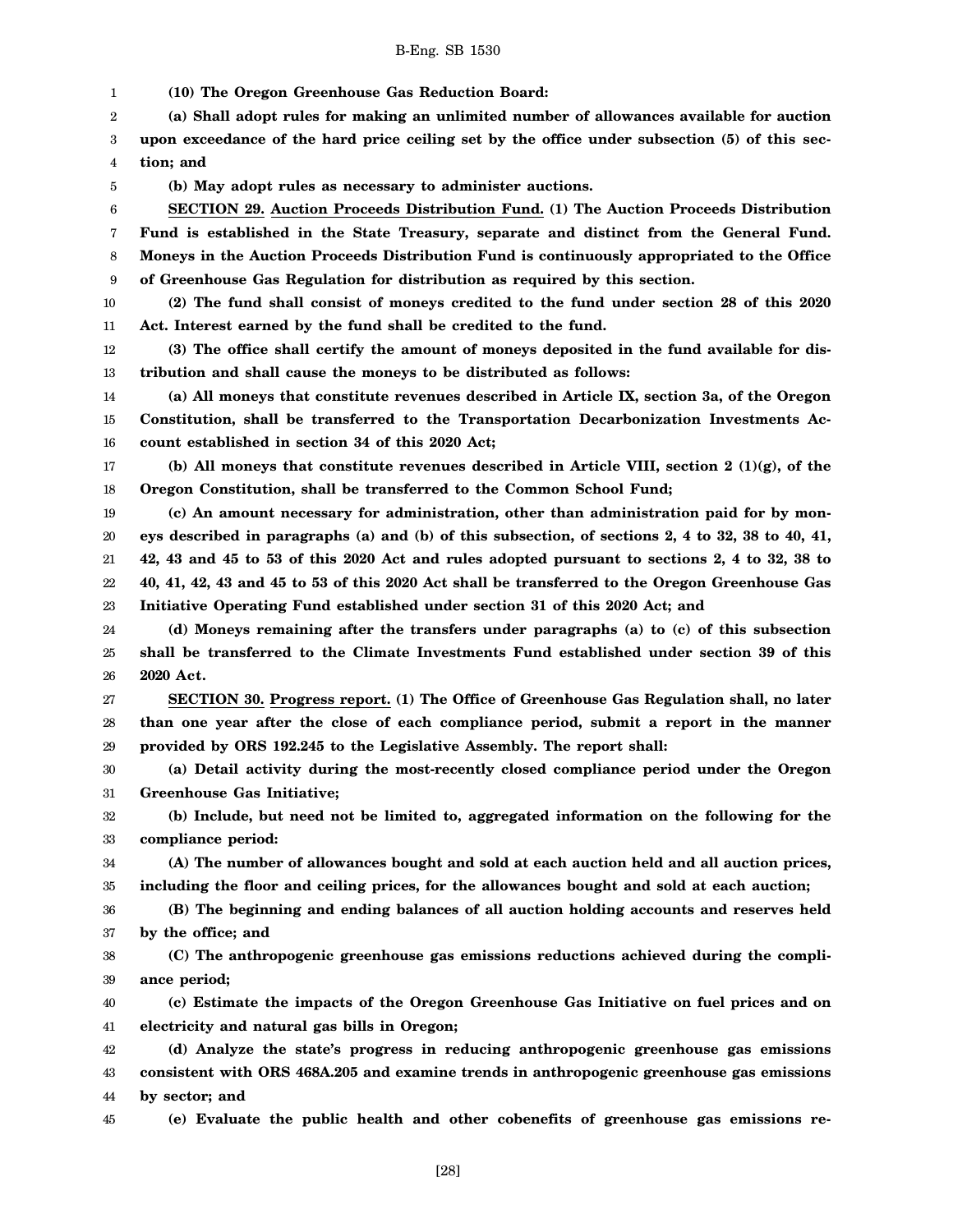**(10) The Oregon Greenhouse Gas Reduction Board:**

**(a) Shall adopt rules for making an unlimited number of allowances available for auction upon exceedance of the hard price ceiling set by the office under subsection (5) of this section; and**

**(b) May adopt rules as necessary to administer auctions.**

**SECTION 29. Auction Proceeds Distribution Fund. (1) The Auction Proceeds Distribution Fund is established in the State Treasury, separate and distinct from the General Fund. Moneys in the Auction Proceeds Distribution Fund is continuously appropriated to the Office of Greenhouse Gas Regulation for distribution as required by this section.**

**(2) The fund shall consist of moneys credited to the fund under section 28 of this 2020 Act. Interest earned by the fund shall be credited to the fund.**

**(3) The office shall certify the amount of moneys deposited in the fund available for distribution and shall cause the moneys to be distributed as follows:**

**(a) All moneys that constitute revenues described in Article IX, section 3a, of the Oregon Constitution, shall be transferred to the Transportation Decarbonization Investments Account established in section 34 of this 2020 Act;**

**(b) All moneys that constitute revenues described in Article VIII, section 2 (1)(g), of the Oregon Constitution, shall be transferred to the Common School Fund;**

**(c) An amount necessary for administration, other than administration paid for by moneys described in paragraphs (a) and (b) of this subsection, of sections 2, 4 to 32, 38 to 40, 41, 42, 43 and 45 to 53 of this 2020 Act and rules adopted pursuant to sections 2, 4 to 32, 38 to 40, 41, 42, 43 and 45 to 53 of this 2020 Act shall be transferred to the Oregon Greenhouse Gas Initiative Operating Fund established under section 31 of this 2020 Act; and**

**(d) Moneys remaining after the transfers under paragraphs (a) to (c) of this subsection shall be transferred to the Climate Investments Fund established under section 39 of this 2020 Act.**

**SECTION 30. Progress report. (1) The Office of Greenhouse Gas Regulation shall, no later than one year after the close of each compliance period, submit a report in the manner provided by ORS 192.245 to the Legislative Assembly. The report shall:**

**(a) Detail activity during the most-recently closed compliance period under the Oregon Greenhouse Gas Initiative;**

**(b) Include, but need not be limited to, aggregated information on the following for the compliance period:**

**(A) The number of allowances bought and sold at each auction held and all auction prices, including the floor and ceiling prices, for the allowances bought and sold at each auction;**

**(B) The beginning and ending balances of all auction holding accounts and reserves held by the office; and**

**(C) The anthropogenic greenhouse gas emissions reductions achieved during the compliance period;**

**(c) Estimate the impacts of the Oregon Greenhouse Gas Initiative on fuel prices and on electricity and natural gas bills in Oregon;**

**(d) Analyze the state's progress in reducing anthropogenic greenhouse gas emissions consistent with ORS 468A.205 and examine trends in anthropogenic greenhouse gas emissions by sector; and**

**(e) Evaluate the public health and other cobenefits of greenhouse gas emissions re-**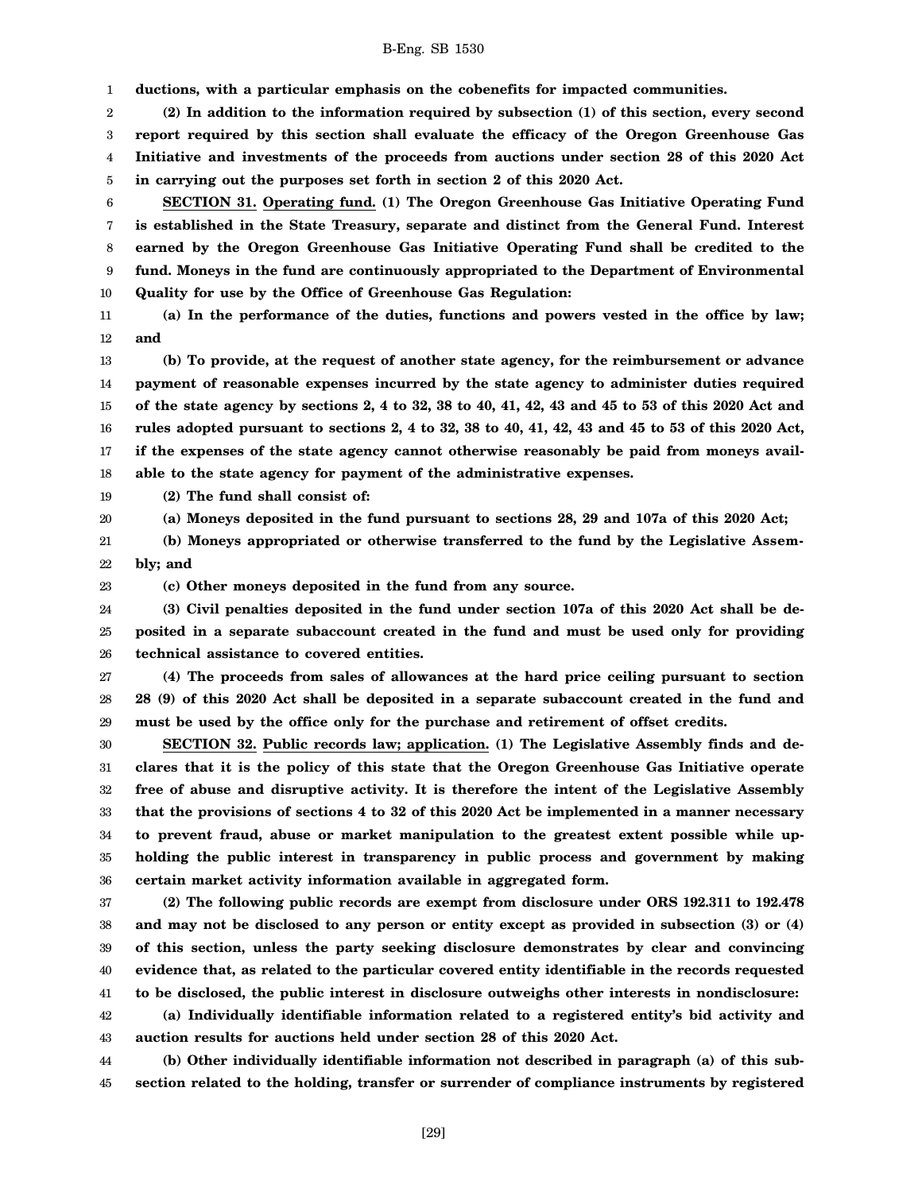**ductions, with a particular emphasis on the cobenefits for impacted communities.**

**(2) In addition to the information required by subsection (1) of this section, every second report required by this section shall evaluate the efficacy of the Oregon Greenhouse Gas Initiative and investments of the proceeds from auctions under section 28 of this 2020 Act in carrying out the purposes set forth in section 2 of this 2020 Act.**

**SECTION 31. Operating fund. (1) The Oregon Greenhouse Gas Initiative Operating Fund is established in the State Treasury, separate and distinct from the General Fund. Interest earned by the Oregon Greenhouse Gas Initiative Operating Fund shall be credited to the fund. Moneys in the fund are continuously appropriated to the Department of Environmental Quality for use by the Office of Greenhouse Gas Regulation:**

**(a) In the performance of the duties, functions and powers vested in the office by law; and**

**(b) To provide, at the request of another state agency, for the reimbursement or advance payment of reasonable expenses incurred by the state agency to administer duties required of the state agency by sections 2, 4 to 32, 38 to 40, 41, 42, 43 and 45 to 53 of this 2020 Act and rules adopted pursuant to sections 2, 4 to 32, 38 to 40, 41, 42, 43 and 45 to 53 of this 2020 Act, if the expenses of the state agency cannot otherwise reasonably be paid from moneys available to the state agency for payment of the administrative expenses.**

**(2) The fund shall consist of:**

**(a) Moneys deposited in the fund pursuant to sections 28, 29 and 107a of this 2020 Act;**

**(b) Moneys appropriated or otherwise transferred to the fund by the Legislative Assembly; and**

**(c) Other moneys deposited in the fund from any source.**

**(3) Civil penalties deposited in the fund under section 107a of this 2020 Act shall be deposited in a separate subaccount created in the fund and must be used only for providing technical assistance to covered entities.**

**(4) The proceeds from sales of allowances at the hard price ceiling pursuant to section 28 (9) of this 2020 Act shall be deposited in a separate subaccount created in the fund and must be used by the office only for the purchase and retirement of offset credits.**

**SECTION 32. Public records law; application. (1) The Legislative Assembly finds and declares that it is the policy of this state that the Oregon Greenhouse Gas Initiative operate free of abuse and disruptive activity. It is therefore the intent of the Legislative Assembly that the provisions of sections 4 to 32 of this 2020 Act be implemented in a manner necessary to prevent fraud, abuse or market manipulation to the greatest extent possible while upholding the public interest in transparency in public process and government by making certain market activity information available in aggregated form.**

**(2) The following public records are exempt from disclosure under ORS 192.311 to 192.478 and may not be disclosed to any person or entity except as provided in subsection (3) or (4) of this section, unless the party seeking disclosure demonstrates by clear and convincing evidence that, as related to the particular covered entity identifiable in the records requested to be disclosed, the public interest in disclosure outweighs other interests in nondisclosure:**

**(a) Individually identifiable information related to a registered entity's bid activity and auction results for auctions held under section 28 of this 2020 Act.**

**(b) Other individually identifiable information not described in paragraph (a) of this subsection related to the holding, transfer or surrender of compliance instruments by registered**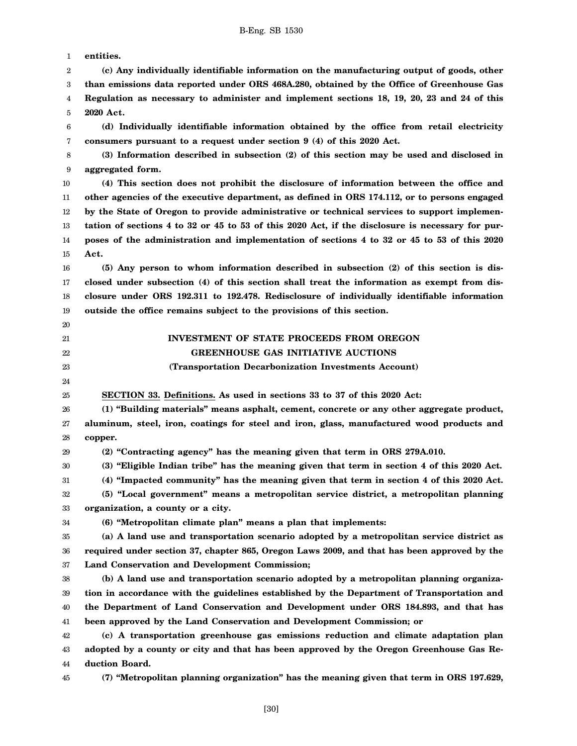**entities.**

**(c) Any individually identifiable information on the manufacturing output of goods, other than emissions data reported under ORS 468A.280, obtained by the Office of Greenhouse Gas Regulation as necessary to administer and implement sections 18, 19, 20, 23 and 24 of this 2020 Act.**

**(d) Individually identifiable information obtained by the office from retail electricity consumers pursuant to a request under section 9 (4) of this 2020 Act.**

**(3) Information described in subsection (2) of this section may be used and disclosed in aggregated form.**

**(4) This section does not prohibit the disclosure of information between the office and other agencies of the executive department, as defined in ORS 174.112, or to persons engaged by the State of Oregon to provide administrative or technical services to support implementation of sections 4 to 32 or 45 to 53 of this 2020 Act, if the disclosure is necessary for purposes of the administration and implementation of sections 4 to 32 or 45 to 53 of this 2020 Act.**

**(5) Any person to whom information described in subsection (2) of this section is disclosed under subsection (4) of this section shall treat the information as exempt from disclosure under ORS 192.311 to 192.478. Redisclosure of individually identifiable information outside the office remains subject to the provisions of this section.**

## INVESTMENT OF STATE PROCEEDS FROM OREGON GREENHOUSE GAS INITIATIVE AUCTIONS

### (Transportation Decarbonization Investments Account)

**SECTION 33. Definitions. As used in sections 33 to 37 of this 2020 Act:**

**(1) "Building materials" means asphalt, cement, concrete or any other aggregate product, aluminum, steel, iron, coatings for steel and iron, glass, manufactured wood products and copper.**

**(2) "Contracting agency" has the meaning given that term in ORS 279A.010.**

**(3) "Eligible Indian tribe" has the meaning given that term in section 4 of this 2020 Act.**

**(4) "Impacted community" has the meaning given that term in section 4 of this 2020 Act.**

**(5) "Local government" means a metropolitan service district, a metropolitan planning organization, a county or a city.**

**(6) "Metropolitan climate plan" means a plan that implements:**

**(a) A land use and transportation scenario adopted by a metropolitan service district as required under section 37, chapter 865, Oregon Laws 2009, and that has been approved by the Land Conservation and Development Commission;**

**(b) A land use and transportation scenario adopted by a metropolitan planning organization in accordance with the guidelines established by the Department of Transportation and the Department of Land Conservation and Development under ORS 184.893, and that has been approved by the Land Conservation and Development Commission; or**

**(c) A transportation greenhouse gas emissions reduction and climate adaptation plan adopted by a county or city and that has been approved by the Oregon Greenhouse Gas Reduction Board.**

**(7) "Metropolitan planning organization" has the meaning given that term in ORS 197.629,**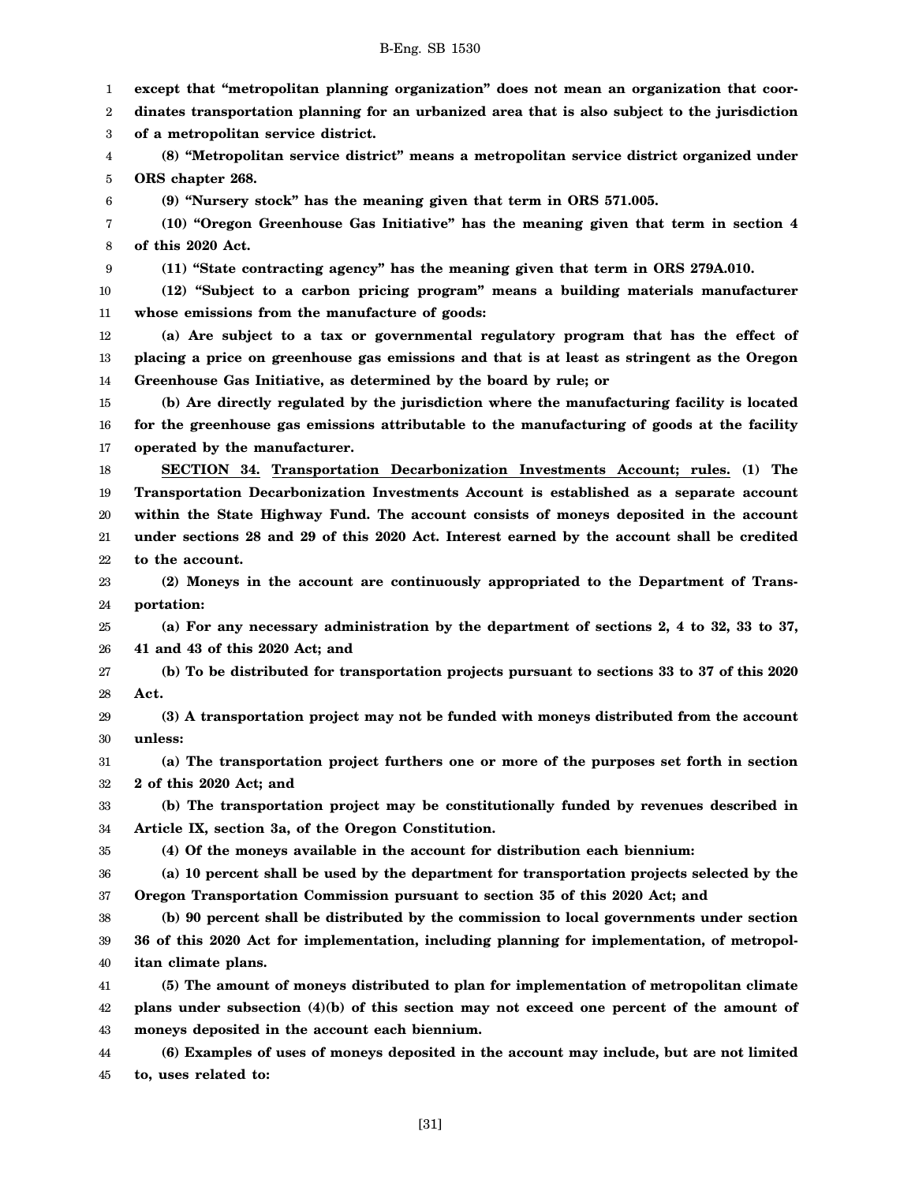**except that "metropolitan planning organization" does not mean an organization that coordinates transportation planning for an urbanized area that is also subject to the jurisdiction of a metropolitan service district.**

**(8) "Metropolitan service district" means a metropolitan service district organized under ORS chapter 268.**

**(9) "Nursery stock" has the meaning given that term in ORS 571.005.**

**(10) "Oregon Greenhouse Gas Initiative" has the meaning given that term in section 4 of this 2020 Act.**

**(11) "State contracting agency" has the meaning given that term in ORS 279A.010.**

**(12) "Subject to a carbon pricing program" means a building materials manufacturer whose emissions from the manufacture of goods:**

**(a) Are subject to a tax or governmental regulatory program that has the effect of placing a price on greenhouse gas emissions and that is at least as stringent as the Oregon Greenhouse Gas Initiative, as determined by the board by rule; or**

**(b) Are directly regulated by the jurisdiction where the manufacturing facility is located for the greenhouse gas emissions attributable to the manufacturing of goods at the facility operated by the manufacturer.**

**SECTION 34. Transportation Decarbonization Investments Account; rules. (1) The Transportation Decarbonization Investments Account is established as a separate account within the State Highway Fund. The account consists of moneys deposited in the account under sections 28 and 29 of this 2020 Act. Interest earned by the account shall be credited to the account.**

**(2) Moneys in the account are continuously appropriated to the Department of Transportation:**

**(a) For any necessary administration by the department of sections 2, 4 to 32, 33 to 37, 41 and 43 of this 2020 Act; and**

**(b) To be distributed for transportation projects pursuant to sections 33 to 37 of this 2020 Act.**

**(3) A transportation project may not be funded with moneys distributed from the account unless:**

**(a) The transportation project furthers one or more of the purposes set forth in section 2 of this 2020 Act; and**

**(b) The transportation project may be constitutionally funded by revenues described in Article IX, section 3a, of the Oregon Constitution.**

**(4) Of the moneys available in the account for distribution each biennium:**

**(a) 10 percent shall be used by the department for transportation projects selected by the Oregon Transportation Commission pursuant to section 35 of this 2020 Act; and**

**(b) 90 percent shall be distributed by the commission to local governments under section 36 of this 2020 Act for implementation, including planning for implementation, of metropolitan climate plans.**

**(5) The amount of moneys distributed to plan for implementation of metropolitan climate plans under subsection (4)(b) of this section may not exceed one percent of the amount of moneys deposited in the account each biennium.**

**(6) Examples of uses of moneys deposited in the account may include, but are not limited to, uses related to:**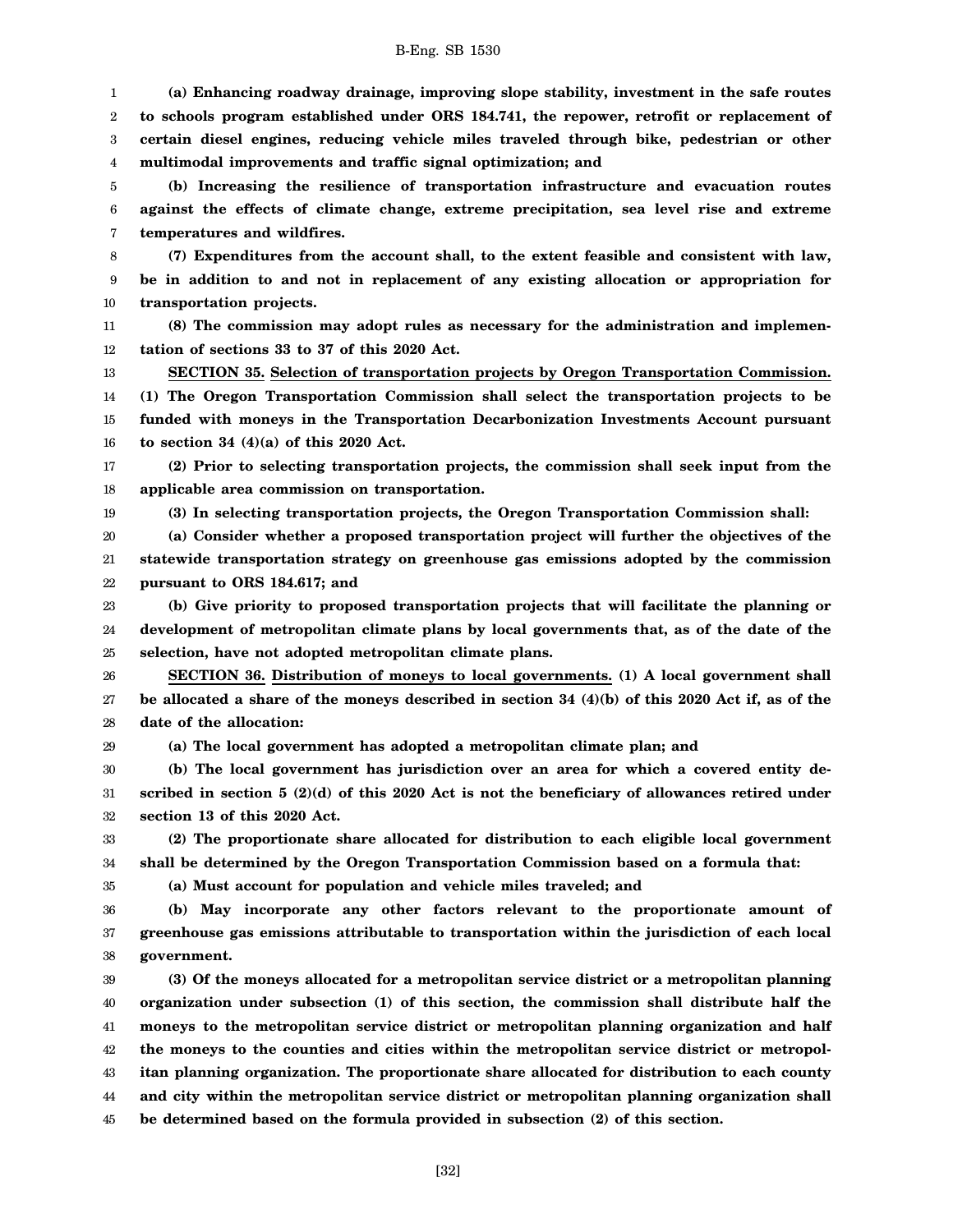**(a) Enhancing roadway drainage, improving slope stability, investment in the safe routes to schools program established under ORS 184.741, the repower, retrofit or replacement of certain diesel engines, reducing vehicle miles traveled through bike, pedestrian or other multimodal improvements and traffic signal optimization; and**

**(b) Increasing the resilience of transportation infrastructure and evacuation routes against the effects of climate change, extreme precipitation, sea level rise and extreme temperatures and wildfires.**

**(7) Expenditures from the account shall, to the extent feasible and consistent with law, be in addition to and not in replacement of any existing allocation or appropriation for transportation projects.**

**(8) The commission may adopt rules as necessary for the administration and implementation of sections 33 to 37 of this 2020 Act.**

**SECTION 35. Selection of transportation projects by Oregon Transportation Commission. (1) The Oregon Transportation Commission shall select the transportation projects to be funded with moneys in the Transportation Decarbonization Investments Account pursuant to section 34 (4)(a) of this 2020 Act.**

**(2) Prior to selecting transportation projects, the commission shall seek input from the applicable area commission on transportation.**

**(3) In selecting transportation projects, the Oregon Transportation Commission shall:**

**(a) Consider whether a proposed transportation project will further the objectives of the statewide transportation strategy on greenhouse gas emissions adopted by the commission pursuant to ORS 184.617; and**

**(b) Give priority to proposed transportation projects that will facilitate the planning or development of metropolitan climate plans by local governments that, as of the date of the selection, have not adopted metropolitan climate plans.**

**SECTION 36. Distribution of moneys to local governments. (1) A local government shall be allocated a share of the moneys described in section 34 (4)(b) of this 2020 Act if, as of the date of the allocation:**

**(a) The local government has adopted a metropolitan climate plan; and**

**(b) The local government has jurisdiction over an area for which a covered entity described in section 5 (2)(d) of this 2020 Act is not the beneficiary of allowances retired under section 13 of this 2020 Act.**

**(2) The proportionate share allocated for distribution to each eligible local government shall be determined by the Oregon Transportation Commission based on a formula that:**

**(a) Must account for population and vehicle miles traveled; and**

**(b) May incorporate any other factors relevant to the proportionate amount of greenhouse gas emissions attributable to transportation within the jurisdiction of each local government.**

**(3) Of the moneys allocated for a metropolitan service district or a metropolitan planning organization under subsection (1) of this section, the commission shall distribute half the moneys to the metropolitan service district or metropolitan planning organization and half the moneys to the counties and cities within the metropolitan service district or metropolitan planning organization. The proportionate share allocated for distribution to each county and city within the metropolitan service district or metropolitan planning organization shall be determined based on the formula provided in subsection (2) of this section.**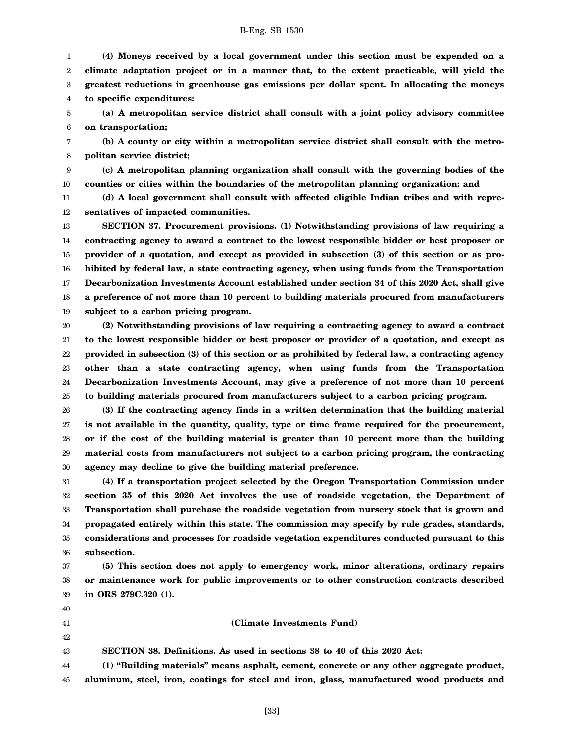**(4) Moneys received by a local government under this section must be expended on a climate adaptation project or in a manner that, to the extent practicable, will yield the greatest reductions in greenhouse gas emissions per dollar spent. In allocating the moneys to specific expenditures:**

**(a) A metropolitan service district shall consult with a joint policy advisory committee on transportation;**

**(b) A county or city within a metropolitan service district shall consult with the metropolitan service district;**

**(c) A metropolitan planning organization shall consult with the governing bodies of the counties or cities within the boundaries of the metropolitan planning organization; and**

**(d) A local government shall consult with affected eligible Indian tribes and with representatives of impacted communities.**

**SECTION 37. Procurement provisions. (1) Notwithstanding provisions of law requiring a contracting agency to award a contract to the lowest responsible bidder or best proposer or provider of a quotation, and except as provided in subsection (3) of this section or as prohibited by federal law, a state contracting agency, when using funds from the Transportation Decarbonization Investments Account established under section 34 of this 2020 Act, shall give a preference of not more than 10 percent to building materials procured from manufacturers subject to a carbon pricing program.**

**(2) Notwithstanding provisions of law requiring a contracting agency to award a contract to the lowest responsible bidder or best proposer or provider of a quotation, and except as provided in subsection (3) of this section or as prohibited by federal law, a contracting agency other than a state contracting agency, when using funds from the Transportation Decarbonization Investments Account, may give a preference of not more than 10 percent to building materials procured from manufacturers subject to a carbon pricing program.**

**(3) If the contracting agency finds in a written determination that the building material is not available in the quantity, quality, type or time frame required for the procurement, or if the cost of the building material is greater than 10 percent more than the building material costs from manufacturers not subject to a carbon pricing program, the contracting agency may decline to give the building material preference.**

**(4) If a transportation project selected by the Oregon Transportation Commission under section 35 of this 2020 Act involves the use of roadside vegetation, the Department of Transportation shall purchase the roadside vegetation from nursery stock that is grown and propagated entirely within this state. The commission may specify by rule grades, standards, considerations and processes for roadside vegetation expenditures conducted pursuant to this subsection.**

**(5) This section does not apply to emergency work, minor alterations, ordinary repairs or maintenance work for public improvements or to other construction contracts described in ORS 279C.320 (1).**

**(Climate Investments Fund)**

**SECTION 38. Definitions. As used in sections 38 to 40 of this 2020 Act:**

**(1) "Building materials" means asphalt, cement, concrete or any other aggregate product, aluminum, steel, iron, coatings for steel and iron, glass, manufactured wood products and**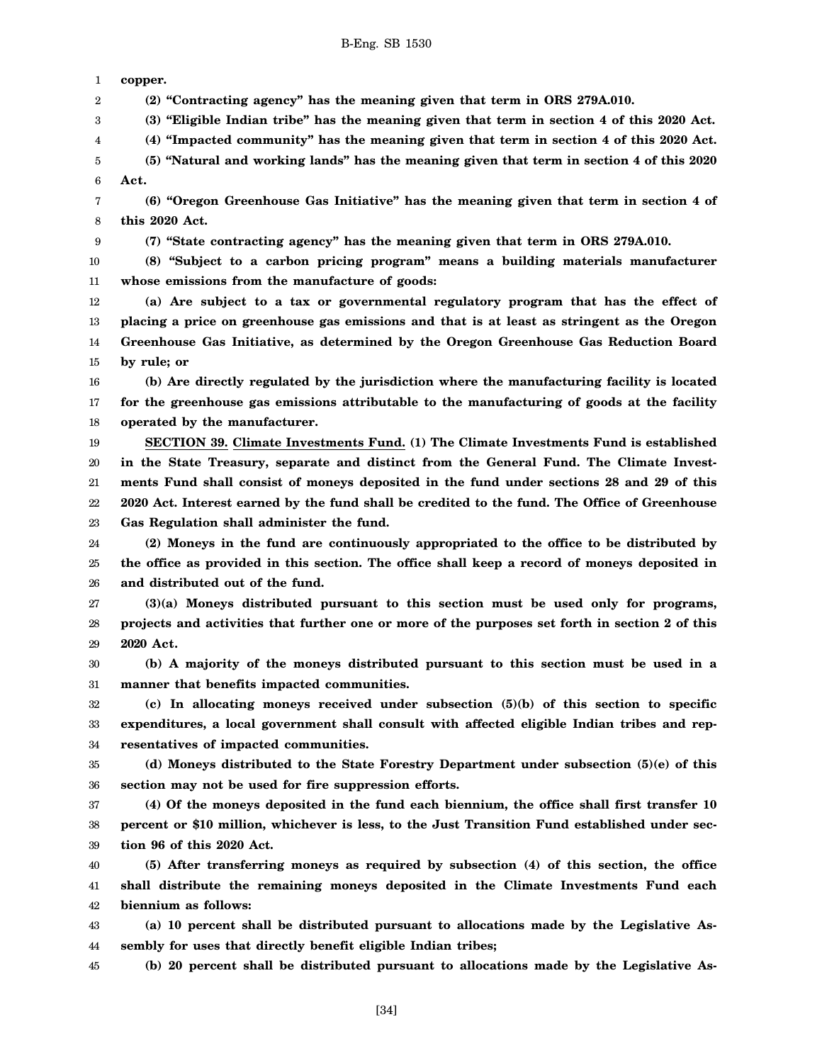**copper.**

**(2) "Contracting agency" has the meaning given that term in ORS 279A.010.**

**(3) "Eligible Indian tribe" has the meaning given that term in section 4 of this 2020 Act.**

**(4) "Impacted community" has the meaning given that term in section 4 of this 2020 Act.**

**(5) "Natural and working lands" has the meaning given that term in section 4 of this 2020 Act.**

**(6) "Oregon Greenhouse Gas Initiative" has the meaning given that term in section 4 of this 2020 Act.**

**(7) "State contracting agency" has the meaning given that term in ORS 279A.010.**

**(8) "Subject to a carbon pricing program" means a building materials manufacturer whose emissions from the manufacture of goods:**

**(a) Are subject to a tax or governmental regulatory program that has the effect of placing a price on greenhouse gas emissions and that is at least as stringent as the Oregon Greenhouse Gas Initiative, as determined by the Oregon Greenhouse Gas Reduction Board by rule; or**

**(b) Are directly regulated by the jurisdiction where the manufacturing facility is located for the greenhouse gas emissions attributable to the manufacturing of goods at the facility operated by the manufacturer.**

**SECTION 39. Climate Investments Fund. (1) The Climate Investments Fund is established in the State Treasury, separate and distinct from the General Fund. The Climate Investments Fund shall consist of moneys deposited in the fund under sections 28 and 29 of this 2020 Act. Interest earned by the fund shall be credited to the fund. The Office of Greenhouse Gas Regulation shall administer the fund.**

**(2) Moneys in the fund are continuously appropriated to the office to be distributed by the office as provided in this section. The office shall keep a record of moneys deposited in and distributed out of the fund.**

**(3)(a) Moneys distributed pursuant to this section must be used only for programs, projects and activities that further one or more of the purposes set forth in section 2 of this 2020 Act.**

**(b) A majority of the moneys distributed pursuant to this section must be used in a manner that benefits impacted communities.**

**(c) In allocating moneys received under subsection (5)(b) of this section to specific expenditures, a local government shall consult with affected eligible Indian tribes and representatives of impacted communities.**

**(d) Moneys distributed to the State Forestry Department under subsection (5)(e) of this section may not be used for fire suppression efforts.**

**(4) Of the moneys deposited in the fund each biennium, the office shall first transfer 10 percent or $10 million, whichever is less, to the Just Transition Fund established under section 96 of this 2020 Act.**

**(5) After transferring moneys as required by subsection (4) of this section, the office shall distribute the remaining moneys deposited in the Climate Investments Fund each biennium as follows:**

**(a) 10 percent shall be distributed pursuant to allocations made by the Legislative Assembly for uses that directly benefit eligible Indian tribes;**

**(b) 20 percent shall be distributed pursuant to allocations made by the Legislative As-**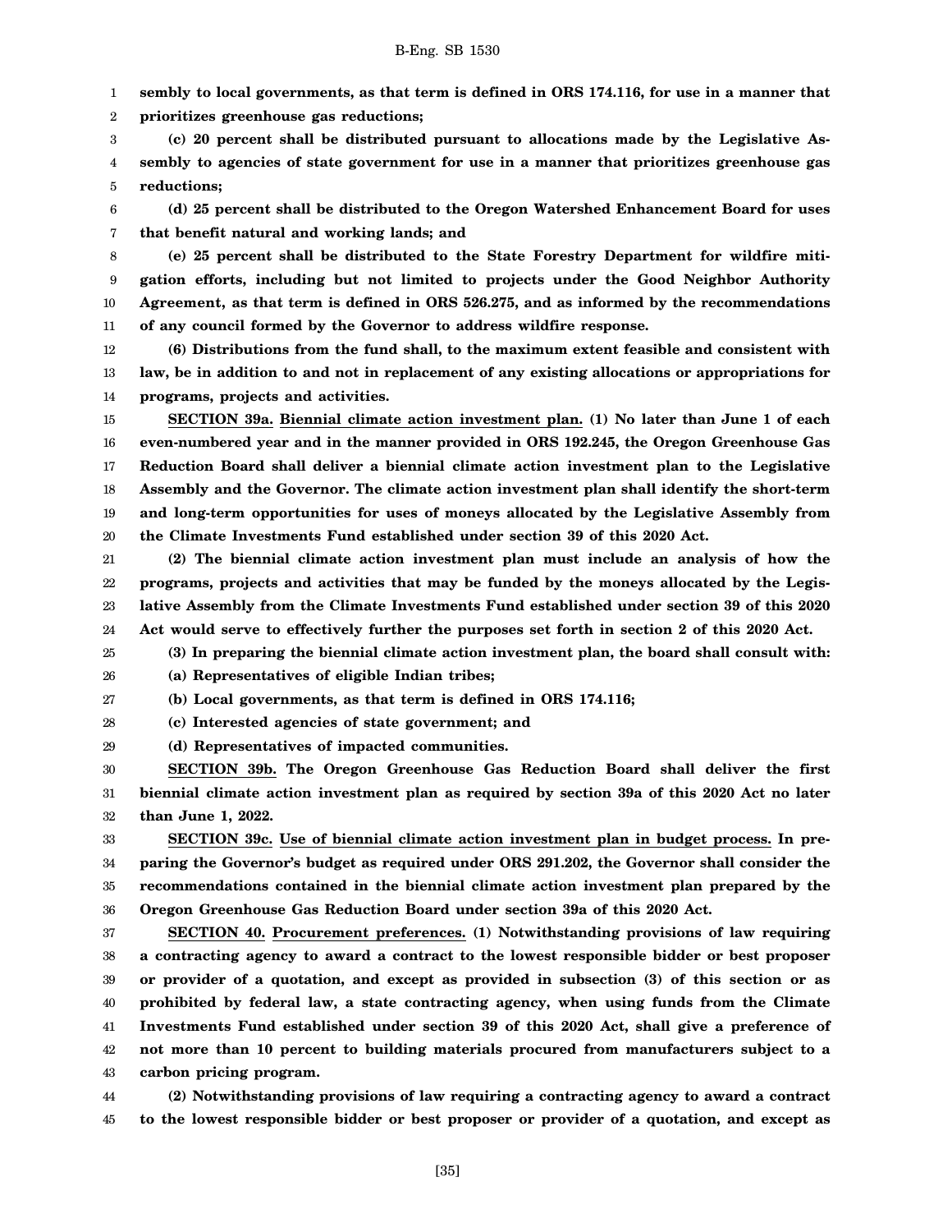**sembly to local governments, as that term is defined in ORS 174.116, for use in a manner that prioritizes greenhouse gas reductions;**

**(c) 20 percent shall be distributed pursuant to allocations made by the Legislative Assembly to agencies of state government for use in a manner that prioritizes greenhouse gas reductions;**

**(d) 25 percent shall be distributed to the Oregon Watershed Enhancement Board for uses that benefit natural and working lands; and**

**(e) 25 percent shall be distributed to the State Forestry Department for wildfire mitigation efforts, including but not limited to projects under the Good Neighbor Authority Agreement, as that term is defined in ORS 526.275, and as informed by the recommendations of any council formed by the Governor to address wildfire response.**

**(6) Distributions from the fund shall, to the maximum extent feasible and consistent with law, be in addition to and not in replacement of any existing allocations or appropriations for programs, projects and activities.**

**SECTION 39a. Biennial climate action investment plan. (1) No later than June 1 of each even-numbered year and in the manner provided in ORS 192.245, the Oregon Greenhouse Gas Reduction Board shall deliver a biennial climate action investment plan to the Legislative Assembly and the Governor. The climate action investment plan shall identify the short-term and long-term opportunities for uses of moneys allocated by the Legislative Assembly from the Climate Investments Fund established under section 39 of this 2020 Act.**

**(2) The biennial climate action investment plan must include an analysis of how the programs, projects and activities that may be funded by the moneys allocated by the Legislative Assembly from the Climate Investments Fund established under section 39 of this 2020 Act would serve to effectively further the purposes set forth in section 2 of this 2020 Act.**

**(3) In preparing the biennial climate action investment plan, the board shall consult with:**

**(a) Representatives of eligible Indian tribes;**

**(b) Local governments, as that term is defined in ORS 174.116;**

**(c) Interested agencies of state government; and**

**(d) Representatives of impacted communities.**

**SECTION 39b. The Oregon Greenhouse Gas Reduction Board shall deliver the first biennial climate action investment plan as required by section 39a of this 2020 Act no later than June 1, 2022.**

**SECTION 39c. Use of biennial climate action investment plan in budget process. In preparing the Governor's budget as required under ORS 291.202, the Governor shall consider the recommendations contained in the biennial climate action investment plan prepared by the Oregon Greenhouse Gas Reduction Board under section 39a of this 2020 Act.**

**SECTION 40. Procurement preferences. (1) Notwithstanding provisions of law requiring a contracting agency to award a contract to the lowest responsible bidder or best proposer or provider of a quotation, and except as provided in subsection (3) of this section or as prohibited by federal law, a state contracting agency, when using funds from the Climate Investments Fund established under section 39 of this 2020 Act, shall give a preference of not more than 10 percent to building materials procured from manufacturers subject to a carbon pricing program.**

**(2) Notwithstanding provisions of law requiring a contracting agency to award a contract to the lowest responsible bidder or best proposer or provider of a quotation, and except as**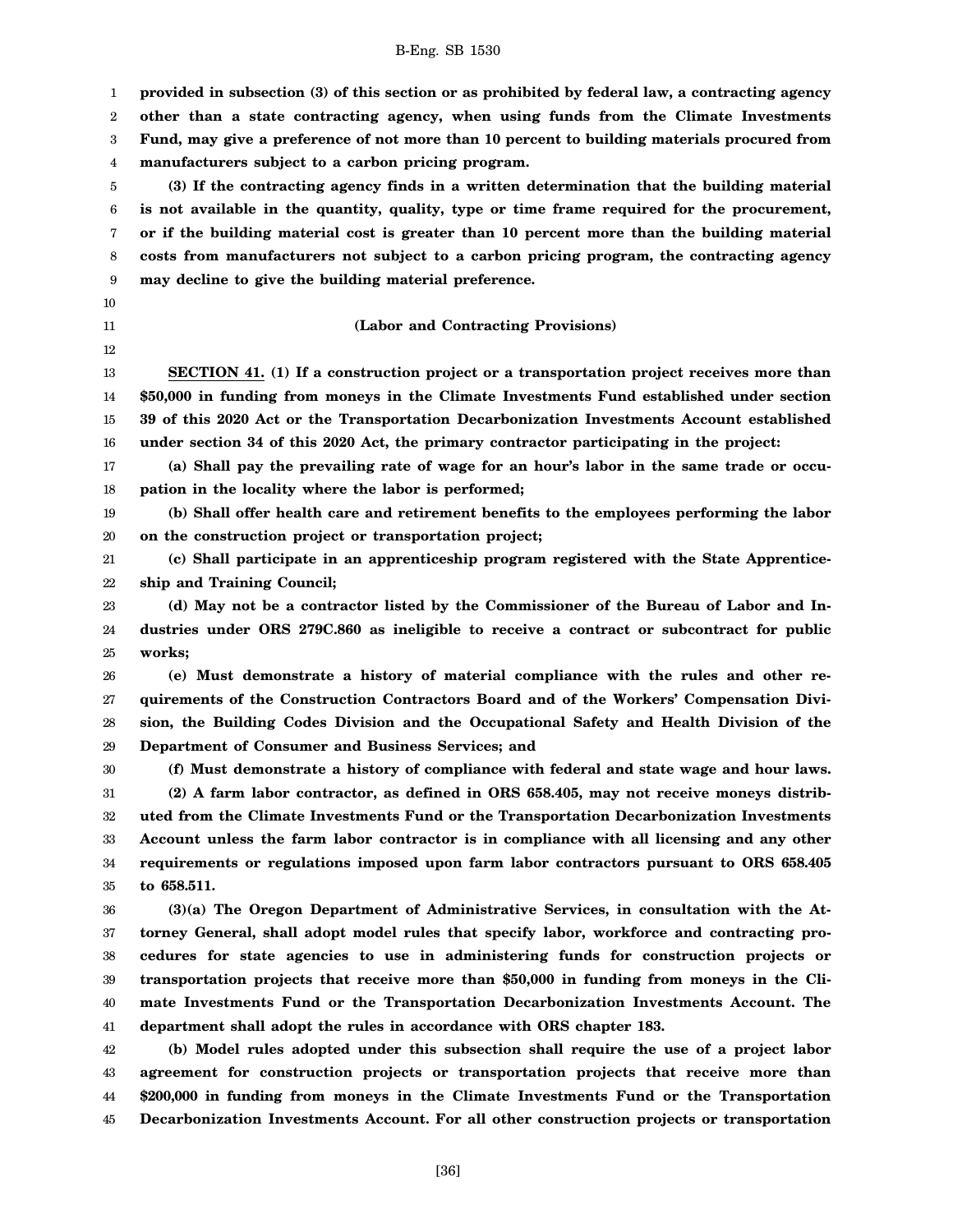**provided in subsection (3) of this section or as prohibited by federal law, a contracting agency other than a state contracting agency, when using funds from the Climate Investments Fund, may give a preference of not more than 10 percent to building materials procured from manufacturers subject to a carbon pricing program.**

**(3) If the contracting agency finds in a written determination that the building material is not available in the quantity, quality, type or time frame required for the procurement, or if the building material cost is greater than 10 percent more than the building material costs from manufacturers not subject to a carbon pricing program, the contracting agency may decline to give the building material preference.**

**(Labor and Contracting Provisions)**

**SECTION 41. (1) If a construction project or a transportation project receives more than $50,000 in funding from moneys in the Climate Investments Fund established under section 39 of this 2020 Act or the Transportation Decarbonization Investments Account established under section 34 of this 2020 Act, the primary contractor participating in the project:**

**(a) Shall pay the prevailing rate of wage for an hour's labor in the same trade or occupation in the locality where the labor is performed;**

**(b) Shall offer health care and retirement benefits to the employees performing the labor on the construction project or transportation project;**

**(c) Shall participate in an apprenticeship program registered with the State Apprenticeship and Training Council;**

**(d) May not be a contractor listed by the Commissioner of the Bureau of Labor and Industries under ORS 279C.860 as ineligible to receive a contract or subcontract for public works;**

**(e) Must demonstrate a history of material compliance with the rules and other requirements of the Construction Contractors Board and of the Workers' Compensation Division, the Building Codes Division and the Occupational Safety and Health Division of the Department of Consumer and Business Services; and**

**(f) Must demonstrate a history of compliance with federal and state wage and hour laws.**

**(2) A farm labor contractor, as defined in ORS 658.405, may not receive moneys distributed from the Climate Investments Fund or the Transportation Decarbonization Investments Account unless the farm labor contractor is in compliance with all licensing and any other requirements or regulations imposed upon farm labor contractors pursuant to ORS 658.405 to 658.511.**

**(3)(a) The Oregon Department of Administrative Services, in consultation with the Attorney General, shall adopt model rules that specify labor, workforce and contracting procedures for state agencies to use in administering funds for construction projects or transportation projects that receive more than $50,000 in funding from moneys in the Climate Investments Fund or the Transportation Decarbonization Investments Account. The department shall adopt the rules in accordance with ORS chapter 183.**

**(b) Model rules adopted under this subsection shall require the use of a project labor agreement for construction projects or transportation projects that receive more than $200,000 in funding from moneys in the Climate Investments Fund or the Transportation Decarbonization Investments Account. For all other construction projects or transportation**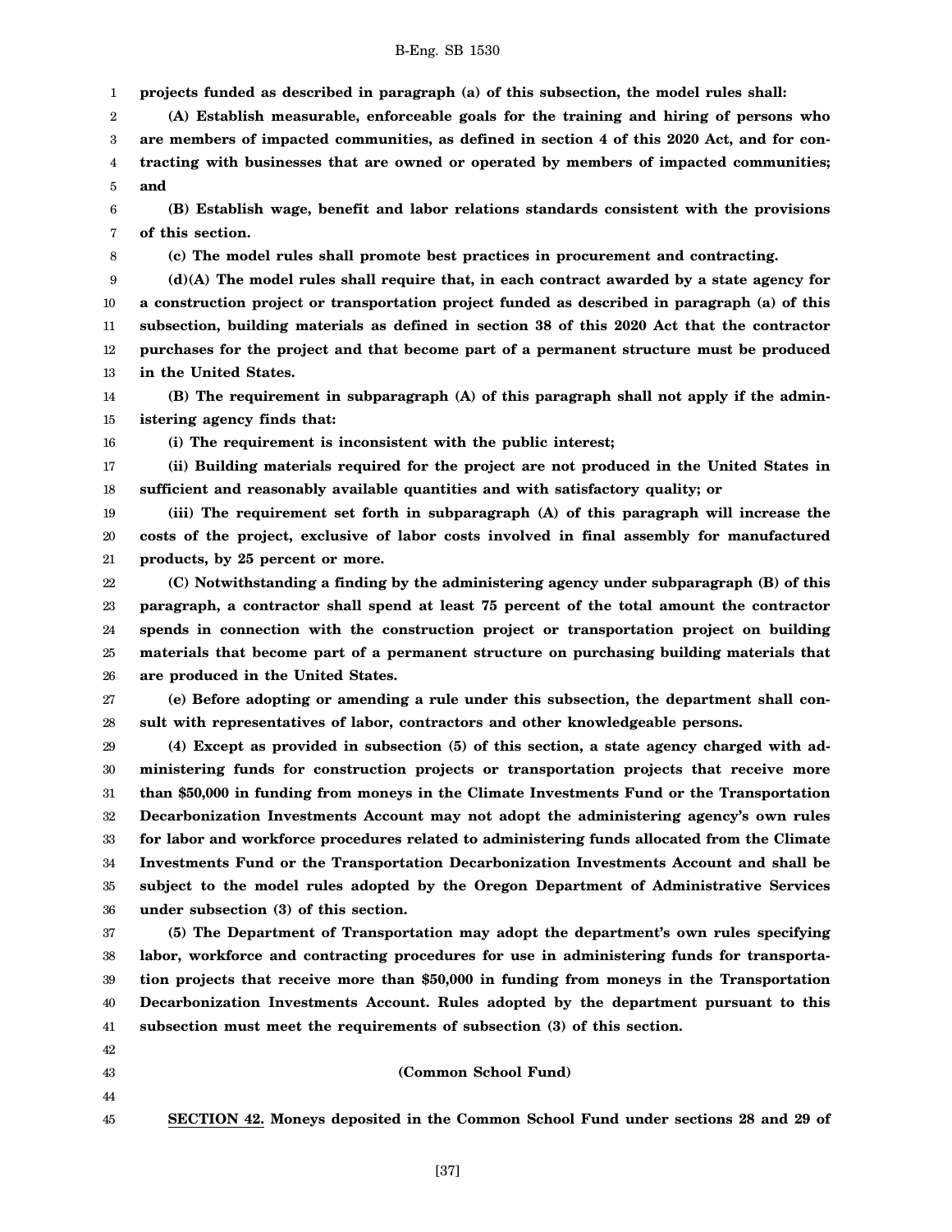**projects funded as described in paragraph (a) of this subsection, the model rules shall:**

**(A) Establish measurable, enforceable goals for the training and hiring of persons who are members of impacted communities, as defined in section 4 of this 2020 Act, and for contracting with businesses that are owned or operated by members of impacted communities; and**

**(B) Establish wage, benefit and labor relations standards consistent with the provisions of this section.**

**(c) The model rules shall promote best practices in procurement and contracting.**

**(d)(A) The model rules shall require that, in each contract awarded by a state agency for a construction project or transportation project funded as described in paragraph (a) of this subsection, building materials as defined in section 38 of this 2020 Act that the contractor purchases for the project and that become part of a permanent structure must be produced in the United States.**

**(B) The requirement in subparagraph (A) of this paragraph shall not apply if the administering agency finds that:**

**(i) The requirement is inconsistent with the public interest;**

**(ii) Building materials required for the project are not produced in the United States in sufficient and reasonably available quantities and with satisfactory quality; or**

**(iii) The requirement set forth in subparagraph (A) of this paragraph will increase the costs of the project, exclusive of labor costs involved in final assembly for manufactured products, by 25 percent or more.**

**(C) Notwithstanding a finding by the administering agency under subparagraph (B) of this paragraph, a contractor shall spend at least 75 percent of the total amount the contractor spends in connection with the construction project or transportation project on building materials that become part of a permanent structure on purchasing building materials that are produced in the United States.**

**(e) Before adopting or amending a rule under this subsection, the department shall consult with representatives of labor, contractors and other knowledgeable persons.**

**(4) Except as provided in subsection (5) of this section, a state agency charged with administering funds for construction projects or transportation projects that receive more than $50,000 in funding from moneys in the Climate Investments Fund or the Transportation Decarbonization Investments Account may not adopt the administering agency's own rules for labor and workforce procedures related to administering funds allocated from the Climate Investments Fund or the Transportation Decarbonization Investments Account and shall be subject to the model rules adopted by the Oregon Department of Administrative Services under subsection (3) of this section.**

**(5) The Department of Transportation may adopt the department's own rules specifying labor, workforce and contracting procedures for use in administering funds for transportation projects that receive more than $50,000 in funding from moneys in the Transportation Decarbonization Investments Account. Rules adopted by the department pursuant to this subsection must meet the requirements of subsection (3) of this section.**

**(Common School Fund)**

**SECTION 42. Moneys deposited in the Common School Fund under sections 28 and 29 of**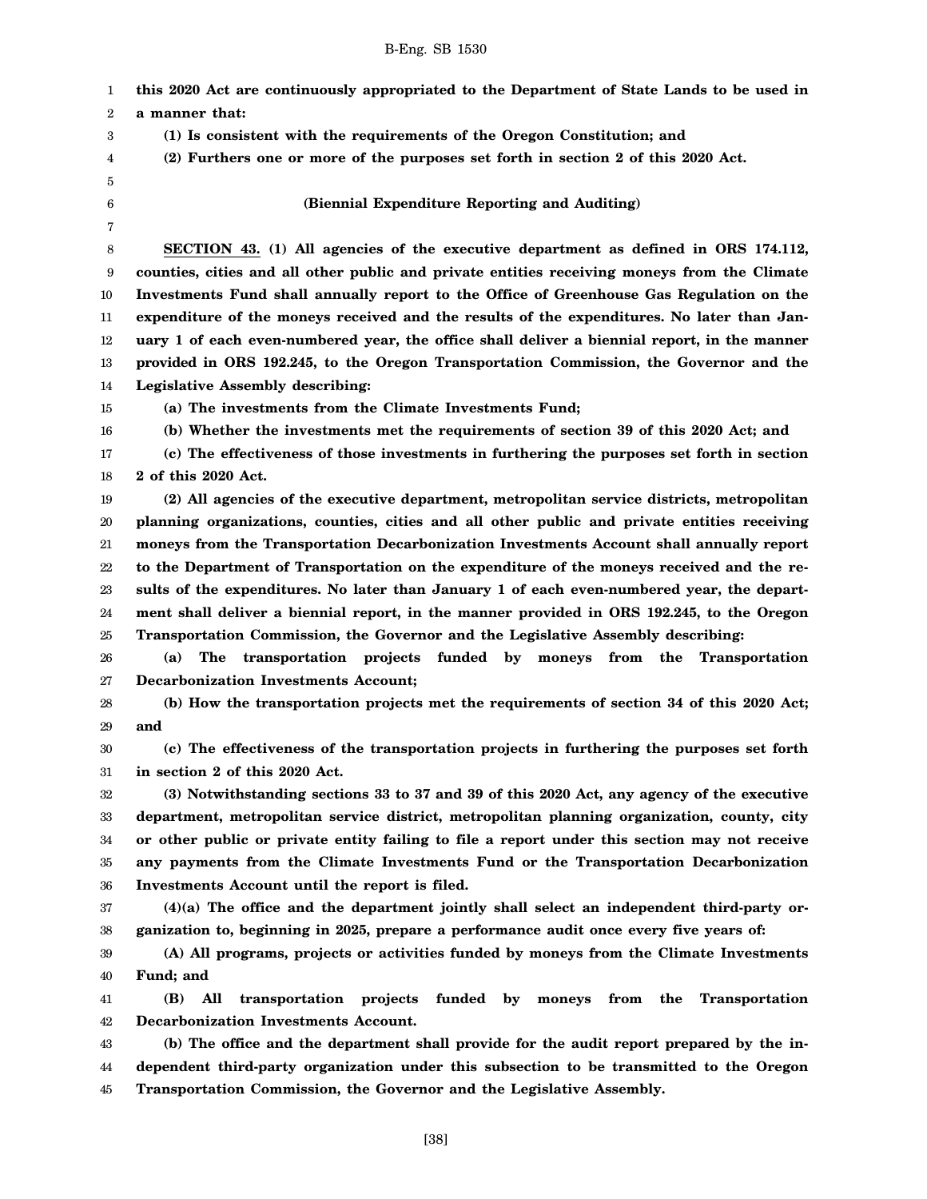**this 2020 Act are continuously appropriated to the Department of State Lands to be used in a manner that:**

**(1) Is consistent with the requirements of the Oregon Constitution; and**

**(2) Furthers one or more of the purposes set forth in section 2 of this 2020 Act.**

**(Biennial Expenditure Reporting and Auditing)**

**SECTION 43. (1) All agencies of the executive department as defined in ORS 174.112, counties, cities and all other public and private entities receiving moneys from the Climate Investments Fund shall annually report to the Office of Greenhouse Gas Regulation on the expenditure of the moneys received and the results of the expenditures. No later than January 1 of each even-numbered year, the office shall deliver a biennial report, in the manner provided in ORS 192.245, to the Oregon Transportation Commission, the Governor and the Legislative Assembly describing:**

**(a) The investments from the Climate Investments Fund;**

**(b) Whether the investments met the requirements of section 39 of this 2020 Act; and**

**(c) The effectiveness of those investments in furthering the purposes set forth in section 2 of this 2020 Act.**

**(2) All agencies of the executive department, metropolitan service districts, metropolitan planning organizations, counties, cities and all other public and private entities receiving moneys from the Transportation Decarbonization Investments Account shall annually report to the Department of Transportation on the expenditure of the moneys received and the results of the expenditures. No later than January 1 of each even-numbered year, the department shall deliver a biennial report, in the manner provided in ORS 192.245, to the Oregon Transportation Commission, the Governor and the Legislative Assembly describing:**

**(a) The transportation projects funded by moneys from the Transportation Decarbonization Investments Account;**

**(b) How the transportation projects met the requirements of section 34 of this 2020 Act; and**

**(c) The effectiveness of the transportation projects in furthering the purposes set forth in section 2 of this 2020 Act.**

**(3) Notwithstanding sections 33 to 37 and 39 of this 2020 Act, any agency of the executive department, metropolitan service district, metropolitan planning organization, county, city or other public or private entity failing to file a report under this section may not receive any payments from the Climate Investments Fund or the Transportation Decarbonization Investments Account until the report is filed.**

**(4)(a) The office and the department jointly shall select an independent third-party organization to, beginning in 2025, prepare a performance audit once every five years of:**

**(A) All programs, projects or activities funded by moneys from the Climate Investments Fund; and**

**(B) All transportation projects funded by moneys from the Transportation Decarbonization Investments Account.**

**(b) The office and the department shall provide for the audit report prepared by the independent third-party organization under this subsection to be transmitted to the Oregon Transportation Commission, the Governor and the Legislative Assembly.**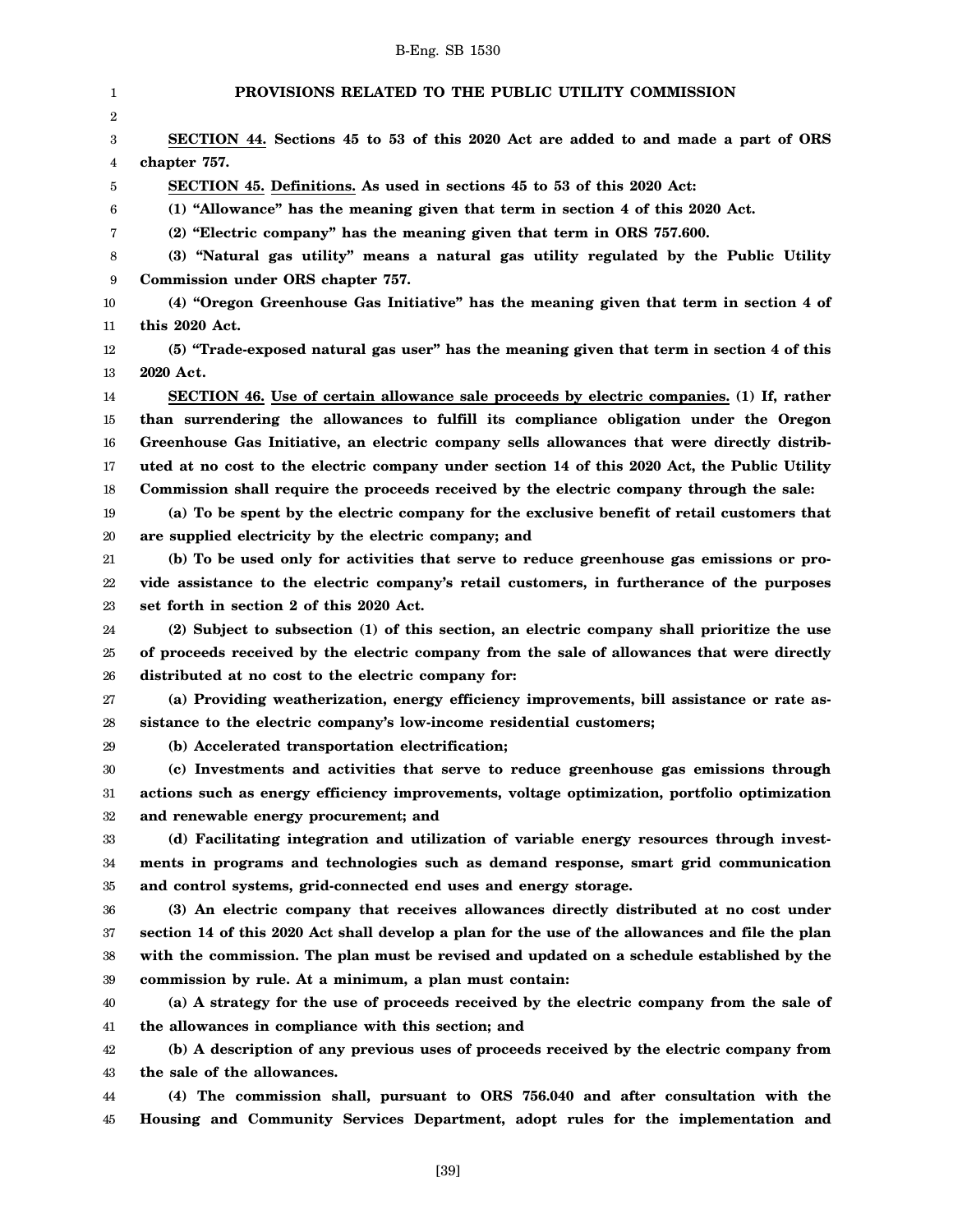**PROVISIONS RELATED TO THE PUBLIC UTILITY COMMISSION**

**SECTION 44. Sections 45 to 53 of this 2020 Act are added to and made a part of ORS chapter 757.**

**SECTION 45. Definitions. As used in sections 45 to 53 of this 2020 Act:**

**(1) "Allowance" has the meaning given that term in section 4 of this 2020 Act.**

**(2) "Electric company" has the meaning given that term in ORS 757.600.**

**(3) "Natural gas utility" means a natural gas utility regulated by the Public Utility Commission under ORS chapter 757.**

**(4) "Oregon Greenhouse Gas Initiative" has the meaning given that term in section 4 of this 2020 Act.**

**(5) "Trade-exposed natural gas user" has the meaning given that term in section 4 of this 2020 Act.**

**SECTION 46. Use of certain allowance sale proceeds by electric companies. (1) If, rather than surrendering the allowances to fulfill its compliance obligation under the Oregon Greenhouse Gas Initiative, an electric company sells allowances that were directly distributed at no cost to the electric company under section 14 of this 2020 Act, the Public Utility Commission shall require the proceeds received by the electric company through the sale:**

**(a) To be spent by the electric company for the exclusive benefit of retail customers that are supplied electricity by the electric company; and**

**(b) To be used only for activities that serve to reduce greenhouse gas emissions or provide assistance to the electric company's retail customers, in furtherance of the purposes set forth in section 2 of this 2020 Act.**

**(2) Subject to subsection (1) of this section, an electric company shall prioritize the use of proceeds received by the electric company from the sale of allowances that were directly distributed at no cost to the electric company for:**

**(a) Providing weatherization, energy efficiency improvements, bill assistance or rate assistance to the electric company's low-income residential customers;**

**(b) Accelerated transportation electrification;**

**(c) Investments and activities that serve to reduce greenhouse gas emissions through actions such as energy efficiency improvements, voltage optimization, portfolio optimization and renewable energy procurement; and**

**(d) Facilitating integration and utilization of variable energy resources through investments in programs and technologies such as demand response, smart grid communication and control systems, grid-connected end uses and energy storage.**

**(3) An electric company that receives allowances directly distributed at no cost under section 14 of this 2020 Act shall develop a plan for the use of the allowances and file the plan with the commission. The plan must be revised and updated on a schedule established by the commission by rule. At a minimum, a plan must contain:**

**(a) A strategy for the use of proceeds received by the electric company from the sale of the allowances in compliance with this section; and**

**(b) A description of any previous uses of proceeds received by the electric company from the sale of the allowances.**

**(4) The commission shall, pursuant to ORS 756.040 and after consultation with the Housing and Community Services Department, adopt rules for the implementation and**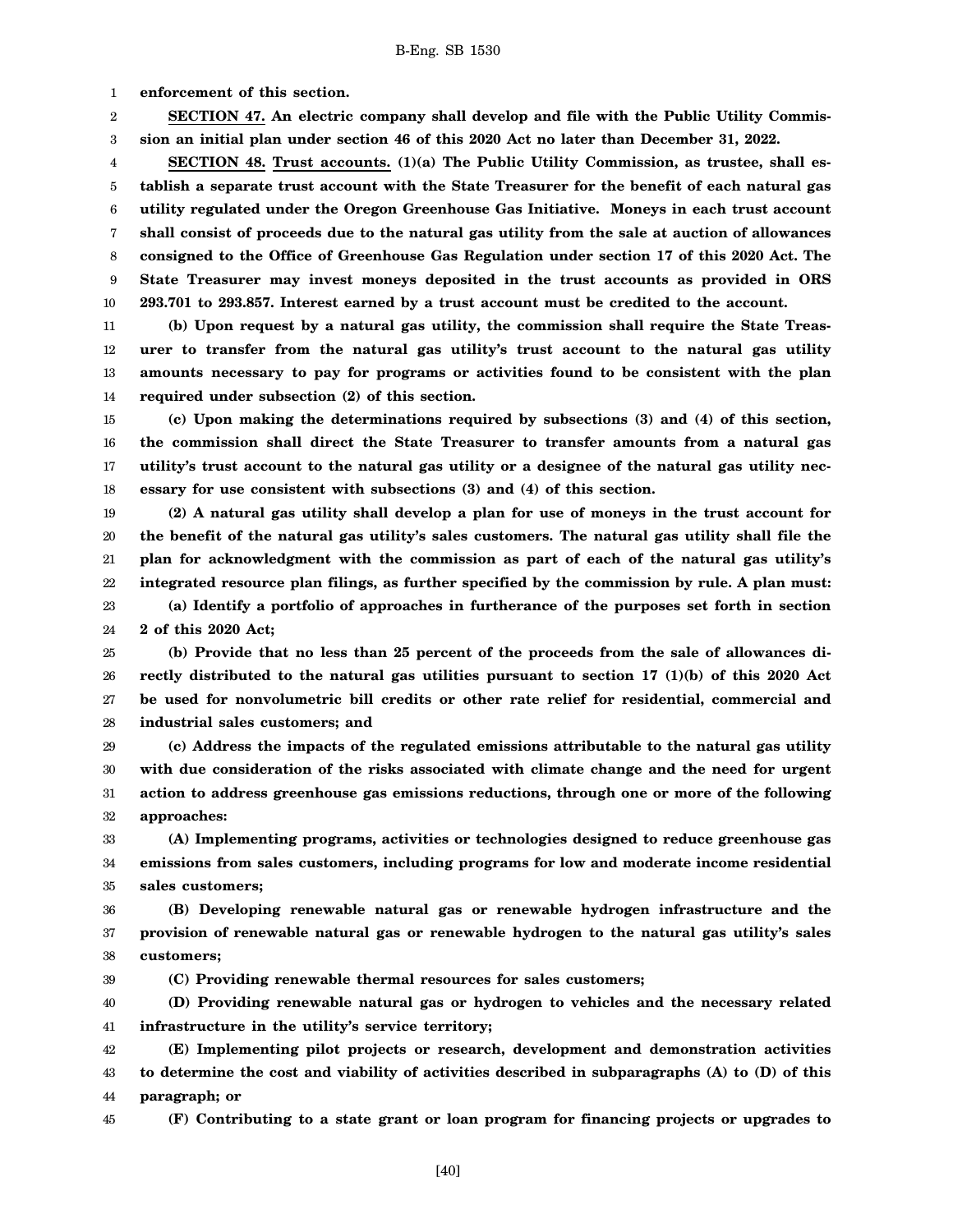**enforcement of this section.**

**SECTION 47.** **An electric company shall develop and file with the Public Utility Commission an initial plan under section 46 of this 2020 Act no later than December 31, 2022.**

**SECTION 48.** **Trust accounts.** **(1)(a) The Public Utility Commission, as trustee, shall establish a separate trust account with the State Treasurer for the benefit of each natural gas utility regulated under the Oregon Greenhouse Gas Initiative. Moneys in each trust account shall consist of proceeds due to the natural gas utility from the sale at auction of allowances consigned to the Office of Greenhouse Gas Regulation under section 17 of this 2020 Act. The State Treasurer may invest moneys deposited in the trust accounts as provided in ORS 293.701 to 293.857. Interest earned by a trust account must be credited to the account.**

**(b) Upon request by a natural gas utility, the commission shall require the State Treasurer to transfer from the natural gas utility's trust account to the natural gas utility amounts necessary to pay for programs or activities found to be consistent with the plan required under subsection (2) of this section.**

**(c) Upon making the determinations required by subsections (3) and (4) of this section, the commission shall direct the State Treasurer to transfer amounts from a natural gas utility's trust account to the natural gas utility or a designee of the natural gas utility necessary for use consistent with subsections (3) and (4) of this section.**

**(2) A natural gas utility shall develop a plan for use of moneys in the trust account for the benefit of the natural gas utility's sales customers. The natural gas utility shall file the plan for acknowledgment with the commission as part of each of the natural gas utility's integrated resource plan filings, as further specified by the commission by rule. A plan must:**

**(a) Identify a portfolio of approaches in furtherance of the purposes set forth in section 2 of this 2020 Act;**

**(b) Provide that no less than 25 percent of the proceeds from the sale of allowances directly distributed to the natural gas utilities pursuant to section 17 (1)(b) of this 2020 Act be used for nonvolumetric bill credits or other rate relief for residential, commercial and industrial sales customers; and**

**(c) Address the impacts of the regulated emissions attributable to the natural gas utility with due consideration of the risks associated with climate change and the need for urgent action to address greenhouse gas emissions reductions, through one or more of the following approaches:**

**(A) Implementing programs, activities or technologies designed to reduce greenhouse gas emissions from sales customers, including programs for low and moderate income residential sales customers;**

**(B) Developing renewable natural gas or renewable hydrogen infrastructure and the provision of renewable natural gas or renewable hydrogen to the natural gas utility's sales customers;**

**(C) Providing renewable thermal resources for sales customers;**

**(D) Providing renewable natural gas or hydrogen to vehicles and the necessary related infrastructure in the utility's service territory;**

**(E) Implementing pilot projects or research, development and demonstration activities to determine the cost and viability of activities described in subparagraphs (A) to (D) of this paragraph; or**

**(F) Contributing to a state grant or loan program for financing projects or upgrades to**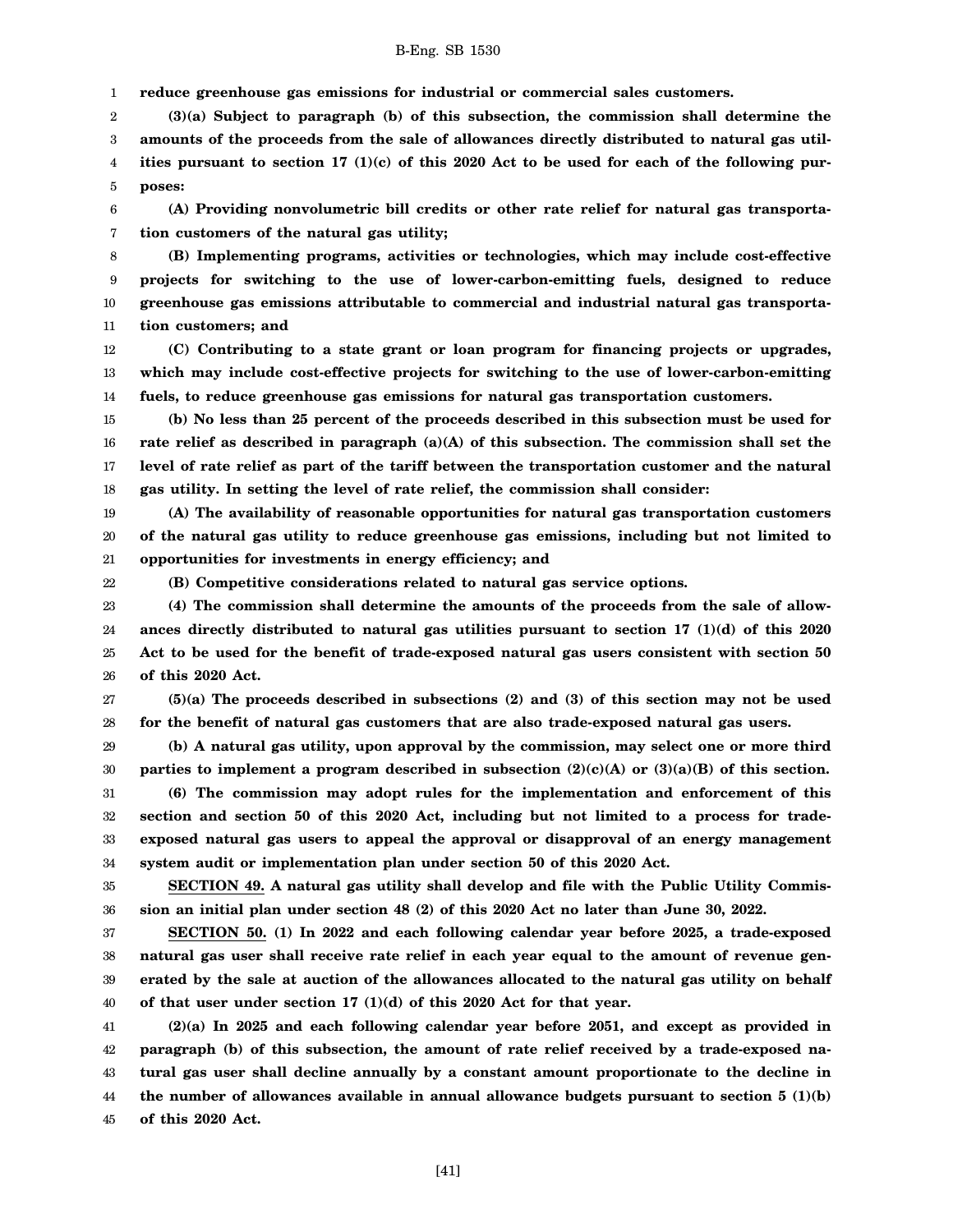**reduce greenhouse gas emissions for industrial or commercial sales customers.**

**(3)(a) Subject to paragraph (b) of this subsection, the commission shall determine the amounts of the proceeds from the sale of allowances directly distributed to natural gas utilities pursuant to section 17 (1)(c) of this 2020 Act to be used for each of the following purposes:**

**(A) Providing nonvolumetric bill credits or other rate relief for natural gas transportation customers of the natural gas utility;**

**(B) Implementing programs, activities or technologies, which may include cost-effective projects for switching to the use of lower-carbon-emitting fuels, designed to reduce greenhouse gas emissions attributable to commercial and industrial natural gas transportation customers; and**

**(C) Contributing to a state grant or loan program for financing projects or upgrades, which may include cost-effective projects for switching to the use of lower-carbon-emitting fuels, to reduce greenhouse gas emissions for natural gas transportation customers.**

**(b) No less than 25 percent of the proceeds described in this subsection must be used for rate relief as described in paragraph (a)(A) of this subsection. The commission shall set the level of rate relief as part of the tariff between the transportation customer and the natural gas utility. In setting the level of rate relief, the commission shall consider:**

**(A) The availability of reasonable opportunities for natural gas transportation customers of the natural gas utility to reduce greenhouse gas emissions, including but not limited to opportunities for investments in energy efficiency; and**

**(B) Competitive considerations related to natural gas service options.**

**(4) The commission shall determine the amounts of the proceeds from the sale of allowances directly distributed to natural gas utilities pursuant to section 17 (1)(d) of this 2020 Act to be used for the benefit of trade-exposed natural gas users consistent with section 50 of this 2020 Act.**

**(5)(a) The proceeds described in subsections (2) and (3) of this section may not be used for the benefit of natural gas customers that are also trade-exposed natural gas users.**

**(b) A natural gas utility, upon approval by the commission, may select one or more third parties to implement a program described in subsection (2)(c)(A) or (3)(a)(B) of this section.**

**(6) The commission may adopt rules for the implementation and enforcement of this section and section 50 of this 2020 Act, including but not limited to a process for trade-exposed natural gas users to appeal the approval or disapproval of an energy management system audit or implementation plan under section 50 of this 2020 Act.**

**SECTION 49. A natural gas utility shall develop and file with the Public Utility Commission an initial plan under section 48 (2) of this 2020 Act no later than June 30, 2022.**

**SECTION 50. (1) In 2022 and each following calendar year before 2025, a trade-exposed natural gas user shall receive rate relief in each year equal to the amount of revenue generated by the sale at auction of the allowances allocated to the natural gas utility on behalf of that user under section 17 (1)(d) of this 2020 Act for that year.**

**(2)(a) In 2025 and each following calendar year before 2051, and except as provided in paragraph (b) of this subsection, the amount of rate relief received by a trade-exposed natural gas user shall decline annually by a constant amount proportionate to the decline in the number of allowances available in annual allowance budgets pursuant to section 5 (1)(b) of this 2020 Act.**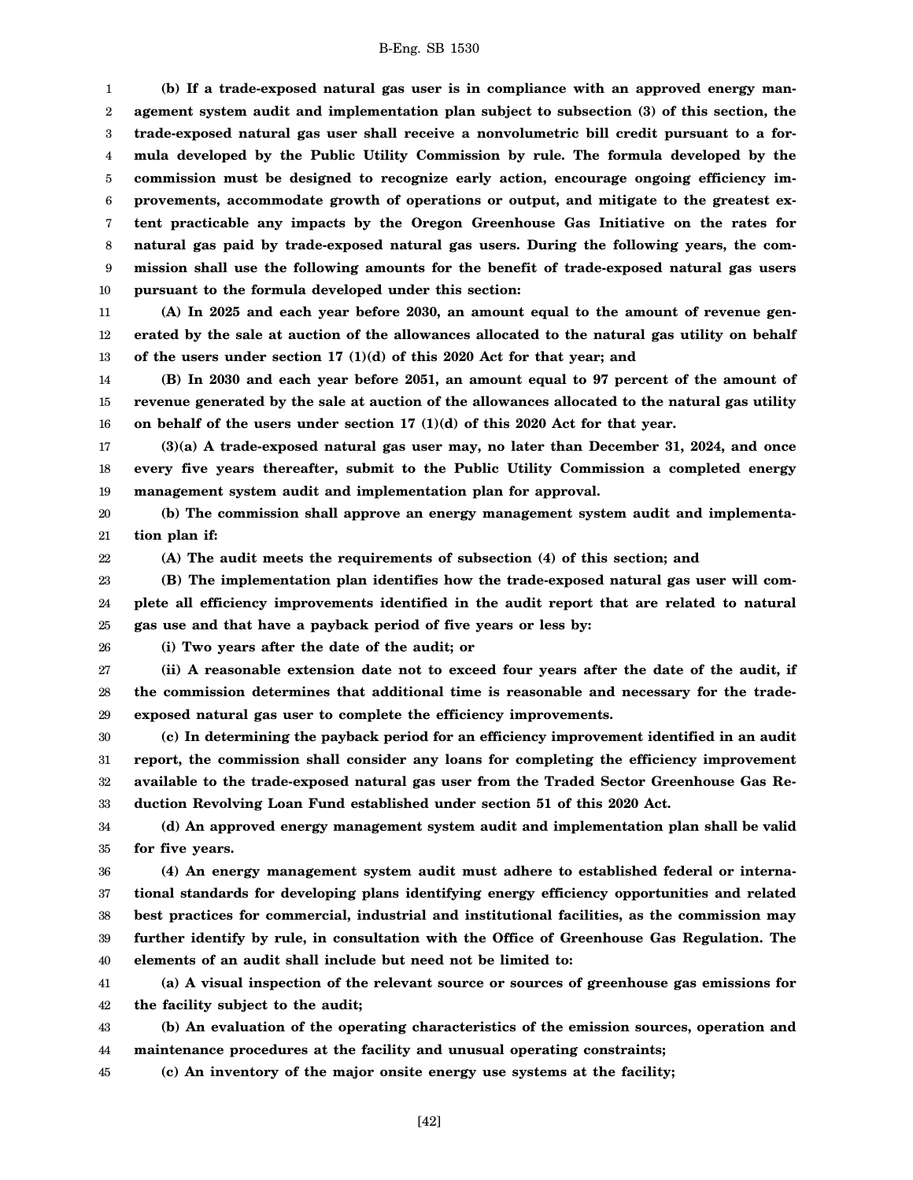**(b) If a trade-exposed natural gas user is in compliance with an approved energy management system audit and implementation plan subject to subsection (3) of this section, the trade-exposed natural gas user shall receive a nonvolumetric bill credit pursuant to a formula developed by the Public Utility Commission by rule. The formula developed by the commission must be designed to recognize early action, encourage ongoing efficiency improvements, accommodate growth of operations or output, and mitigate to the greatest extent practicable any impacts by the Oregon Greenhouse Gas Initiative on the rates for natural gas paid by trade-exposed natural gas users. During the following years, the commission shall use the following amounts for the benefit of trade-exposed natural gas users pursuant to the formula developed under this section:**

**(A) In 2025 and each year before 2030, an amount equal to the amount of revenue generated by the sale at auction of the allowances allocated to the natural gas utility on behalf of the users under section 17 (1)(d) of this 2020 Act for that year; and**

**(B) In 2030 and each year before 2051, an amount equal to 97 percent of the amount of revenue generated by the sale at auction of the allowances allocated to the natural gas utility on behalf of the users under section 17 (1)(d) of this 2020 Act for that year.**

**(3)(a) A trade-exposed natural gas user may, no later than December 31, 2024, and once every five years thereafter, submit to the Public Utility Commission a completed energy management system audit and implementation plan for approval.**

**(b) The commission shall approve an energy management system audit and implementation plan if:**

**(A) The audit meets the requirements of subsection (4) of this section; and**

**(B) The implementation plan identifies how the trade-exposed natural gas user will complete all efficiency improvements identified in the audit report that are related to natural gas use and that have a payback period of five years or less by:**

**(i) Two years after the date of the audit; or**

**(ii) A reasonable extension date not to exceed four years after the date of the audit, if the commission determines that additional time is reasonable and necessary for the trade-exposed natural gas user to complete the efficiency improvements.**

**(c) In determining the payback period for an efficiency improvement identified in an audit report, the commission shall consider any loans for completing the efficiency improvement available to the trade-exposed natural gas user from the Traded Sector Greenhouse Gas Reduction Revolving Loan Fund established under section 51 of this 2020 Act.**

**(d) An approved energy management system audit and implementation plan shall be valid for five years.**

**(4) An energy management system audit must adhere to established federal or international standards for developing plans identifying energy efficiency opportunities and related best practices for commercial, industrial and institutional facilities, as the commission may further identify by rule, in consultation with the Office of Greenhouse Gas Regulation. The elements of an audit shall include but need not be limited to:**

**(a) A visual inspection of the relevant source or sources of greenhouse gas emissions for the facility subject to the audit;**

**(b) An evaluation of the operating characteristics of the emission sources, operation and maintenance procedures at the facility and unusual operating constraints;**

**(c) An inventory of the major onsite energy use systems at the facility;**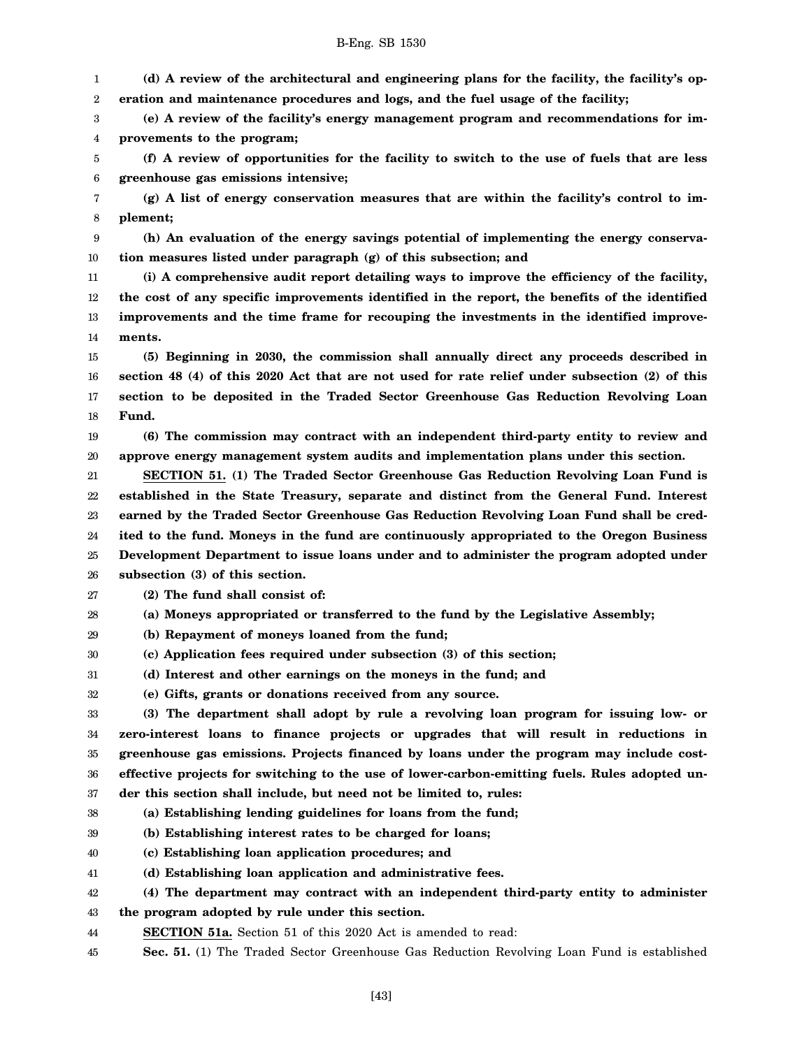**(d) A review of the architectural and engineering plans for the facility, the facility's operation and maintenance procedures and logs, and the fuel usage of the facility;**

**(e) A review of the facility's energy management program and recommendations for improvements to the program;**

**(f) A review of opportunities for the facility to switch to the use of fuels that are less greenhouse gas emissions intensive;**

**(g) A list of energy conservation measures that are within the facility's control to implement;**

**(h) An evaluation of the energy savings potential of implementing the energy conservation measures listed under paragraph (g) of this subsection; and**

**(i) A comprehensive audit report detailing ways to improve the efficiency of the facility, the cost of any specific improvements identified in the report, the benefits of the identified improvements and the time frame for recouping the investments in the identified improvements.**

**(5) Beginning in 2030, the commission shall annually direct any proceeds described in section 48 (4) of this 2020 Act that are not used for rate relief under subsection (2) of this section to be deposited in the Traded Sector Greenhouse Gas Reduction Revolving Loan Fund.**

**(6) The commission may contract with an independent third-party entity to review and approve energy management system audits and implementation plans under this section.**

**SECTION 51. (1) The Traded Sector Greenhouse Gas Reduction Revolving Loan Fund is established in the State Treasury, separate and distinct from the General Fund. Interest earned by the Traded Sector Greenhouse Gas Reduction Revolving Loan Fund shall be credited to the fund. Moneys in the fund are continuously appropriated to the Oregon Business Development Department to issue loans under and to administer the program adopted under subsection (3) of this section.**

**(2) The fund shall consist of:**

**(a) Moneys appropriated or transferred to the fund by the Legislative Assembly;**

**(b) Repayment of moneys loaned from the fund;**

**(c) Application fees required under subsection (3) of this section;**

**(d) Interest and other earnings on the moneys in the fund; and**

**(e) Gifts, grants or donations received from any source.**

**(3) The department shall adopt by rule a revolving loan program for issuing low- or zero-interest loans to finance projects or upgrades that will result in reductions in greenhouse gas emissions. Projects financed by loans under the program may include cost-effective projects for switching to the use of lower-carbon-emitting fuels. Rules adopted under this section shall include, but need not be limited to, rules:**

**(a) Establishing lending guidelines for loans from the fund;**

**(b) Establishing interest rates to be charged for loans;**

**(c) Establishing loan application procedures; and**

**(d) Establishing loan application and administrative fees.**

**(4) The department may contract with an independent third-party entity to administer the program adopted by rule under this section.**

**SECTION 51a.** Section 51 of this 2020 Act is amended to read:

**Sec. 51.** (1) The Traded Sector Greenhouse Gas Reduction Revolving Loan Fund is established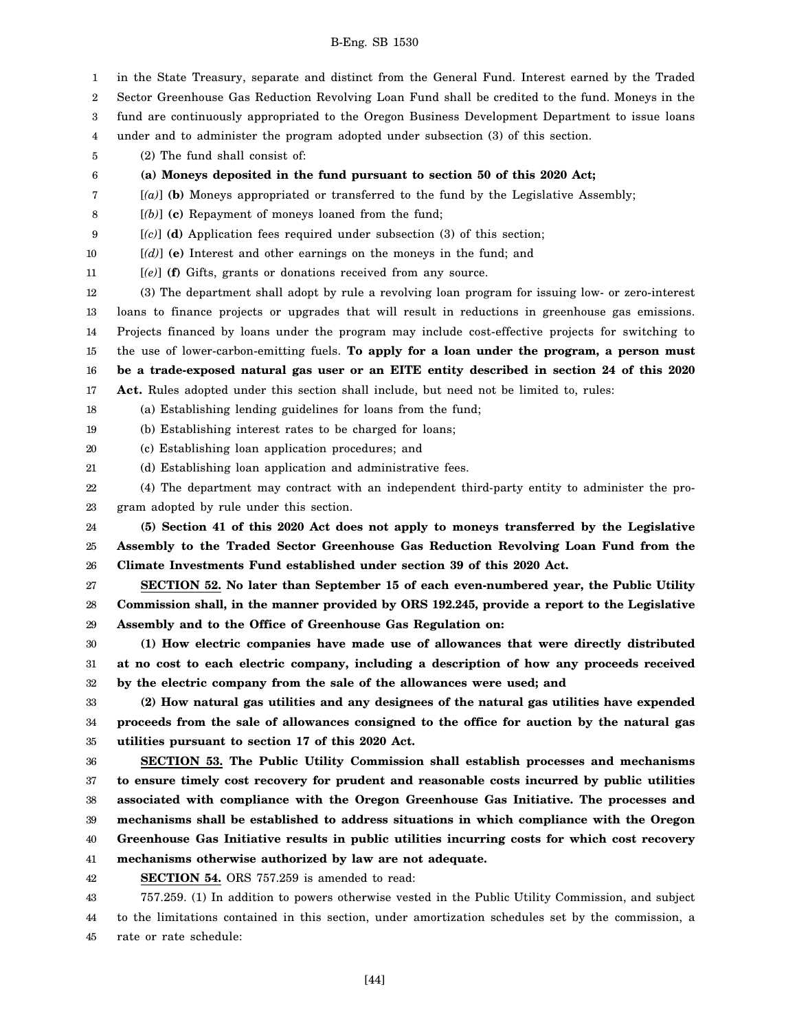in the State Treasury, separate and distinct from the General Fund. Interest earned by the Traded Sector Greenhouse Gas Reduction Revolving Loan Fund shall be credited to the fund. Moneys in the fund are continuously appropriated to the Oregon Business Development Department to issue loans under and to administer the program adopted under subsection (3) of this section.

(2) The fund shall consist of:

**(a) Moneys deposited in the fund pursuant to section 50 of this 2020 Act;**

[*(a)*] **(b)** Moneys appropriated or transferred to the fund by the Legislative Assembly;

[*(b)*] **(c)** Repayment of moneys loaned from the fund;

[*(c)*] **(d)** Application fees required under subsection (3) of this section;

[*(d)*] **(e)** Interest and other earnings on the moneys in the fund; and

[*(e)*] **(f)** Gifts, grants or donations received from any source.

(3) The department shall adopt by rule a revolving loan program for issuing low- or zero-interest loans to finance projects or upgrades that will result in reductions in greenhouse gas emissions. Projects financed by loans under the program may include cost-effective projects for switching to the use of lower-carbon-emitting fuels. **To apply for a loan under the program, a person must be a trade-exposed natural gas user or an EITE entity described in section 24 of this 2020 Act.** Rules adopted under this section shall include, but need not be limited to, rules:

(a) Establishing lending guidelines for loans from the fund;

(b) Establishing interest rates to be charged for loans;

(c) Establishing loan application procedures; and

(d) Establishing loan application and administrative fees.

(4) The department may contract with an independent third-party entity to administer the program adopted by rule under this section.

**(5) Section 41 of this 2020 Act does not apply to moneys transferred by the Legislative Assembly to the Traded Sector Greenhouse Gas Reduction Revolving Loan Fund from the Climate Investments Fund established under section 39 of this 2020 Act.**

**SECTION 52. No later than September 15 of each even-numbered year, the Public Utility Commission shall, in the manner provided by ORS 192.245, provide a report to the Legislative Assembly and to the Office of Greenhouse Gas Regulation on:**

**(1) How electric companies have made use of allowances that were directly distributed at no cost to each electric company, including a description of how any proceeds received by the electric company from the sale of the allowances were used; and**

**(2) How natural gas utilities and any designees of the natural gas utilities have expended proceeds from the sale of allowances consigned to the office for auction by the natural gas utilities pursuant to section 17 of this 2020 Act.**

**SECTION 53. The Public Utility Commission shall establish processes and mechanisms to ensure timely cost recovery for prudent and reasonable costs incurred by public utilities associated with compliance with the Oregon Greenhouse Gas Initiative. The processes and mechanisms shall be established to address situations in which compliance with the Oregon Greenhouse Gas Initiative results in public utilities incurring costs for which cost recovery mechanisms otherwise authorized by law are not adequate.**

**SECTION 54.** ORS 757.259 is amended to read:

757.259. (1) In addition to powers otherwise vested in the Public Utility Commission, and subject to the limitations contained in this section, under amortization schedules set by the commission, a rate or rate schedule: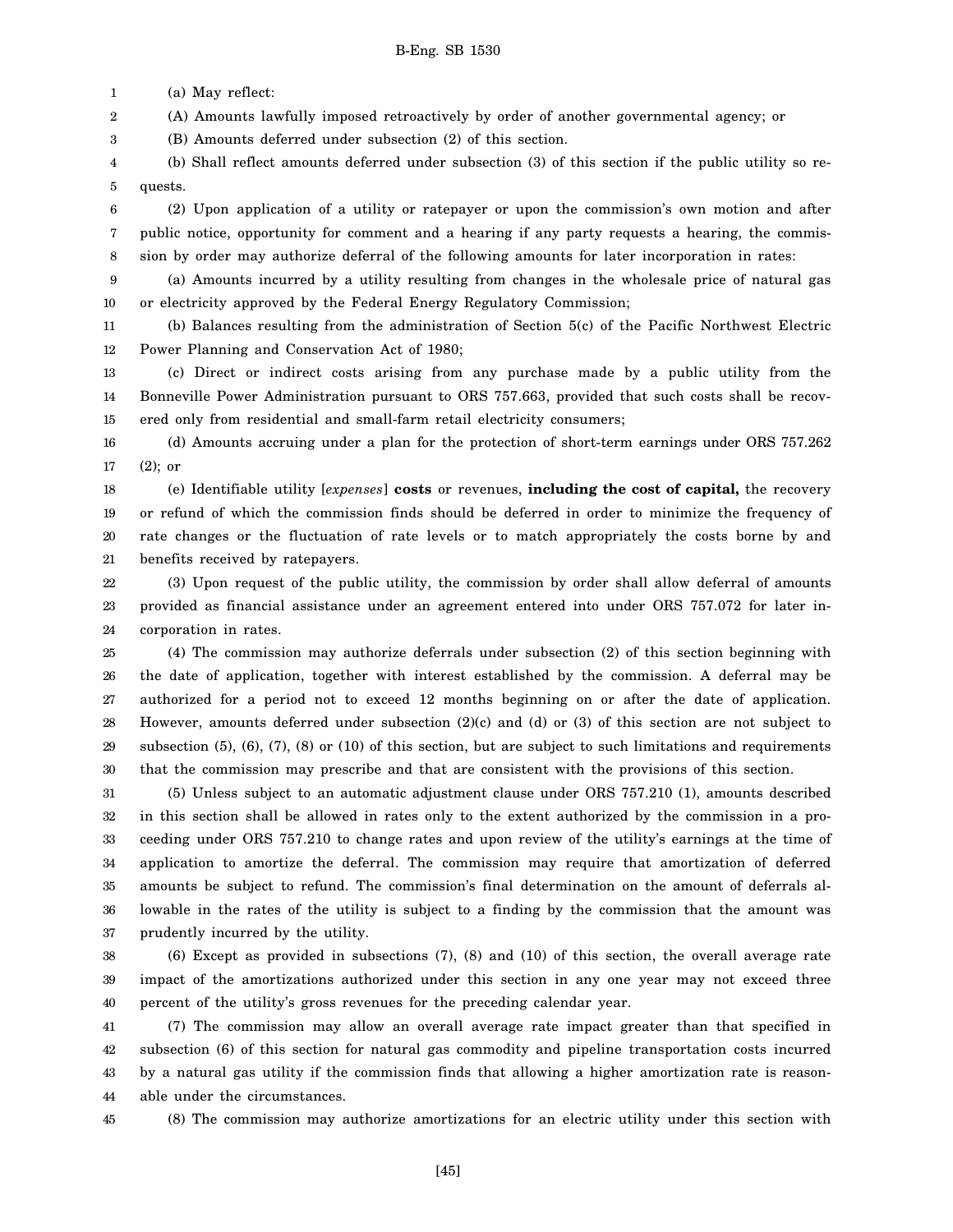(a) May reflect:

(A) Amounts lawfully imposed retroactively by order of another governmental agency; or

(B) Amounts deferred under subsection (2) of this section.

(b) Shall reflect amounts deferred under subsection (3) of this section if the public utility so requests.

(2) Upon application of a utility or ratepayer or upon the commission's own motion and after public notice, opportunity for comment and a hearing if any party requests a hearing, the commission by order may authorize deferral of the following amounts for later incorporation in rates:

(a) Amounts incurred by a utility resulting from changes in the wholesale price of natural gas or electricity approved by the Federal Energy Regulatory Commission;

(b) Balances resulting from the administration of Section 5(c) of the Pacific Northwest Electric Power Planning and Conservation Act of 1980;

(c) Direct or indirect costs arising from any purchase made by a public utility from the Bonneville Power Administration pursuant to ORS 757.663, provided that such costs shall be recovered only from residential and small-farm retail electricity consumers;

(d) Amounts accruing under a plan for the protection of short-term earnings under ORS 757.262 (2); or

(e) Identifiable utility [*expenses*] **costs** or revenues, **including the cost of capital,** the recovery or refund of which the commission finds should be deferred in order to minimize the frequency of rate changes or the fluctuation of rate levels or to match appropriately the costs borne by and benefits received by ratepayers.

(3) Upon request of the public utility, the commission by order shall allow deferral of amounts provided as financial assistance under an agreement entered into under ORS 757.072 for later incorporation in rates.

(4) The commission may authorize deferrals under subsection (2) of this section beginning with the date of application, together with interest established by the commission. A deferral may be authorized for a period not to exceed 12 months beginning on or after the date of application. However, amounts deferred under subsection (2)(c) and (d) or (3) of this section are not subject to subsection (5), (6), (7), (8) or (10) of this section, but are subject to such limitations and requirements that the commission may prescribe and that are consistent with the provisions of this section.

(5) Unless subject to an automatic adjustment clause under ORS 757.210 (1), amounts described in this section shall be allowed in rates only to the extent authorized by the commission in a proceeding under ORS 757.210 to change rates and upon review of the utility's earnings at the time of application to amortize the deferral. The commission may require that amortization of deferred amounts be subject to refund. The commission's final determination on the amount of deferrals allowable in the rates of the utility is subject to a finding by the commission that the amount was prudently incurred by the utility.

(6) Except as provided in subsections (7), (8) and (10) of this section, the overall average rate impact of the amortizations authorized under this section in any one year may not exceed three percent of the utility's gross revenues for the preceding calendar year.

(7) The commission may allow an overall average rate impact greater than that specified in subsection (6) of this section for natural gas commodity and pipeline transportation costs incurred by a natural gas utility if the commission finds that allowing a higher amortization rate is reasonable under the circumstances.

(8) The commission may authorize amortizations for an electric utility under this section with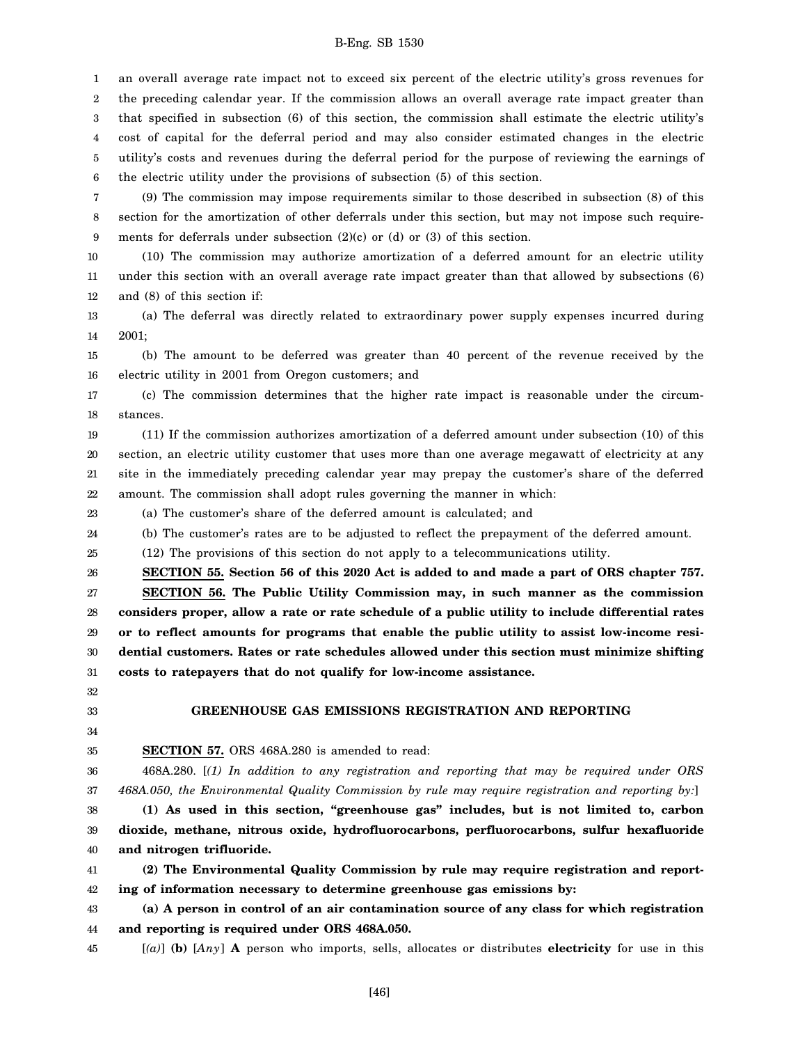an overall average rate impact not to exceed six percent of the electric utility's gross revenues for the preceding calendar year. If the commission allows an overall average rate impact greater than that specified in subsection (6) of this section, the commission shall estimate the electric utility's cost of capital for the deferral period and may also consider estimated changes in the electric utility's costs and revenues during the deferral period for the purpose of reviewing the earnings of the electric utility under the provisions of subsection (5) of this section.

(9) The commission may impose requirements similar to those described in subsection (8) of this section for the amortization of other deferrals under this section, but may not impose such requirements for deferrals under subsection (2)(c) or (d) or (3) of this section.

(10) The commission may authorize amortization of a deferred amount for an electric utility under this section with an overall average rate impact greater than that allowed by subsections (6) and (8) of this section if:

(a) The deferral was directly related to extraordinary power supply expenses incurred during 2001;

(b) The amount to be deferred was greater than 40 percent of the revenue received by the electric utility in 2001 from Oregon customers; and

(c) The commission determines that the higher rate impact is reasonable under the circumstances.

(11) If the commission authorizes amortization of a deferred amount under subsection (10) of this section, an electric utility customer that uses more than one average megawatt of electricity at any site in the immediately preceding calendar year may prepay the customer's share of the deferred amount. The commission shall adopt rules governing the manner in which:

(a) The customer's share of the deferred amount is calculated; and

(b) The customer's rates are to be adjusted to reflect the prepayment of the deferred amount.

(12) The provisions of this section do not apply to a telecommunications utility.

**SECTION 55. Section 56 of this 2020 Act is added to and made a part of ORS chapter 757.**

**SECTION 56. The Public Utility Commission may, in such manner as the commission considers proper, allow a rate or rate schedule of a public utility to include differential rates or to reflect amounts for programs that enable the public utility to assist low-income residential customers. Rates or rate schedules allowed under this section must minimize shifting costs to ratepayers that do not qualify for low-income assistance.**

## GREENHOUSE GAS EMISSIONS REGISTRATION AND REPORTING

**SECTION 57.** ORS 468A.280 is amended to read:

468A.280. [*(1) In addition to any registration and reporting that may be required under ORS 468A.050, the Environmental Quality Commission by rule may require registration and reporting by:*]

**(1) As used in this section, "greenhouse gas" includes, but is not limited to, carbon dioxide, methane, nitrous oxide, hydrofluorocarbons, perfluorocarbons, sulfur hexafluoride and nitrogen trifluoride.**

**(2) The Environmental Quality Commission by rule may require registration and reporting of information necessary to determine greenhouse gas emissions by:**

**(a) A person in control of an air contamination source of any class for which registration and reporting is required under ORS 468A.050.**

[*(a)*] **(b)** [*Any*] **A** person who imports, sells, allocates or distributes **electricity** for use in this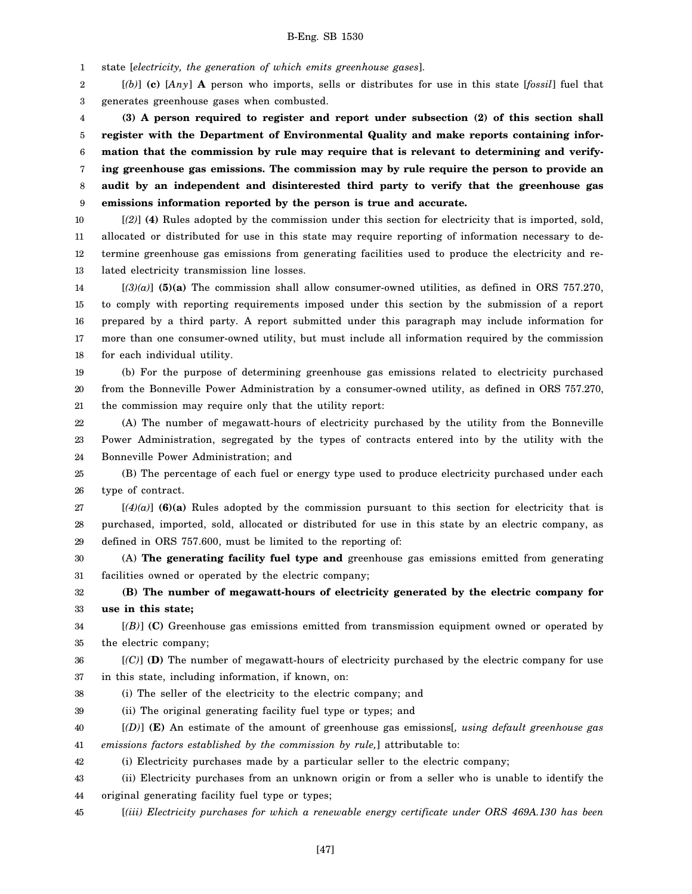state [*electricity, the generation of which emits greenhouse gases*].

[*(b)*] **(c)** [*Any*] **A** person who imports, sells or distributes for use in this state [*fossil*] fuel that generates greenhouse gases when combusted.

**(3) A person required to register and report under subsection (2) of this section shall register with the Department of Environmental Quality and make reports containing information that the commission by rule may require that is relevant to determining and verifying greenhouse gas emissions. The commission may by rule require the person to provide an audit by an independent and disinterested third party to verify that the greenhouse gas emissions information reported by the person is true and accurate.**

[*(2)*] **(4)** Rules adopted by the commission under this section for electricity that is imported, sold, allocated or distributed for use in this state may require reporting of information necessary to determine greenhouse gas emissions from generating facilities used to produce the electricity and related electricity transmission line losses.

[*(3)(a)*] **(5)(a)** The commission shall allow consumer-owned utilities, as defined in ORS 757.270, to comply with reporting requirements imposed under this section by the submission of a report prepared by a third party. A report submitted under this paragraph may include information for more than one consumer-owned utility, but must include all information required by the commission for each individual utility.

(b) For the purpose of determining greenhouse gas emissions related to electricity purchased from the Bonneville Power Administration by a consumer-owned utility, as defined in ORS 757.270, the commission may require only that the utility report:

(A) The number of megawatt-hours of electricity purchased by the utility from the Bonneville Power Administration, segregated by the types of contracts entered into by the utility with the Bonneville Power Administration; and

(B) The percentage of each fuel or energy type used to produce electricity purchased under each type of contract.

[*(4)(a)*] **(6)(a)** Rules adopted by the commission pursuant to this section for electricity that is purchased, imported, sold, allocated or distributed for use in this state by an electric company, as defined in ORS 757.600, must be limited to the reporting of:

(A) **The generating facility fuel type and** greenhouse gas emissions emitted from generating facilities owned or operated by the electric company;

**(B) The number of megawatt-hours of electricity generated by the electric company for use in this state;**

[*(B)*] **(C)** Greenhouse gas emissions emitted from transmission equipment owned or operated by the electric company;

[*(C)*] **(D)** The number of megawatt-hours of electricity purchased by the electric company for use in this state, including information, if known, on:

(i) The seller of the electricity to the electric company; and

(ii) The original generating facility fuel type or types; and

[*(D)*] **(E)** An estimate of the amount of greenhouse gas emissions[*, using default greenhouse gas emissions factors established by the commission by rule,*] attributable to:

(i) Electricity purchases made by a particular seller to the electric company;

(ii) Electricity purchases from an unknown origin or from a seller who is unable to identify the original generating facility fuel type or types;

[*(iii) Electricity purchases for which a renewable energy certificate under ORS 469A.130 has been*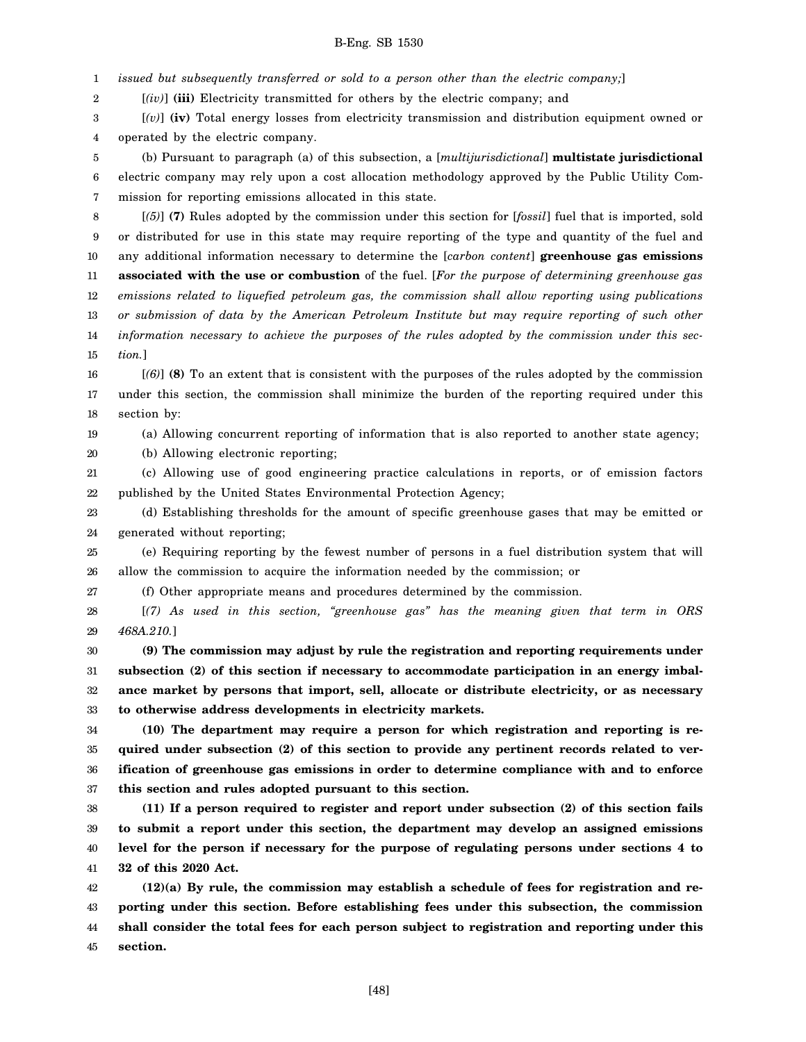*issued but subsequently transferred or sold to a person other than the electric company;*]

[*(iv)*] **(iii)** Electricity transmitted for others by the electric company; and

[*(v)*] **(iv)** Total energy losses from electricity transmission and distribution equipment owned or operated by the electric company.

(b) Pursuant to paragraph (a) of this subsection, a [*multijurisdictional*] **multistate jurisdictional** electric company may rely upon a cost allocation methodology approved by the Public Utility Commission for reporting emissions allocated in this state.

[*(5)*] **(7)** Rules adopted by the commission under this section for [*fossil*] fuel that is imported, sold or distributed for use in this state may require reporting of the type and quantity of the fuel and any additional information necessary to determine the [*carbon content*] **greenhouse gas emissions associated with the use or combustion** of the fuel. [*For the purpose of determining greenhouse gas emissions related to liquefied petroleum gas, the commission shall allow reporting using publications or submission of data by the American Petroleum Institute but may require reporting of such other information necessary to achieve the purposes of the rules adopted by the commission under this section.*]

[*(6)*] **(8)** To an extent that is consistent with the purposes of the rules adopted by the commission under this section, the commission shall minimize the burden of the reporting required under this section by:

(a) Allowing concurrent reporting of information that is also reported to another state agency;

(b) Allowing electronic reporting;

(c) Allowing use of good engineering practice calculations in reports, or of emission factors published by the United States Environmental Protection Agency;

(d) Establishing thresholds for the amount of specific greenhouse gases that may be emitted or generated without reporting;

(e) Requiring reporting by the fewest number of persons in a fuel distribution system that will allow the commission to acquire the information needed by the commission; or

(f) Other appropriate means and procedures determined by the commission.

[*(7) As used in this section, "greenhouse gas" has the meaning given that term in ORS 468A.210.*]

**(9) The commission may adjust by rule the registration and reporting requirements under subsection (2) of this section if necessary to accommodate participation in an energy imbalance market by persons that import, sell, allocate or distribute electricity, or as necessary to otherwise address developments in electricity markets.**

**(10) The department may require a person for which registration and reporting is required under subsection (2) of this section to provide any pertinent records related to verification of greenhouse gas emissions in order to determine compliance with and to enforce this section and rules adopted pursuant to this section.**

**(11) If a person required to register and report under subsection (2) of this section fails to submit a report under this section, the department may develop an assigned emissions level for the person if necessary for the purpose of regulating persons under sections 4 to 32 of this 2020 Act.**

**(12)(a) By rule, the commission may establish a schedule of fees for registration and reporting under this section. Before establishing fees under this subsection, the commission shall consider the total fees for each person subject to registration and reporting under this section.**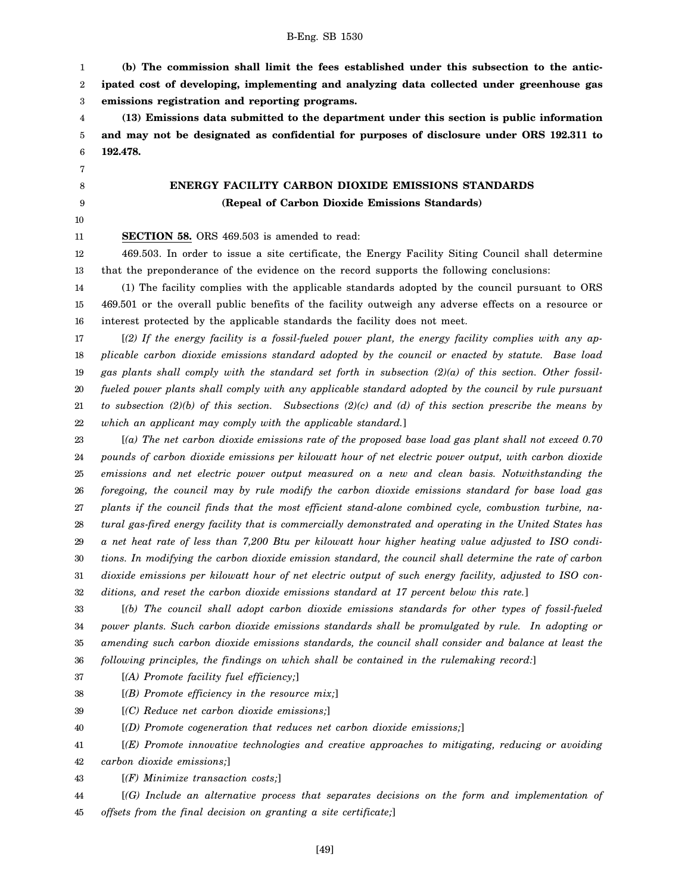**(b) The commission shall limit the fees established under this subsection to the anticipated cost of developing, implementing and analyzing data collected under greenhouse gas emissions registration and reporting programs.**

**(13) Emissions data submitted to the department under this section is public information and may not be designated as confidential for purposes of disclosure under ORS 192.311 to 192.478.**

**ENERGY FACILITY CARBON DIOXIDE EMISSIONS STANDARDS**
**(Repeal of Carbon Dioxide Emissions Standards)**

**SECTION 58.** ORS 469.503 is amended to read:

469.503. In order to issue a site certificate, the Energy Facility Siting Council shall determine that the preponderance of the evidence on the record supports the following conclusions:

(1) The facility complies with the applicable standards adopted by the council pursuant to ORS 469.501 or the overall public benefits of the facility outweigh any adverse effects on a resource or interest protected by the applicable standards the facility does not meet.

[*(2) If the energy facility is a fossil-fueled power plant, the energy facility complies with any applicable carbon dioxide emissions standard adopted by the council or enacted by statute. Base load gas plants shall comply with the standard set forth in subsection (2)(a) of this section. Other fossil-fueled power plants shall comply with any applicable standard adopted by the council by rule pursuant to subsection (2)(b) of this section. Subsections (2)(c) and (d) of this section prescribe the means by which an applicant may comply with the applicable standard.*]

[*(a) The net carbon dioxide emissions rate of the proposed base load gas plant shall not exceed 0.70 pounds of carbon dioxide emissions per kilowatt hour of net electric power output, with carbon dioxide emissions and net electric power output measured on a new and clean basis. Notwithstanding the foregoing, the council may by rule modify the carbon dioxide emissions standard for base load gas plants if the council finds that the most efficient stand-alone combined cycle, combustion turbine, natural gas-fired energy facility that is commercially demonstrated and operating in the United States has a net heat rate of less than 7,200 Btu per kilowatt hour higher heating value adjusted to ISO conditions. In modifying the carbon dioxide emission standard, the council shall determine the rate of carbon dioxide emissions per kilowatt hour of net electric output of such energy facility, adjusted to ISO conditions, and reset the carbon dioxide emissions standard at 17 percent below this rate.*]

[*(b) The council shall adopt carbon dioxide emissions standards for other types of fossil-fueled power plants. Such carbon dioxide emissions standards shall be promulgated by rule. In adopting or amending such carbon dioxide emissions standards, the council shall consider and balance at least the following principles, the findings on which shall be contained in the rulemaking record:*]

[*(A) Promote facility fuel efficiency;*]

[*(B) Promote efficiency in the resource mix;*]

[*(C) Reduce net carbon dioxide emissions;*]

[*(D) Promote cogeneration that reduces net carbon dioxide emissions;*]

[*(E) Promote innovative technologies and creative approaches to mitigating, reducing or avoiding carbon dioxide emissions;*]

[*(F) Minimize transaction costs;*]

[*(G) Include an alternative process that separates decisions on the form and implementation of offsets from the final decision on granting a site certificate;*]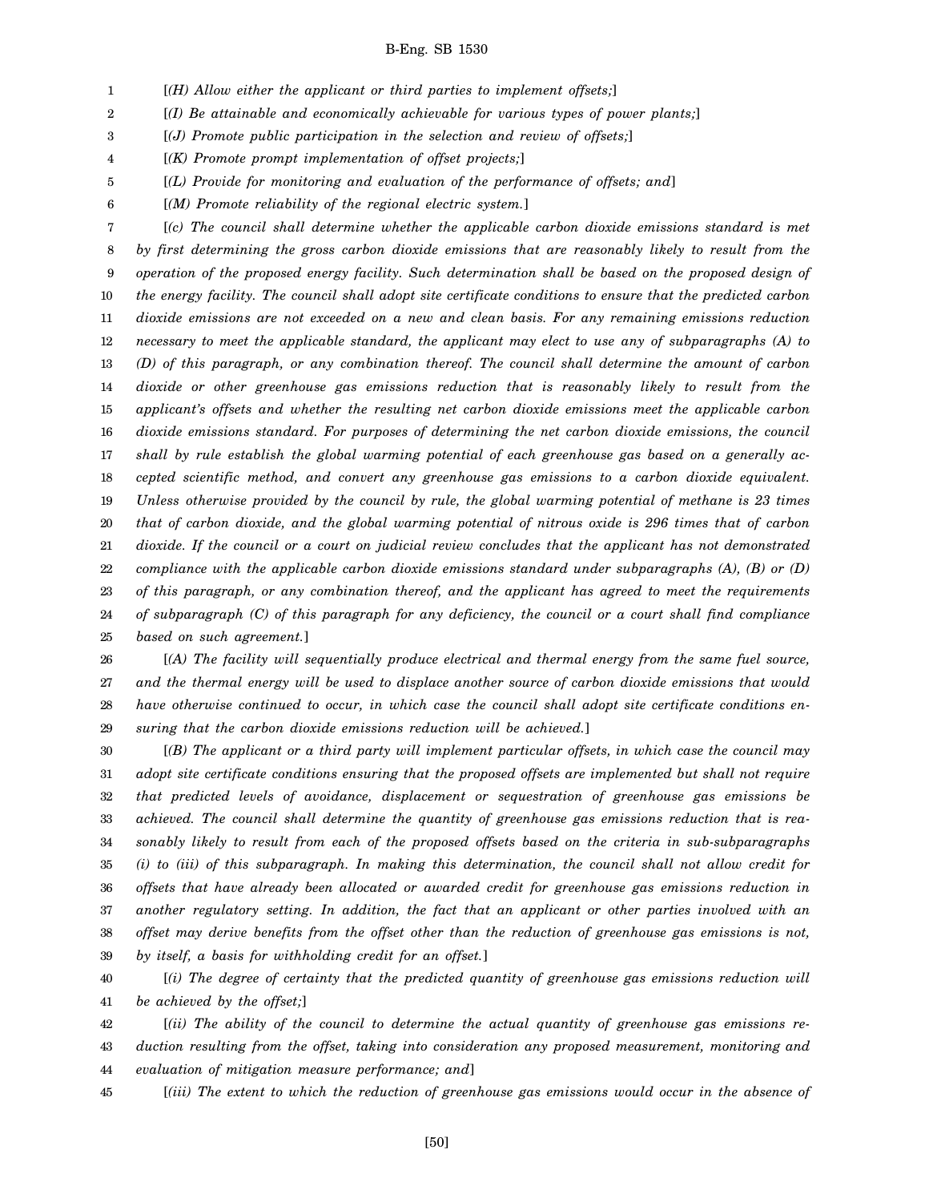[*(H) Allow either the applicant or third parties to implement offsets;*]

[*(I) Be attainable and economically achievable for various types of power plants;*]

[*(J) Promote public participation in the selection and review of offsets;*]

[*(K) Promote prompt implementation of offset projects;*]

[*(L) Provide for monitoring and evaluation of the performance of offsets; and*]

[*(M) Promote reliability of the regional electric system.*]

[*(c) The council shall determine whether the applicable carbon dioxide emissions standard is met by first determining the gross carbon dioxide emissions that are reasonably likely to result from the operation of the proposed energy facility. Such determination shall be based on the proposed design of the energy facility. The council shall adopt site certificate conditions to ensure that the predicted carbon dioxide emissions are not exceeded on a new and clean basis. For any remaining emissions reduction necessary to meet the applicable standard, the applicant may elect to use any of subparagraphs (A) to (D) of this paragraph, or any combination thereof. The council shall determine the amount of carbon dioxide or other greenhouse gas emissions reduction that is reasonably likely to result from the applicant's offsets and whether the resulting net carbon dioxide emissions meet the applicable carbon dioxide emissions standard. For purposes of determining the net carbon dioxide emissions, the council shall by rule establish the global warming potential of each greenhouse gas based on a generally accepted scientific method, and convert any greenhouse gas emissions to a carbon dioxide equivalent. Unless otherwise provided by the council by rule, the global warming potential of methane is 23 times that of carbon dioxide, and the global warming potential of nitrous oxide is 296 times that of carbon dioxide. If the council or a court on judicial review concludes that the applicant has not demonstrated compliance with the applicable carbon dioxide emissions standard under subparagraphs (A), (B) or (D) of this paragraph, or any combination thereof, and the applicant has agreed to meet the requirements of subparagraph (C) of this paragraph for any deficiency, the council or a court shall find compliance based on such agreement.*]

[*(A) The facility will sequentially produce electrical and thermal energy from the same fuel source, and the thermal energy will be used to displace another source of carbon dioxide emissions that would have otherwise continued to occur, in which case the council shall adopt site certificate conditions ensuring that the carbon dioxide emissions reduction will be achieved.*]

[*(B) The applicant or a third party will implement particular offsets, in which case the council may adopt site certificate conditions ensuring that the proposed offsets are implemented but shall not require that predicted levels of avoidance, displacement or sequestration of greenhouse gas emissions be achieved. The council shall determine the quantity of greenhouse gas emissions reduction that is reasonably likely to result from each of the proposed offsets based on the criteria in sub-subparagraphs (i) to (iii) of this subparagraph. In making this determination, the council shall not allow credit for offsets that have already been allocated or awarded credit for greenhouse gas emissions reduction in another regulatory setting. In addition, the fact that an applicant or other parties involved with an offset may derive benefits from the offset other than the reduction of greenhouse gas emissions is not, by itself, a basis for withholding credit for an offset.*]

[*(i) The degree of certainty that the predicted quantity of greenhouse gas emissions reduction will be achieved by the offset;*]

[*(ii) The ability of the council to determine the actual quantity of greenhouse gas emissions reduction resulting from the offset, taking into consideration any proposed measurement, monitoring and evaluation of mitigation measure performance; and*]

[*(iii) The extent to which the reduction of greenhouse gas emissions would occur in the absence of*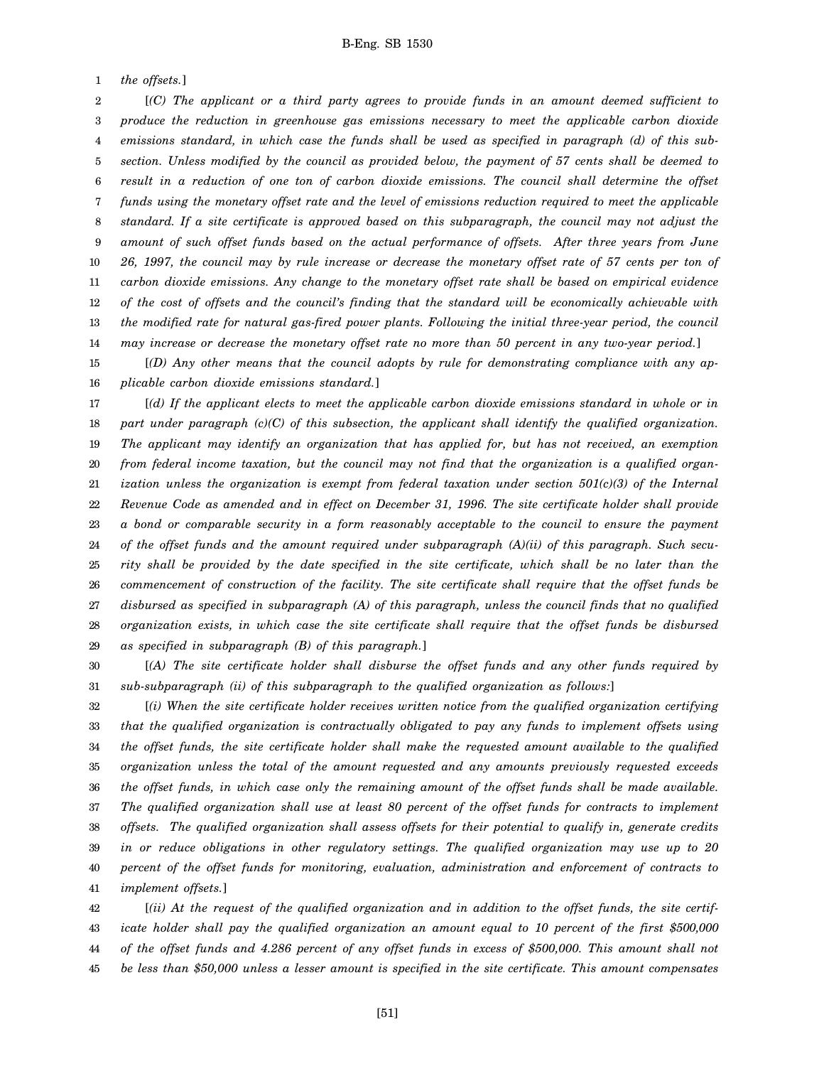*the offsets.*]

[*(C) The applicant or a third party agrees to provide funds in an amount deemed sufficient to produce the reduction in greenhouse gas emissions necessary to meet the applicable carbon dioxide emissions standard, in which case the funds shall be used as specified in paragraph (d) of this subsection. Unless modified by the council as provided below, the payment of 57 cents shall be deemed to result in a reduction of one ton of carbon dioxide emissions. The council shall determine the offset funds using the monetary offset rate and the level of emissions reduction required to meet the applicable standard. If a site certificate is approved based on this subparagraph, the council may not adjust the amount of such offset funds based on the actual performance of offsets. After three years from June 26, 1997, the council may by rule increase or decrease the monetary offset rate of 57 cents per ton of carbon dioxide emissions. Any change to the monetary offset rate shall be based on empirical evidence of the cost of offsets and the council's finding that the standard will be economically achievable with the modified rate for natural gas-fired power plants. Following the initial three-year period, the council may increase or decrease the monetary offset rate no more than 50 percent in any two-year period.*]

[*(D) Any other means that the council adopts by rule for demonstrating compliance with any applicable carbon dioxide emissions standard.*]

[*(d) If the applicant elects to meet the applicable carbon dioxide emissions standard in whole or in part under paragraph (c)(C) of this subsection, the applicant shall identify the qualified organization. The applicant may identify an organization that has applied for, but has not received, an exemption from federal income taxation, but the council may not find that the organization is a qualified organization unless the organization is exempt from federal taxation under section 501(c)(3) of the Internal Revenue Code as amended and in effect on December 31, 1996. The site certificate holder shall provide a bond or comparable security in a form reasonably acceptable to the council to ensure the payment of the offset funds and the amount required under subparagraph (A)(ii) of this paragraph. Such security shall be provided by the date specified in the site certificate, which shall be no later than the commencement of construction of the facility. The site certificate shall require that the offset funds be disbursed as specified in subparagraph (A) of this paragraph, unless the council finds that no qualified organization exists, in which case the site certificate shall require that the offset funds be disbursed as specified in subparagraph (B) of this paragraph.*]

[*(A) The site certificate holder shall disburse the offset funds and any other funds required by sub-subparagraph (ii) of this subparagraph to the qualified organization as follows:*]

[*(i) When the site certificate holder receives written notice from the qualified organization certifying that the qualified organization is contractually obligated to pay any funds to implement offsets using the offset funds, the site certificate holder shall make the requested amount available to the qualified organization unless the total of the amount requested and any amounts previously requested exceeds the offset funds, in which case only the remaining amount of the offset funds shall be made available. The qualified organization shall use at least 80 percent of the offset funds for contracts to implement offsets. The qualified organization shall assess offsets for their potential to qualify in, generate credits in or reduce obligations in other regulatory settings. The qualified organization may use up to 20 percent of the offset funds for monitoring, evaluation, administration and enforcement of contracts to implement offsets.*]

[*(ii) At the request of the qualified organization and in addition to the offset funds, the site certificate holder shall pay the qualified organization an amount equal to 10 percent of the first $500,000 of the offset funds and 4.286 percent of any offset funds in excess of $500,000. This amount shall not be less than $50,000 unless a lesser amount is specified in the site certificate. This amount compensates*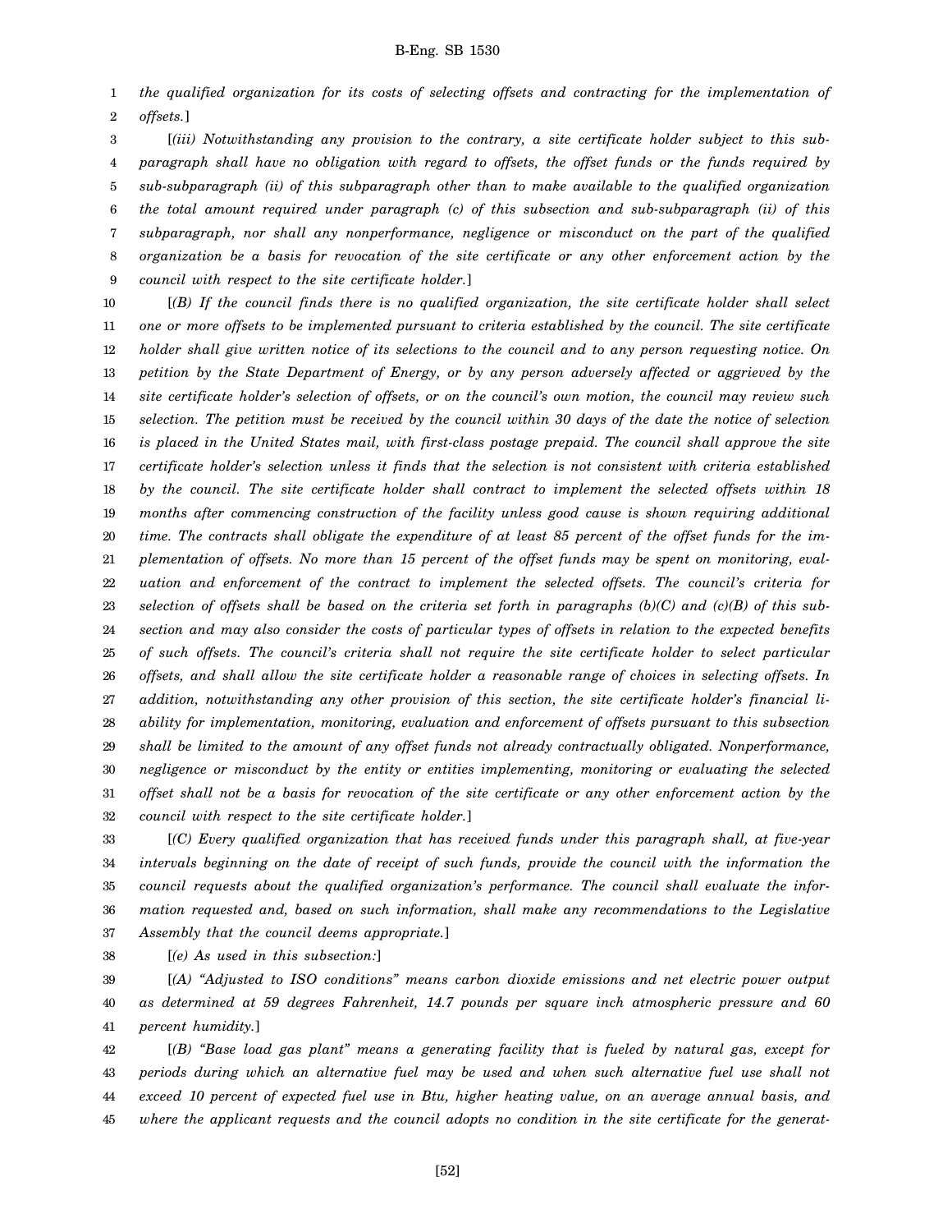*the qualified organization for its costs of selecting offsets and contracting for the implementation of offsets.*]

[*(iii) Notwithstanding any provision to the contrary, a site certificate holder subject to this subparagraph shall have no obligation with regard to offsets, the offset funds or the funds required by sub-subparagraph (ii) of this subparagraph other than to make available to the qualified organization the total amount required under paragraph (c) of this subsection and sub-subparagraph (ii) of this subparagraph, nor shall any nonperformance, negligence or misconduct on the part of the qualified organization be a basis for revocation of the site certificate or any other enforcement action by the council with respect to the site certificate holder.*]

[*(B) If the council finds there is no qualified organization, the site certificate holder shall select one or more offsets to be implemented pursuant to criteria established by the council. The site certificate holder shall give written notice of its selections to the council and to any person requesting notice. On petition by the State Department of Energy, or by any person adversely affected or aggrieved by the site certificate holder's selection of offsets, or on the council's own motion, the council may review such selection. The petition must be received by the council within 30 days of the date the notice of selection is placed in the United States mail, with first-class postage prepaid. The council shall approve the site certificate holder's selection unless it finds that the selection is not consistent with criteria established by the council. The site certificate holder shall contract to implement the selected offsets within 18 months after commencing construction of the facility unless good cause is shown requiring additional time. The contracts shall obligate the expenditure of at least 85 percent of the offset funds for the implementation of offsets. No more than 15 percent of the offset funds may be spent on monitoring, evaluation and enforcement of the contract to implement the selected offsets. The council's criteria for selection of offsets shall be based on the criteria set forth in paragraphs (b)(C) and (c)(B) of this subsection and may also consider the costs of particular types of offsets in relation to the expected benefits of such offsets. The council's criteria shall not require the site certificate holder to select particular offsets, and shall allow the site certificate holder a reasonable range of choices in selecting offsets. In addition, notwithstanding any other provision of this section, the site certificate holder's financial liability for implementation, monitoring, evaluation and enforcement of offsets pursuant to this subsection shall be limited to the amount of any offset funds not already contractually obligated. Nonperformance, negligence or misconduct by the entity or entities implementing, monitoring or evaluating the selected offset shall not be a basis for revocation of the site certificate or any other enforcement action by the council with respect to the site certificate holder.*]

[*(C) Every qualified organization that has received funds under this paragraph shall, at five-year intervals beginning on the date of receipt of such funds, provide the council with the information the council requests about the qualified organization's performance. The council shall evaluate the information requested and, based on such information, shall make any recommendations to the Legislative Assembly that the council deems appropriate.*]

[*(e) As used in this subsection:*]

[*(A) "Adjusted to ISO conditions" means carbon dioxide emissions and net electric power output as determined at 59 degrees Fahrenheit, 14.7 pounds per square inch atmospheric pressure and 60 percent humidity.*]

[*(B) "Base load gas plant" means a generating facility that is fueled by natural gas, except for periods during which an alternative fuel may be used and when such alternative fuel use shall not exceed 10 percent of expected fuel use in Btu, higher heating value, on an average annual basis, and where the applicant requests and the council adopts no condition in the site certificate for the generat-*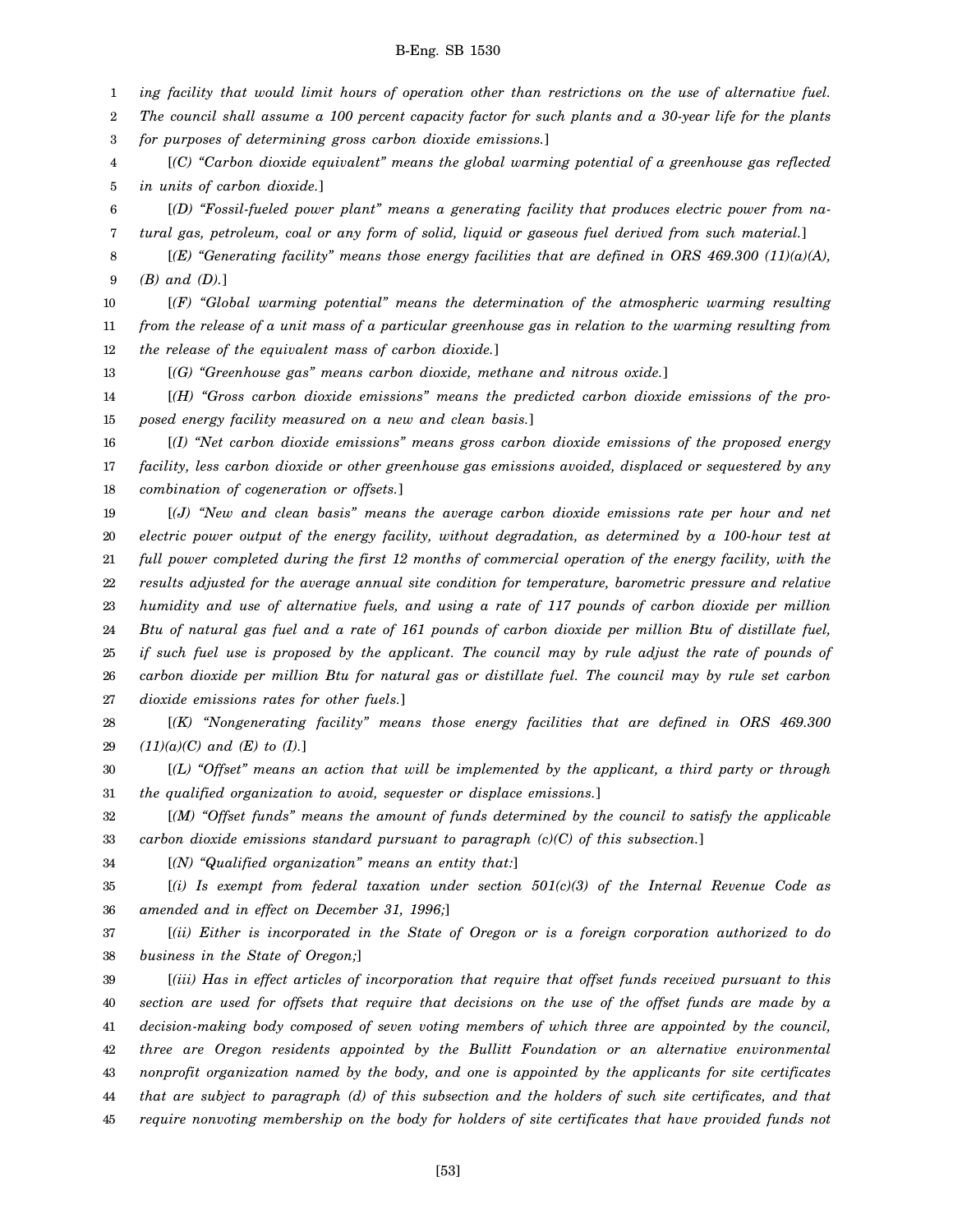*ing facility that would limit hours of operation other than restrictions on the use of alternative fuel. The council shall assume a 100 percent capacity factor for such plants and a 30-year life for the plants for purposes of determining gross carbon dioxide emissions.*]

[*(C) "Carbon dioxide equivalent" means the global warming potential of a greenhouse gas reflected in units of carbon dioxide.*]

[*(D) "Fossil-fueled power plant" means a generating facility that produces electric power from natural gas, petroleum, coal or any form of solid, liquid or gaseous fuel derived from such material.*]

[*(E) "Generating facility" means those energy facilities that are defined in ORS 469.300 (11)(a)(A), (B) and (D).*]

[*(F) "Global warming potential" means the determination of the atmospheric warming resulting from the release of a unit mass of a particular greenhouse gas in relation to the warming resulting from the release of the equivalent mass of carbon dioxide.*]

[*(G) "Greenhouse gas" means carbon dioxide, methane and nitrous oxide.*]

[*(H) "Gross carbon dioxide emissions" means the predicted carbon dioxide emissions of the proposed energy facility measured on a new and clean basis.*]

[*(I) "Net carbon dioxide emissions" means gross carbon dioxide emissions of the proposed energy facility, less carbon dioxide or other greenhouse gas emissions avoided, displaced or sequestered by any combination of cogeneration or offsets.*]

[*(J) "New and clean basis" means the average carbon dioxide emissions rate per hour and net electric power output of the energy facility, without degradation, as determined by a 100-hour test at full power completed during the first 12 months of commercial operation of the energy facility, with the results adjusted for the average annual site condition for temperature, barometric pressure and relative humidity and use of alternative fuels, and using a rate of 117 pounds of carbon dioxide per million Btu of natural gas fuel and a rate of 161 pounds of carbon dioxide per million Btu of distillate fuel, if such fuel use is proposed by the applicant. The council may by rule adjust the rate of pounds of carbon dioxide per million Btu for natural gas or distillate fuel. The council may by rule set carbon dioxide emissions rates for other fuels.*]

[*(K) "Nongenerating facility" means those energy facilities that are defined in ORS 469.300 (11)(a)(C) and (E) to (I).*]

[*(L) "Offset" means an action that will be implemented by the applicant, a third party or through the qualified organization to avoid, sequester or displace emissions.*]

[*(M) "Offset funds" means the amount of funds determined by the council to satisfy the applicable carbon dioxide emissions standard pursuant to paragraph (c)(C) of this subsection.*]

[*(N) "Qualified organization" means an entity that:*]

[*(i) Is exempt from federal taxation under section 501(c)(3) of the Internal Revenue Code as amended and in effect on December 31, 1996;*]

[*(ii) Either is incorporated in the State of Oregon or is a foreign corporation authorized to do business in the State of Oregon;*]

[*(iii) Has in effect articles of incorporation that require that offset funds received pursuant to this section are used for offsets that require that decisions on the use of the offset funds are made by a decision-making body composed of seven voting members of which three are appointed by the council, three are Oregon residents appointed by the Bullitt Foundation or an alternative environmental nonprofit organization named by the body, and one is appointed by the applicants for site certificates that are subject to paragraph (d) of this subsection and the holders of such site certificates, and that require nonvoting membership on the body for holders of site certificates that have provided funds not*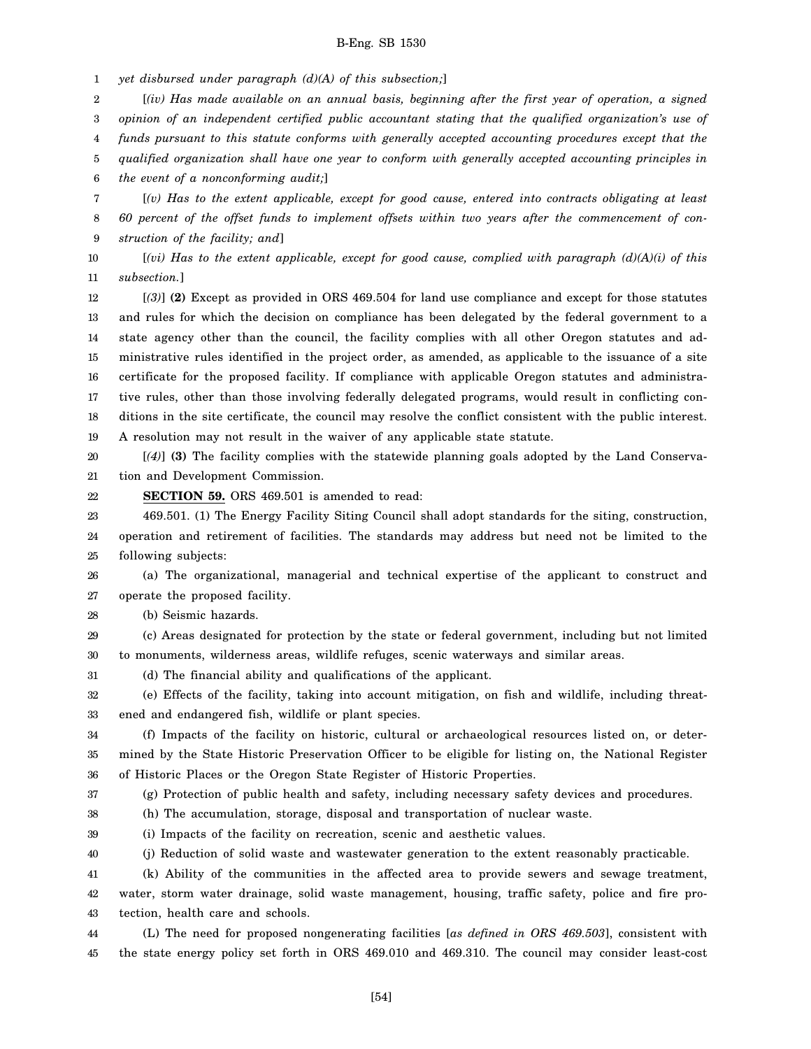*yet disbursed under paragraph (d)(A) of this subsection;*]

[*(iv) Has made available on an annual basis, beginning after the first year of operation, a signed opinion of an independent certified public accountant stating that the qualified organization's use of funds pursuant to this statute conforms with generally accepted accounting procedures except that the qualified organization shall have one year to conform with generally accepted accounting principles in the event of a nonconforming audit;*]

[*(v) Has to the extent applicable, except for good cause, entered into contracts obligating at least 60 percent of the offset funds to implement offsets within two years after the commencement of construction of the facility; and*]

[*(vi) Has to the extent applicable, except for good cause, complied with paragraph (d)(A)(i) of this subsection.*]

[*(3)*] **(2)** Except as provided in ORS 469.504 for land use compliance and except for those statutes and rules for which the decision on compliance has been delegated by the federal government to a state agency other than the council, the facility complies with all other Oregon statutes and administrative rules identified in the project order, as amended, as applicable to the issuance of a site certificate for the proposed facility. If compliance with applicable Oregon statutes and administrative rules, other than those involving federally delegated programs, would result in conflicting conditions in the site certificate, the council may resolve the conflict consistent with the public interest. A resolution may not result in the waiver of any applicable state statute.

[*(4)*] **(3)** The facility complies with the statewide planning goals adopted by the Land Conservation and Development Commission.

**SECTION 59.** ORS 469.501 is amended to read:

469.501. (1) The Energy Facility Siting Council shall adopt standards for the siting, construction, operation and retirement of facilities. The standards may address but need not be limited to the following subjects:

(a) The organizational, managerial and technical expertise of the applicant to construct and operate the proposed facility.

(b) Seismic hazards.

(c) Areas designated for protection by the state or federal government, including but not limited to monuments, wilderness areas, wildlife refuges, scenic waterways and similar areas.

(d) The financial ability and qualifications of the applicant.

(e) Effects of the facility, taking into account mitigation, on fish and wildlife, including threatened and endangered fish, wildlife or plant species.

(f) Impacts of the facility on historic, cultural or archaeological resources listed on, or determined by the State Historic Preservation Officer to be eligible for listing on, the National Register of Historic Places or the Oregon State Register of Historic Properties.

(g) Protection of public health and safety, including necessary safety devices and procedures.

(h) The accumulation, storage, disposal and transportation of nuclear waste.

(i) Impacts of the facility on recreation, scenic and aesthetic values.

(j) Reduction of solid waste and wastewater generation to the extent reasonably practicable.

(k) Ability of the communities in the affected area to provide sewers and sewage treatment, water, storm water drainage, solid waste management, housing, traffic safety, police and fire protection, health care and schools.

(L) The need for proposed nongenerating facilities [*as defined in ORS 469.503*], consistent with the state energy policy set forth in ORS 469.010 and 469.310. The council may consider least-cost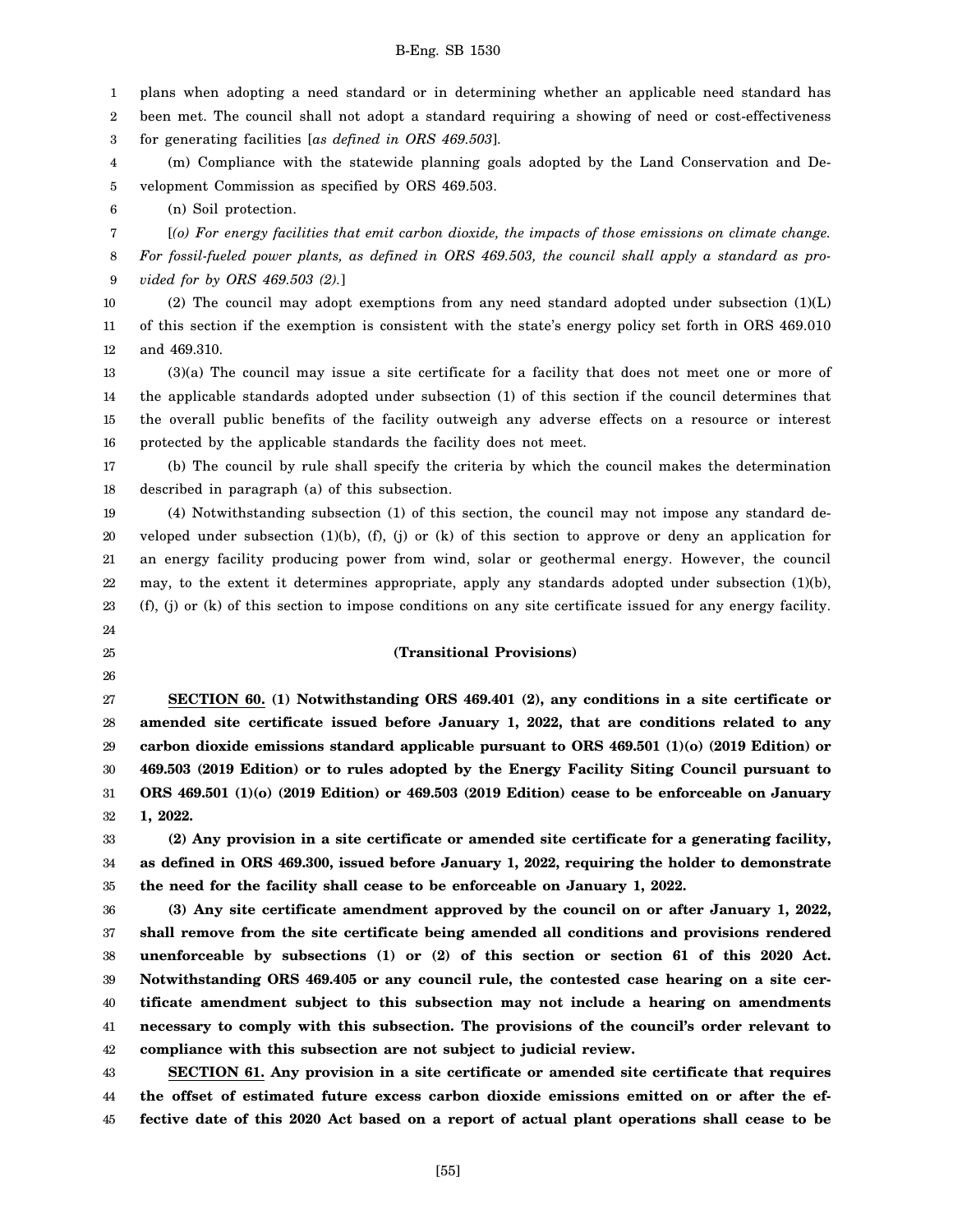plans when adopting a need standard or in determining whether an applicable need standard has been met. The council shall not adopt a standard requiring a showing of need or cost-effectiveness for generating facilities [*as defined in ORS 469.503*].

(m) Compliance with the statewide planning goals adopted by the Land Conservation and Development Commission as specified by ORS 469.503.

(n) Soil protection.

[*(o) For energy facilities that emit carbon dioxide, the impacts of those emissions on climate change. For fossil-fueled power plants, as defined in ORS 469.503, the council shall apply a standard as provided for by ORS 469.503 (2).*]

(2) The council may adopt exemptions from any need standard adopted under subsection (1)(L) of this section if the exemption is consistent with the state's energy policy set forth in ORS 469.010 and 469.310.

(3)(a) The council may issue a site certificate for a facility that does not meet one or more of the applicable standards adopted under subsection (1) of this section if the council determines that the overall public benefits of the facility outweigh any adverse effects on a resource or interest protected by the applicable standards the facility does not meet.

(b) The council by rule shall specify the criteria by which the council makes the determination described in paragraph (a) of this subsection.

(4) Notwithstanding subsection (1) of this section, the council may not impose any standard developed under subsection (1)(b), (f), (j) or (k) of this section to approve or deny an application for an energy facility producing power from wind, solar or geothermal energy. However, the council may, to the extent it determines appropriate, apply any standards adopted under subsection (1)(b), (f), (j) or (k) of this section to impose conditions on any site certificate issued for any energy facility.

**(Transitional Provisions)**

**SECTION 60. (1) Notwithstanding ORS 469.401 (2), any conditions in a site certificate or amended site certificate issued before January 1, 2022, that are conditions related to any carbon dioxide emissions standard applicable pursuant to ORS 469.501 (1)(o) (2019 Edition) or 469.503 (2019 Edition) or to rules adopted by the Energy Facility Siting Council pursuant to ORS 469.501 (1)(o) (2019 Edition) or 469.503 (2019 Edition) cease to be enforceable on January 1, 2022.**

**(2) Any provision in a site certificate or amended site certificate for a generating facility, as defined in ORS 469.300, issued before January 1, 2022, requiring the holder to demonstrate the need for the facility shall cease to be enforceable on January 1, 2022.**

**(3) Any site certificate amendment approved by the council on or after January 1, 2022, shall remove from the site certificate being amended all conditions and provisions rendered unenforceable by subsections (1) or (2) of this section or section 61 of this 2020 Act. Notwithstanding ORS 469.405 or any council rule, the contested case hearing on a site certificate amendment subject to this subsection may not include a hearing on amendments necessary to comply with this subsection. The provisions of the council's order relevant to compliance with this subsection are not subject to judicial review.**

**SECTION 61. Any provision in a site certificate or amended site certificate that requires the offset of estimated future excess carbon dioxide emissions emitted on or after the effective date of this 2020 Act based on a report of actual plant operations shall cease to be**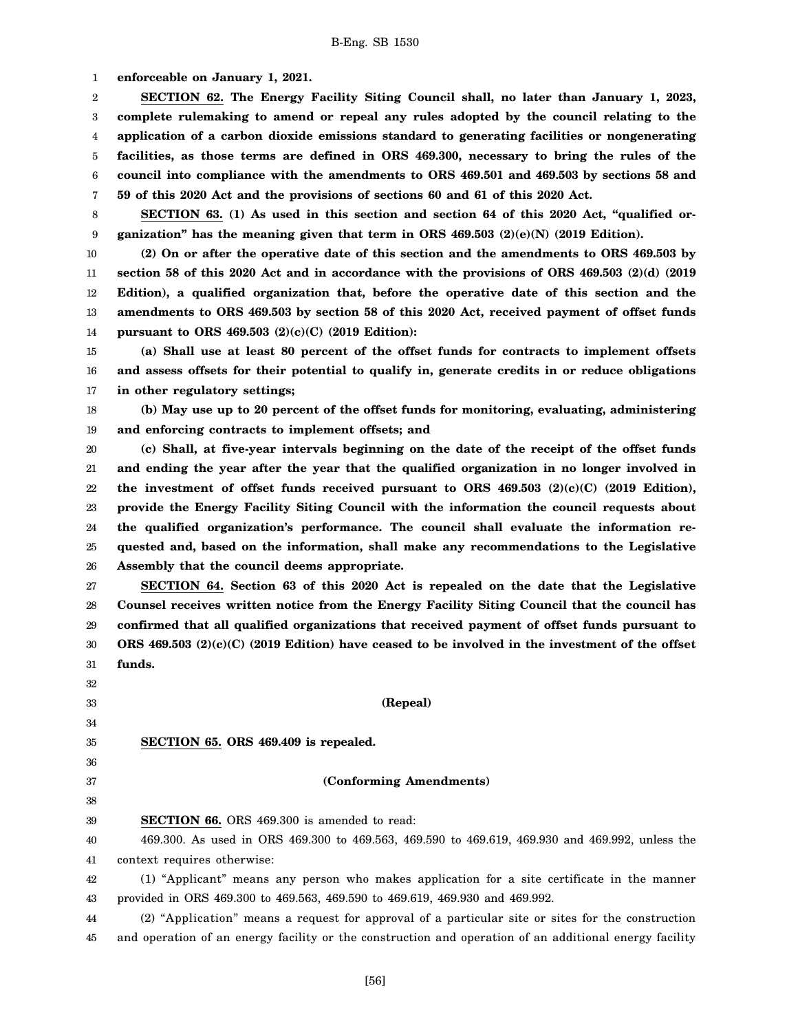**enforceable on January 1, 2021.**

**SECTION 62. The Energy Facility Siting Council shall, no later than January 1, 2023, complete rulemaking to amend or repeal any rules adopted by the council relating to the application of a carbon dioxide emissions standard to generating facilities or nongenerating facilities, as those terms are defined in ORS 469.300, necessary to bring the rules of the council into compliance with the amendments to ORS 469.501 and 469.503 by sections 58 and 59 of this 2020 Act and the provisions of sections 60 and 61 of this 2020 Act.**

**SECTION 63. (1) As used in this section and section 64 of this 2020 Act, "qualified organization" has the meaning given that term in ORS 469.503 (2)(e)(N) (2019 Edition).**

**(2) On or after the operative date of this section and the amendments to ORS 469.503 by section 58 of this 2020 Act and in accordance with the provisions of ORS 469.503 (2)(d) (2019 Edition), a qualified organization that, before the operative date of this section and the amendments to ORS 469.503 by section 58 of this 2020 Act, received payment of offset funds pursuant to ORS 469.503 (2)(c)(C) (2019 Edition):**

**(a) Shall use at least 80 percent of the offset funds for contracts to implement offsets and assess offsets for their potential to qualify in, generate credits in or reduce obligations in other regulatory settings;**

**(b) May use up to 20 percent of the offset funds for monitoring, evaluating, administering and enforcing contracts to implement offsets; and**

**(c) Shall, at five-year intervals beginning on the date of the receipt of the offset funds and ending the year after the year that the qualified organization in no longer involved in the investment of offset funds received pursuant to ORS 469.503 (2)(c)(C) (2019 Edition), provide the Energy Facility Siting Council with the information the council requests about the qualified organization's performance. The council shall evaluate the information requested and, based on the information, shall make any recommendations to the Legislative Assembly that the council deems appropriate.**

**SECTION 64. Section 63 of this 2020 Act is repealed on the date that the Legislative Counsel receives written notice from the Energy Facility Siting Council that the council has confirmed that all qualified organizations that received payment of offset funds pursuant to ORS 469.503 (2)(c)(C) (2019 Edition) have ceased to be involved in the investment of the offset funds.**

**(Repeal)**

**SECTION 65. ORS 469.409 is repealed.**

**(Conforming Amendments)**

**SECTION 66.** ORS 469.300 is amended to read:

469.300. As used in ORS 469.300 to 469.563, 469.590 to 469.619, 469.930 and 469.992, unless the context requires otherwise:

(1) "Applicant" means any person who makes application for a site certificate in the manner provided in ORS 469.300 to 469.563, 469.590 to 469.619, 469.930 and 469.992.

(2) "Application" means a request for approval of a particular site or sites for the construction and operation of an energy facility or the construction and operation of an additional energy facility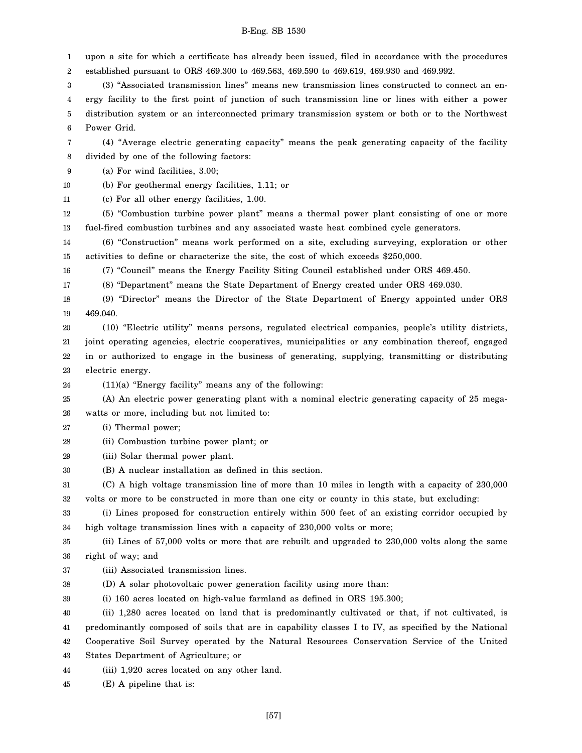upon a site for which a certificate has already been issued, filed in accordance with the procedures established pursuant to ORS 469.300 to 469.563, 469.590 to 469.619, 469.930 and 469.992.

(3) "Associated transmission lines" means new transmission lines constructed to connect an energy facility to the first point of junction of such transmission line or lines with either a power distribution system or an interconnected primary transmission system or both or to the Northwest Power Grid.

(4) "Average electric generating capacity" means the peak generating capacity of the facility divided by one of the following factors:

(a) For wind facilities, 3.00;

(b) For geothermal energy facilities, 1.11; or

(c) For all other energy facilities, 1.00.

(5) "Combustion turbine power plant" means a thermal power plant consisting of one or more fuel-fired combustion turbines and any associated waste heat combined cycle generators.

(6) "Construction" means work performed on a site, excluding surveying, exploration or other activities to define or characterize the site, the cost of which exceeds $250,000.

(7) "Council" means the Energy Facility Siting Council established under ORS 469.450.

(8) "Department" means the State Department of Energy created under ORS 469.030.

(9) "Director" means the Director of the State Department of Energy appointed under ORS 469.040.

(10) "Electric utility" means persons, regulated electrical companies, people's utility districts, joint operating agencies, electric cooperatives, municipalities or any combination thereof, engaged in or authorized to engage in the business of generating, supplying, transmitting or distributing electric energy.

(11)(a) "Energy facility" means any of the following:

(A) An electric power generating plant with a nominal electric generating capacity of 25 megawatts or more, including but not limited to:

(i) Thermal power;

(ii) Combustion turbine power plant; or

(iii) Solar thermal power plant.

(B) A nuclear installation as defined in this section.

(C) A high voltage transmission line of more than 10 miles in length with a capacity of 230,000 volts or more to be constructed in more than one city or county in this state, but excluding:

(i) Lines proposed for construction entirely within 500 feet of an existing corridor occupied by high voltage transmission lines with a capacity of 230,000 volts or more;

(ii) Lines of 57,000 volts or more that are rebuilt and upgraded to 230,000 volts along the same right of way; and

(iii) Associated transmission lines.

(D) A solar photovoltaic power generation facility using more than:

(i) 160 acres located on high-value farmland as defined in ORS 195.300;

(ii) 1,280 acres located on land that is predominantly cultivated or that, if not cultivated, is predominantly composed of soils that are in capability classes I to IV, as specified by the National Cooperative Soil Survey operated by the Natural Resources Conservation Service of the United States Department of Agriculture; or

(iii) 1,920 acres located on any other land.

(E) A pipeline that is: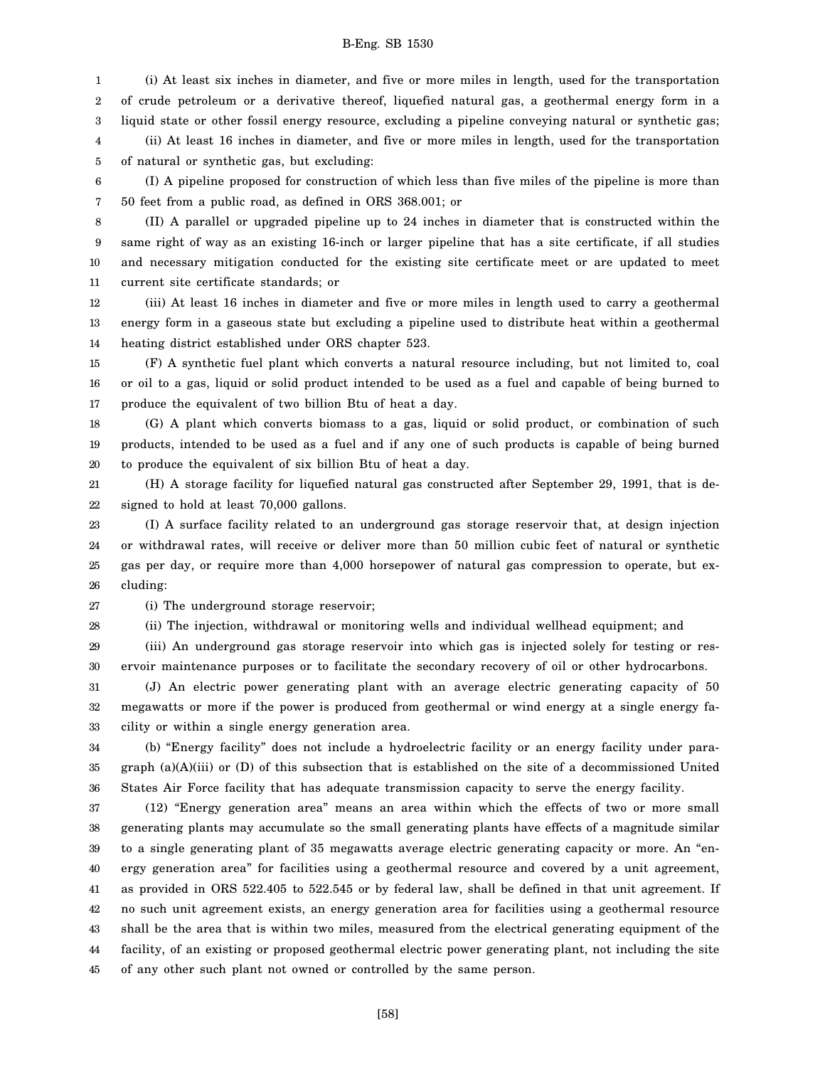(i) At least six inches in diameter, and five or more miles in length, used for the transportation of crude petroleum or a derivative thereof, liquefied natural gas, a geothermal energy form in a liquid state or other fossil energy resource, excluding a pipeline conveying natural or synthetic gas;

(ii) At least 16 inches in diameter, and five or more miles in length, used for the transportation of natural or synthetic gas, but excluding:

(I) A pipeline proposed for construction of which less than five miles of the pipeline is more than 50 feet from a public road, as defined in ORS 368.001; or

(II) A parallel or upgraded pipeline up to 24 inches in diameter that is constructed within the same right of way as an existing 16-inch or larger pipeline that has a site certificate, if all studies and necessary mitigation conducted for the existing site certificate meet or are updated to meet current site certificate standards; or

(iii) At least 16 inches in diameter and five or more miles in length used to carry a geothermal energy form in a gaseous state but excluding a pipeline used to distribute heat within a geothermal heating district established under ORS chapter 523.

(F) A synthetic fuel plant which converts a natural resource including, but not limited to, coal or oil to a gas, liquid or solid product intended to be used as a fuel and capable of being burned to produce the equivalent of two billion Btu of heat a day.

(G) A plant which converts biomass to a gas, liquid or solid product, or combination of such products, intended to be used as a fuel and if any one of such products is capable of being burned to produce the equivalent of six billion Btu of heat a day.

(H) A storage facility for liquefied natural gas constructed after September 29, 1991, that is designed to hold at least 70,000 gallons.

(I) A surface facility related to an underground gas storage reservoir that, at design injection or withdrawal rates, will receive or deliver more than 50 million cubic feet of natural or synthetic gas per day, or require more than 4,000 horsepower of natural gas compression to operate, but excluding:

(i) The underground storage reservoir;

(ii) The injection, withdrawal or monitoring wells and individual wellhead equipment; and

(iii) An underground gas storage reservoir into which gas is injected solely for testing or reservoir maintenance purposes or to facilitate the secondary recovery of oil or other hydrocarbons.

(J) An electric power generating plant with an average electric generating capacity of 50 megawatts or more if the power is produced from geothermal or wind energy at a single energy facility or within a single energy generation area.

(b) "Energy facility" does not include a hydroelectric facility or an energy facility under paragraph (a)(A)(iii) or (D) of this subsection that is established on the site of a decommissioned United States Air Force facility that has adequate transmission capacity to serve the energy facility.

(12) "Energy generation area" means an area within which the effects of two or more small generating plants may accumulate so the small generating plants have effects of a magnitude similar to a single generating plant of 35 megawatts average electric generating capacity or more. An "energy generation area" for facilities using a geothermal resource and covered by a unit agreement, as provided in ORS 522.405 to 522.545 or by federal law, shall be defined in that unit agreement. If no such unit agreement exists, an energy generation area for facilities using a geothermal resource shall be the area that is within two miles, measured from the electrical generating equipment of the facility, of an existing or proposed geothermal electric power generating plant, not including the site of any other such plant not owned or controlled by the same person.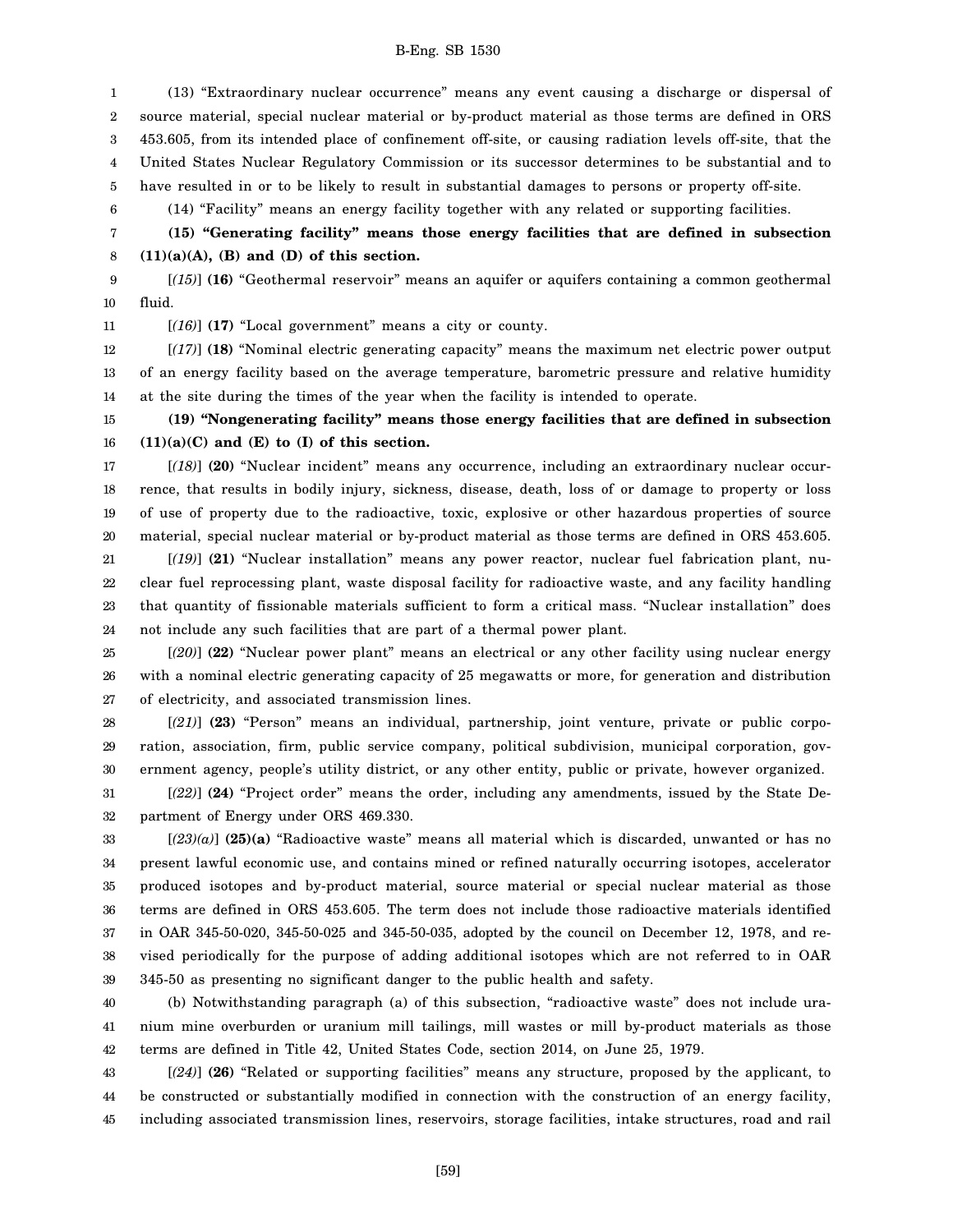(13) “Extraordinary nuclear occurrence” means any event causing a discharge or dispersal of source material, special nuclear material or by-product material as those terms are defined in ORS 453.605, from its intended place of confinement off-site, or causing radiation levels off-site, that the United States Nuclear Regulatory Commission or its successor determines to be substantial and to have resulted in or to be likely to result in substantial damages to persons or property off-site.

(14) “Facility” means an energy facility together with any related or supporting facilities.

**(15) “Generating facility” means those energy facilities that are defined in subsection (11)(a)(A), (B) and (D) of this section.**

[*(15)*] **(16)** “Geothermal reservoir” means an aquifer or aquifers containing a common geothermal fluid.

[*(16)*] **(17)** “Local government” means a city or county.

[*(17)*] **(18)** “Nominal electric generating capacity” means the maximum net electric power output of an energy facility based on the average temperature, barometric pressure and relative humidity at the site during the times of the year when the facility is intended to operate.

**(19) “Nongenerating facility” means those energy facilities that are defined in subsection (11)(a)(C) and (E) to (I) of this section.**

[*(18)*] **(20)** “Nuclear incident” means any occurrence, including an extraordinary nuclear occurrence, that results in bodily injury, sickness, disease, death, loss of or damage to property or loss of use of property due to the radioactive, toxic, explosive or other hazardous properties of source material, special nuclear material or by-product material as those terms are defined in ORS 453.605.

[*(19)*] **(21)** “Nuclear installation” means any power reactor, nuclear fuel fabrication plant, nuclear fuel reprocessing plant, waste disposal facility for radioactive waste, and any facility handling that quantity of fissionable materials sufficient to form a critical mass. “Nuclear installation” does not include any such facilities that are part of a thermal power plant.

[*(20)*] **(22)** “Nuclear power plant” means an electrical or any other facility using nuclear energy with a nominal electric generating capacity of 25 megawatts or more, for generation and distribution of electricity, and associated transmission lines.

[*(21)*] **(23)** “Person” means an individual, partnership, joint venture, private or public corporation, association, firm, public service company, political subdivision, municipal corporation, government agency, people’s utility district, or any other entity, public or private, however organized.

[*(22)*] **(24)** “Project order” means the order, including any amendments, issued by the State Department of Energy under ORS 469.330.

[*(23)(a)*] **(25)(a)** “Radioactive waste” means all material which is discarded, unwanted or has no present lawful economic use, and contains mined or refined naturally occurring isotopes, accelerator produced isotopes and by-product material, source material or special nuclear material as those terms are defined in ORS 453.605. The term does not include those radioactive materials identified in OAR 345-50-020, 345-50-025 and 345-50-035, adopted by the council on December 12, 1978, and revised periodically for the purpose of adding additional isotopes which are not referred to in OAR 345-50 as presenting no significant danger to the public health and safety.

(b) Notwithstanding paragraph (a) of this subsection, “radioactive waste” does not include uranium mine overburden or uranium mill tailings, mill wastes or mill by-product materials as those terms are defined in Title 42, United States Code, section 2014, on June 25, 1979.

[*(24)*] **(26)** “Related or supporting facilities” means any structure, proposed by the applicant, to be constructed or substantially modified in connection with the construction of an energy facility, including associated transmission lines, reservoirs, storage facilities, intake structures, road and rail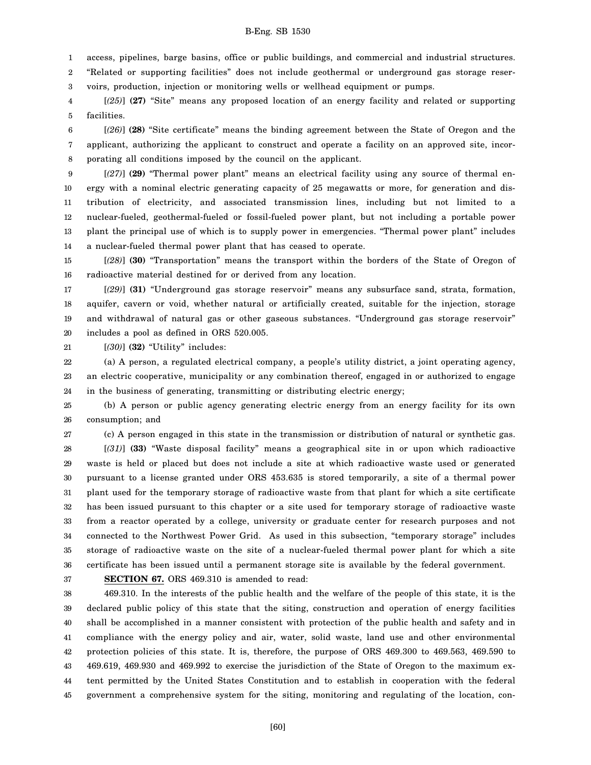access, pipelines, barge basins, office or public buildings, and commercial and industrial structures. "Related or supporting facilities" does not include geothermal or underground gas storage reservoirs, production, injection or monitoring wells or wellhead equipment or pumps.

[*(25)*] **(27)** "Site" means any proposed location of an energy facility and related or supporting facilities.

[*(26)*] **(28)** "Site certificate" means the binding agreement between the State of Oregon and the applicant, authorizing the applicant to construct and operate a facility on an approved site, incorporating all conditions imposed by the council on the applicant.

[*(27)*] **(29)** "Thermal power plant" means an electrical facility using any source of thermal energy with a nominal electric generating capacity of 25 megawatts or more, for generation and distribution of electricity, and associated transmission lines, including but not limited to a nuclear-fueled, geothermal-fueled or fossil-fueled power plant, but not including a portable power plant the principal use of which is to supply power in emergencies. "Thermal power plant" includes a nuclear-fueled thermal power plant that has ceased to operate.

[*(28)*] **(30)** "Transportation" means the transport within the borders of the State of Oregon of radioactive material destined for or derived from any location.

[*(29)*] **(31)** "Underground gas storage reservoir" means any subsurface sand, strata, formation, aquifer, cavern or void, whether natural or artificially created, suitable for the injection, storage and withdrawal of natural gas or other gaseous substances. "Underground gas storage reservoir" includes a pool as defined in ORS 520.005.

[*(30)*] **(32)** "Utility" includes:

(a) A person, a regulated electrical company, a people's utility district, a joint operating agency, an electric cooperative, municipality or any combination thereof, engaged in or authorized to engage in the business of generating, transmitting or distributing electric energy;

(b) A person or public agency generating electric energy from an energy facility for its own consumption; and

(c) A person engaged in this state in the transmission or distribution of natural or synthetic gas.

[*(31)*] **(33)** "Waste disposal facility" means a geographical site in or upon which radioactive waste is held or placed but does not include a site at which radioactive waste used or generated pursuant to a license granted under ORS 453.635 is stored temporarily, a site of a thermal power plant used for the temporary storage of radioactive waste from that plant for which a site certificate has been issued pursuant to this chapter or a site used for temporary storage of radioactive waste from a reactor operated by a college, university or graduate center for research purposes and not connected to the Northwest Power Grid. As used in this subsection, "temporary storage" includes storage of radioactive waste on the site of a nuclear-fueled thermal power plant for which a site certificate has been issued until a permanent storage site is available by the federal government.

**SECTION 67.** ORS 469.310 is amended to read:

469.310. In the interests of the public health and the welfare of the people of this state, it is the declared public policy of this state that the siting, construction and operation of energy facilities shall be accomplished in a manner consistent with protection of the public health and safety and in compliance with the energy policy and air, water, solid waste, land use and other environmental protection policies of this state. It is, therefore, the purpose of ORS 469.300 to 469.563, 469.590 to 469.619, 469.930 and 469.992 to exercise the jurisdiction of the State of Oregon to the maximum extent permitted by the United States Constitution and to establish in cooperation with the federal government a comprehensive system for the siting, monitoring and regulating of the location, con-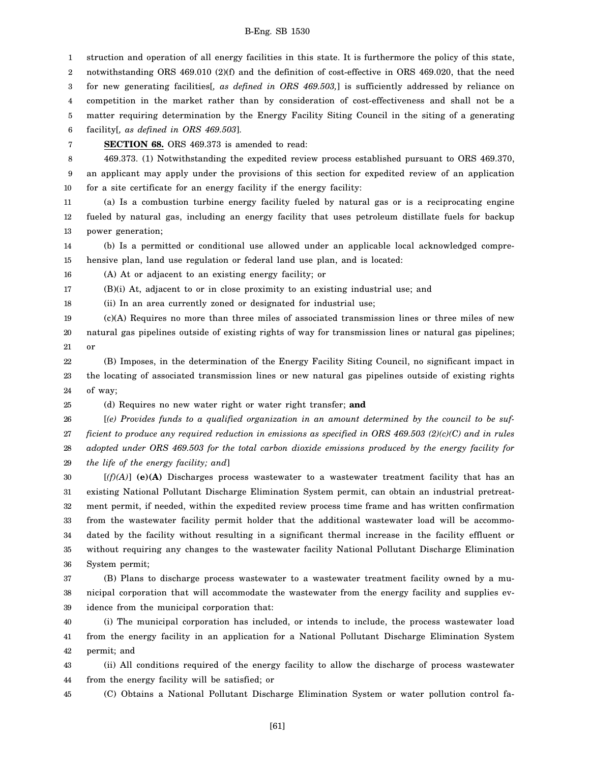struction and operation of all energy facilities in this state. It is furthermore the policy of this state, notwithstanding ORS 469.010 (2)(f) and the definition of cost-effective in ORS 469.020, that the need for new generating facilities[*, as defined in ORS 469.503,*] is sufficiently addressed by reliance on competition in the market rather than by consideration of cost-effectiveness and shall not be a matter requiring determination by the Energy Facility Siting Council in the siting of a generating facility[*, as defined in ORS 469.503*].

**SECTION 68.** ORS 469.373 is amended to read:

469.373. (1) Notwithstanding the expedited review process established pursuant to ORS 469.370, an applicant may apply under the provisions of this section for expedited review of an application for a site certificate for an energy facility if the energy facility:

(a) Is a combustion turbine energy facility fueled by natural gas or is a reciprocating engine fueled by natural gas, including an energy facility that uses petroleum distillate fuels for backup power generation;

(b) Is a permitted or conditional use allowed under an applicable local acknowledged comprehensive plan, land use regulation or federal land use plan, and is located:

(A) At or adjacent to an existing energy facility; or

(B)(i) At, adjacent to or in close proximity to an existing industrial use; and

(ii) In an area currently zoned or designated for industrial use;

(c)(A) Requires no more than three miles of associated transmission lines or three miles of new natural gas pipelines outside of existing rights of way for transmission lines or natural gas pipelines; or

(B) Imposes, in the determination of the Energy Facility Siting Council, no significant impact in the locating of associated transmission lines or new natural gas pipelines outside of existing rights of way;

(d) Requires no new water right or water right transfer; **and**

[*(e) Provides funds to a qualified organization in an amount determined by the council to be sufficient to produce any required reduction in emissions as specified in ORS 469.503 (2)(c)(C) and in rules adopted under ORS 469.503 for the total carbon dioxide emissions produced by the energy facility for the life of the energy facility; and*]

[*(f)(A)*] **(e)(A)** Discharges process wastewater to a wastewater treatment facility that has an existing National Pollutant Discharge Elimination System permit, can obtain an industrial pretreatment permit, if needed, within the expedited review process time frame and has written confirmation from the wastewater facility permit holder that the additional wastewater load will be accommodated by the facility without resulting in a significant thermal increase in the facility effluent or without requiring any changes to the wastewater facility National Pollutant Discharge Elimination System permit;

(B) Plans to discharge process wastewater to a wastewater treatment facility owned by a municipal corporation that will accommodate the wastewater from the energy facility and supplies evidence from the municipal corporation that:

(i) The municipal corporation has included, or intends to include, the process wastewater load from the energy facility in an application for a National Pollutant Discharge Elimination System permit; and

(ii) All conditions required of the energy facility to allow the discharge of process wastewater from the energy facility will be satisfied; or

(C) Obtains a National Pollutant Discharge Elimination System or water pollution control fa-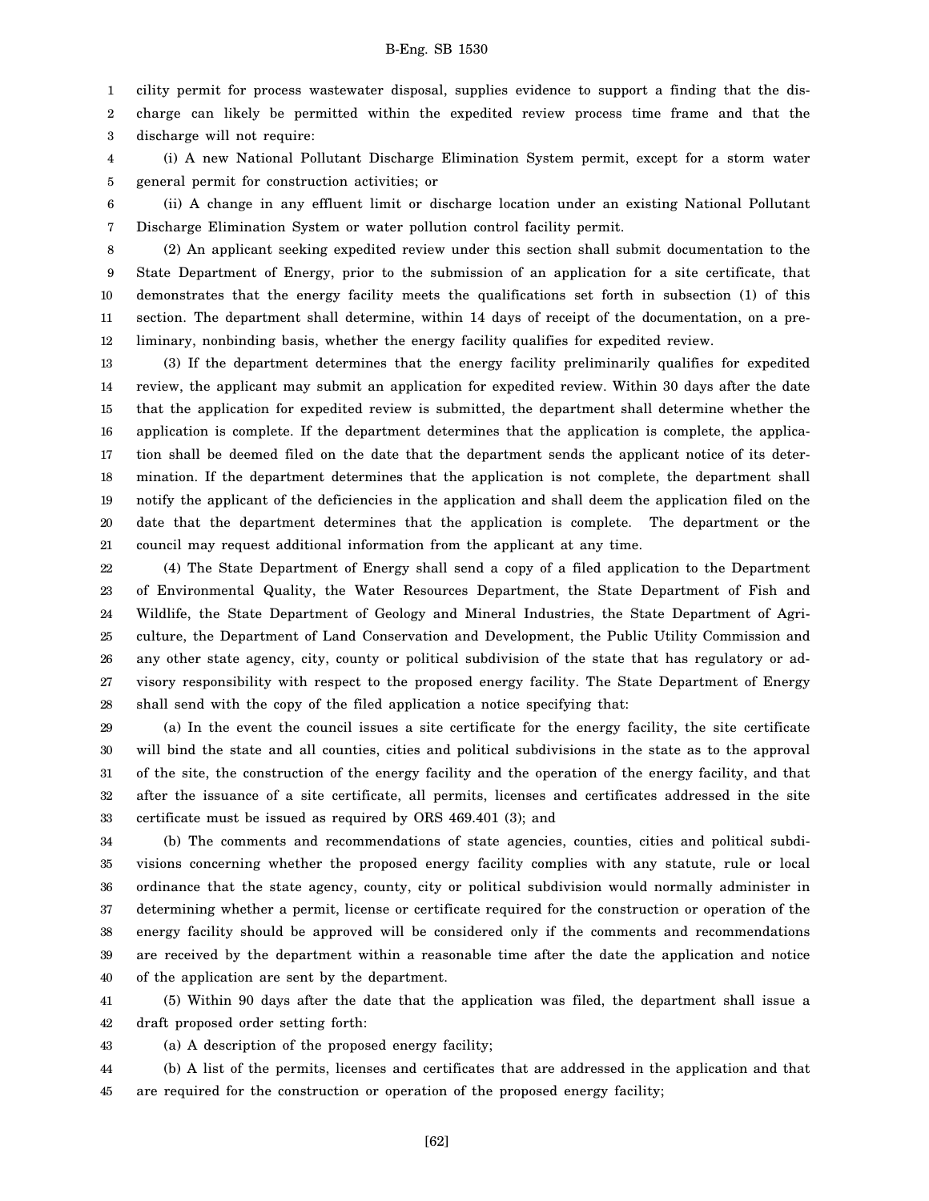cility permit for process wastewater disposal, supplies evidence to support a finding that the discharge can likely be permitted within the expedited review process time frame and that the discharge will not require:

(i) A new National Pollutant Discharge Elimination System permit, except for a storm water general permit for construction activities; or

(ii) A change in any effluent limit or discharge location under an existing National Pollutant Discharge Elimination System or water pollution control facility permit.

(2) An applicant seeking expedited review under this section shall submit documentation to the State Department of Energy, prior to the submission of an application for a site certificate, that demonstrates that the energy facility meets the qualifications set forth in subsection (1) of this section. The department shall determine, within 14 days of receipt of the documentation, on a preliminary, nonbinding basis, whether the energy facility qualifies for expedited review.

(3) If the department determines that the energy facility preliminarily qualifies for expedited review, the applicant may submit an application for expedited review. Within 30 days after the date that the application for expedited review is submitted, the department shall determine whether the application is complete. If the department determines that the application is complete, the application shall be deemed filed on the date that the department sends the applicant notice of its determination. If the department determines that the application is not complete, the department shall notify the applicant of the deficiencies in the application and shall deem the application filed on the date that the department determines that the application is complete. The department or the council may request additional information from the applicant at any time.

(4) The State Department of Energy shall send a copy of a filed application to the Department of Environmental Quality, the Water Resources Department, the State Department of Fish and Wildlife, the State Department of Geology and Mineral Industries, the State Department of Agriculture, the Department of Land Conservation and Development, the Public Utility Commission and any other state agency, city, county or political subdivision of the state that has regulatory or advisory responsibility with respect to the proposed energy facility. The State Department of Energy shall send with the copy of the filed application a notice specifying that:

(a) In the event the council issues a site certificate for the energy facility, the site certificate will bind the state and all counties, cities and political subdivisions in the state as to the approval of the site, the construction of the energy facility and the operation of the energy facility, and that after the issuance of a site certificate, all permits, licenses and certificates addressed in the site certificate must be issued as required by ORS 469.401 (3); and

(b) The comments and recommendations of state agencies, counties, cities and political subdivisions concerning whether the proposed energy facility complies with any statute, rule or local ordinance that the state agency, county, city or political subdivision would normally administer in determining whether a permit, license or certificate required for the construction or operation of the energy facility should be approved will be considered only if the comments and recommendations are received by the department within a reasonable time after the date the application and notice of the application are sent by the department.

(5) Within 90 days after the date that the application was filed, the department shall issue a draft proposed order setting forth:

(a) A description of the proposed energy facility;

(b) A list of the permits, licenses and certificates that are addressed in the application and that are required for the construction or operation of the proposed energy facility;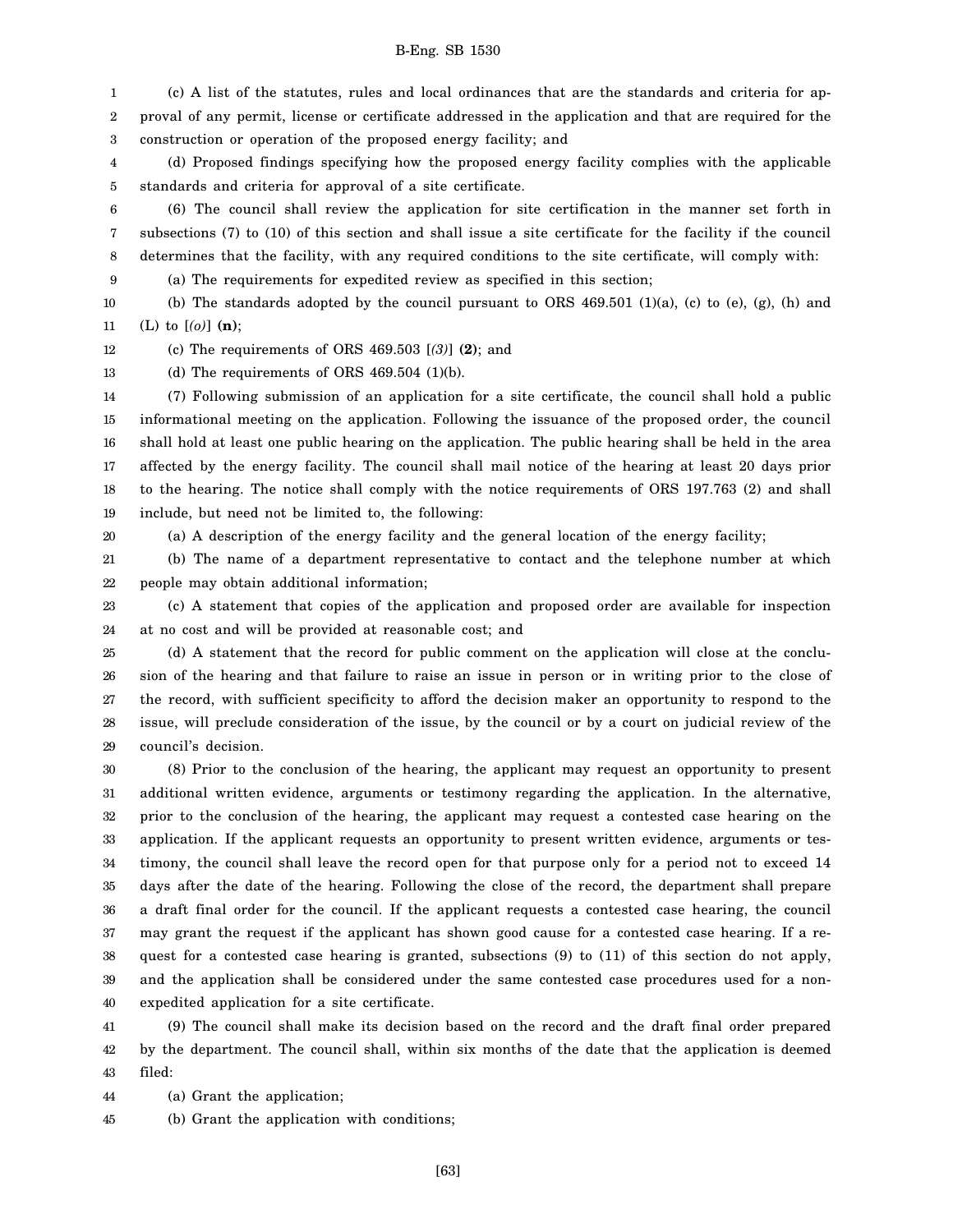(c) A list of the statutes, rules and local ordinances that are the standards and criteria for approval of any permit, license or certificate addressed in the application and that are required for the construction or operation of the proposed energy facility; and

(d) Proposed findings specifying how the proposed energy facility complies with the applicable standards and criteria for approval of a site certificate.

(6) The council shall review the application for site certification in the manner set forth in subsections (7) to (10) of this section and shall issue a site certificate for the facility if the council determines that the facility, with any required conditions to the site certificate, will comply with:

(a) The requirements for expedited review as specified in this section;

(b) The standards adopted by the council pursuant to ORS 469.501 (1)(a), (c) to (e), (g), (h) and (L) to [*(o)*] **(n)**;

(c) The requirements of ORS 469.503 [*(3)*] **(2)**; and

(d) The requirements of ORS 469.504 (1)(b).

(7) Following submission of an application for a site certificate, the council shall hold a public informational meeting on the application. Following the issuance of the proposed order, the council shall hold at least one public hearing on the application. The public hearing shall be held in the area affected by the energy facility. The council shall mail notice of the hearing at least 20 days prior to the hearing. The notice shall comply with the notice requirements of ORS 197.763 (2) and shall include, but need not be limited to, the following:

(a) A description of the energy facility and the general location of the energy facility;

(b) The name of a department representative to contact and the telephone number at which people may obtain additional information;

(c) A statement that copies of the application and proposed order are available for inspection at no cost and will be provided at reasonable cost; and

(d) A statement that the record for public comment on the application will close at the conclusion of the hearing and that failure to raise an issue in person or in writing prior to the close of the record, with sufficient specificity to afford the decision maker an opportunity to respond to the issue, will preclude consideration of the issue, by the council or by a court on judicial review of the council's decision.

(8) Prior to the conclusion of the hearing, the applicant may request an opportunity to present additional written evidence, arguments or testimony regarding the application. In the alternative, prior to the conclusion of the hearing, the applicant may request a contested case hearing on the application. If the applicant requests an opportunity to present written evidence, arguments or testimony, the council shall leave the record open for that purpose only for a period not to exceed 14 days after the date of the hearing. Following the close of the record, the department shall prepare a draft final order for the council. If the applicant requests a contested case hearing, the council may grant the request if the applicant has shown good cause for a contested case hearing. If a request for a contested case hearing is granted, subsections (9) to (11) of this section do not apply, and the application shall be considered under the same contested case procedures used for a non-expedited application for a site certificate.

(9) The council shall make its decision based on the record and the draft final order prepared by the department. The council shall, within six months of the date that the application is deemed filed:

(a) Grant the application;

(b) Grant the application with conditions;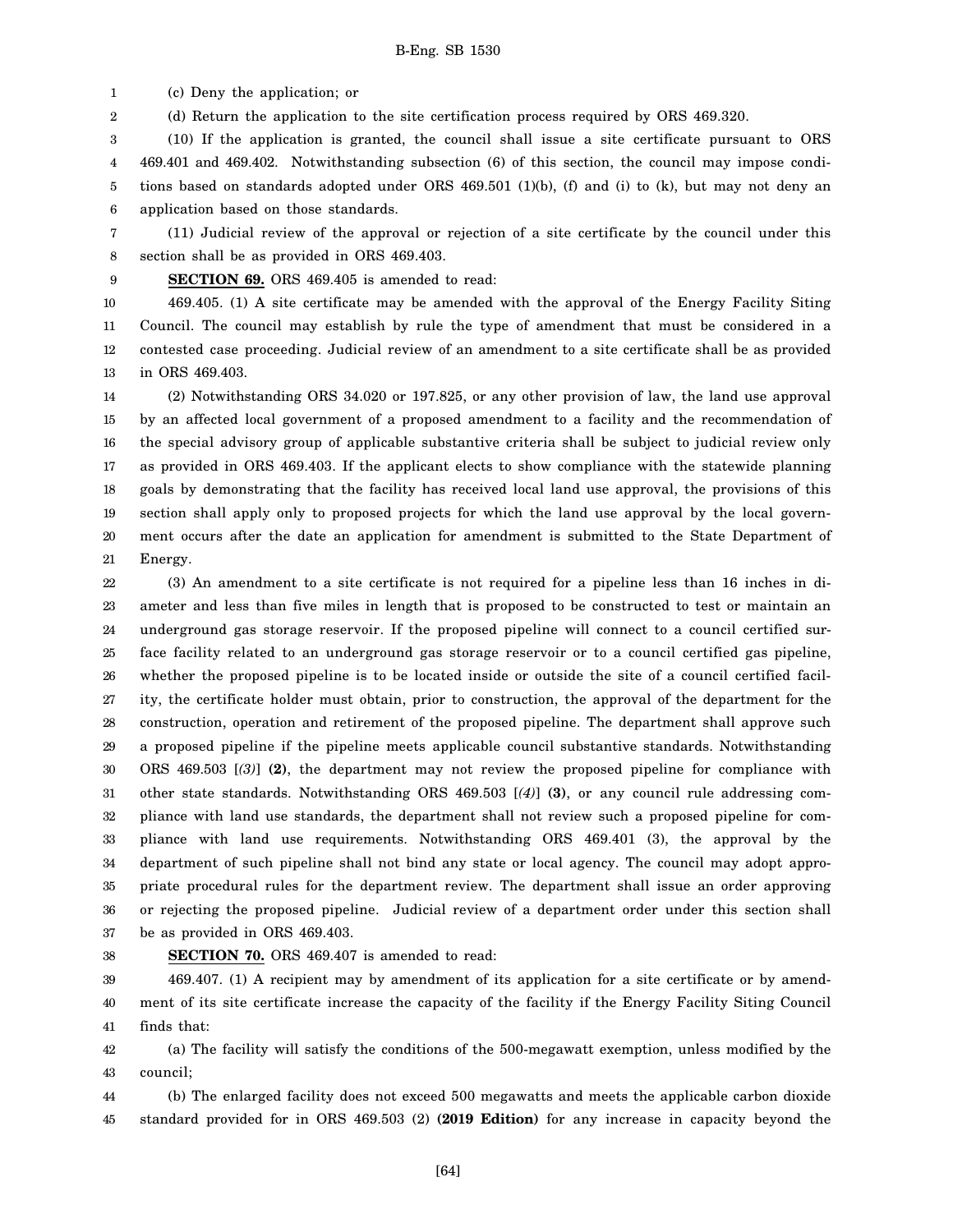(c) Deny the application; or

(d) Return the application to the site certification process required by ORS 469.320.

(10) If the application is granted, the council shall issue a site certificate pursuant to ORS 469.401 and 469.402. Notwithstanding subsection (6) of this section, the council may impose conditions based on standards adopted under ORS 469.501 (1)(b), (f) and (i) to (k), but may not deny an application based on those standards.

(11) Judicial review of the approval or rejection of a site certificate by the council under this section shall be as provided in ORS 469.403.

**SECTION 69.** ORS 469.405 is amended to read:

469.405. (1) A site certificate may be amended with the approval of the Energy Facility Siting Council. The council may establish by rule the type of amendment that must be considered in a contested case proceeding. Judicial review of an amendment to a site certificate shall be as provided in ORS 469.403.

(2) Notwithstanding ORS 34.020 or 197.825, or any other provision of law, the land use approval by an affected local government of a proposed amendment to a facility and the recommendation of the special advisory group of applicable substantive criteria shall be subject to judicial review only as provided in ORS 469.403. If the applicant elects to show compliance with the statewide planning goals by demonstrating that the facility has received local land use approval, the provisions of this section shall apply only to proposed projects for which the land use approval by the local government occurs after the date an application for amendment is submitted to the State Department of Energy.

(3) An amendment to a site certificate is not required for a pipeline less than 16 inches in diameter and less than five miles in length that is proposed to be constructed to test or maintain an underground gas storage reservoir. If the proposed pipeline will connect to a council certified surface facility related to an underground gas storage reservoir or to a council certified gas pipeline, whether the proposed pipeline is to be located inside or outside the site of a council certified facility, the certificate holder must obtain, prior to construction, the approval of the department for the construction, operation and retirement of the proposed pipeline. The department shall approve such a proposed pipeline if the pipeline meets applicable council substantive standards. Notwithstanding ORS 469.503 [*(3)*] **(2)**, the department may not review the proposed pipeline for compliance with other state standards. Notwithstanding ORS 469.503 [*(4)*] **(3)**, or any council rule addressing compliance with land use standards, the department shall not review such a proposed pipeline for compliance with land use requirements. Notwithstanding ORS 469.401 (3), the approval by the department of such pipeline shall not bind any state or local agency. The council may adopt appropriate procedural rules for the department review. The department shall issue an order approving or rejecting the proposed pipeline. Judicial review of a department order under this section shall be as provided in ORS 469.403.

**SECTION 70.** ORS 469.407 is amended to read:

469.407. (1) A recipient may by amendment of its application for a site certificate or by amendment of its site certificate increase the capacity of the facility if the Energy Facility Siting Council finds that:

(a) The facility will satisfy the conditions of the 500-megawatt exemption, unless modified by the council;

(b) The enlarged facility does not exceed 500 megawatts and meets the applicable carbon dioxide standard provided for in ORS 469.503 (2) **(2019 Edition)** for any increase in capacity beyond the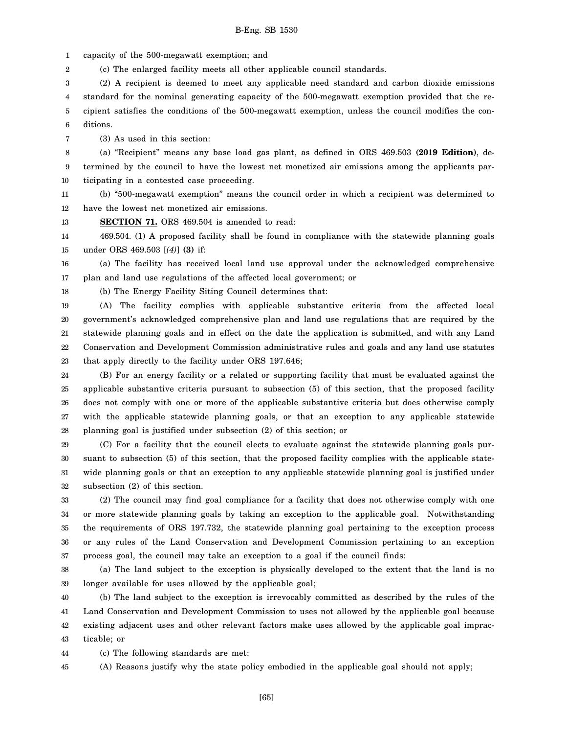capacity of the 500-megawatt exemption; and

(c) The enlarged facility meets all other applicable council standards.

(2) A recipient is deemed to meet any applicable need standard and carbon dioxide emissions standard for the nominal generating capacity of the 500-megawatt exemption provided that the recipient satisfies the conditions of the 500-megawatt exemption, unless the council modifies the conditions.

(3) As used in this section:

(a) "Recipient" means any base load gas plant, as defined in ORS 469.503 **(2019 Edition)**, determined by the council to have the lowest net monetized air emissions among the applicants participating in a contested case proceeding.

(b) "500-megawatt exemption" means the council order in which a recipient was determined to have the lowest net monetized air emissions.

**SECTION 71.** ORS 469.504 is amended to read:

469.504. (1) A proposed facility shall be found in compliance with the statewide planning goals under ORS 469.503 [*(4)*] **(3)** if:

(a) The facility has received local land use approval under the acknowledged comprehensive plan and land use regulations of the affected local government; or

(b) The Energy Facility Siting Council determines that:

(A) The facility complies with applicable substantive criteria from the affected local government's acknowledged comprehensive plan and land use regulations that are required by the statewide planning goals and in effect on the date the application is submitted, and with any Land Conservation and Development Commission administrative rules and goals and any land use statutes that apply directly to the facility under ORS 197.646;

(B) For an energy facility or a related or supporting facility that must be evaluated against the applicable substantive criteria pursuant to subsection (5) of this section, that the proposed facility does not comply with one or more of the applicable substantive criteria but does otherwise comply with the applicable statewide planning goals, or that an exception to any applicable statewide planning goal is justified under subsection (2) of this section; or

(C) For a facility that the council elects to evaluate against the statewide planning goals pursuant to subsection (5) of this section, that the proposed facility complies with the applicable statewide planning goals or that an exception to any applicable statewide planning goal is justified under subsection (2) of this section.

(2) The council may find goal compliance for a facility that does not otherwise comply with one or more statewide planning goals by taking an exception to the applicable goal. Notwithstanding the requirements of ORS 197.732, the statewide planning goal pertaining to the exception process or any rules of the Land Conservation and Development Commission pertaining to an exception process goal, the council may take an exception to a goal if the council finds:

(a) The land subject to the exception is physically developed to the extent that the land is no longer available for uses allowed by the applicable goal;

(b) The land subject to the exception is irrevocably committed as described by the rules of the Land Conservation and Development Commission to uses not allowed by the applicable goal because existing adjacent uses and other relevant factors make uses allowed by the applicable goal impracticable; or

(c) The following standards are met:

(A) Reasons justify why the state policy embodied in the applicable goal should not apply;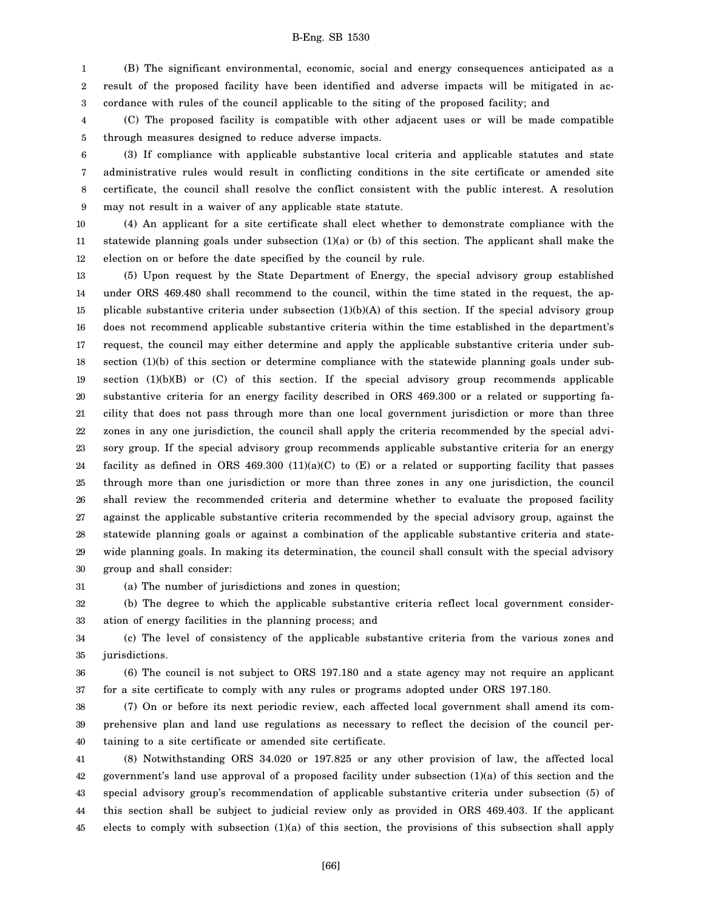(B) The significant environmental, economic, social and energy consequences anticipated as a result of the proposed facility have been identified and adverse impacts will be mitigated in accordance with rules of the council applicable to the siting of the proposed facility; and

(C) The proposed facility is compatible with other adjacent uses or will be made compatible through measures designed to reduce adverse impacts.

(3) If compliance with applicable substantive local criteria and applicable statutes and state administrative rules would result in conflicting conditions in the site certificate or amended site certificate, the council shall resolve the conflict consistent with the public interest. A resolution may not result in a waiver of any applicable state statute.

(4) An applicant for a site certificate shall elect whether to demonstrate compliance with the statewide planning goals under subsection (1)(a) or (b) of this section. The applicant shall make the election on or before the date specified by the council by rule.

(5) Upon request by the State Department of Energy, the special advisory group established under ORS 469.480 shall recommend to the council, within the time stated in the request, the applicable substantive criteria under subsection (1)(b)(A) of this section. If the special advisory group does not recommend applicable substantive criteria within the time established in the department's request, the council may either determine and apply the applicable substantive criteria under subsection (1)(b) of this section or determine compliance with the statewide planning goals under subsection (1)(b)(B) or (C) of this section. If the special advisory group recommends applicable substantive criteria for an energy facility described in ORS 469.300 or a related or supporting facility that does not pass through more than one local government jurisdiction or more than three zones in any one jurisdiction, the council shall apply the criteria recommended by the special advisory group. If the special advisory group recommends applicable substantive criteria for an energy facility as defined in ORS 469.300 (11)(a)(C) to (E) or a related or supporting facility that passes through more than one jurisdiction or more than three zones in any one jurisdiction, the council shall review the recommended criteria and determine whether to evaluate the proposed facility against the applicable substantive criteria recommended by the special advisory group, against the statewide planning goals or against a combination of the applicable substantive criteria and statewide planning goals. In making its determination, the council shall consult with the special advisory group and shall consider:

(a) The number of jurisdictions and zones in question;

(b) The degree to which the applicable substantive criteria reflect local government consideration of energy facilities in the planning process; and

(c) The level of consistency of the applicable substantive criteria from the various zones and jurisdictions.

(6) The council is not subject to ORS 197.180 and a state agency may not require an applicant for a site certificate to comply with any rules or programs adopted under ORS 197.180.

(7) On or before its next periodic review, each affected local government shall amend its comprehensive plan and land use regulations as necessary to reflect the decision of the council pertaining to a site certificate or amended site certificate.

(8) Notwithstanding ORS 34.020 or 197.825 or any other provision of law, the affected local government's land use approval of a proposed facility under subsection (1)(a) of this section and the special advisory group's recommendation of applicable substantive criteria under subsection (5) of this section shall be subject to judicial review only as provided in ORS 469.403. If the applicant elects to comply with subsection (1)(a) of this section, the provisions of this subsection shall apply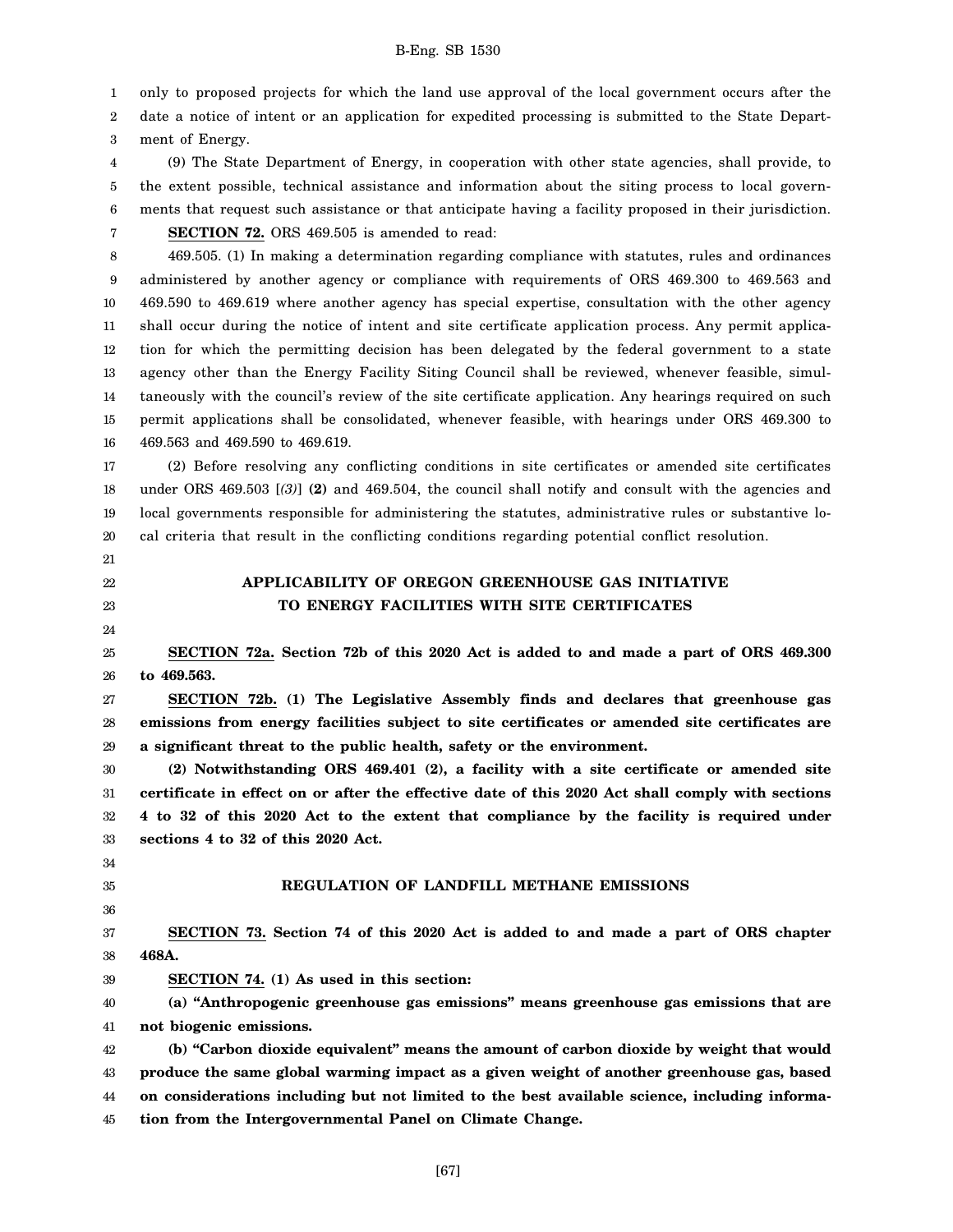only to proposed projects for which the land use approval of the local government occurs after the date a notice of intent or an application for expedited processing is submitted to the State Department of Energy.

(9) The State Department of Energy, in cooperation with other state agencies, shall provide, to the extent possible, technical assistance and information about the siting process to local governments that request such assistance or that anticipate having a facility proposed in their jurisdiction.

**SECTION 72.** ORS 469.505 is amended to read:

469.505. (1) In making a determination regarding compliance with statutes, rules and ordinances administered by another agency or compliance with requirements of ORS 469.300 to 469.563 and 469.590 to 469.619 where another agency has special expertise, consultation with the other agency shall occur during the notice of intent and site certificate application process. Any permit application for which the permitting decision has been delegated by the federal government to a state agency other than the Energy Facility Siting Council shall be reviewed, whenever feasible, simultaneously with the council's review of the site certificate application. Any hearings required on such permit applications shall be consolidated, whenever feasible, with hearings under ORS 469.300 to 469.563 and 469.590 to 469.619.

(2) Before resolving any conflicting conditions in site certificates or amended site certificates under ORS 469.503 [*(3)*] **(2)** and 469.504, the council shall notify and consult with the agencies and local governments responsible for administering the statutes, administrative rules or substantive local criteria that result in the conflicting conditions regarding potential conflict resolution.

## APPLICABILITY OF OREGON GREENHOUSE GAS INITIATIVE TO ENERGY FACILITIES WITH SITE CERTIFICATES

**SECTION 72a. Section 72b of this 2020 Act is added to and made a part of ORS 469.300 to 469.563.**

**SECTION 72b. (1) The Legislative Assembly finds and declares that greenhouse gas emissions from energy facilities subject to site certificates or amended site certificates are a significant threat to the public health, safety or the environment.**

**(2) Notwithstanding ORS 469.401 (2), a facility with a site certificate or amended site certificate in effect on or after the effective date of this 2020 Act shall comply with sections 4 to 32 of this 2020 Act to the extent that compliance by the facility is required under sections 4 to 32 of this 2020 Act.**

## REGULATION OF LANDFILL METHANE EMISSIONS

**SECTION 73. Section 74 of this 2020 Act is added to and made a part of ORS chapter 468A.**

**SECTION 74. (1) As used in this section:**

**(a) "Anthropogenic greenhouse gas emissions" means greenhouse gas emissions that are not biogenic emissions.**

**(b) "Carbon dioxide equivalent" means the amount of carbon dioxide by weight that would produce the same global warming impact as a given weight of another greenhouse gas, based on considerations including but not limited to the best available science, including information from the Intergovernmental Panel on Climate Change.**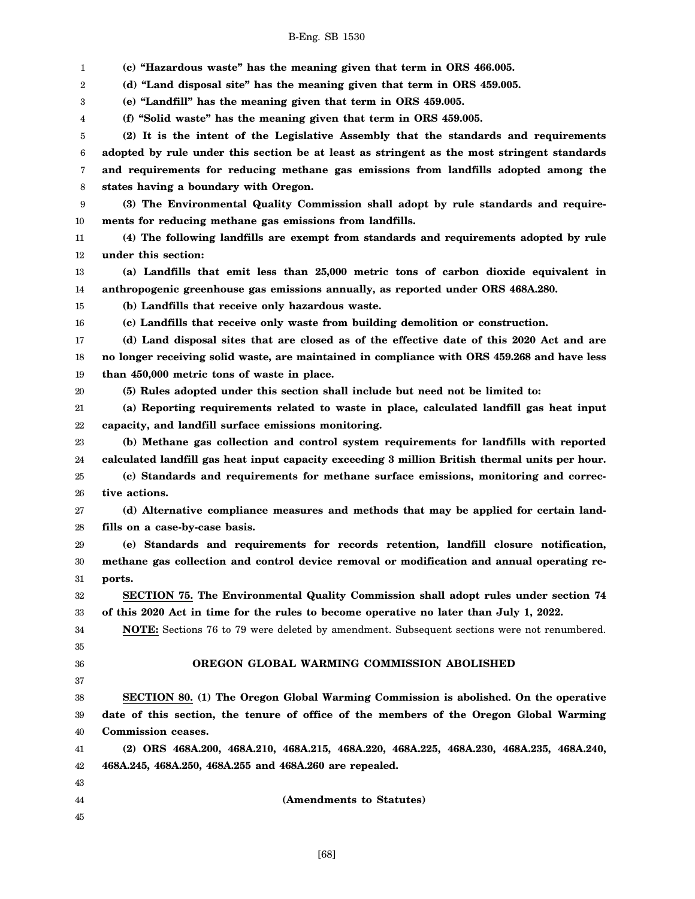**(c) "Hazardous waste" has the meaning given that term in ORS 466.005.**

**(d) "Land disposal site" has the meaning given that term in ORS 459.005.**

**(e) "Landfill" has the meaning given that term in ORS 459.005.**

**(f) "Solid waste" has the meaning given that term in ORS 459.005.**

**(2) It is the intent of the Legislative Assembly that the standards and requirements adopted by rule under this section be at least as stringent as the most stringent standards and requirements for reducing methane gas emissions from landfills adopted among the states having a boundary with Oregon.**

**(3) The Environmental Quality Commission shall adopt by rule standards and requirements for reducing methane gas emissions from landfills.**

**(4) The following landfills are exempt from standards and requirements adopted by rule under this section:**

**(a) Landfills that emit less than 25,000 metric tons of carbon dioxide equivalent in anthropogenic greenhouse gas emissions annually, as reported under ORS 468A.280.**

**(b) Landfills that receive only hazardous waste.**

**(c) Landfills that receive only waste from building demolition or construction.**

**(d) Land disposal sites that are closed as of the effective date of this 2020 Act and are no longer receiving solid waste, are maintained in compliance with ORS 459.268 and have less than 450,000 metric tons of waste in place.**

**(5) Rules adopted under this section shall include but need not be limited to:**

**(a) Reporting requirements related to waste in place, calculated landfill gas heat input capacity, and landfill surface emissions monitoring.**

**(b) Methane gas collection and control system requirements for landfills with reported calculated landfill gas heat input capacity exceeding 3 million British thermal units per hour.**

**(c) Standards and requirements for methane surface emissions, monitoring and corrective actions.**

**(d) Alternative compliance measures and methods that may be applied for certain landfills on a case-by-case basis.**

**(e) Standards and requirements for records retention, landfill closure notification, methane gas collection and control device removal or modification and annual operating reports.**

**<u>SECTION 75.</u> The Environmental Quality Commission shall adopt rules under section 74 of this 2020 Act in time for the rules to become operative no later than July 1, 2022.**

**<u>NOTE:</u>** Sections 76 to 79 were deleted by amendment. Subsequent sections were not renumbered.

**OREGON GLOBAL WARMING COMMISSION ABOLISHED**

**<u>SECTION 80.</u> (1) The Oregon Global Warming Commission is abolished. On the operative date of this section, the tenure of office of the members of the Oregon Global Warming Commission ceases.**

**(2) ORS 468A.200, 468A.210, 468A.215, 468A.220, 468A.225, 468A.230, 468A.235, 468A.240, 468A.245, 468A.250, 468A.255 and 468A.260 are repealed.**

**(Amendments to Statutes)**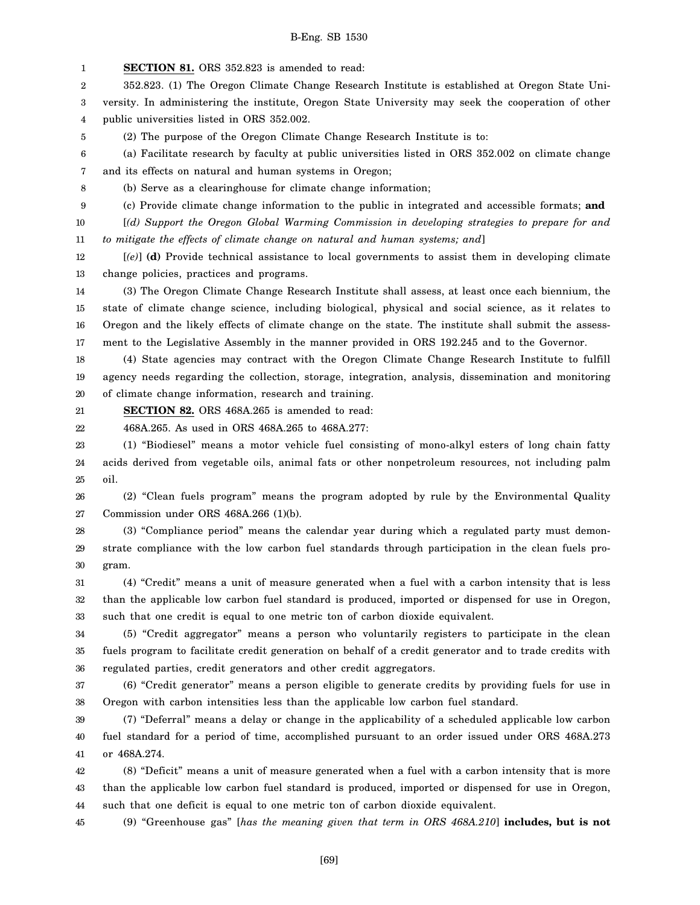**SECTION 81.** ORS 352.823 is amended to read:

352.823. (1) The Oregon Climate Change Research Institute is established at Oregon State University. In administering the institute, Oregon State University may seek the cooperation of other public universities listed in ORS 352.002.

(2) The purpose of the Oregon Climate Change Research Institute is to:

(a) Facilitate research by faculty at public universities listed in ORS 352.002 on climate change and its effects on natural and human systems in Oregon;

(b) Serve as a clearinghouse for climate change information;

(c) Provide climate change information to the public in integrated and accessible formats; **and**

[*(d) Support the Oregon Global Warming Commission in developing strategies to prepare for and to mitigate the effects of climate change on natural and human systems; and*]

[*(e)*] **(d)** Provide technical assistance to local governments to assist them in developing climate change policies, practices and programs.

(3) The Oregon Climate Change Research Institute shall assess, at least once each biennium, the state of climate change science, including biological, physical and social science, as it relates to Oregon and the likely effects of climate change on the state. The institute shall submit the assessment to the Legislative Assembly in the manner provided in ORS 192.245 and to the Governor.

(4) State agencies may contract with the Oregon Climate Change Research Institute to fulfill agency needs regarding the collection, storage, integration, analysis, dissemination and monitoring of climate change information, research and training.

**SECTION 82.** ORS 468A.265 is amended to read:

468A.265. As used in ORS 468A.265 to 468A.277:

(1) "Biodiesel" means a motor vehicle fuel consisting of mono-alkyl esters of long chain fatty acids derived from vegetable oils, animal fats or other nonpetroleum resources, not including palm oil.

(2) "Clean fuels program" means the program adopted by rule by the Environmental Quality Commission under ORS 468A.266 (1)(b).

(3) "Compliance period" means the calendar year during which a regulated party must demonstrate compliance with the low carbon fuel standards through participation in the clean fuels program.

(4) "Credit" means a unit of measure generated when a fuel with a carbon intensity that is less than the applicable low carbon fuel standard is produced, imported or dispensed for use in Oregon, such that one credit is equal to one metric ton of carbon dioxide equivalent.

(5) "Credit aggregator" means a person who voluntarily registers to participate in the clean fuels program to facilitate credit generation on behalf of a credit generator and to trade credits with regulated parties, credit generators and other credit aggregators.

(6) "Credit generator" means a person eligible to generate credits by providing fuels for use in Oregon with carbon intensities less than the applicable low carbon fuel standard.

(7) "Deferral" means a delay or change in the applicability of a scheduled applicable low carbon fuel standard for a period of time, accomplished pursuant to an order issued under ORS 468A.273 or 468A.274.

(8) "Deficit" means a unit of measure generated when a fuel with a carbon intensity that is more than the applicable low carbon fuel standard is produced, imported or dispensed for use in Oregon, such that one deficit is equal to one metric ton of carbon dioxide equivalent.

(9) "Greenhouse gas" [*has the meaning given that term in ORS 468A.210*] **includes, but is not**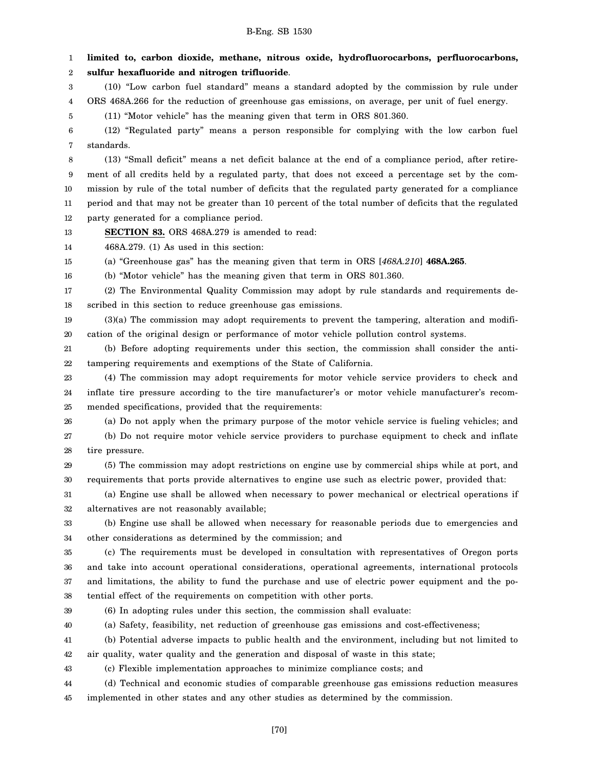**limited to, carbon dioxide, methane, nitrous oxide, hydrofluorocarbons, perfluorocarbons, sulfur hexafluoride and nitrogen trifluoride**.

(10) "Low carbon fuel standard" means a standard adopted by the commission by rule under ORS 468A.266 for the reduction of greenhouse gas emissions, on average, per unit of fuel energy.

(11) "Motor vehicle" has the meaning given that term in ORS 801.360.

(12) "Regulated party" means a person responsible for complying with the low carbon fuel standards.

(13) "Small deficit" means a net deficit balance at the end of a compliance period, after retirement of all credits held by a regulated party, that does not exceed a percentage set by the commission by rule of the total number of deficits that the regulated party generated for a compliance period and that may not be greater than 10 percent of the total number of deficits that the regulated party generated for a compliance period.

**SECTION 83.** ORS 468A.279 is amended to read:

468A.279. (1) As used in this section:

(a) "Greenhouse gas" has the meaning given that term in ORS [*468A.210*] **468A.265**.

(b) "Motor vehicle" has the meaning given that term in ORS 801.360.

(2) The Environmental Quality Commission may adopt by rule standards and requirements described in this section to reduce greenhouse gas emissions.

(3)(a) The commission may adopt requirements to prevent the tampering, alteration and modification of the original design or performance of motor vehicle pollution control systems.

(b) Before adopting requirements under this section, the commission shall consider the anti-tampering requirements and exemptions of the State of California.

(4) The commission may adopt requirements for motor vehicle service providers to check and inflate tire pressure according to the tire manufacturer's or motor vehicle manufacturer's recommended specifications, provided that the requirements:

(a) Do not apply when the primary purpose of the motor vehicle service is fueling vehicles; and

(b) Do not require motor vehicle service providers to purchase equipment to check and inflate tire pressure.

(5) The commission may adopt restrictions on engine use by commercial ships while at port, and requirements that ports provide alternatives to engine use such as electric power, provided that:

(a) Engine use shall be allowed when necessary to power mechanical or electrical operations if alternatives are not reasonably available;

(b) Engine use shall be allowed when necessary for reasonable periods due to emergencies and other considerations as determined by the commission; and

(c) The requirements must be developed in consultation with representatives of Oregon ports and take into account operational considerations, operational agreements, international protocols and limitations, the ability to fund the purchase and use of electric power equipment and the potential effect of the requirements on competition with other ports.

(6) In adopting rules under this section, the commission shall evaluate:

(a) Safety, feasibility, net reduction of greenhouse gas emissions and cost-effectiveness;

(b) Potential adverse impacts to public health and the environment, including but not limited to air quality, water quality and the generation and disposal of waste in this state;

(c) Flexible implementation approaches to minimize compliance costs; and

(d) Technical and economic studies of comparable greenhouse gas emissions reduction measures implemented in other states and any other studies as determined by the commission.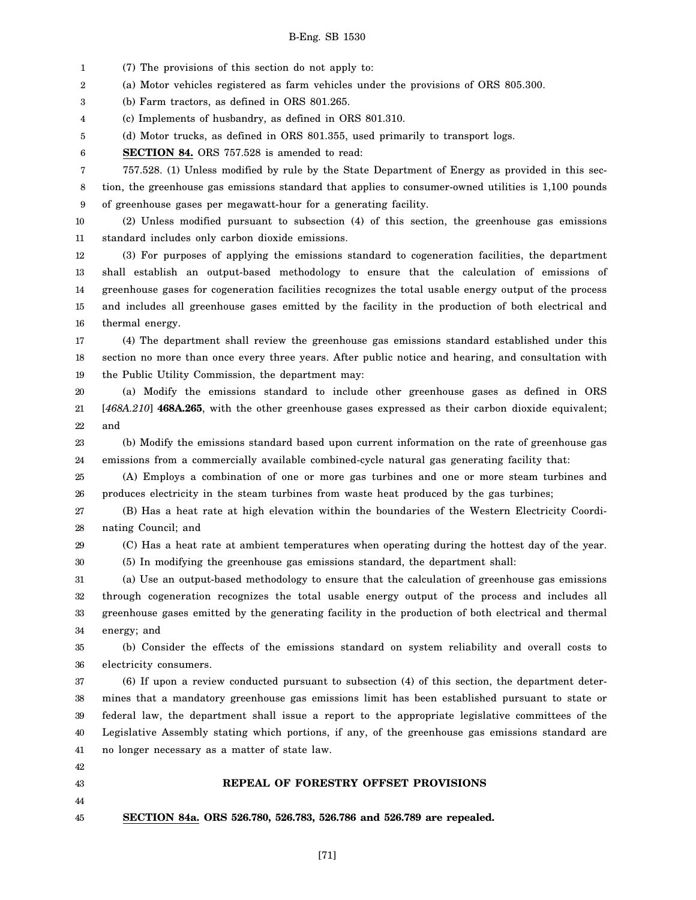(7) The provisions of this section do not apply to:

(a) Motor vehicles registered as farm vehicles under the provisions of ORS 805.300.

(b) Farm tractors, as defined in ORS 801.265.

(c) Implements of husbandry, as defined in ORS 801.310.

(d) Motor trucks, as defined in ORS 801.355, used primarily to transport logs.

**SECTION 84.** ORS 757.528 is amended to read:

757.528. (1) Unless modified by rule by the State Department of Energy as provided in this section, the greenhouse gas emissions standard that applies to consumer-owned utilities is 1,100 pounds of greenhouse gases per megawatt-hour for a generating facility.

(2) Unless modified pursuant to subsection (4) of this section, the greenhouse gas emissions standard includes only carbon dioxide emissions.

(3) For purposes of applying the emissions standard to cogeneration facilities, the department shall establish an output-based methodology to ensure that the calculation of emissions of greenhouse gases for cogeneration facilities recognizes the total usable energy output of the process and includes all greenhouse gases emitted by the facility in the production of both electrical and thermal energy.

(4) The department shall review the greenhouse gas emissions standard established under this section no more than once every three years. After public notice and hearing, and consultation with the Public Utility Commission, the department may:

(a) Modify the emissions standard to include other greenhouse gases as defined in ORS [*468A.210*] **468A.265**, with the other greenhouse gases expressed as their carbon dioxide equivalent; and

(b) Modify the emissions standard based upon current information on the rate of greenhouse gas emissions from a commercially available combined-cycle natural gas generating facility that:

(A) Employs a combination of one or more gas turbines and one or more steam turbines and produces electricity in the steam turbines from waste heat produced by the gas turbines;

(B) Has a heat rate at high elevation within the boundaries of the Western Electricity Coordinating Council; and

(C) Has a heat rate at ambient temperatures when operating during the hottest day of the year.

(5) In modifying the greenhouse gas emissions standard, the department shall:

(a) Use an output-based methodology to ensure that the calculation of greenhouse gas emissions through cogeneration recognizes the total usable energy output of the process and includes all greenhouse gases emitted by the generating facility in the production of both electrical and thermal energy; and

(b) Consider the effects of the emissions standard on system reliability and overall costs to electricity consumers.

(6) If upon a review conducted pursuant to subsection (4) of this section, the department determines that a mandatory greenhouse gas emissions limit has been established pursuant to state or federal law, the department shall issue a report to the appropriate legislative committees of the Legislative Assembly stating which portions, if any, of the greenhouse gas emissions standard are no longer necessary as a matter of state law.

## REPEAL OF FORESTRY OFFSET PROVISIONS

**SECTION 84a. ORS 526.780, 526.783, 526.786 and 526.789 are repealed.**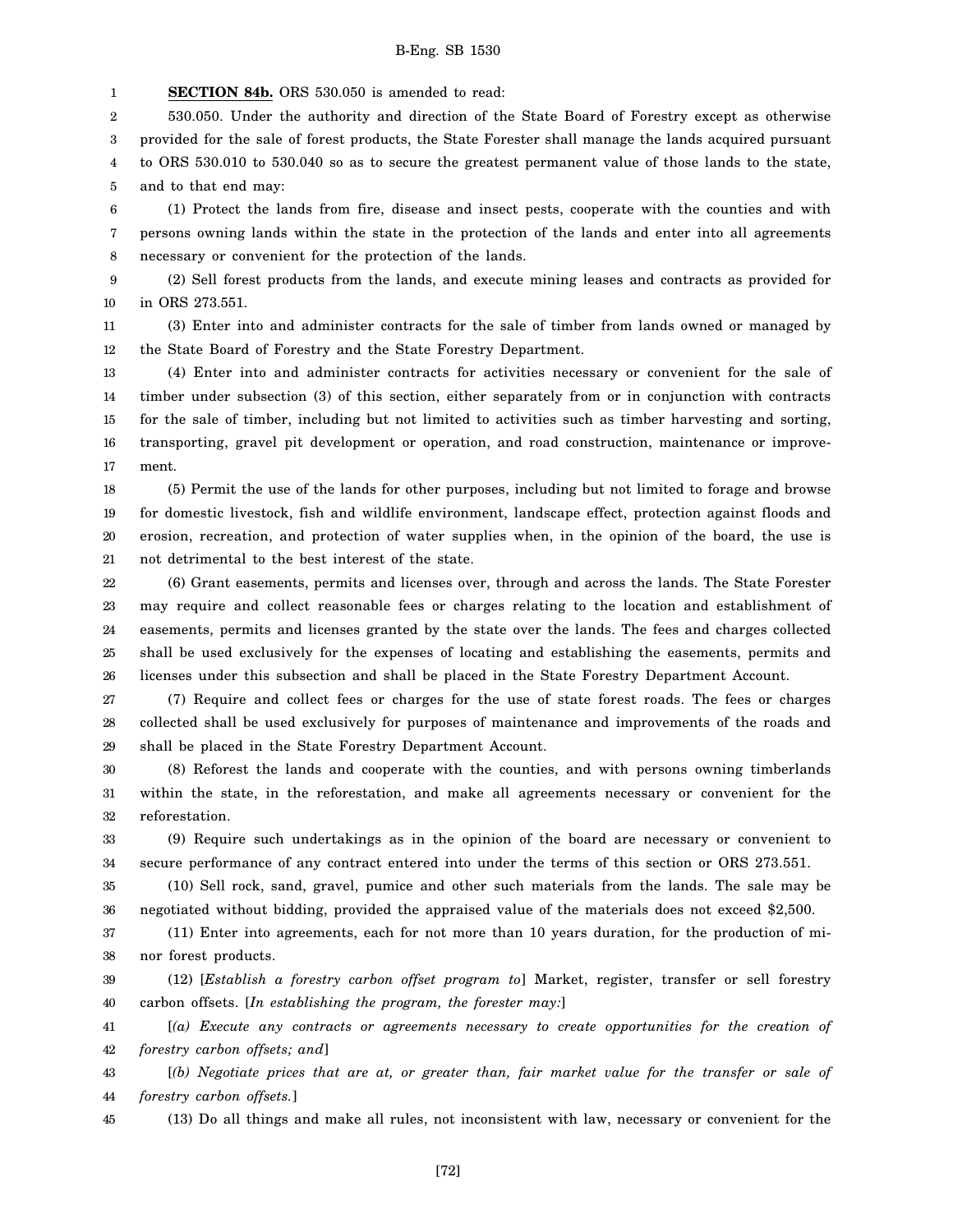**SECTION 84b.** ORS 530.050 is amended to read:

530.050. Under the authority and direction of the State Board of Forestry except as otherwise provided for the sale of forest products, the State Forester shall manage the lands acquired pursuant to ORS 530.010 to 530.040 so as to secure the greatest permanent value of those lands to the state, and to that end may:

(1) Protect the lands from fire, disease and insect pests, cooperate with the counties and with persons owning lands within the state in the protection of the lands and enter into all agreements necessary or convenient for the protection of the lands.

(2) Sell forest products from the lands, and execute mining leases and contracts as provided for in ORS 273.551.

(3) Enter into and administer contracts for the sale of timber from lands owned or managed by the State Board of Forestry and the State Forestry Department.

(4) Enter into and administer contracts for activities necessary or convenient for the sale of timber under subsection (3) of this section, either separately from or in conjunction with contracts for the sale of timber, including but not limited to activities such as timber harvesting and sorting, transporting, gravel pit development or operation, and road construction, maintenance or improvement.

(5) Permit the use of the lands for other purposes, including but not limited to forage and browse for domestic livestock, fish and wildlife environment, landscape effect, protection against floods and erosion, recreation, and protection of water supplies when, in the opinion of the board, the use is not detrimental to the best interest of the state.

(6) Grant easements, permits and licenses over, through and across the lands. The State Forester may require and collect reasonable fees or charges relating to the location and establishment of easements, permits and licenses granted by the state over the lands. The fees and charges collected shall be used exclusively for the expenses of locating and establishing the easements, permits and licenses under this subsection and shall be placed in the State Forestry Department Account.

(7) Require and collect fees or charges for the use of state forest roads. The fees or charges collected shall be used exclusively for purposes of maintenance and improvements of the roads and shall be placed in the State Forestry Department Account.

(8) Reforest the lands and cooperate with the counties, and with persons owning timberlands within the state, in the reforestation, and make all agreements necessary or convenient for the reforestation.

(9) Require such undertakings as in the opinion of the board are necessary or convenient to secure performance of any contract entered into under the terms of this section or ORS 273.551.

(10) Sell rock, sand, gravel, pumice and other such materials from the lands. The sale may be negotiated without bidding, provided the appraised value of the materials does not exceed $2,500.

(11) Enter into agreements, each for not more than 10 years duration, for the production of minor forest products.

(12) [*Establish a forestry carbon offset program to*] Market, register, transfer or sell forestry carbon offsets. [*In establishing the program, the forester may:*]

[*(a) Execute any contracts or agreements necessary to create opportunities for the creation of forestry carbon offsets; and*]

[*(b) Negotiate prices that are at, or greater than, fair market value for the transfer or sale of forestry carbon offsets.*]

(13) Do all things and make all rules, not inconsistent with law, necessary or convenient for the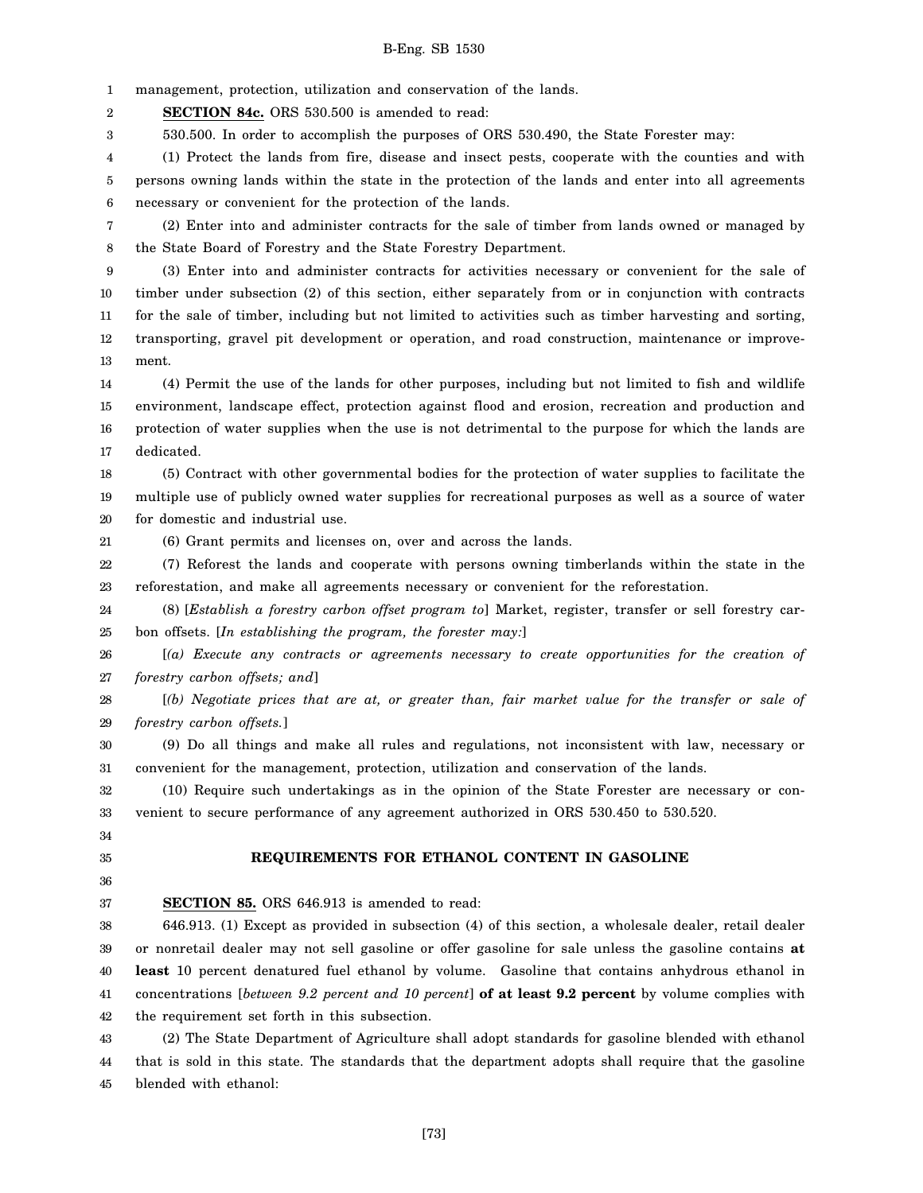management, protection, utilization and conservation of the lands.

**SECTION 84c.** ORS 530.500 is amended to read:

530.500. In order to accomplish the purposes of ORS 530.490, the State Forester may:

(1) Protect the lands from fire, disease and insect pests, cooperate with the counties and with persons owning lands within the state in the protection of the lands and enter into all agreements necessary or convenient for the protection of the lands.

(2) Enter into and administer contracts for the sale of timber from lands owned or managed by the State Board of Forestry and the State Forestry Department.

(3) Enter into and administer contracts for activities necessary or convenient for the sale of timber under subsection (2) of this section, either separately from or in conjunction with contracts for the sale of timber, including but not limited to activities such as timber harvesting and sorting, transporting, gravel pit development or operation, and road construction, maintenance or improvement.

(4) Permit the use of the lands for other purposes, including but not limited to fish and wildlife environment, landscape effect, protection against flood and erosion, recreation and production and protection of water supplies when the use is not detrimental to the purpose for which the lands are dedicated.

(5) Contract with other governmental bodies for the protection of water supplies to facilitate the multiple use of publicly owned water supplies for recreational purposes as well as a source of water for domestic and industrial use.

(6) Grant permits and licenses on, over and across the lands.

(7) Reforest the lands and cooperate with persons owning timberlands within the state in the reforestation, and make all agreements necessary or convenient for the reforestation.

(8) [*Establish a forestry carbon offset program to*] Market, register, transfer or sell forestry carbon offsets. [*In establishing the program, the forester may:*]

[*(a) Execute any contracts or agreements necessary to create opportunities for the creation of forestry carbon offsets; and*]

[*(b) Negotiate prices that are at, or greater than, fair market value for the transfer or sale of forestry carbon offsets.*]

(9) Do all things and make all rules and regulations, not inconsistent with law, necessary or convenient for the management, protection, utilization and conservation of the lands.

(10) Require such undertakings as in the opinion of the State Forester are necessary or convenient to secure performance of any agreement authorized in ORS 530.450 to 530.520.

**REQUIREMENTS FOR ETHANOL CONTENT IN GASOLINE**

**SECTION 85.** ORS 646.913 is amended to read:

646.913. (1) Except as provided in subsection (4) of this section, a wholesale dealer, retail dealer or nonretail dealer may not sell gasoline or offer gasoline for sale unless the gasoline contains **at least** 10 percent denatured fuel ethanol by volume. Gasoline that contains anhydrous ethanol in concentrations [*between 9.2 percent and 10 percent*] **of at least 9.2 percent** by volume complies with the requirement set forth in this subsection.

(2) The State Department of Agriculture shall adopt standards for gasoline blended with ethanol that is sold in this state. The standards that the department adopts shall require that the gasoline blended with ethanol: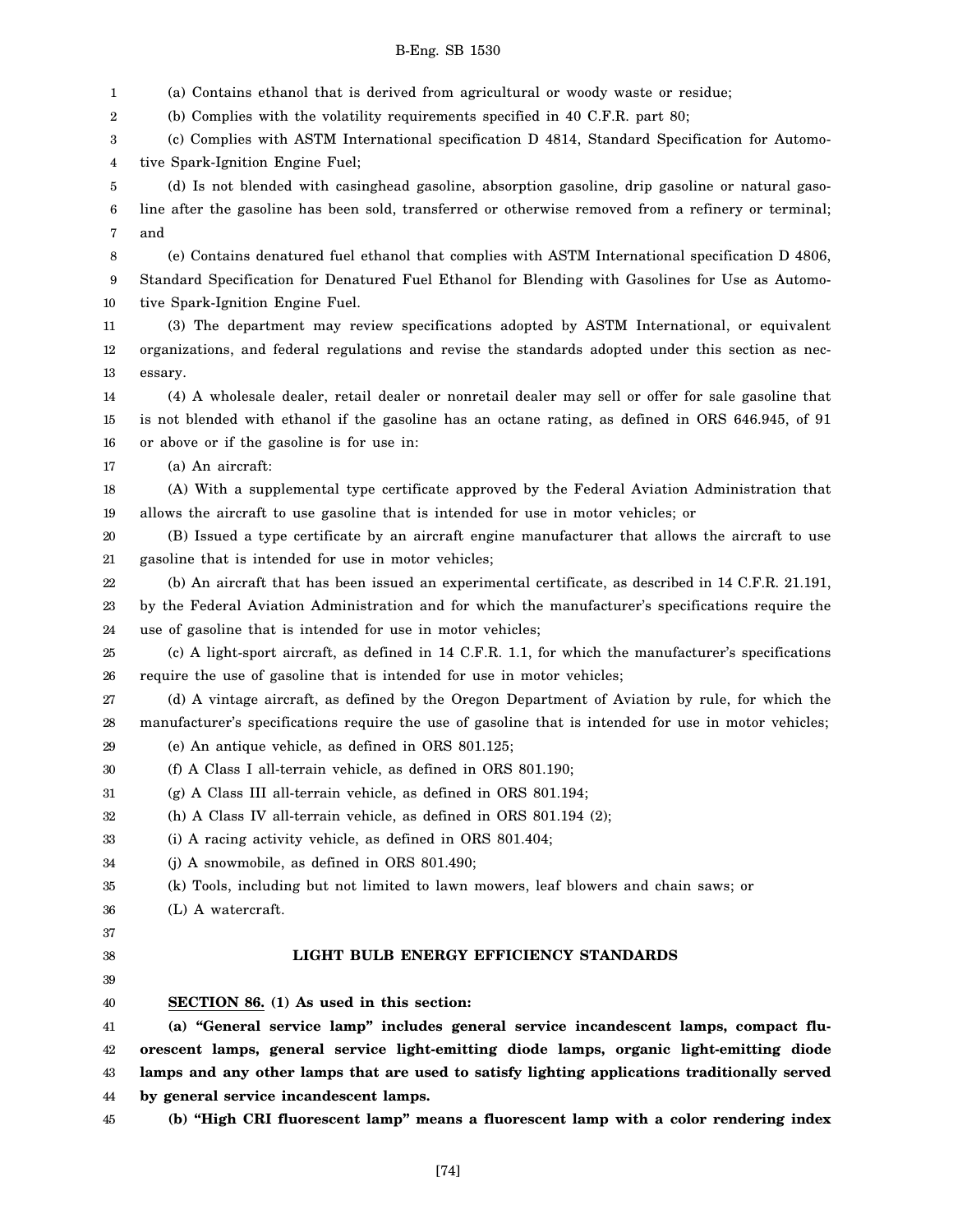(a) Contains ethanol that is derived from agricultural or woody waste or residue;

(b) Complies with the volatility requirements specified in 40 C.F.R. part 80;

(c) Complies with ASTM International specification D 4814, Standard Specification for Automotive Spark-Ignition Engine Fuel;

(d) Is not blended with casinghead gasoline, absorption gasoline, drip gasoline or natural gasoline after the gasoline has been sold, transferred or otherwise removed from a refinery or terminal; and

(e) Contains denatured fuel ethanol that complies with ASTM International specification D 4806, Standard Specification for Denatured Fuel Ethanol for Blending with Gasolines for Use as Automotive Spark-Ignition Engine Fuel.

(3) The department may review specifications adopted by ASTM International, or equivalent organizations, and federal regulations and revise the standards adopted under this section as necessary.

(4) A wholesale dealer, retail dealer or nonretail dealer may sell or offer for sale gasoline that is not blended with ethanol if the gasoline has an octane rating, as defined in ORS 646.945, of 91 or above or if the gasoline is for use in:

(a) An aircraft:

(A) With a supplemental type certificate approved by the Federal Aviation Administration that allows the aircraft to use gasoline that is intended for use in motor vehicles; or

(B) Issued a type certificate by an aircraft engine manufacturer that allows the aircraft to use gasoline that is intended for use in motor vehicles;

(b) An aircraft that has been issued an experimental certificate, as described in 14 C.F.R. 21.191, by the Federal Aviation Administration and for which the manufacturer's specifications require the use of gasoline that is intended for use in motor vehicles;

(c) A light-sport aircraft, as defined in 14 C.F.R. 1.1, for which the manufacturer's specifications require the use of gasoline that is intended for use in motor vehicles;

(d) A vintage aircraft, as defined by the Oregon Department of Aviation by rule, for which the manufacturer's specifications require the use of gasoline that is intended for use in motor vehicles;

(e) An antique vehicle, as defined in ORS 801.125;

(f) A Class I all-terrain vehicle, as defined in ORS 801.190;

(g) A Class III all-terrain vehicle, as defined in ORS 801.194;

(h) A Class IV all-terrain vehicle, as defined in ORS 801.194 (2);

(i) A racing activity vehicle, as defined in ORS 801.404;

(j) A snowmobile, as defined in ORS 801.490;

(k) Tools, including but not limited to lawn mowers, leaf blowers and chain saws; or

(L) A watercraft.

## LIGHT BULB ENERGY EFFICIENCY STANDARDS

**SECTION 86. (1) As used in this section:**

**(a) "General service lamp" includes general service incandescent lamps, compact fluorescent lamps, general service light-emitting diode lamps, organic light-emitting diode lamps and any other lamps that are used to satisfy lighting applications traditionally served by general service incandescent lamps.**

**(b) "High CRI fluorescent lamp" means a fluorescent lamp with a color rendering index**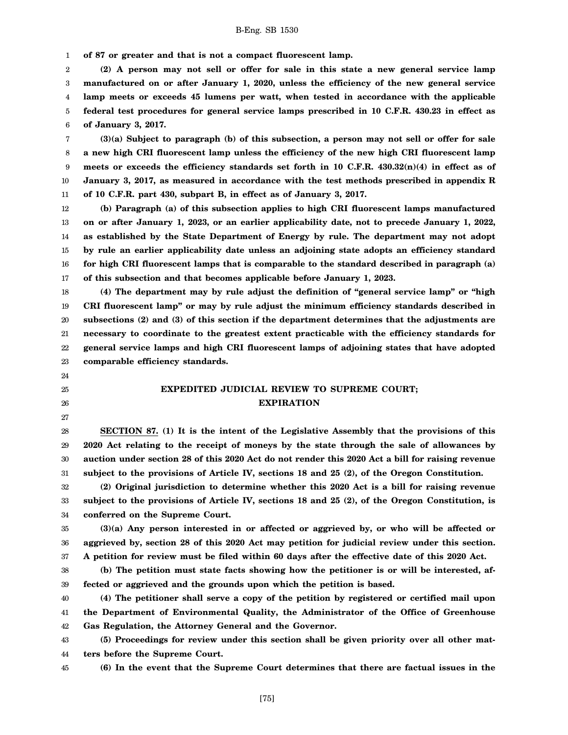**of 87 or greater and that is not a compact fluorescent lamp.**

**(2) A person may not sell or offer for sale in this state a new general service lamp manufactured on or after January 1, 2020, unless the efficiency of the new general service lamp meets or exceeds 45 lumens per watt, when tested in accordance with the applicable federal test procedures for general service lamps prescribed in 10 C.F.R. 430.23 in effect as of January 3, 2017.**

**(3)(a) Subject to paragraph (b) of this subsection, a person may not sell or offer for sale a new high CRI fluorescent lamp unless the efficiency of the new high CRI fluorescent lamp meets or exceeds the efficiency standards set forth in 10 C.F.R. 430.32(n)(4) in effect as of January 3, 2017, as measured in accordance with the test methods prescribed in appendix R of 10 C.F.R. part 430, subpart B, in effect as of January 3, 2017.**

**(b) Paragraph (a) of this subsection applies to high CRI fluorescent lamps manufactured on or after January 1, 2023, or an earlier applicability date, not to precede January 1, 2022, as established by the State Department of Energy by rule. The department may not adopt by rule an earlier applicability date unless an adjoining state adopts an efficiency standard for high CRI fluorescent lamps that is comparable to the standard described in paragraph (a) of this subsection and that becomes applicable before January 1, 2023.**

**(4) The department may by rule adjust the definition of "general service lamp" or "high CRI fluorescent lamp" or may by rule adjust the minimum efficiency standards described in subsections (2) and (3) of this section if the department determines that the adjustments are necessary to coordinate to the greatest extent practicable with the efficiency standards for general service lamps and high CRI fluorescent lamps of adjoining states that have adopted comparable efficiency standards.**

## EXPEDITED JUDICIAL REVIEW TO SUPREME COURT; EXPIRATION

**SECTION 87. (1) It is the intent of the Legislative Assembly that the provisions of this 2020 Act relating to the receipt of moneys by the state through the sale of allowances by auction under section 28 of this 2020 Act do not render this 2020 Act a bill for raising revenue subject to the provisions of Article IV, sections 18 and 25 (2), of the Oregon Constitution.**

**(2) Original jurisdiction to determine whether this 2020 Act is a bill for raising revenue subject to the provisions of Article IV, sections 18 and 25 (2), of the Oregon Constitution, is conferred on the Supreme Court.**

**(3)(a) Any person interested in or affected or aggrieved by, or who will be affected or aggrieved by, section 28 of this 2020 Act may petition for judicial review under this section. A petition for review must be filed within 60 days after the effective date of this 2020 Act.**

**(b) The petition must state facts showing how the petitioner is or will be interested, affected or aggrieved and the grounds upon which the petition is based.**

**(4) The petitioner shall serve a copy of the petition by registered or certified mail upon the Department of Environmental Quality, the Administrator of the Office of Greenhouse Gas Regulation, the Attorney General and the Governor.**

**(5) Proceedings for review under this section shall be given priority over all other matters before the Supreme Court.**

**(6) In the event that the Supreme Court determines that there are factual issues in the**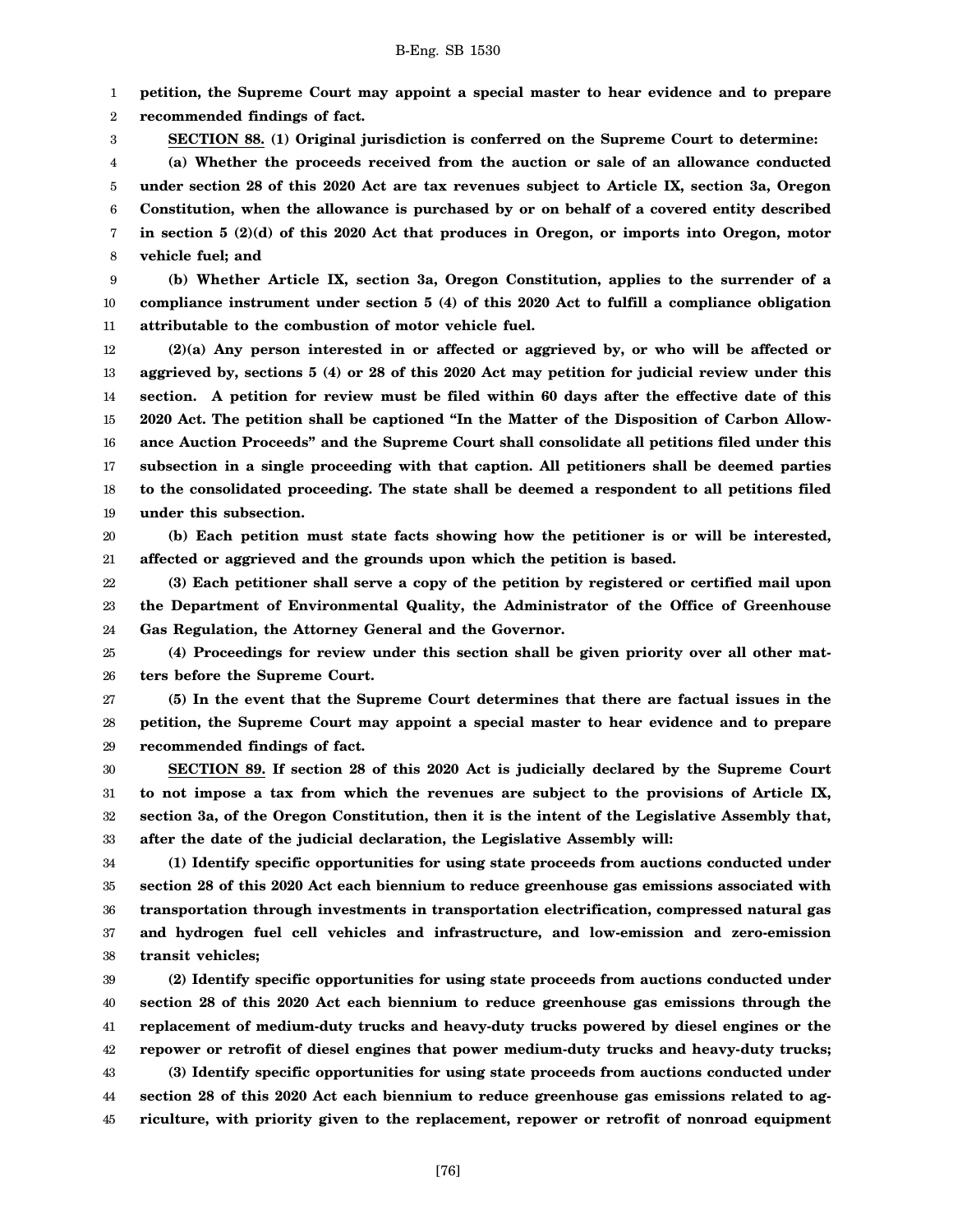**petition, the Supreme Court may appoint a special master to hear evidence and to prepare recommended findings of fact.**

**SECTION 88. (1) Original jurisdiction is conferred on the Supreme Court to determine:**

**(a) Whether the proceeds received from the auction or sale of an allowance conducted under section 28 of this 2020 Act are tax revenues subject to Article IX, section 3a, Oregon Constitution, when the allowance is purchased by or on behalf of a covered entity described in section 5 (2)(d) of this 2020 Act that produces in Oregon, or imports into Oregon, motor vehicle fuel; and**

**(b) Whether Article IX, section 3a, Oregon Constitution, applies to the surrender of a compliance instrument under section 5 (4) of this 2020 Act to fulfill a compliance obligation attributable to the combustion of motor vehicle fuel.**

**(2)(a) Any person interested in or affected or aggrieved by, or who will be affected or aggrieved by, sections 5 (4) or 28 of this 2020 Act may petition for judicial review under this section. A petition for review must be filed within 60 days after the effective date of this 2020 Act. The petition shall be captioned "In the Matter of the Disposition of Carbon Allowance Auction Proceeds" and the Supreme Court shall consolidate all petitions filed under this subsection in a single proceeding with that caption. All petitioners shall be deemed parties to the consolidated proceeding. The state shall be deemed a respondent to all petitions filed under this subsection.**

**(b) Each petition must state facts showing how the petitioner is or will be interested, affected or aggrieved and the grounds upon which the petition is based.**

**(3) Each petitioner shall serve a copy of the petition by registered or certified mail upon the Department of Environmental Quality, the Administrator of the Office of Greenhouse Gas Regulation, the Attorney General and the Governor.**

**(4) Proceedings for review under this section shall be given priority over all other matters before the Supreme Court.**

**(5) In the event that the Supreme Court determines that there are factual issues in the petition, the Supreme Court may appoint a special master to hear evidence and to prepare recommended findings of fact.**

**SECTION 89. If section 28 of this 2020 Act is judicially declared by the Supreme Court to not impose a tax from which the revenues are subject to the provisions of Article IX, section 3a, of the Oregon Constitution, then it is the intent of the Legislative Assembly that, after the date of the judicial declaration, the Legislative Assembly will:**

**(1) Identify specific opportunities for using state proceeds from auctions conducted under section 28 of this 2020 Act each biennium to reduce greenhouse gas emissions associated with transportation through investments in transportation electrification, compressed natural gas and hydrogen fuel cell vehicles and infrastructure, and low-emission and zero-emission transit vehicles;**

**(2) Identify specific opportunities for using state proceeds from auctions conducted under section 28 of this 2020 Act each biennium to reduce greenhouse gas emissions through the replacement of medium-duty trucks and heavy-duty trucks powered by diesel engines or the repower or retrofit of diesel engines that power medium-duty trucks and heavy-duty trucks;**

**(3) Identify specific opportunities for using state proceeds from auctions conducted under section 28 of this 2020 Act each biennium to reduce greenhouse gas emissions related to agriculture, with priority given to the replacement, repower or retrofit of nonroad equipment**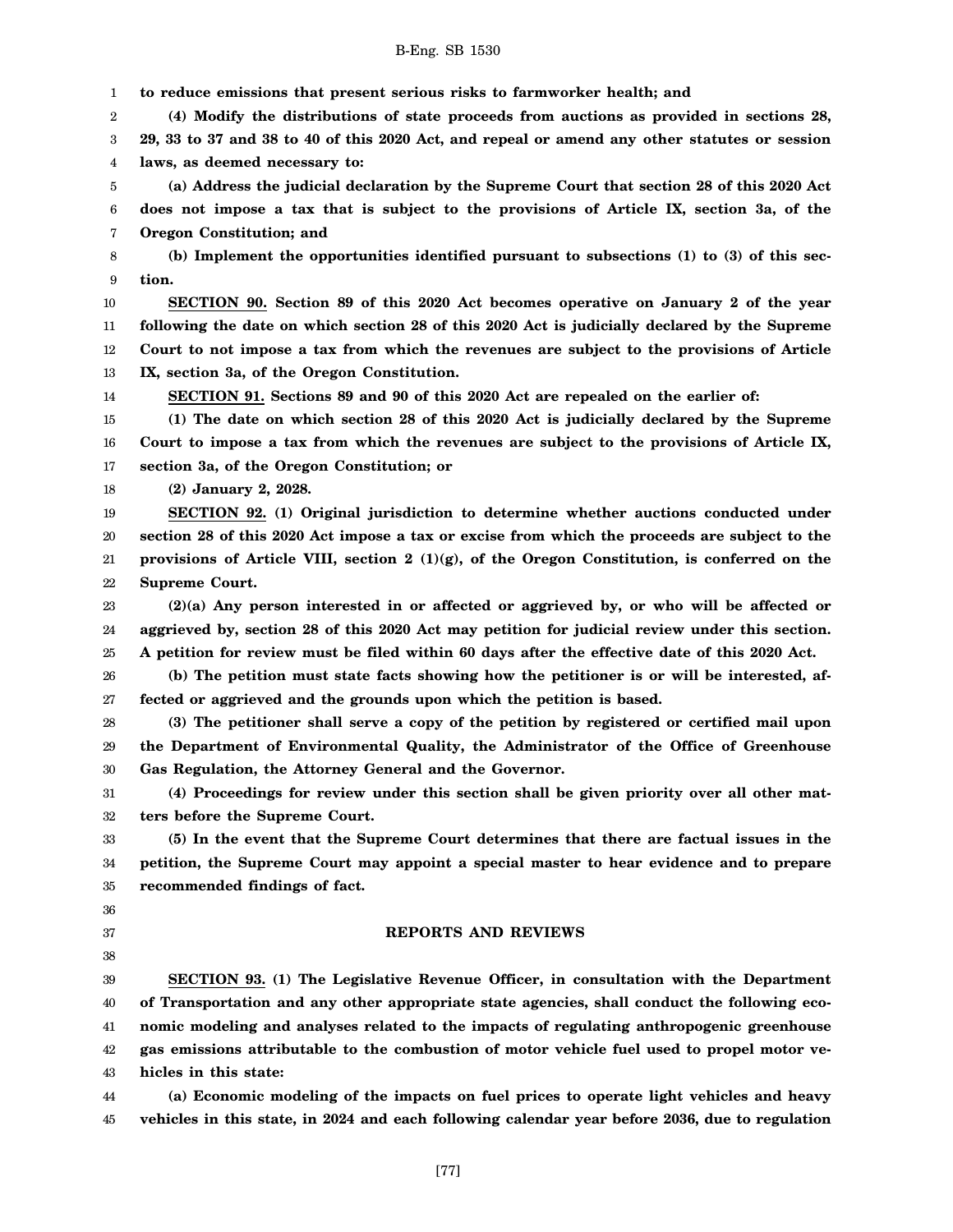**to reduce emissions that present serious risks to farmworker health; and**

**(4) Modify the distributions of state proceeds from auctions as provided in sections 28, 29, 33 to 37 and 38 to 40 of this 2020 Act, and repeal or amend any other statutes or session laws, as deemed necessary to:**

**(a) Address the judicial declaration by the Supreme Court that section 28 of this 2020 Act does not impose a tax that is subject to the provisions of Article IX, section 3a, of the Oregon Constitution; and**

**(b) Implement the opportunities identified pursuant to subsections (1) to (3) of this section.**

**SECTION 90. Section 89 of this 2020 Act becomes operative on January 2 of the year following the date on which section 28 of this 2020 Act is judicially declared by the Supreme Court to not impose a tax from which the revenues are subject to the provisions of Article IX, section 3a, of the Oregon Constitution.**

**SECTION 91. Sections 89 and 90 of this 2020 Act are repealed on the earlier of:**

**(1) The date on which section 28 of this 2020 Act is judicially declared by the Supreme Court to impose a tax from which the revenues are subject to the provisions of Article IX, section 3a, of the Oregon Constitution; or**

**(2) January 2, 2028.**

**SECTION 92. (1) Original jurisdiction to determine whether auctions conducted under section 28 of this 2020 Act impose a tax or excise from which the proceeds are subject to the provisions of Article VIII, section 2 (1)(g), of the Oregon Constitution, is conferred on the Supreme Court.**

**(2)(a) Any person interested in or affected or aggrieved by, or who will be affected or aggrieved by, section 28 of this 2020 Act may petition for judicial review under this section. A petition for review must be filed within 60 days after the effective date of this 2020 Act.**

**(b) The petition must state facts showing how the petitioner is or will be interested, affected or aggrieved and the grounds upon which the petition is based.**

**(3) The petitioner shall serve a copy of the petition by registered or certified mail upon the Department of Environmental Quality, the Administrator of the Office of Greenhouse Gas Regulation, the Attorney General and the Governor.**

**(4) Proceedings for review under this section shall be given priority over all other matters before the Supreme Court.**

**(5) In the event that the Supreme Court determines that there are factual issues in the petition, the Supreme Court may appoint a special master to hear evidence and to prepare recommended findings of fact.**

## REPORTS AND REVIEWS

**SECTION 93. (1) The Legislative Revenue Officer, in consultation with the Department of Transportation and any other appropriate state agencies, shall conduct the following economic modeling and analyses related to the impacts of regulating anthropogenic greenhouse gas emissions attributable to the combustion of motor vehicle fuel used to propel motor vehicles in this state:**

**(a) Economic modeling of the impacts on fuel prices to operate light vehicles and heavy vehicles in this state, in 2024 and each following calendar year before 2036, due to regulation**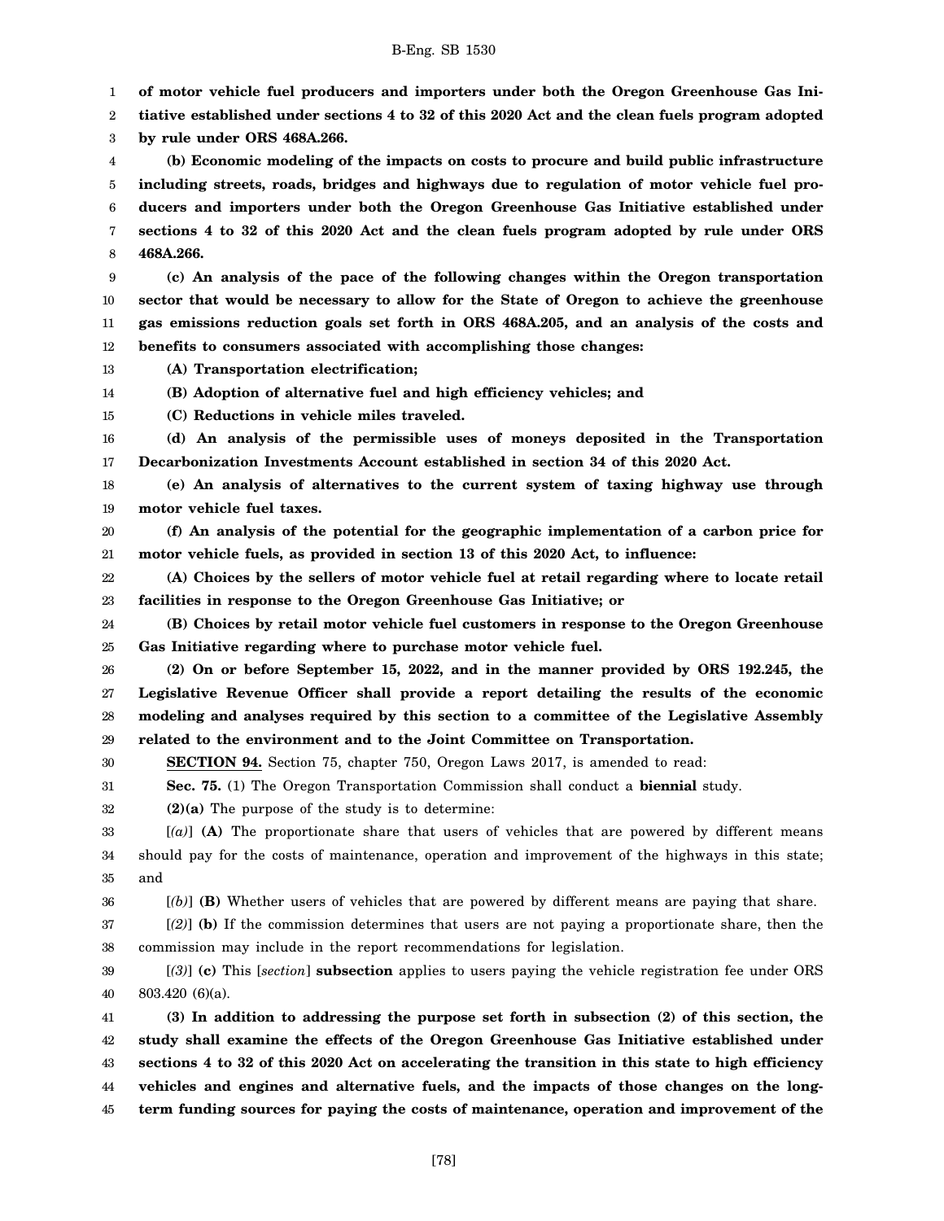**of motor vehicle fuel producers and importers under both the Oregon Greenhouse Gas Initiative established under sections 4 to 32 of this 2020 Act and the clean fuels program adopted by rule under ORS 468A.266.**

**(b) Economic modeling of the impacts on costs to procure and build public infrastructure including streets, roads, bridges and highways due to regulation of motor vehicle fuel producers and importers under both the Oregon Greenhouse Gas Initiative established under sections 4 to 32 of this 2020 Act and the clean fuels program adopted by rule under ORS 468A.266.**

**(c) An analysis of the pace of the following changes within the Oregon transportation sector that would be necessary to allow for the State of Oregon to achieve the greenhouse gas emissions reduction goals set forth in ORS 468A.205, and an analysis of the costs and benefits to consumers associated with accomplishing those changes:**

**(A) Transportation electrification;**

**(B) Adoption of alternative fuel and high efficiency vehicles; and**

**(C) Reductions in vehicle miles traveled.**

**(d) An analysis of the permissible uses of moneys deposited in the Transportation Decarbonization Investments Account established in section 34 of this 2020 Act.**

**(e) An analysis of alternatives to the current system of taxing highway use through motor vehicle fuel taxes.**

**(f) An analysis of the potential for the geographic implementation of a carbon price for motor vehicle fuels, as provided in section 13 of this 2020 Act, to influence:**

**(A) Choices by the sellers of motor vehicle fuel at retail regarding where to locate retail facilities in response to the Oregon Greenhouse Gas Initiative; or**

**(B) Choices by retail motor vehicle fuel customers in response to the Oregon Greenhouse Gas Initiative regarding where to purchase motor vehicle fuel.**

**(2) On or before September 15, 2022, and in the manner provided by ORS 192.245, the Legislative Revenue Officer shall provide a report detailing the results of the economic modeling and analyses required by this section to a committee of the Legislative Assembly related to the environment and to the Joint Committee on Transportation.**

**SECTION 94.** Section 75, chapter 750, Oregon Laws 2017, is amended to read:

**Sec. 75.** (1) The Oregon Transportation Commission shall conduct a **biennial** study.

**(2)(a)** The purpose of the study is to determine:

[*(a)*] **(A)** The proportionate share that users of vehicles that are powered by different means should pay for the costs of maintenance, operation and improvement of the highways in this state; and

[*(b)*] **(B)** Whether users of vehicles that are powered by different means are paying that share.

[*(2)*] **(b)** If the commission determines that users are not paying a proportionate share, then the commission may include in the report recommendations for legislation.

[*(3)*] **(c)** This [*section*] **subsection** applies to users paying the vehicle registration fee under ORS 803.420 (6)(a).

**(3) In addition to addressing the purpose set forth in subsection (2) of this section, the study shall examine the effects of the Oregon Greenhouse Gas Initiative established under sections 4 to 32 of this 2020 Act on accelerating the transition in this state to high efficiency vehicles and engines and alternative fuels, and the impacts of those changes on the long-term funding sources for paying the costs of maintenance, operation and improvement of the**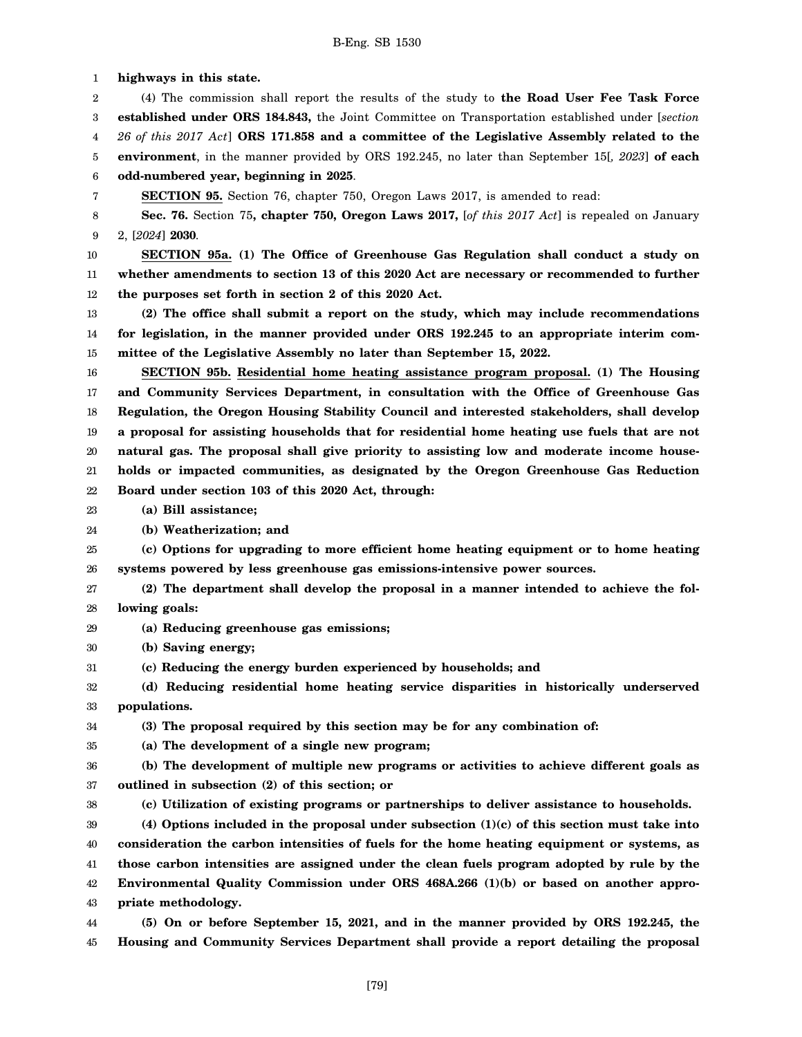**highways in this state.**

(4) The commission shall report the results of the study to **the Road User Fee Task Force established under ORS 184.843,** the Joint Committee on Transportation established under [*section 26 of this 2017 Act*] **ORS 171.858 and a committee of the Legislative Assembly related to the environment**, in the manner provided by ORS 192.245, no later than September 15[*, 2023*] **of each odd-numbered year, beginning in 2025**.

**SECTION 95.** Section 76, chapter 750, Oregon Laws 2017, is amended to read:

**Sec. 76.** Section 75**, chapter 750, Oregon Laws 2017,** [*of this 2017 Act*] is repealed on January 2, [*2024*] **2030**.

**SECTION 95a. (1) The Office of Greenhouse Gas Regulation shall conduct a study on whether amendments to section 13 of this 2020 Act are necessary or recommended to further the purposes set forth in section 2 of this 2020 Act.**

**(2) The office shall submit a report on the study, which may include recommendations for legislation, in the manner provided under ORS 192.245 to an appropriate interim committee of the Legislative Assembly no later than September 15, 2022.**

**SECTION 95b. Residential home heating assistance program proposal. (1) The Housing and Community Services Department, in consultation with the Office of Greenhouse Gas Regulation, the Oregon Housing Stability Council and interested stakeholders, shall develop a proposal for assisting households that for residential home heating use fuels that are not natural gas. The proposal shall give priority to assisting low and moderate income households or impacted communities, as designated by the Oregon Greenhouse Gas Reduction Board under section 103 of this 2020 Act, through:**

**(a) Bill assistance;**

**(b) Weatherization; and**

**(c) Options for upgrading to more efficient home heating equipment or to home heating systems powered by less greenhouse gas emissions-intensive power sources.**

**(2) The department shall develop the proposal in a manner intended to achieve the following goals:**

**(a) Reducing greenhouse gas emissions;**

**(b) Saving energy;**

**(c) Reducing the energy burden experienced by households; and**

**(d) Reducing residential home heating service disparities in historically underserved populations.**

**(3) The proposal required by this section may be for any combination of:**

**(a) The development of a single new program;**

**(b) The development of multiple new programs or activities to achieve different goals as outlined in subsection (2) of this section; or**

**(c) Utilization of existing programs or partnerships to deliver assistance to households.**

**(4) Options included in the proposal under subsection (1)(c) of this section must take into consideration the carbon intensities of fuels for the home heating equipment or systems, as those carbon intensities are assigned under the clean fuels program adopted by rule by the Environmental Quality Commission under ORS 468A.266 (1)(b) or based on another appropriate methodology.**

**(5) On or before September 15, 2021, and in the manner provided by ORS 192.245, the Housing and Community Services Department shall provide a report detailing the proposal**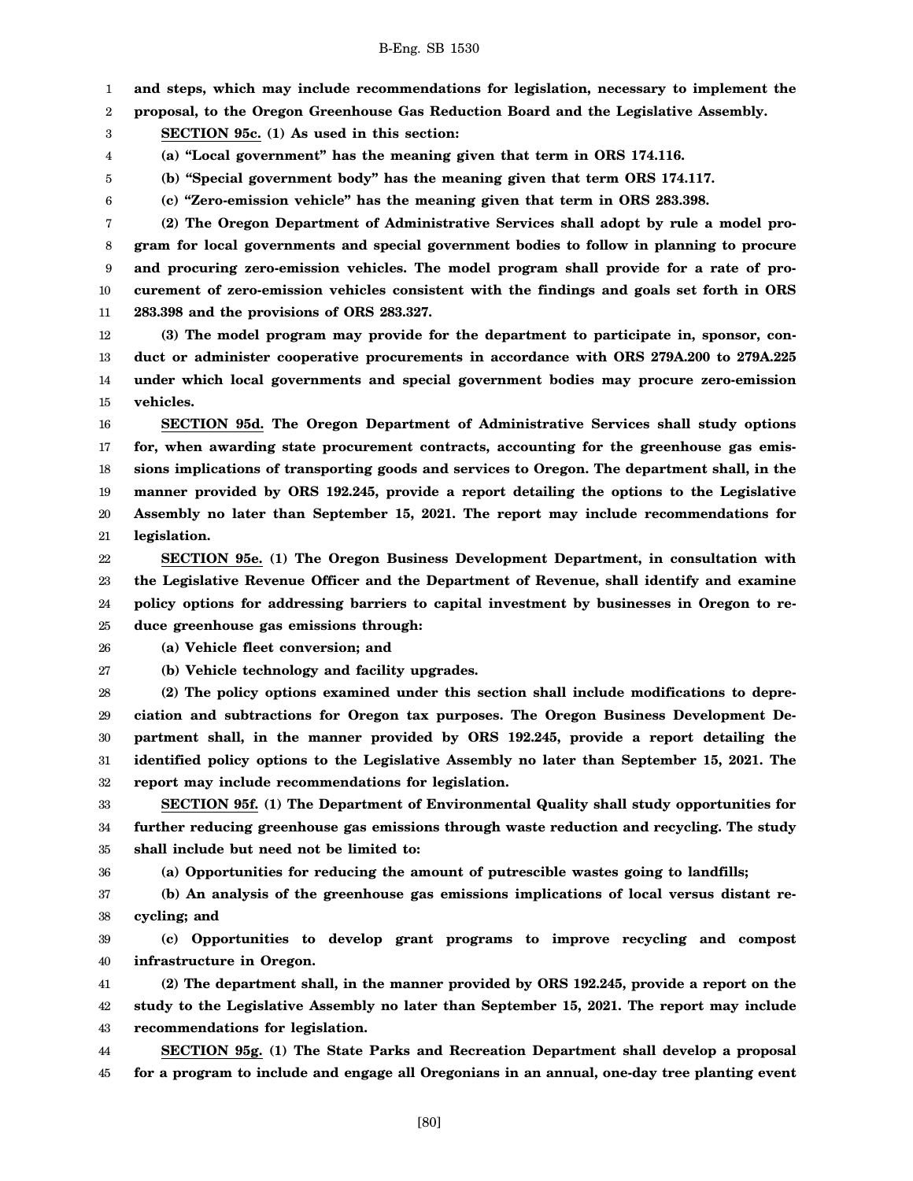**and steps, which may include recommendations for legislation, necessary to implement the proposal, to the Oregon Greenhouse Gas Reduction Board and the Legislative Assembly.**

**SECTION 95c. (1) As used in this section:**

**(a) "Local government" has the meaning given that term in ORS 174.116.**

**(b) "Special government body" has the meaning given that term ORS 174.117.**

**(c) "Zero-emission vehicle" has the meaning given that term in ORS 283.398.**

**(2) The Oregon Department of Administrative Services shall adopt by rule a model program for local governments and special government bodies to follow in planning to procure and procuring zero-emission vehicles. The model program shall provide for a rate of procurement of zero-emission vehicles consistent with the findings and goals set forth in ORS 283.398 and the provisions of ORS 283.327.**

**(3) The model program may provide for the department to participate in, sponsor, conduct or administer cooperative procurements in accordance with ORS 279A.200 to 279A.225 under which local governments and special government bodies may procure zero-emission vehicles.**

**SECTION 95d. The Oregon Department of Administrative Services shall study options for, when awarding state procurement contracts, accounting for the greenhouse gas emissions implications of transporting goods and services to Oregon. The department shall, in the manner provided by ORS 192.245, provide a report detailing the options to the Legislative Assembly no later than September 15, 2021. The report may include recommendations for legislation.**

**SECTION 95e. (1) The Oregon Business Development Department, in consultation with the Legislative Revenue Officer and the Department of Revenue, shall identify and examine policy options for addressing barriers to capital investment by businesses in Oregon to reduce greenhouse gas emissions through:**

**(a) Vehicle fleet conversion; and**

**(b) Vehicle technology and facility upgrades.**

**(2) The policy options examined under this section shall include modifications to depreciation and subtractions for Oregon tax purposes. The Oregon Business Development Department shall, in the manner provided by ORS 192.245, provide a report detailing the identified policy options to the Legislative Assembly no later than September 15, 2021. The report may include recommendations for legislation.**

**SECTION 95f. (1) The Department of Environmental Quality shall study opportunities for further reducing greenhouse gas emissions through waste reduction and recycling. The study shall include but need not be limited to:**

**(a) Opportunities for reducing the amount of putrescible wastes going to landfills;**

**(b) An analysis of the greenhouse gas emissions implications of local versus distant recycling; and**

**(c) Opportunities to develop grant programs to improve recycling and compost infrastructure in Oregon.**

**(2) The department shall, in the manner provided by ORS 192.245, provide a report on the study to the Legislative Assembly no later than September 15, 2021. The report may include recommendations for legislation.**

**SECTION 95g. (1) The State Parks and Recreation Department shall develop a proposal for a program to include and engage all Oregonians in an annual, one-day tree planting event**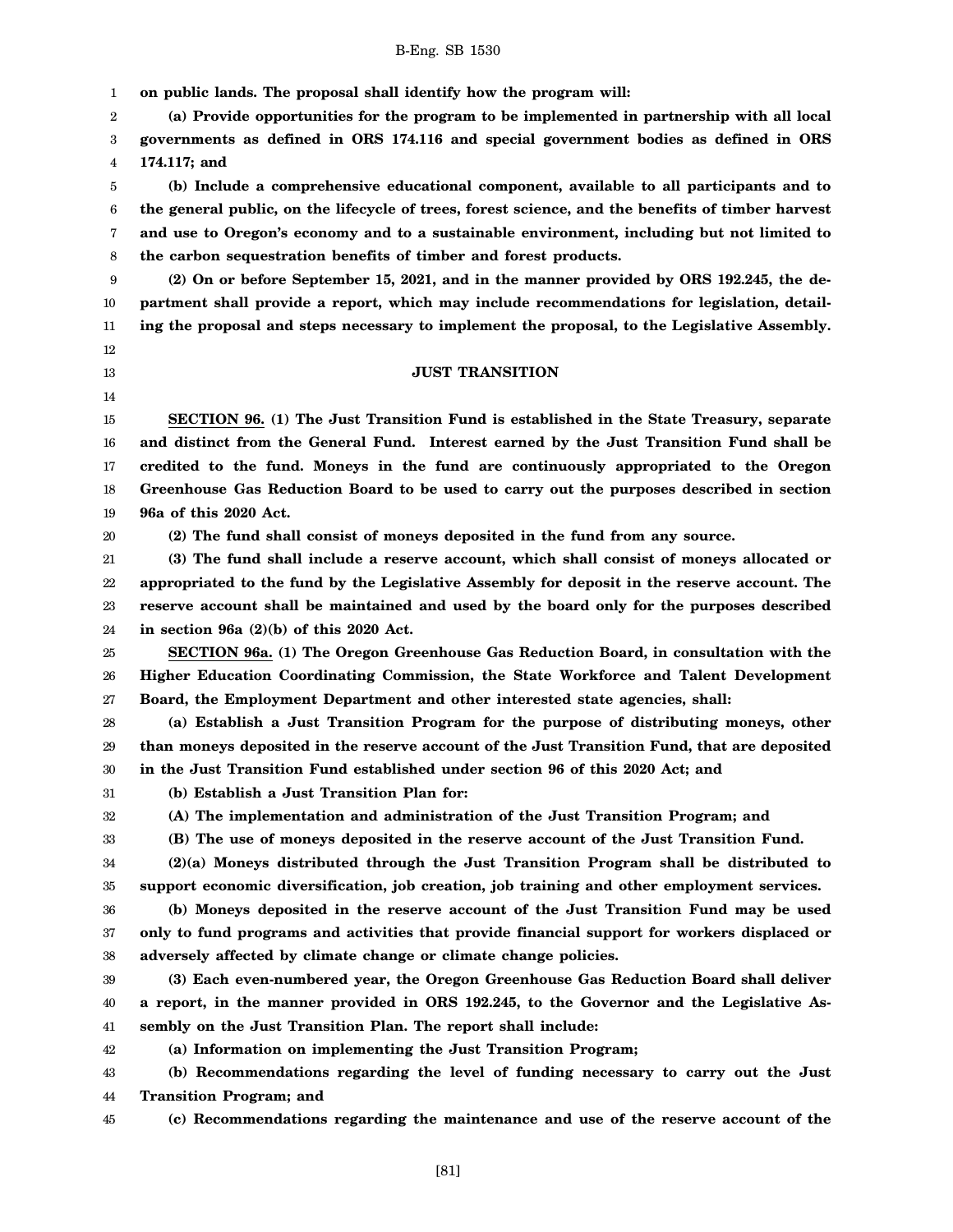**on public lands. The proposal shall identify how the program will:**

**(a) Provide opportunities for the program to be implemented in partnership with all local governments as defined in ORS 174.116 and special government bodies as defined in ORS 174.117; and**

**(b) Include a comprehensive educational component, available to all participants and to the general public, on the lifecycle of trees, forest science, and the benefits of timber harvest and use to Oregon's economy and to a sustainable environment, including but not limited to the carbon sequestration benefits of timber and forest products.**

**(2) On or before September 15, 2021, and in the manner provided by ORS 192.245, the department shall provide a report, which may include recommendations for legislation, detailing the proposal and steps necessary to implement the proposal, to the Legislative Assembly.**

## JUST TRANSITION

**SECTION 96. (1) The Just Transition Fund is established in the State Treasury, separate and distinct from the General Fund. Interest earned by the Just Transition Fund shall be credited to the fund. Moneys in the fund are continuously appropriated to the Oregon Greenhouse Gas Reduction Board to be used to carry out the purposes described in section 96a of this 2020 Act.**

**(2) The fund shall consist of moneys deposited in the fund from any source.**

**(3) The fund shall include a reserve account, which shall consist of moneys allocated or appropriated to the fund by the Legislative Assembly for deposit in the reserve account. The reserve account shall be maintained and used by the board only for the purposes described in section 96a (2)(b) of this 2020 Act.**

**SECTION 96a. (1) The Oregon Greenhouse Gas Reduction Board, in consultation with the Higher Education Coordinating Commission, the State Workforce and Talent Development Board, the Employment Department and other interested state agencies, shall:**

**(a) Establish a Just Transition Program for the purpose of distributing moneys, other than moneys deposited in the reserve account of the Just Transition Fund, that are deposited in the Just Transition Fund established under section 96 of this 2020 Act; and**

**(b) Establish a Just Transition Plan for:**

**(A) The implementation and administration of the Just Transition Program; and**

**(B) The use of moneys deposited in the reserve account of the Just Transition Fund.**

**(2)(a) Moneys distributed through the Just Transition Program shall be distributed to support economic diversification, job creation, job training and other employment services.**

**(b) Moneys deposited in the reserve account of the Just Transition Fund may be used only to fund programs and activities that provide financial support for workers displaced or adversely affected by climate change or climate change policies.**

**(3) Each even-numbered year, the Oregon Greenhouse Gas Reduction Board shall deliver a report, in the manner provided in ORS 192.245, to the Governor and the Legislative Assembly on the Just Transition Plan. The report shall include:**

**(a) Information on implementing the Just Transition Program;**

**(b) Recommendations regarding the level of funding necessary to carry out the Just Transition Program; and**

**(c) Recommendations regarding the maintenance and use of the reserve account of the**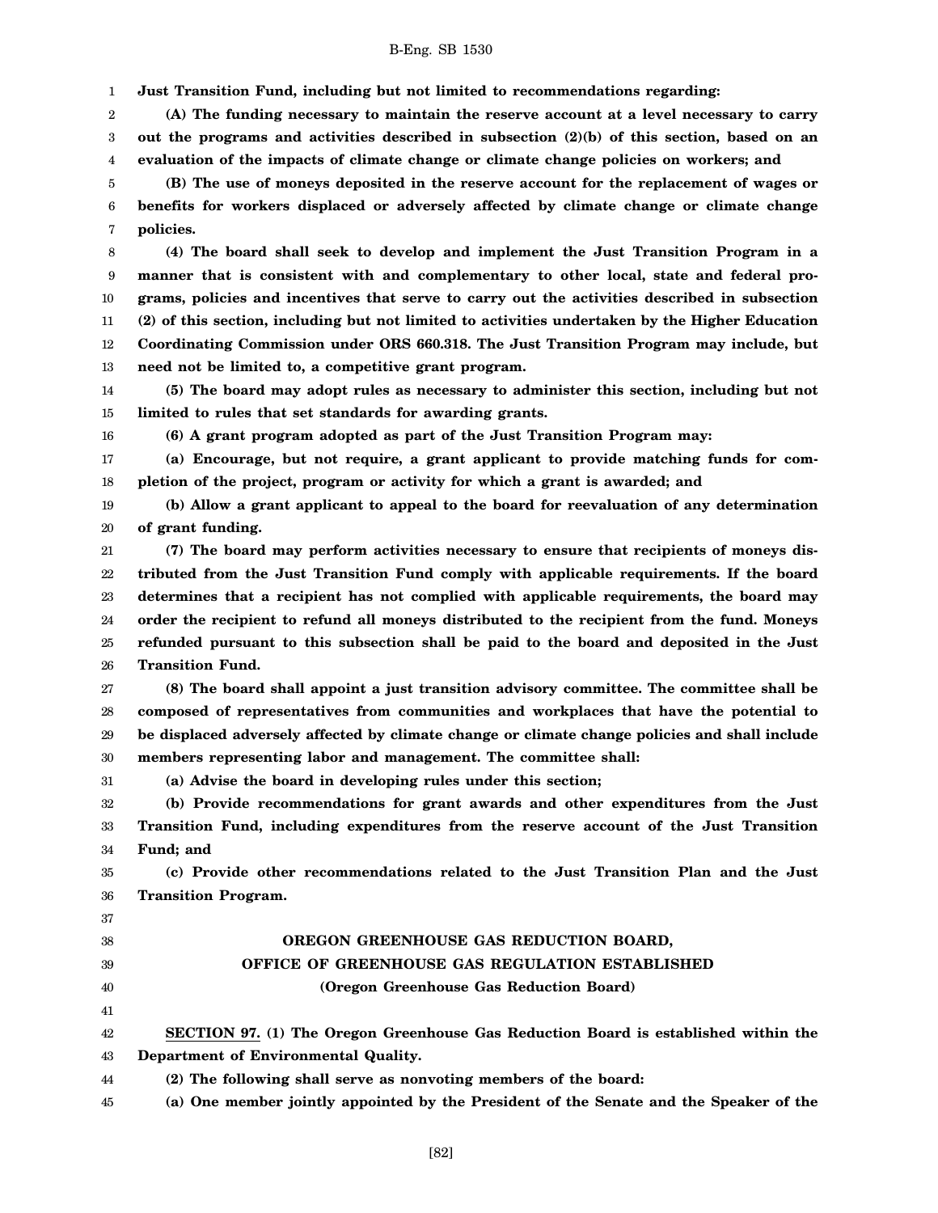**Just Transition Fund, including but not limited to recommendations regarding:**

**(A) The funding necessary to maintain the reserve account at a level necessary to carry out the programs and activities described in subsection (2)(b) of this section, based on an evaluation of the impacts of climate change or climate change policies on workers; and**

**(B) The use of moneys deposited in the reserve account for the replacement of wages or benefits for workers displaced or adversely affected by climate change or climate change policies.**

**(4) The board shall seek to develop and implement the Just Transition Program in a manner that is consistent with and complementary to other local, state and federal programs, policies and incentives that serve to carry out the activities described in subsection (2) of this section, including but not limited to activities undertaken by the Higher Education Coordinating Commission under ORS 660.318. The Just Transition Program may include, but need not be limited to, a competitive grant program.**

**(5) The board may adopt rules as necessary to administer this section, including but not limited to rules that set standards for awarding grants.**

**(6) A grant program adopted as part of the Just Transition Program may:**

**(a) Encourage, but not require, a grant applicant to provide matching funds for completion of the project, program or activity for which a grant is awarded; and**

**(b) Allow a grant applicant to appeal to the board for reevaluation of any determination of grant funding.**

**(7) The board may perform activities necessary to ensure that recipients of moneys distributed from the Just Transition Fund comply with applicable requirements. If the board determines that a recipient has not complied with applicable requirements, the board may order the recipient to refund all moneys distributed to the recipient from the fund. Moneys refunded pursuant to this subsection shall be paid to the board and deposited in the Just Transition Fund.**

**(8) The board shall appoint a just transition advisory committee. The committee shall be composed of representatives from communities and workplaces that have the potential to be displaced adversely affected by climate change or climate change policies and shall include members representing labor and management. The committee shall:**

**(a) Advise the board in developing rules under this section;**

**(b) Provide recommendations for grant awards and other expenditures from the Just Transition Fund, including expenditures from the reserve account of the Just Transition Fund; and**

**(c) Provide other recommendations related to the Just Transition Plan and the Just Transition Program.**

## OREGON GREENHOUSE GAS REDUCTION BOARD, OFFICE OF GREENHOUSE GAS REGULATION ESTABLISHED (Oregon Greenhouse Gas Reduction Board)

**SECTION 97. (1) The Oregon Greenhouse Gas Reduction Board is established within the Department of Environmental Quality.**

**(2) The following shall serve as nonvoting members of the board:**

**(a) One member jointly appointed by the President of the Senate and the Speaker of the**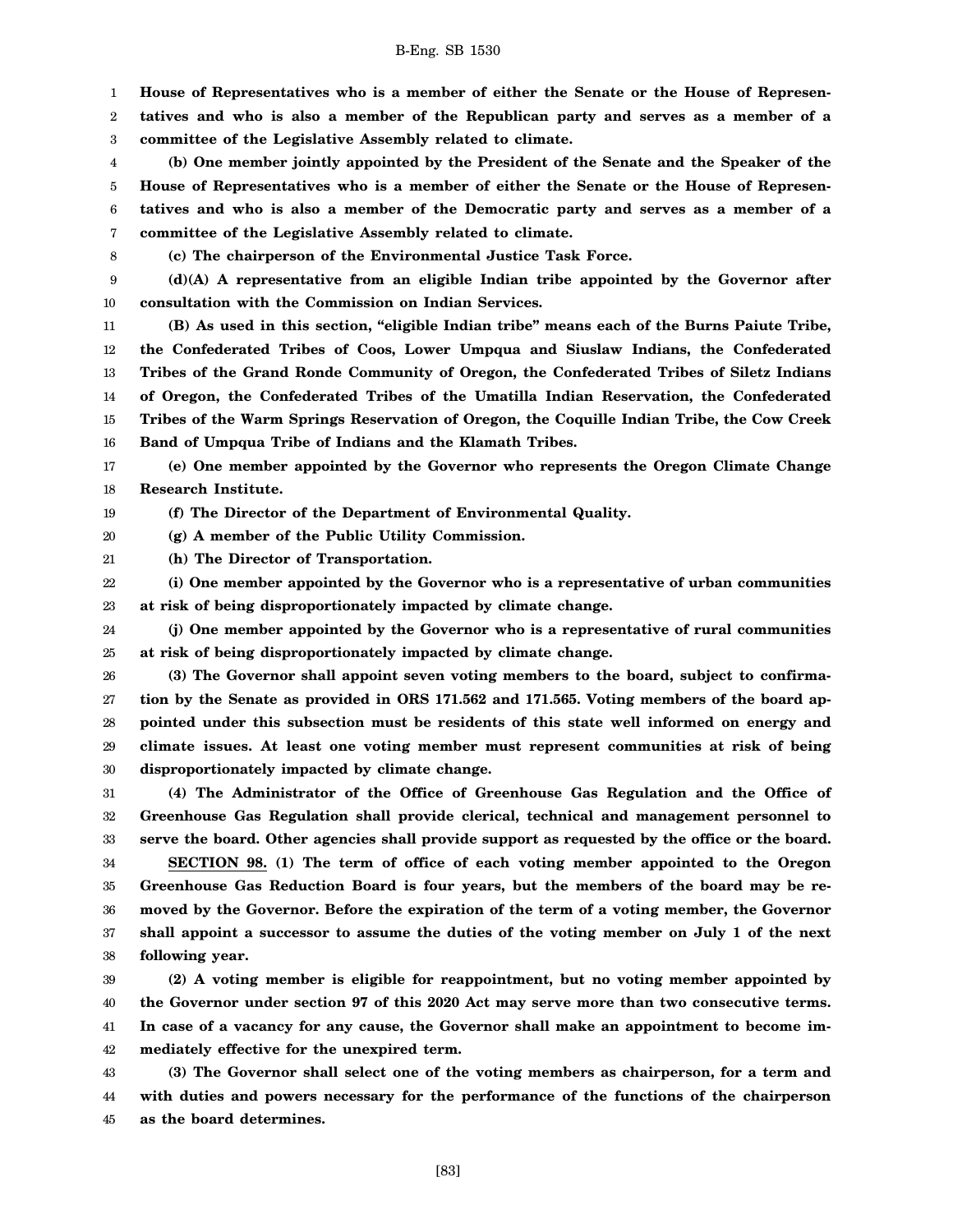**House of Representatives who is a member of either the Senate or the House of Representatives and who is also a member of the Republican party and serves as a member of a committee of the Legislative Assembly related to climate.**

**(b) One member jointly appointed by the President of the Senate and the Speaker of the House of Representatives who is a member of either the Senate or the House of Representatives and who is also a member of the Democratic party and serves as a member of a committee of the Legislative Assembly related to climate.**

**(c) The chairperson of the Environmental Justice Task Force.**

**(d)(A) A representative from an eligible Indian tribe appointed by the Governor after consultation with the Commission on Indian Services.**

**(B) As used in this section, "eligible Indian tribe" means each of the Burns Paiute Tribe, the Confederated Tribes of Coos, Lower Umpqua and Siuslaw Indians, the Confederated Tribes of the Grand Ronde Community of Oregon, the Confederated Tribes of Siletz Indians of Oregon, the Confederated Tribes of the Umatilla Indian Reservation, the Confederated Tribes of the Warm Springs Reservation of Oregon, the Coquille Indian Tribe, the Cow Creek Band of Umpqua Tribe of Indians and the Klamath Tribes.**

**(e) One member appointed by the Governor who represents the Oregon Climate Change Research Institute.**

**(f) The Director of the Department of Environmental Quality.**

**(g) A member of the Public Utility Commission.**

**(h) The Director of Transportation.**

**(i) One member appointed by the Governor who is a representative of urban communities at risk of being disproportionately impacted by climate change.**

**(j) One member appointed by the Governor who is a representative of rural communities at risk of being disproportionately impacted by climate change.**

**(3) The Governor shall appoint seven voting members to the board, subject to confirmation by the Senate as provided in ORS 171.562 and 171.565. Voting members of the board appointed under this subsection must be residents of this state well informed on energy and climate issues. At least one voting member must represent communities at risk of being disproportionately impacted by climate change.**

**(4) The Administrator of the Office of Greenhouse Gas Regulation and the Office of Greenhouse Gas Regulation shall provide clerical, technical and management personnel to serve the board. Other agencies shall provide support as requested by the office or the board.**

**SECTION 98. (1) The term of office of each voting member appointed to the Oregon Greenhouse Gas Reduction Board is four years, but the members of the board may be removed by the Governor. Before the expiration of the term of a voting member, the Governor shall appoint a successor to assume the duties of the voting member on July 1 of the next following year.**

**(2) A voting member is eligible for reappointment, but no voting member appointed by the Governor under section 97 of this 2020 Act may serve more than two consecutive terms. In case of a vacancy for any cause, the Governor shall make an appointment to become immediately effective for the unexpired term.**

**(3) The Governor shall select one of the voting members as chairperson, for a term and with duties and powers necessary for the performance of the functions of the chairperson as the board determines.**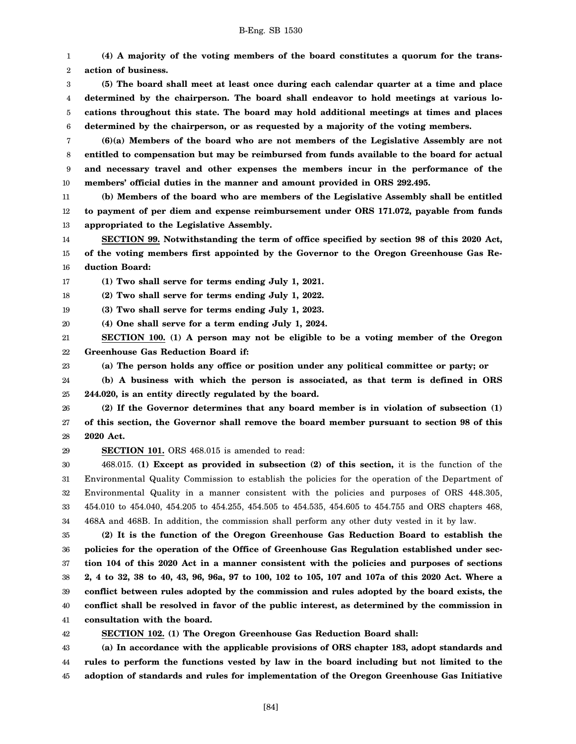**(4) A majority of the voting members of the board constitutes a quorum for the transaction of business.**

**(5) The board shall meet at least once during each calendar quarter at a time and place determined by the chairperson. The board shall endeavor to hold meetings at various locations throughout this state. The board may hold additional meetings at times and places determined by the chairperson, or as requested by a majority of the voting members.**

**(6)(a) Members of the board who are not members of the Legislative Assembly are not entitled to compensation but may be reimbursed from funds available to the board for actual and necessary travel and other expenses the members incur in the performance of the members' official duties in the manner and amount provided in ORS 292.495.**

**(b) Members of the board who are members of the Legislative Assembly shall be entitled to payment of per diem and expense reimbursement under ORS 171.072, payable from funds appropriated to the Legislative Assembly.**

**SECTION 99. Notwithstanding the term of office specified by section 98 of this 2020 Act, of the voting members first appointed by the Governor to the Oregon Greenhouse Gas Reduction Board:**

**(1) Two shall serve for terms ending July 1, 2021.**

**(2) Two shall serve for terms ending July 1, 2022.**

**(3) Two shall serve for terms ending July 1, 2023.**

**(4) One shall serve for a term ending July 1, 2024.**

**SECTION 100. (1) A person may not be eligible to be a voting member of the Oregon Greenhouse Gas Reduction Board if:**

**(a) The person holds any office or position under any political committee or party; or**

**(b) A business with which the person is associated, as that term is defined in ORS 244.020, is an entity directly regulated by the board.**

**(2) If the Governor determines that any board member is in violation of subsection (1) of this section, the Governor shall remove the board member pursuant to section 98 of this 2020 Act.**

**SECTION 101.** ORS 468.015 is amended to read:

468.015. **(1) Except as provided in subsection (2) of this section,** it is the function of the Environmental Quality Commission to establish the policies for the operation of the Department of Environmental Quality in a manner consistent with the policies and purposes of ORS 448.305, 454.010 to 454.040, 454.205 to 454.255, 454.505 to 454.535, 454.605 to 454.755 and ORS chapters 468, 468A and 468B. In addition, the commission shall perform any other duty vested in it by law.

**(2) It is the function of the Oregon Greenhouse Gas Reduction Board to establish the policies for the operation of the Office of Greenhouse Gas Regulation established under section 104 of this 2020 Act in a manner consistent with the policies and purposes of sections 2, 4 to 32, 38 to 40, 43, 96, 96a, 97 to 100, 102 to 105, 107 and 107a of this 2020 Act. Where a conflict between rules adopted by the commission and rules adopted by the board exists, the conflict shall be resolved in favor of the public interest, as determined by the commission in consultation with the board.**

**SECTION 102. (1) The Oregon Greenhouse Gas Reduction Board shall:**

**(a) In accordance with the applicable provisions of ORS chapter 183, adopt standards and rules to perform the functions vested by law in the board including but not limited to the adoption of standards and rules for implementation of the Oregon Greenhouse Gas Initiative**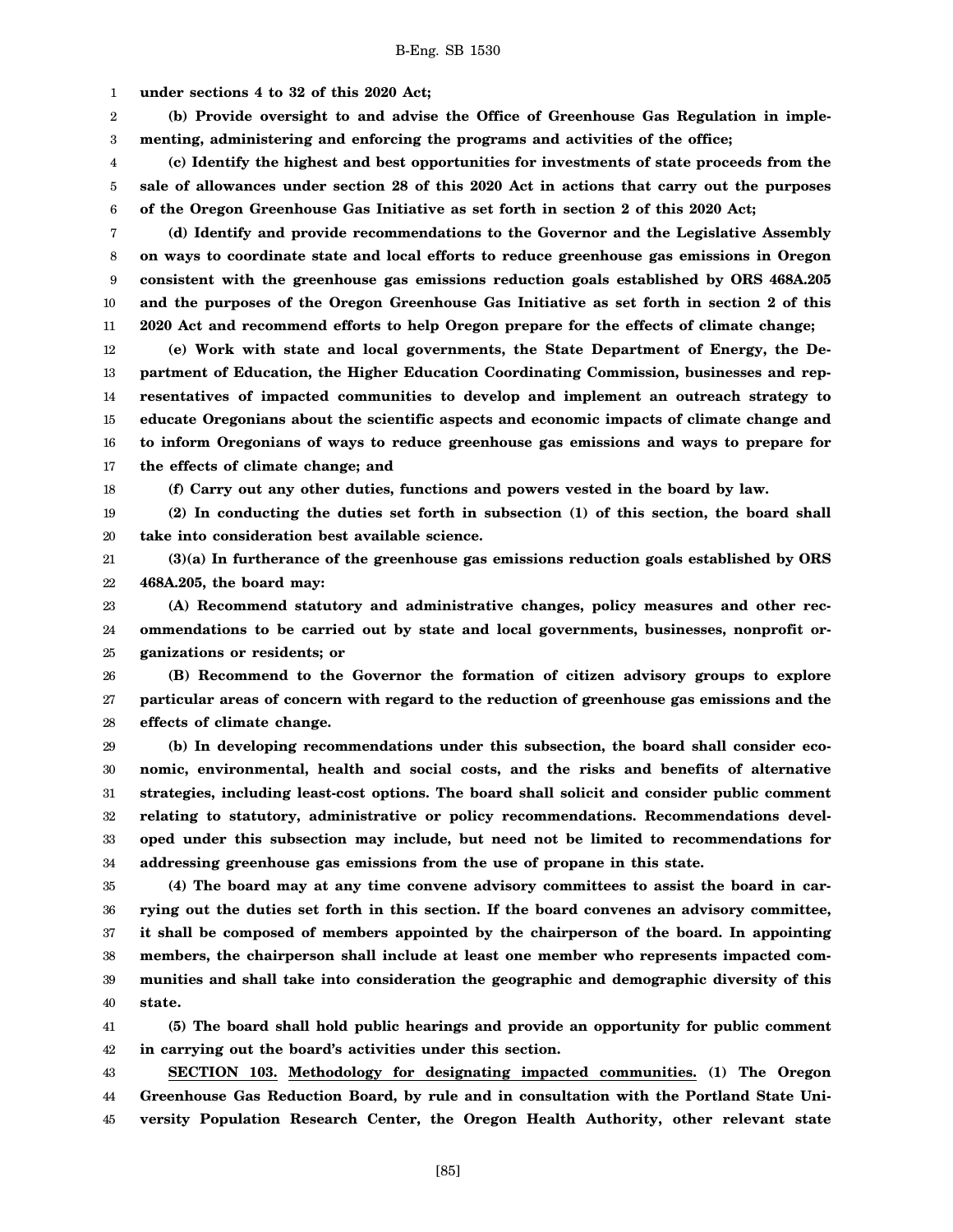**under sections 4 to 32 of this 2020 Act;**

**(b) Provide oversight to and advise the Office of Greenhouse Gas Regulation in implementing, administering and enforcing the programs and activities of the office;**

**(c) Identify the highest and best opportunities for investments of state proceeds from the sale of allowances under section 28 of this 2020 Act in actions that carry out the purposes of the Oregon Greenhouse Gas Initiative as set forth in section 2 of this 2020 Act;**

**(d) Identify and provide recommendations to the Governor and the Legislative Assembly on ways to coordinate state and local efforts to reduce greenhouse gas emissions in Oregon consistent with the greenhouse gas emissions reduction goals established by ORS 468A.205 and the purposes of the Oregon Greenhouse Gas Initiative as set forth in section 2 of this 2020 Act and recommend efforts to help Oregon prepare for the effects of climate change;**

**(e) Work with state and local governments, the State Department of Energy, the Department of Education, the Higher Education Coordinating Commission, businesses and representatives of impacted communities to develop and implement an outreach strategy to educate Oregonians about the scientific aspects and economic impacts of climate change and to inform Oregonians of ways to reduce greenhouse gas emissions and ways to prepare for the effects of climate change; and**

**(f) Carry out any other duties, functions and powers vested in the board by law.**

**(2) In conducting the duties set forth in subsection (1) of this section, the board shall take into consideration best available science.**

**(3)(a) In furtherance of the greenhouse gas emissions reduction goals established by ORS 468A.205, the board may:**

**(A) Recommend statutory and administrative changes, policy measures and other recommendations to be carried out by state and local governments, businesses, nonprofit organizations or residents; or**

**(B) Recommend to the Governor the formation of citizen advisory groups to explore particular areas of concern with regard to the reduction of greenhouse gas emissions and the effects of climate change.**

**(b) In developing recommendations under this subsection, the board shall consider economic, environmental, health and social costs, and the risks and benefits of alternative strategies, including least-cost options. The board shall solicit and consider public comment relating to statutory, administrative or policy recommendations. Recommendations developed under this subsection may include, but need not be limited to recommendations for addressing greenhouse gas emissions from the use of propane in this state.**

**(4) The board may at any time convene advisory committees to assist the board in carrying out the duties set forth in this section. If the board convenes an advisory committee, it shall be composed of members appointed by the chairperson of the board. In appointing members, the chairperson shall include at least one member who represents impacted communities and shall take into consideration the geographic and demographic diversity of this state.**

**(5) The board shall hold public hearings and provide an opportunity for public comment in carrying out the board's activities under this section.**

**SECTION 103. Methodology for designating impacted communities. (1) The Oregon Greenhouse Gas Reduction Board, by rule and in consultation with the Portland State University Population Research Center, the Oregon Health Authority, other relevant state**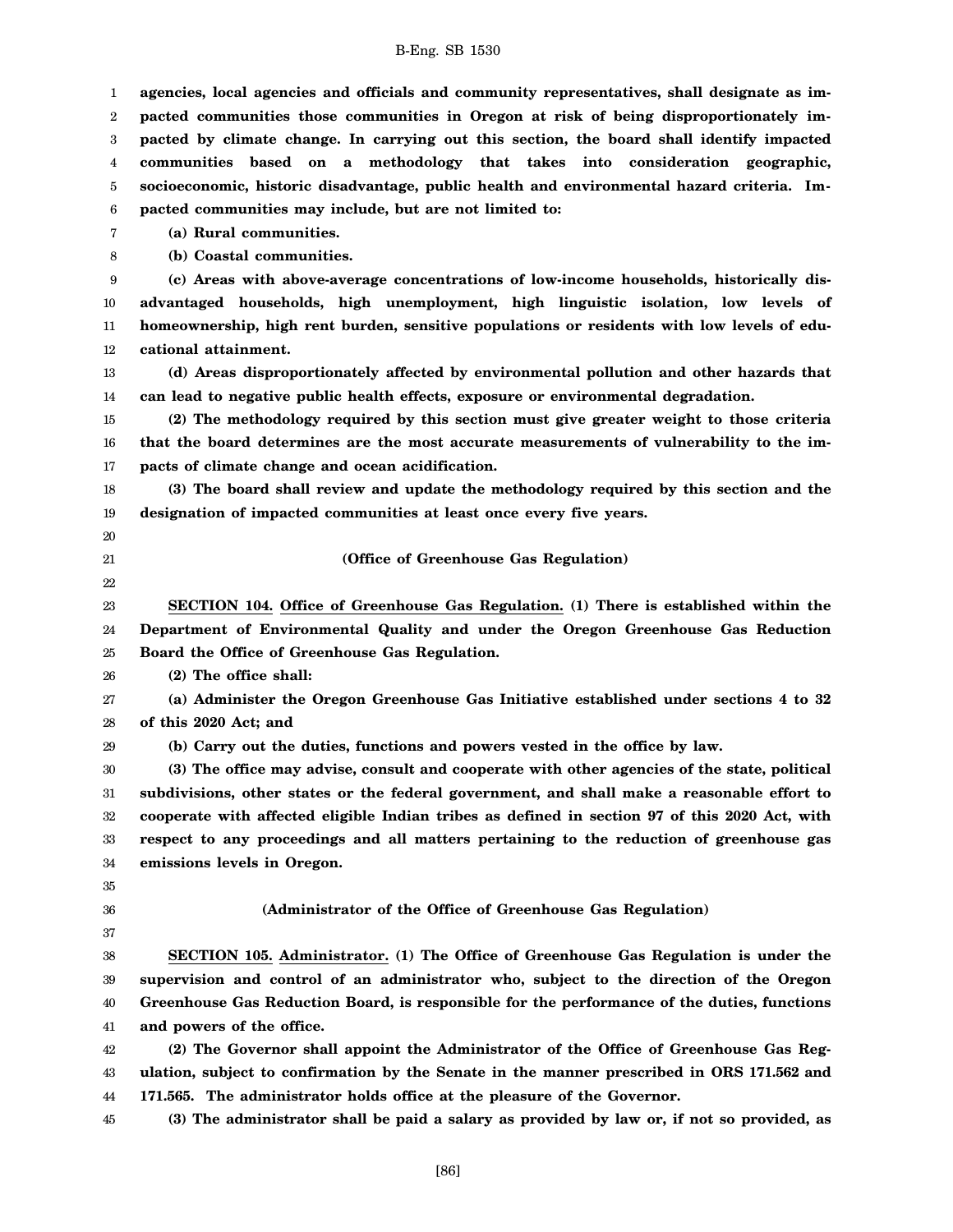**agencies, local agencies and officials and community representatives, shall designate as impacted communities those communities in Oregon at risk of being disproportionately impacted by climate change. In carrying out this section, the board shall identify impacted communities based on a methodology that takes into consideration geographic, socioeconomic, historic disadvantage, public health and environmental hazard criteria. Impacted communities may include, but are not limited to:**

**(a) Rural communities.**

**(b) Coastal communities.**

**(c) Areas with above-average concentrations of low-income households, historically disadvantaged households, high unemployment, high linguistic isolation, low levels of homeownership, high rent burden, sensitive populations or residents with low levels of educational attainment.**

**(d) Areas disproportionately affected by environmental pollution and other hazards that can lead to negative public health effects, exposure or environmental degradation.**

**(2) The methodology required by this section must give greater weight to those criteria that the board determines are the most accurate measurements of vulnerability to the impacts of climate change and ocean acidification.**

**(3) The board shall review and update the methodology required by this section and the designation of impacted communities at least once every five years.**

**(Office of Greenhouse Gas Regulation)**

**SECTION 104.** **Office of Greenhouse Gas Regulation. (1) There is established within the Department of Environmental Quality and under the Oregon Greenhouse Gas Reduction Board the Office of Greenhouse Gas Regulation.**

**(2) The office shall:**

**(a) Administer the Oregon Greenhouse Gas Initiative established under sections 4 to 32 of this 2020 Act; and**

**(b) Carry out the duties, functions and powers vested in the office by law.**

**(3) The office may advise, consult and cooperate with other agencies of the state, political subdivisions, other states or the federal government, and shall make a reasonable effort to cooperate with affected eligible Indian tribes as defined in section 97 of this 2020 Act, with respect to any proceedings and all matters pertaining to the reduction of greenhouse gas emissions levels in Oregon.**

**(Administrator of the Office of Greenhouse Gas Regulation)**

**SECTION 105.** **Administrator. (1) The Office of Greenhouse Gas Regulation is under the supervision and control of an administrator who, subject to the direction of the Oregon Greenhouse Gas Reduction Board, is responsible for the performance of the duties, functions and powers of the office.**

**(2) The Governor shall appoint the Administrator of the Office of Greenhouse Gas Regulation, subject to confirmation by the Senate in the manner prescribed in ORS 171.562 and 171.565. The administrator holds office at the pleasure of the Governor.**

**(3) The administrator shall be paid a salary as provided by law or, if not so provided, as**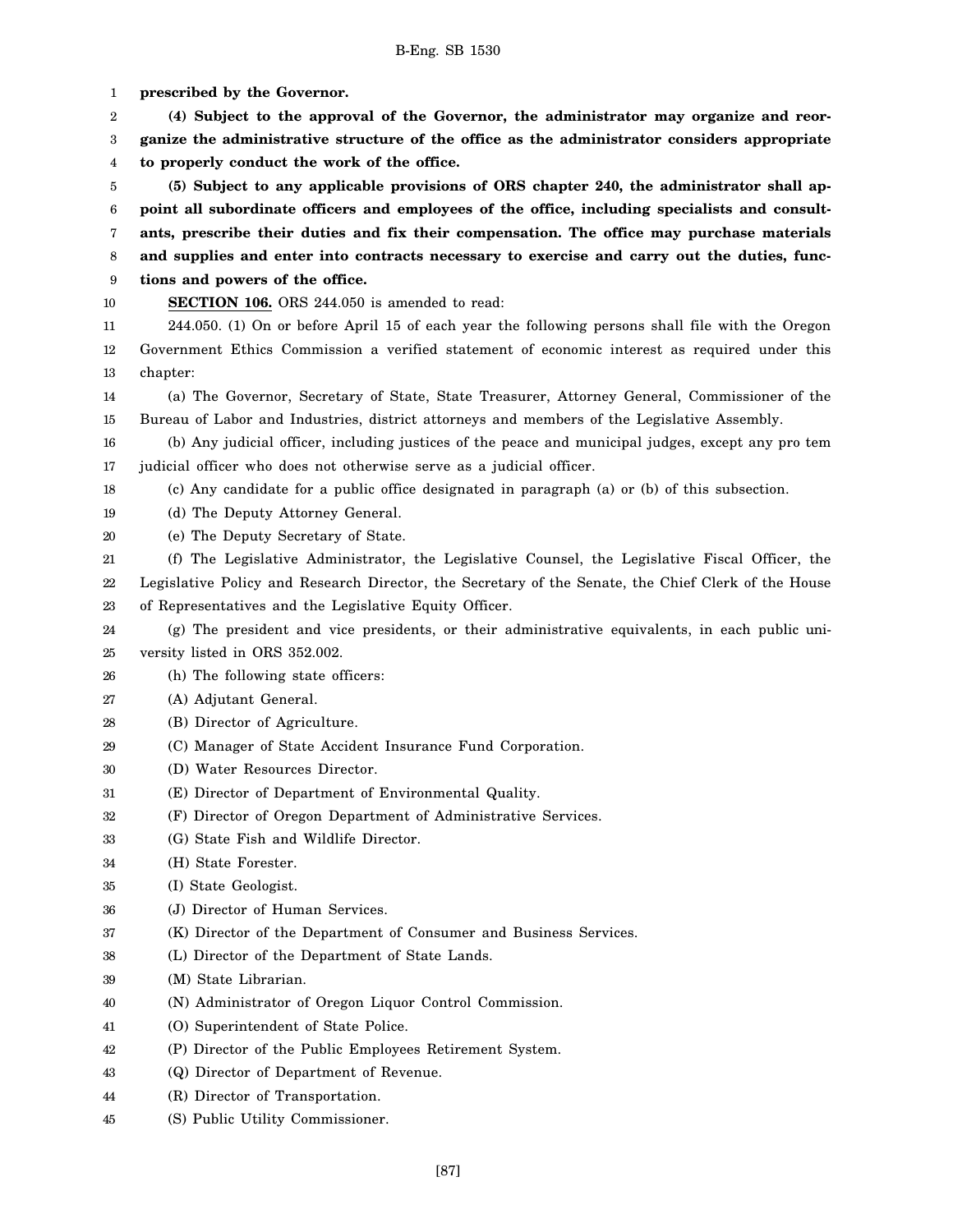**prescribed by the Governor.**

**(4) Subject to the approval of the Governor, the administrator may organize and reorganize the administrative structure of the office as the administrator considers appropriate to properly conduct the work of the office.**

**(5) Subject to any applicable provisions of ORS chapter 240, the administrator shall appoint all subordinate officers and employees of the office, including specialists and consultants, prescribe their duties and fix their compensation. The office may purchase materials and supplies and enter into contracts necessary to exercise and carry out the duties, functions and powers of the office.**

**SECTION 106.** ORS 244.050 is amended to read:

244.050. (1) On or before April 15 of each year the following persons shall file with the Oregon Government Ethics Commission a verified statement of economic interest as required under this chapter:

(a) The Governor, Secretary of State, State Treasurer, Attorney General, Commissioner of the Bureau of Labor and Industries, district attorneys and members of the Legislative Assembly.

(b) Any judicial officer, including justices of the peace and municipal judges, except any pro tem judicial officer who does not otherwise serve as a judicial officer.

(c) Any candidate for a public office designated in paragraph (a) or (b) of this subsection.

(d) The Deputy Attorney General.

(e) The Deputy Secretary of State.

(f) The Legislative Administrator, the Legislative Counsel, the Legislative Fiscal Officer, the Legislative Policy and Research Director, the Secretary of the Senate, the Chief Clerk of the House of Representatives and the Legislative Equity Officer.

(g) The president and vice presidents, or their administrative equivalents, in each public university listed in ORS 352.002.

(h) The following state officers:

(A) Adjutant General.

(B) Director of Agriculture.

(C) Manager of State Accident Insurance Fund Corporation.

(D) Water Resources Director.

(E) Director of Department of Environmental Quality.

(F) Director of Oregon Department of Administrative Services.

(G) State Fish and Wildlife Director.

(H) State Forester.

(I) State Geologist.

(J) Director of Human Services.

(K) Director of the Department of Consumer and Business Services.

(L) Director of the Department of State Lands.

(M) State Librarian.

(N) Administrator of Oregon Liquor Control Commission.

(O) Superintendent of State Police.

(P) Director of the Public Employees Retirement System.

(Q) Director of Department of Revenue.

(R) Director of Transportation.

(S) Public Utility Commissioner.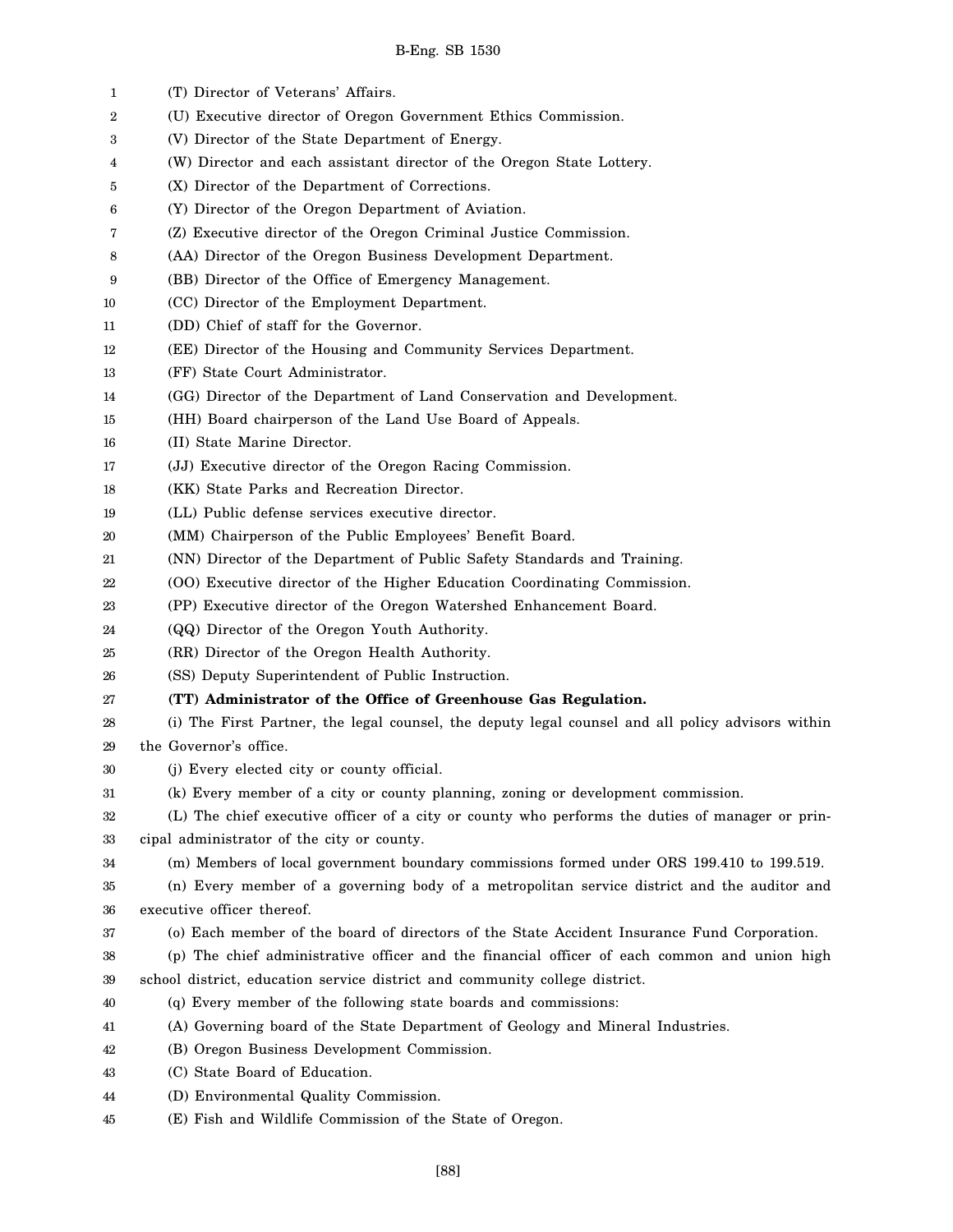(T) Director of Veterans' Affairs.

(U) Executive director of Oregon Government Ethics Commission.

(V) Director of the State Department of Energy.

(W) Director and each assistant director of the Oregon State Lottery.

(X) Director of the Department of Corrections.

(Y) Director of the Oregon Department of Aviation.

(Z) Executive director of the Oregon Criminal Justice Commission.

(AA) Director of the Oregon Business Development Department.

(BB) Director of the Office of Emergency Management.

(CC) Director of the Employment Department.

(DD) Chief of staff for the Governor.

(EE) Director of the Housing and Community Services Department.

(FF) State Court Administrator.

(GG) Director of the Department of Land Conservation and Development.

(HH) Board chairperson of the Land Use Board of Appeals.

(II) State Marine Director.

(JJ) Executive director of the Oregon Racing Commission.

(KK) State Parks and Recreation Director.

(LL) Public defense services executive director.

(MM) Chairperson of the Public Employees' Benefit Board.

(NN) Director of the Department of Public Safety Standards and Training.

(OO) Executive director of the Higher Education Coordinating Commission.

(PP) Executive director of the Oregon Watershed Enhancement Board.

(QQ) Director of the Oregon Youth Authority.

(RR) Director of the Oregon Health Authority.

(SS) Deputy Superintendent of Public Instruction.

**(TT) Administrator of the Office of Greenhouse Gas Regulation.**

(i) The First Partner, the legal counsel, the deputy legal counsel and all policy advisors within the Governor's office.

(j) Every elected city or county official.

(k) Every member of a city or county planning, zoning or development commission.

(L) The chief executive officer of a city or county who performs the duties of manager or principal administrator of the city or county.

(m) Members of local government boundary commissions formed under ORS 199.410 to 199.519.

(n) Every member of a governing body of a metropolitan service district and the auditor and executive officer thereof.

(o) Each member of the board of directors of the State Accident Insurance Fund Corporation.

(p) The chief administrative officer and the financial officer of each common and union high school district, education service district and community college district.

(q) Every member of the following state boards and commissions:

(A) Governing board of the State Department of Geology and Mineral Industries.

(B) Oregon Business Development Commission.

(C) State Board of Education.

(D) Environmental Quality Commission.

(E) Fish and Wildlife Commission of the State of Oregon.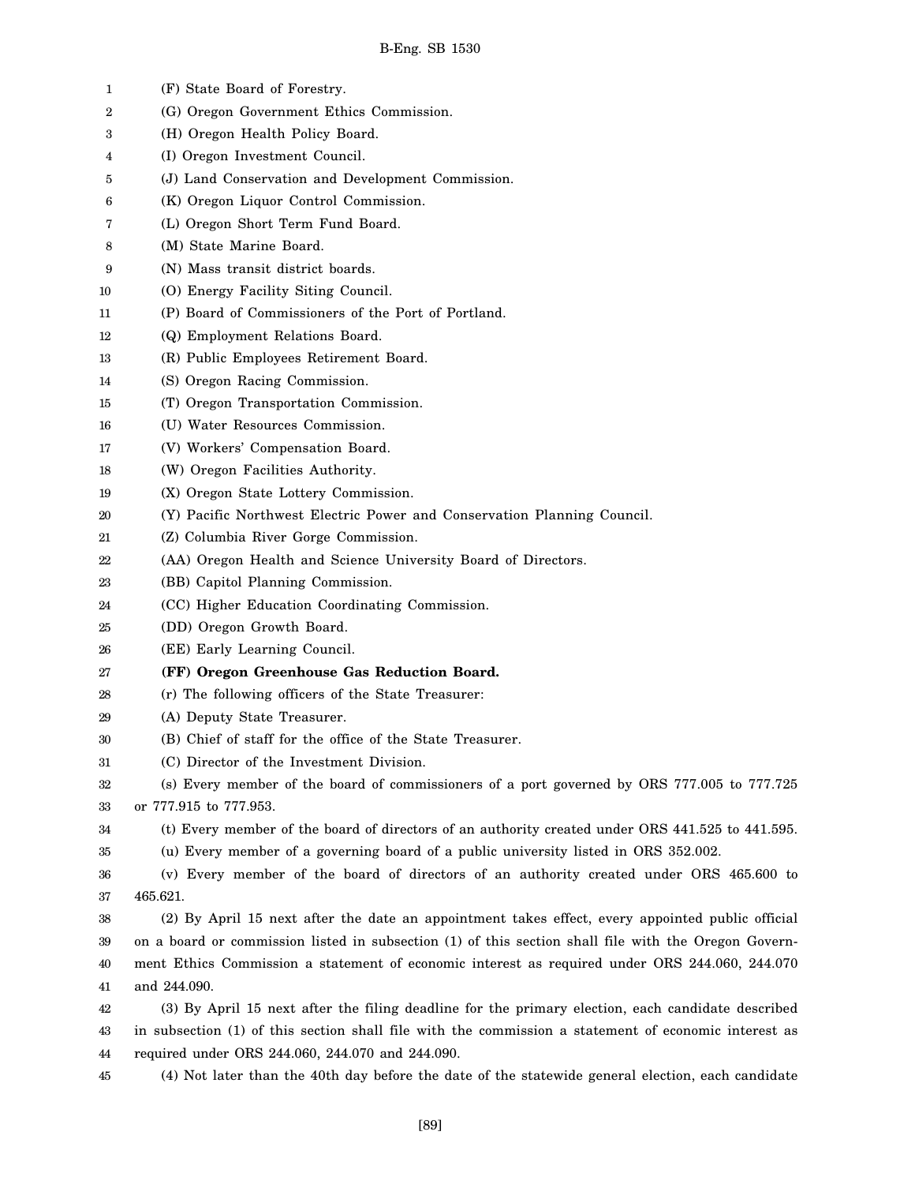(F) State Board of Forestry.

(G) Oregon Government Ethics Commission.

(H) Oregon Health Policy Board.

(I) Oregon Investment Council.

(J) Land Conservation and Development Commission.

(K) Oregon Liquor Control Commission.

(L) Oregon Short Term Fund Board.

(M) State Marine Board.

(N) Mass transit district boards.

(O) Energy Facility Siting Council.

(P) Board of Commissioners of the Port of Portland.

(Q) Employment Relations Board.

(R) Public Employees Retirement Board.

(S) Oregon Racing Commission.

(T) Oregon Transportation Commission.

(U) Water Resources Commission.

(V) Workers' Compensation Board.

(W) Oregon Facilities Authority.

(X) Oregon State Lottery Commission.

(Y) Pacific Northwest Electric Power and Conservation Planning Council.

(Z) Columbia River Gorge Commission.

(AA) Oregon Health and Science University Board of Directors.

(BB) Capitol Planning Commission.

(CC) Higher Education Coordinating Commission.

(DD) Oregon Growth Board.

(EE) Early Learning Council.

**(FF) Oregon Greenhouse Gas Reduction Board.**

(r) The following officers of the State Treasurer:

(A) Deputy State Treasurer.

(B) Chief of staff for the office of the State Treasurer.

(C) Director of the Investment Division.

(s) Every member of the board of commissioners of a port governed by ORS 777.005 to 777.725 or 777.915 to 777.953.

(t) Every member of the board of directors of an authority created under ORS 441.525 to 441.595.

(u) Every member of a governing board of a public university listed in ORS 352.002.

(v) Every member of the board of directors of an authority created under ORS 465.600 to 465.621.

(2) By April 15 next after the date an appointment takes effect, every appointed public official on a board or commission listed in subsection (1) of this section shall file with the Oregon Government Ethics Commission a statement of economic interest as required under ORS 244.060, 244.070 and 244.090.

(3) By April 15 next after the filing deadline for the primary election, each candidate described in subsection (1) of this section shall file with the commission a statement of economic interest as required under ORS 244.060, 244.070 and 244.090.

(4) Not later than the 40th day before the date of the statewide general election, each candidate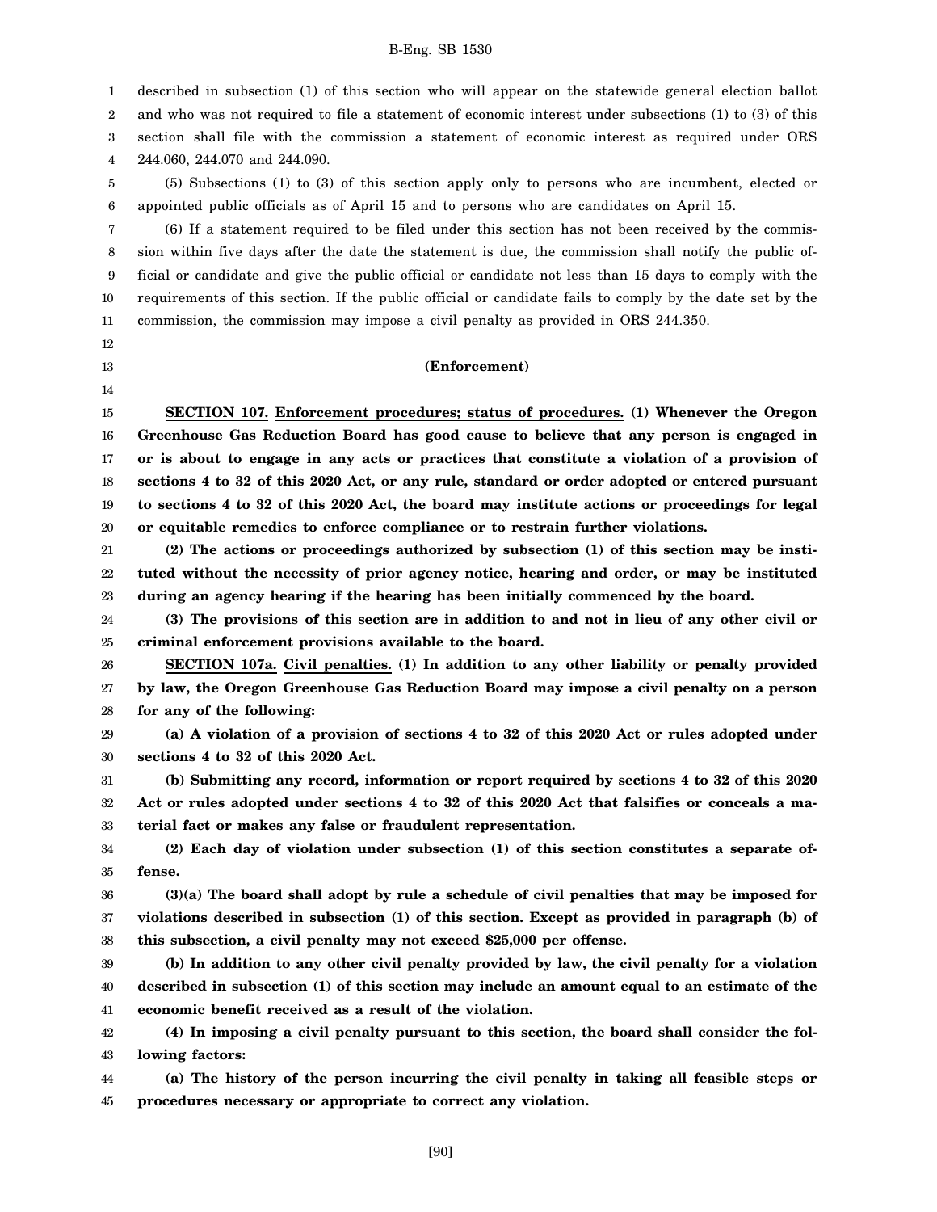described in subsection (1) of this section who will appear on the statewide general election ballot and who was not required to file a statement of economic interest under subsections (1) to (3) of this section shall file with the commission a statement of economic interest as required under ORS 244.060, 244.070 and 244.090.

(5) Subsections (1) to (3) of this section apply only to persons who are incumbent, elected or appointed public officials as of April 15 and to persons who are candidates on April 15.

(6) If a statement required to be filed under this section has not been received by the commission within five days after the date the statement is due, the commission shall notify the public official or candidate and give the public official or candidate not less than 15 days to comply with the requirements of this section. If the public official or candidate fails to comply by the date set by the commission, the commission may impose a civil penalty as provided in ORS 244.350.

**(Enforcement)**

**SECTION 107. Enforcement procedures; status of procedures. (1) Whenever the Oregon Greenhouse Gas Reduction Board has good cause to believe that any person is engaged in or is about to engage in any acts or practices that constitute a violation of a provision of sections 4 to 32 of this 2020 Act, or any rule, standard or order adopted or entered pursuant to sections 4 to 32 of this 2020 Act, the board may institute actions or proceedings for legal or equitable remedies to enforce compliance or to restrain further violations.**

**(2) The actions or proceedings authorized by subsection (1) of this section may be instituted without the necessity of prior agency notice, hearing and order, or may be instituted during an agency hearing if the hearing has been initially commenced by the board.**

**(3) The provisions of this section are in addition to and not in lieu of any other civil or criminal enforcement provisions available to the board.**

**SECTION 107a. Civil penalties. (1) In addition to any other liability or penalty provided by law, the Oregon Greenhouse Gas Reduction Board may impose a civil penalty on a person for any of the following:**

**(a) A violation of a provision of sections 4 to 32 of this 2020 Act or rules adopted under sections 4 to 32 of this 2020 Act.**

**(b) Submitting any record, information or report required by sections 4 to 32 of this 2020 Act or rules adopted under sections 4 to 32 of this 2020 Act that falsifies or conceals a material fact or makes any false or fraudulent representation.**

**(2) Each day of violation under subsection (1) of this section constitutes a separate offense.**

**(3)(a) The board shall adopt by rule a schedule of civil penalties that may be imposed for violations described in subsection (1) of this section. Except as provided in paragraph (b) of this subsection, a civil penalty may not exceed $25,000 per offense.**

**(b) In addition to any other civil penalty provided by law, the civil penalty for a violation described in subsection (1) of this section may include an amount equal to an estimate of the economic benefit received as a result of the violation.**

**(4) In imposing a civil penalty pursuant to this section, the board shall consider the following factors:**

**(a) The history of the person incurring the civil penalty in taking all feasible steps or procedures necessary or appropriate to correct any violation.**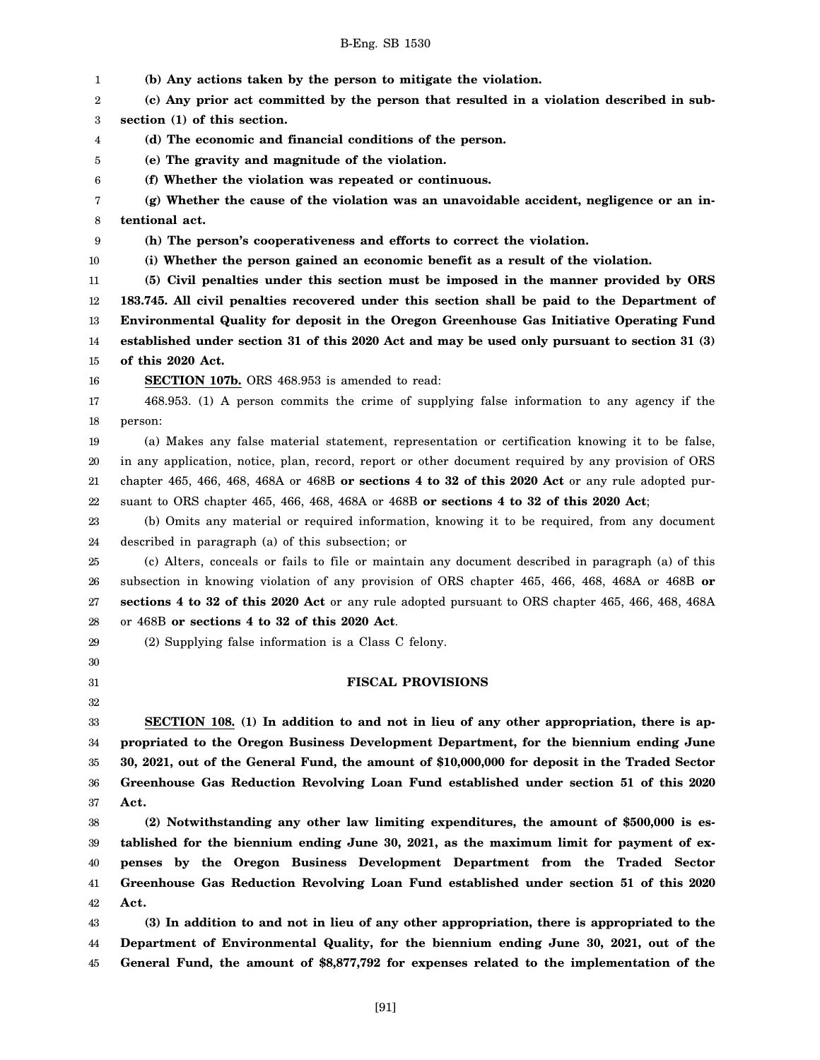**(b) Any actions taken by the person to mitigate the violation.**

**(c) Any prior act committed by the person that resulted in a violation described in subsection (1) of this section.**

**(d) The economic and financial conditions of the person.**

**(e) The gravity and magnitude of the violation.**

**(f) Whether the violation was repeated or continuous.**

**(g) Whether the cause of the violation was an unavoidable accident, negligence or an intentional act.**

**(h) The person's cooperativeness and efforts to correct the violation.**

**(i) Whether the person gained an economic benefit as a result of the violation.**

**(5) Civil penalties under this section must be imposed in the manner provided by ORS 183.745. All civil penalties recovered under this section shall be paid to the Department of Environmental Quality for deposit in the Oregon Greenhouse Gas Initiative Operating Fund established under section 31 of this 2020 Act and may be used only pursuant to section 31 (3) of this 2020 Act.**

**SECTION 107b.** ORS 468.953 is amended to read:

468.953. (1) A person commits the crime of supplying false information to any agency if the person:

(a) Makes any false material statement, representation or certification knowing it to be false, in any application, notice, plan, record, report or other document required by any provision of ORS chapter 465, 466, 468, 468A or 468B **or sections 4 to 32 of this 2020 Act** or any rule adopted pursuant to ORS chapter 465, 466, 468, 468A or 468B **or sections 4 to 32 of this 2020 Act**;

(b) Omits any material or required information, knowing it to be required, from any document described in paragraph (a) of this subsection; or

(c) Alters, conceals or fails to file or maintain any document described in paragraph (a) of this subsection in knowing violation of any provision of ORS chapter 465, 466, 468, 468A or 468B **or sections 4 to 32 of this 2020 Act** or any rule adopted pursuant to ORS chapter 465, 466, 468, 468A or 468B **or sections 4 to 32 of this 2020 Act**.

(2) Supplying false information is a Class C felony.

## FISCAL PROVISIONS

**SECTION 108. (1) In addition to and not in lieu of any other appropriation, there is appropriated to the Oregon Business Development Department, for the biennium ending June 30, 2021, out of the General Fund, the amount of $10,000,000 for deposit in the Traded Sector Greenhouse Gas Reduction Revolving Loan Fund established under section 51 of this 2020 Act.**

**(2) Notwithstanding any other law limiting expenditures, the amount of $500,000 is established for the biennium ending June 30, 2021, as the maximum limit for payment of expenses by the Oregon Business Development Department from the Traded Sector Greenhouse Gas Reduction Revolving Loan Fund established under section 51 of this 2020 Act.**

**(3) In addition to and not in lieu of any other appropriation, there is appropriated to the Department of Environmental Quality, for the biennium ending June 30, 2021, out of the General Fund, the amount of $8,877,792 for expenses related to the implementation of the**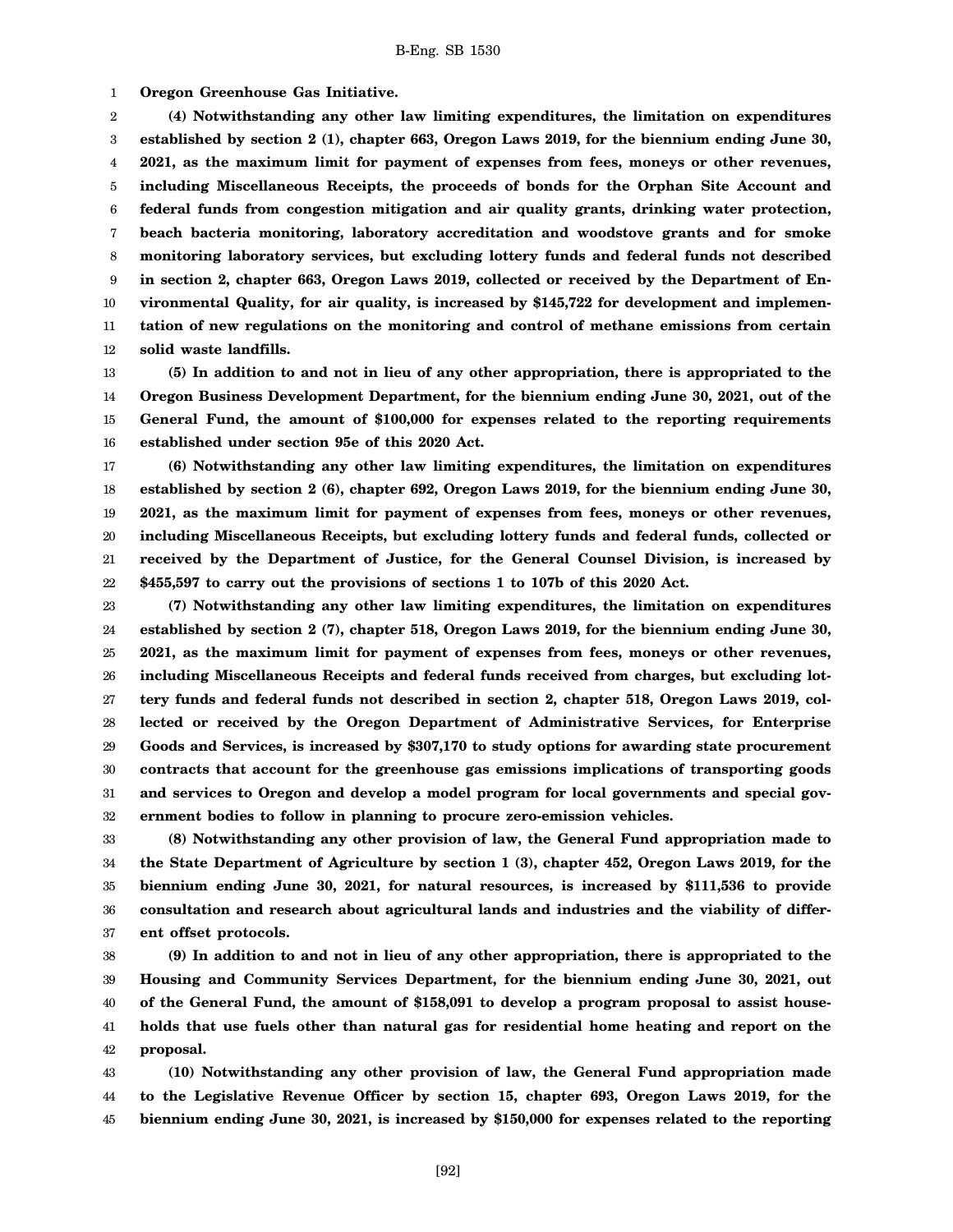**Oregon Greenhouse Gas Initiative.**

**(4) Notwithstanding any other law limiting expenditures, the limitation on expenditures established by section 2 (1), chapter 663, Oregon Laws 2019, for the biennium ending June 30, 2021, as the maximum limit for payment of expenses from fees, moneys or other revenues, including Miscellaneous Receipts, the proceeds of bonds for the Orphan Site Account and federal funds from congestion mitigation and air quality grants, drinking water protection, beach bacteria monitoring, laboratory accreditation and woodstove grants and for smoke monitoring laboratory services, but excluding lottery funds and federal funds not described in section 2, chapter 663, Oregon Laws 2019, collected or received by the Department of Environmental Quality, for air quality, is increased by $145,722 for development and implementation of new regulations on the monitoring and control of methane emissions from certain solid waste landfills.**

**(5) In addition to and not in lieu of any other appropriation, there is appropriated to the Oregon Business Development Department, for the biennium ending June 30, 2021, out of the General Fund, the amount of $100,000 for expenses related to the reporting requirements established under section 95e of this 2020 Act.**

**(6) Notwithstanding any other law limiting expenditures, the limitation on expenditures established by section 2 (6), chapter 692, Oregon Laws 2019, for the biennium ending June 30, 2021, as the maximum limit for payment of expenses from fees, moneys or other revenues, including Miscellaneous Receipts, but excluding lottery funds and federal funds, collected or received by the Department of Justice, for the General Counsel Division, is increased by $455,597 to carry out the provisions of sections 1 to 107b of this 2020 Act.**

**(7) Notwithstanding any other law limiting expenditures, the limitation on expenditures established by section 2 (7), chapter 518, Oregon Laws 2019, for the biennium ending June 30, 2021, as the maximum limit for payment of expenses from fees, moneys or other revenues, including Miscellaneous Receipts and federal funds received from charges, but excluding lottery funds and federal funds not described in section 2, chapter 518, Oregon Laws 2019, collected or received by the Oregon Department of Administrative Services, for Enterprise Goods and Services, is increased by $307,170 to study options for awarding state procurement contracts that account for the greenhouse gas emissions implications of transporting goods and services to Oregon and develop a model program for local governments and special government bodies to follow in planning to procure zero-emission vehicles.**

**(8) Notwithstanding any other provision of law, the General Fund appropriation made to the State Department of Agriculture by section 1 (3), chapter 452, Oregon Laws 2019, for the biennium ending June 30, 2021, for natural resources, is increased by $111,536 to provide consultation and research about agricultural lands and industries and the viability of different offset protocols.**

**(9) In addition to and not in lieu of any other appropriation, there is appropriated to the Housing and Community Services Department, for the biennium ending June 30, 2021, out of the General Fund, the amount of $158,091 to develop a program proposal to assist households that use fuels other than natural gas for residential home heating and report on the proposal.**

**(10) Notwithstanding any other provision of law, the General Fund appropriation made to the Legislative Revenue Officer by section 15, chapter 693, Oregon Laws 2019, for the biennium ending June 30, 2021, is increased by $150,000 for expenses related to the reporting**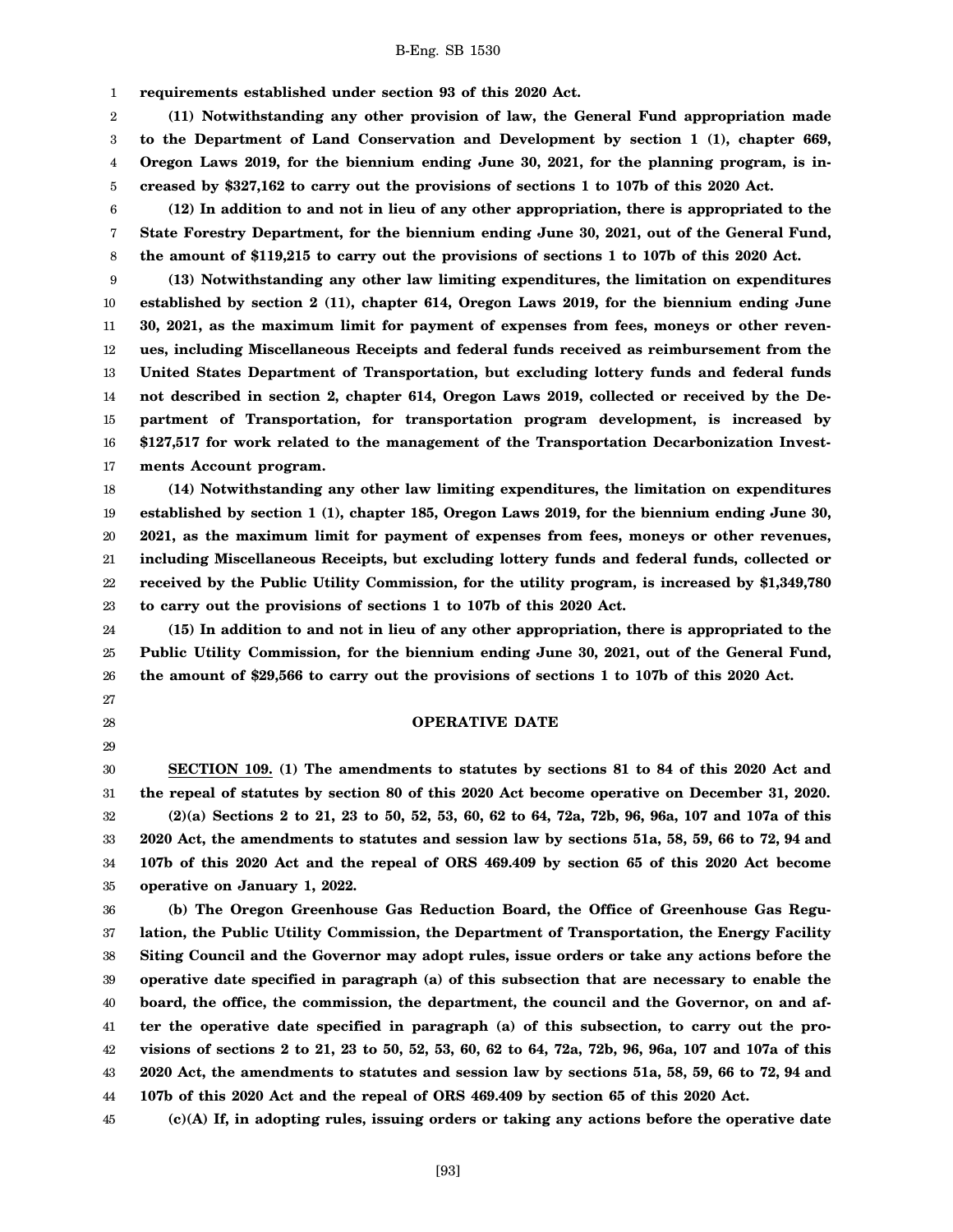**requirements established under section 93 of this 2020 Act.**

**(11) Notwithstanding any other provision of law, the General Fund appropriation made to the Department of Land Conservation and Development by section 1 (1), chapter 669, Oregon Laws 2019, for the biennium ending June 30, 2021, for the planning program, is increased by $327,162 to carry out the provisions of sections 1 to 107b of this 2020 Act.**

**(12) In addition to and not in lieu of any other appropriation, there is appropriated to the State Forestry Department, for the biennium ending June 30, 2021, out of the General Fund, the amount of $119,215 to carry out the provisions of sections 1 to 107b of this 2020 Act.**

**(13) Notwithstanding any other law limiting expenditures, the limitation on expenditures established by section 2 (11), chapter 614, Oregon Laws 2019, for the biennium ending June 30, 2021, as the maximum limit for payment of expenses from fees, moneys or other revenues, including Miscellaneous Receipts and federal funds received as reimbursement from the United States Department of Transportation, but excluding lottery funds and federal funds not described in section 2, chapter 614, Oregon Laws 2019, collected or received by the Department of Transportation, for transportation program development, is increased by $127,517 for work related to the management of the Transportation Decarbonization Investments Account program.**

**(14) Notwithstanding any other law limiting expenditures, the limitation on expenditures established by section 1 (1), chapter 185, Oregon Laws 2019, for the biennium ending June 30, 2021, as the maximum limit for payment of expenses from fees, moneys or other revenues, including Miscellaneous Receipts, but excluding lottery funds and federal funds, collected or received by the Public Utility Commission, for the utility program, is increased by $1,349,780 to carry out the provisions of sections 1 to 107b of this 2020 Act.**

**(15) In addition to and not in lieu of any other appropriation, there is appropriated to the Public Utility Commission, for the biennium ending June 30, 2021, out of the General Fund, the amount of $29,566 to carry out the provisions of sections 1 to 107b of this 2020 Act.**

## OPERATIVE DATE

**SECTION 109. (1) The amendments to statutes by sections 81 to 84 of this 2020 Act and the repeal of statutes by section 80 of this 2020 Act become operative on December 31, 2020.**

**(2)(a) Sections 2 to 21, 23 to 50, 52, 53, 60, 62 to 64, 72a, 72b, 96, 96a, 107 and 107a of this 2020 Act, the amendments to statutes and session law by sections 51a, 58, 59, 66 to 72, 94 and 107b of this 2020 Act and the repeal of ORS 469.409 by section 65 of this 2020 Act become operative on January 1, 2022.**

**(b) The Oregon Greenhouse Gas Reduction Board, the Office of Greenhouse Gas Regulation, the Public Utility Commission, the Department of Transportation, the Energy Facility Siting Council and the Governor may adopt rules, issue orders or take any actions before the operative date specified in paragraph (a) of this subsection that are necessary to enable the board, the office, the commission, the department, the council and the Governor, on and after the operative date specified in paragraph (a) of this subsection, to carry out the provisions of sections 2 to 21, 23 to 50, 52, 53, 60, 62 to 64, 72a, 72b, 96, 96a, 107 and 107a of this 2020 Act, the amendments to statutes and session law by sections 51a, 58, 59, 66 to 72, 94 and 107b of this 2020 Act and the repeal of ORS 469.409 by section 65 of this 2020 Act.**

**(c)(A) If, in adopting rules, issuing orders or taking any actions before the operative date**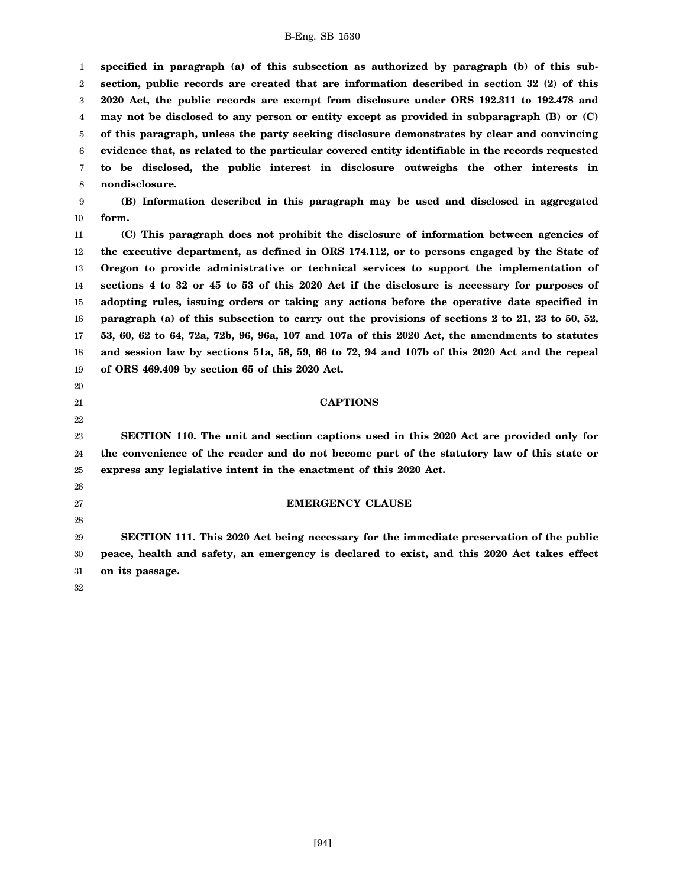**specified in paragraph (a) of this subsection as authorized by paragraph (b) of this subsection, public records are created that are information described in section 32 (2) of this 2020 Act, the public records are exempt from disclosure under ORS 192.311 to 192.478 and may not be disclosed to any person or entity except as provided in subparagraph (B) or (C) of this paragraph, unless the party seeking disclosure demonstrates by clear and convincing evidence that, as related to the particular covered entity identifiable in the records requested to be disclosed, the public interest in disclosure outweighs the other interests in nondisclosure.**

**(B) Information described in this paragraph may be used and disclosed in aggregated form.**

**(C) This paragraph does not prohibit the disclosure of information between agencies of the executive department, as defined in ORS 174.112, or to persons engaged by the State of Oregon to provide administrative or technical services to support the implementation of sections 4 to 32 or 45 to 53 of this 2020 Act if the disclosure is necessary for purposes of adopting rules, issuing orders or taking any actions before the operative date specified in paragraph (a) of this subsection to carry out the provisions of sections 2 to 21, 23 to 50, 52, 53, 60, 62 to 64, 72a, 72b, 96, 96a, 107 and 107a of this 2020 Act, the amendments to statutes and session law by sections 51a, 58, 59, 66 to 72, 94 and 107b of this 2020 Act and the repeal of ORS 469.409 by section 65 of this 2020 Act.**

## CAPTIONS

**SECTION 110. The unit and section captions used in this 2020 Act are provided only for the convenience of the reader and do not become part of the statutory law of this state or express any legislative intent in the enactment of this 2020 Act.**

## EMERGENCY CLAUSE

**SECTION 111. This 2020 Act being necessary for the immediate preservation of the public peace, health and safety, an emergency is declared to exist, and this 2020 Act takes effect on its passage.**